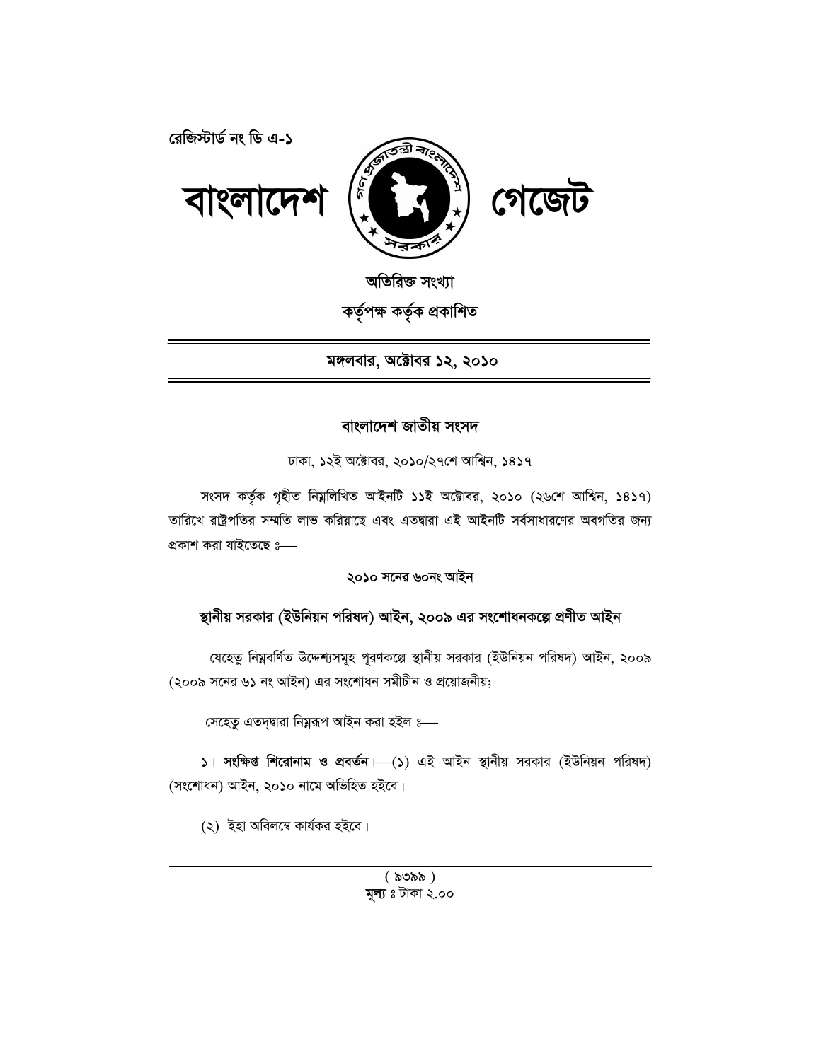রেজিস্টার্ড নং ডি এ-১

# বাংলাদেশ গেজেট

**অতিরিক্ত সংখ্যা**

**কর্তৃপক্ষ কর্তৃক প্রকাশিত**

**মঙ্গলবার, অক্টোবর ১২, ২০১০**

## বাংলাদেশ জাতীয় সংসদ

ঢাকা, ১২ই অক্টোবর, ২০১০/২৭শে আশ্বিন, ১৪১৭

সংসদ কর্তৃক গৃহীত নিম্নলিখিত আইনটি ১১ই অক্টোবর, ২০১০ (২৬শে আশ্বিন, ১৪১৭) তারিখে রাষ্ট্রপতির সম্মতি লাভ করিয়াছে এবং এতদ্বারা এই আইনটি সর্বসাধারণের অবগতির জন্য প্রকাশ করা যাইতেছে ঃ—

**২০১০ সনের ৬০নং আইন**

**স্থানীয় সরকার (ইউনিয়ন পরিষদ) আইন, ২০০৯ এর সংশোধনকল্পে প্রণীত আইন**

যেহেতু নিম্নবর্ণিত উদ্দেশ্যসমূহ পূরণকল্পে স্থানীয় সরকার (ইউনিয়ন পরিষদ) আইন, ২০০৯ (২০০৯ সনের ৬১ নং আইন) এর সংশোধন সমীচীন ও প্রয়োজনীয়;

সেহেতু এতদ্দ্বারা নিম্নরূপ আইন করা হইল ঃ—

১। **সংক্ষিপ্ত শিরোনাম ও প্রবর্তন**।—(১) এই আইন স্থানীয় সরকার (ইউনিয়ন পরিষদ) (সংশোধন) আইন, ২০১০ নামে অভিহিত হইবে।

(২) ইহা অবিলম্বে কার্যকর হইবে।

( ৯৩৯৯ )
**মূল্য ঃ** টাকা ২.০০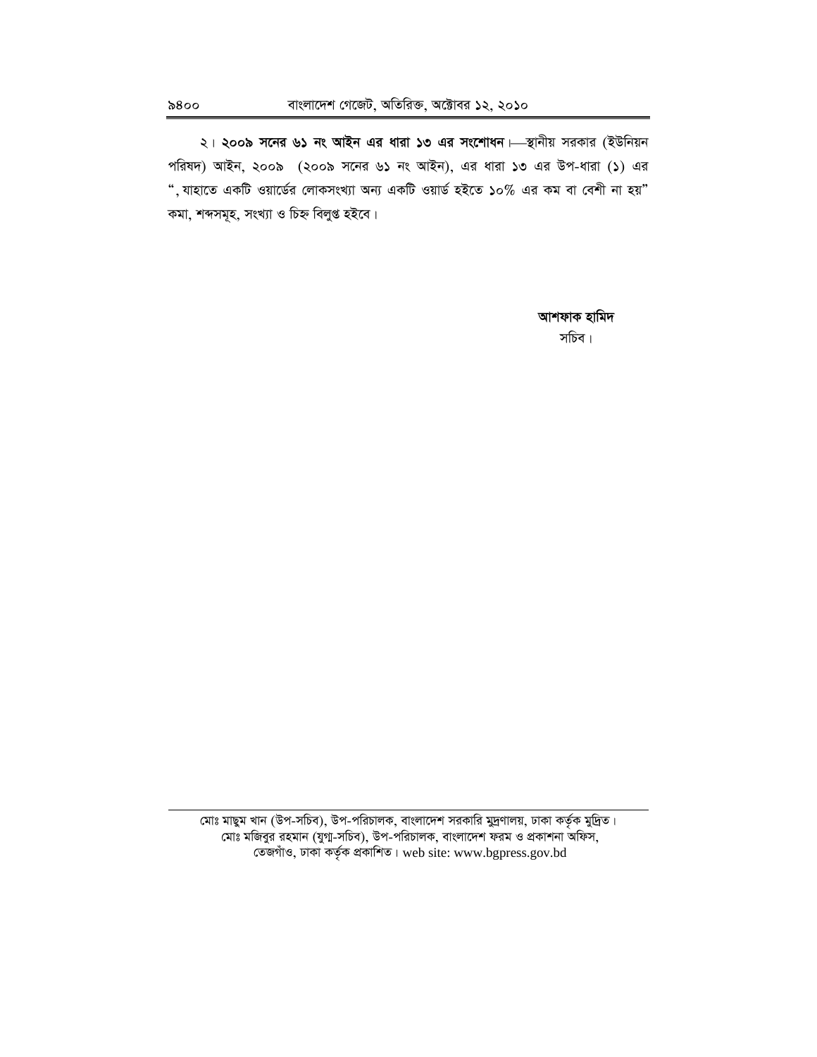২। **২০০৯ সনের ৬১ নং আইন এর ধারা ১৩ এর সংশোধন।**—স্থানীয় সরকার (ইউনিয়ন পরিষদ) আইন, ২০০৯ (২০০৯ সনের ৬১ নং আইন), এর ধারা ১৩ এর উপ-ধারা (১) এর ", যাহাতে একটি ওয়ার্ডের লোকসংখ্যা অন্য একটি ওয়ার্ড হইতে ১০% এর কম বা বেশী না হয়" কমা, শব্দসমূহ, সংখ্যা ও চিহ্ন বিলুপ্ত হইবে।

**আশফাক হামিদ**
সচিব।

মোঃ মাছুম খান (উপ-সচিব), উপ-পরিচালক, বাংলাদেশ সরকারি মুদ্রণালয়, ঢাকা কর্তৃক মুদ্রিত।
মোঃ মজিবুর রহমান (যুগ্ম-সচিব), উপ-পরিচালক, বাংলাদেশ ফরম ও প্রকাশনা অফিস,
তেজগাঁও, ঢাকা কর্তৃক প্রকাশিত। web site: www.bgpress.gov.bd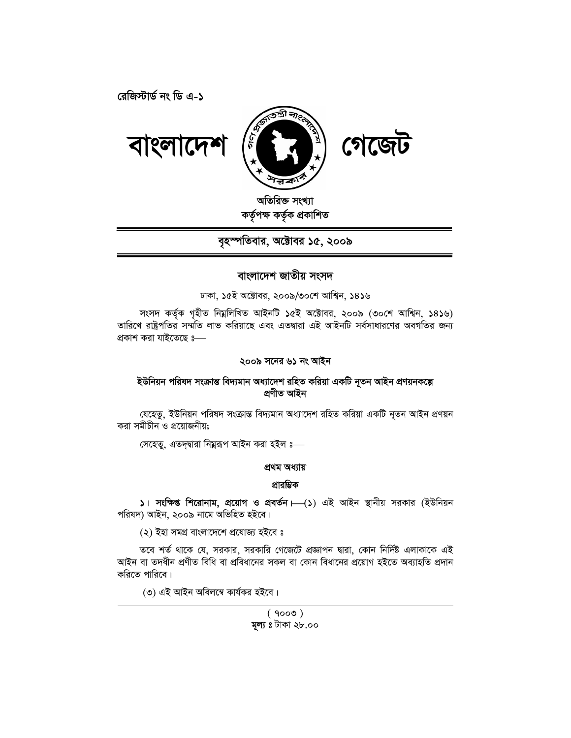রেজিস্টার্ড নং ডি এ-১

# বাংলাদেশ গেজেট

**অতিরিক্ত সংখ্যা**
**কর্তৃপক্ষ কর্তৃক প্রকাশিত**

---

**বৃহস্পতিবার, অক্টোবর ১৫, ২০০৯**

---

## বাংলাদেশ জাতীয় সংসদ

ঢাকা, ১৫ই অক্টোবর, ২০০৯/৩০শে আশ্বিন, ১৪১৬

সংসদ কর্তৃক গৃহীত নিম্নলিখিত আইনটি ১৫ই অক্টোবর, ২০০৯ (৩০শে আশ্বিন, ১৪১৬) তারিখে রাষ্ট্রপতির সম্মতি লাভ করিয়াছে এবং এতদ্বারা এই আইনটি সর্বসাধারণের অবগতির জন্য প্রকাশ করা যাইতেছে ঃ—

### ২০০৯ সনের ৬১ নং আইন

### ইউনিয়ন পরিষদ সংক্রান্ত বিদ্যমান অধ্যাদেশ রহিত করিয়া একটি নূতন আইন প্রণয়নকল্পে প্রণীত আইন

যেহেতু, ইউনিয়ন পরিষদ সংক্রান্ত বিদ্যমান অধ্যাদেশ রহিত করিয়া একটি নূতন আইন প্রণয়ন করা সমীচীন ও প্রয়োজনীয়;

সেহেতু, এতদ্দ্বারা নিম্নরূপ আইন করা হইল ঃ—

### প্রথম অধ্যায়

### প্রারম্ভিক

**১। সংক্ষিপ্ত শিরোনাম, প্রয়োগ ও প্রবর্তন।**—(১) এই আইন স্থানীয় সরকার (ইউনিয়ন পরিষদ) আইন, ২০০৯ নামে অভিহিত হইবে।

(২) ইহা সমগ্র বাংলাদেশে প্রযোজ্য হইবে ঃ

তবে শর্ত থাকে যে, সরকার, সরকারি গেজেটে প্রজ্ঞাপন দ্বারা, কোন নির্দিষ্ট এলাকাকে এই আইন বা তদধীন প্রণীত বিধি বা প্রবিধানের সকল বা কোন বিধানের প্রয়োগ হইতে অব্যাহতি প্রদান করিতে পারিবে।

(৩) এই আইন অবিলম্বে কার্যকর হইবে।

---

( ৭০০৩ )
**মূল্য ঃ** টাকা ২৮.০০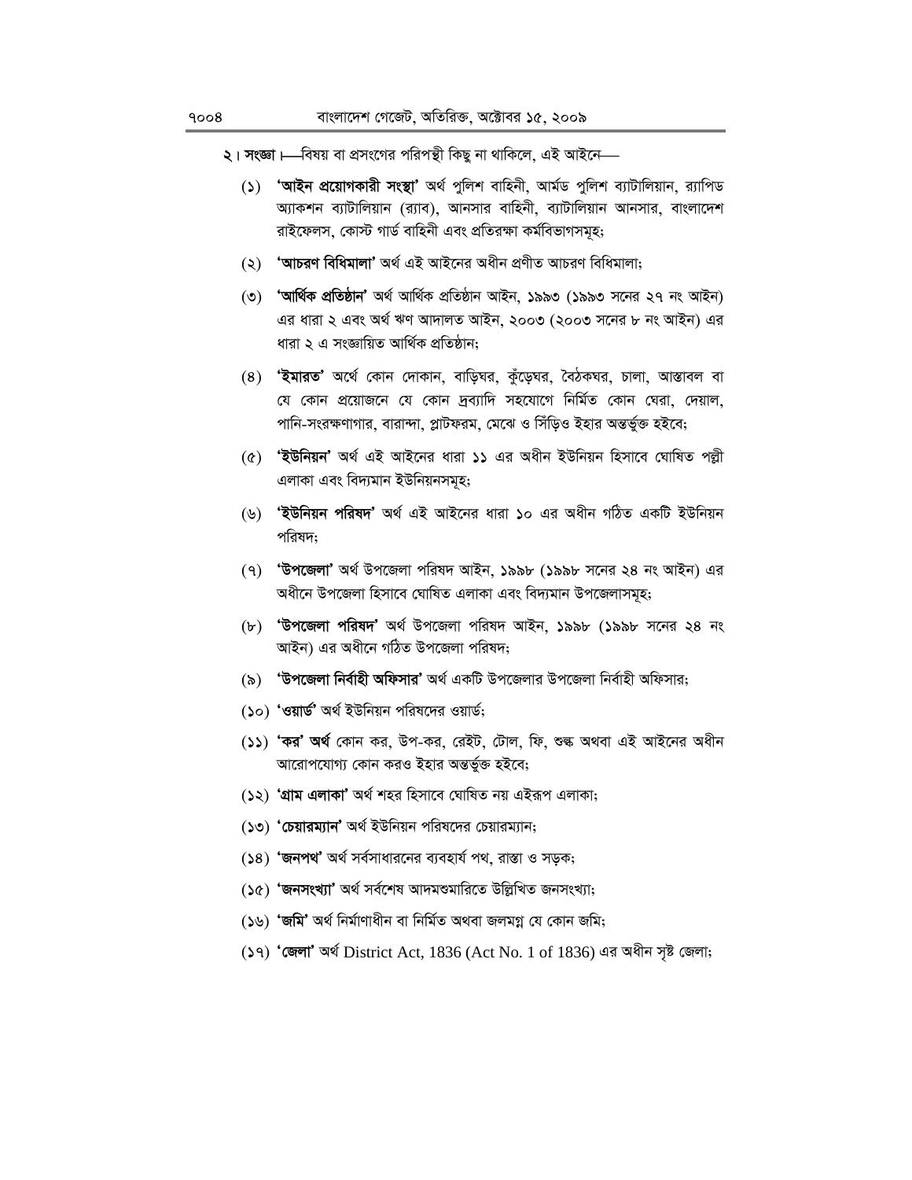২। **সংজ্ঞা।**—বিষয় বা প্রসংগের পরিপন্থী কিছু না থাকিলে, এই আইনে—

(১) **'আইন প্রয়োগকারী সংস্থা'** অর্থ পুলিশ বাহিনী, আর্মড পুলিশ ব্যাটালিয়ান, র‍্যাপিড অ্যাকশন ব্যাটালিয়ান (র‍্যাব), আনসার বাহিনী, ব্যাটালিয়ান আনসার, বাংলাদেশ রাইফেলস, কোস্ট গার্ড বাহিনী এবং প্রতিরক্ষা কর্মবিভাগসমূহ;

(২) **'আচরণ বিধিমালা'** অর্থ এই আইনের অধীন প্রণীত আচরণ বিধিমালা;

(৩) **'আর্থিক প্রতিষ্ঠান'** অর্থ আর্থিক প্রতিষ্ঠান আইন, ১৯৯৩ (১৯৯৩ সনের ২৭ নং আইন) এর ধারা ২ এবং অর্থ ঋণ আদালত আইন, ২০০৩ (২০০৩ সনের ৮ নং আইন) এর ধারা ২ এ সংজ্ঞায়িত আর্থিক প্রতিষ্ঠান;

(৪) **'ইমারত'** অর্থে কোন দোকান, বাড়িঘর, কুঁড়েঘর, বৈঠকঘর, চালা, আস্তাবল বা যে কোন প্রয়োজনে যে কোন দ্রব্যাদি সহযোগে নির্মিত কোন ঘেরা, দেয়াল, পানি-সংরক্ষণাগার, বারান্দা, প্লাটফরম, মেঝে ও সিঁড়িও ইহার অন্তর্ভুক্ত হইবে;

(৫) **'ইউনিয়ন'** অর্থ এই আইনের ধারা ১১ এর অধীন ইউনিয়ন হিসাবে ঘোষিত পল্লী এলাকা এবং বিদ্যমান ইউনিয়নসমূহ;

(৬) **'ইউনিয়ন পরিষদ'** অর্থ এই আইনের ধারা ১০ এর অধীন গঠিত একটি ইউনিয়ন পরিষদ;

(৭) **'উপজেলা'** অর্থ উপজেলা পরিষদ আইন, ১৯৯৮ (১৯৯৮ সনের ২৪ নং আইন) এর অধীনে উপজেলা হিসাবে ঘোষিত এলাকা এবং বিদ্যমান উপজেলাসমূহ;

(৮) **'উপজেলা পরিষদ'** অর্থ উপজেলা পরিষদ আইন, ১৯৯৮ (১৯৯৮ সনের ২৪ নং আইন) এর অধীনে গঠিত উপজেলা পরিষদ;

(৯) **'উপজেলা নির্বাহী অফিসার'** অর্থ একটি উপজেলার উপজেলা নির্বাহী অফিসার;

(১০) **'ওয়ার্ড'** অর্থ ইউনিয়ন পরিষদের ওয়ার্ড;

(১১) **'কর' অর্থ** কোন কর, উপ-কর, রেইট, টোল, ফি, শুল্ক অথবা এই আইনের অধীন আরোপযোগ্য কোন করও ইহার অন্তর্ভুক্ত হইবে;

(১২) **'গ্রাম এলাকা'** অর্থ শহর হিসাবে ঘোষিত নয় এইরূপ এলাকা;

(১৩) **'চেয়ারম্যান'** অর্থ ইউনিয়ন পরিষদের চেয়ারম্যান;

(১৪) **'জনপথ'** অর্থ সর্বসাধারনের ব্যবহার্য পথ, রাস্তা ও সড়ক;

(১৫) **'জনসংখ্যা'** অর্থ সর্বশেষ আদমশুমারিতে উল্লিখিত জনসংখ্যা;

(১৬) **'জমি'** অর্থ নির্মাণাধীন বা নির্মিত অথবা জলমগ্ন যে কোন জমি;

(১৭) **'জেলা'** অর্থ District Act, 1836 (Act No. 1 of 1836) এর অধীন সৃষ্ট জেলা;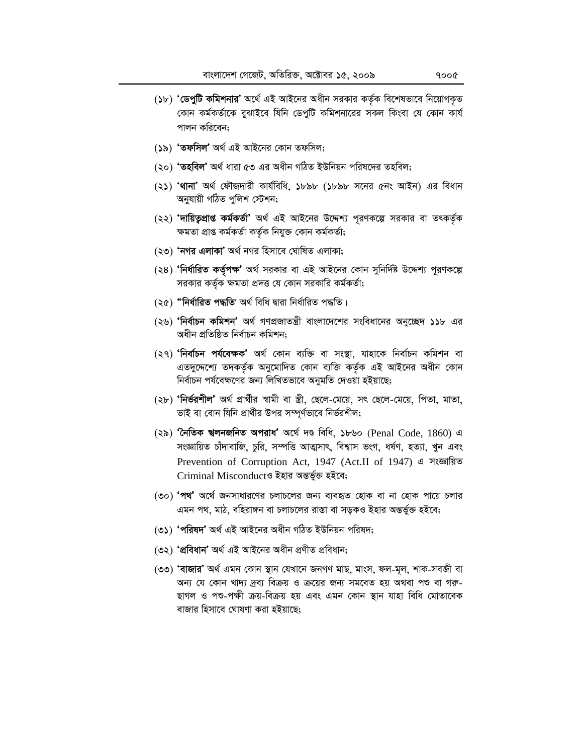(১৮) **'ডেপুটি কমিশনার'** অর্থে এই আইনের অধীন সরকার কর্তৃক বিশেষভাবে নিয়োগকৃত কোন কর্মকর্তাকে বুঝাইবে যিনি ডেপুটি কমিশনারের সকল কিংবা যে কোন কার্য পালন করিবেন;

(১৯) **'তফসিল'** অর্থ এই আইনের কোন তফসিল;

(২০) **'তহবিল'** অর্থ ধারা ৫৩ এর অধীন গঠিত ইউনিয়ন পরিষদের তহবিল;

(২১) **'থানা'** অর্থ ফৌজদারী কার্যবিধি, ১৮৯৮ (১৮৯৮ সনের ৫নং আইন) এর বিধান অনুযায়ী গঠিত পুলিশ স্টেশন;

(২২) **'দায়িত্বপ্রাপ্ত কর্মকর্তা'** অর্থ এই আইনের উদ্দেশ্য পূরণকল্পে সরকার বা তৎকর্তৃক ক্ষমতা প্রাপ্ত কর্মকর্তা কর্তৃক নিযুক্ত কোন কর্মকর্তা;

(২৩) **'নগর এলাকা'** অর্থ নগর হিসাবে ঘোষিত এলাকা;

(২৪) **'নির্ধারিত কর্তৃপক্ষ'** অর্থ সরকার বা এই আইনের কোন সুনির্দিষ্ট উদ্দেশ্য পূরণকল্পে সরকার কর্তৃক ক্ষমতা প্রদত্ত যে কোন সরকারি কর্মকর্তা;

(২৫) **"নির্ধারিত পদ্ধতি'** অর্থ বিধি দ্বারা নির্ধারিত পদ্ধতি।

(২৬) **'নির্বাচন কমিশন'** অর্থ গণপ্রজাতন্ত্রী বাংলাদেশের সংবিধানের অনুচ্ছেদ **১১৮** এর অধীন প্রতিষ্ঠিত নির্বাচন কমিশন;

(২৭) **'নির্বাচন পর্যবেক্ষক'** অর্থ কোন ব্যক্তি বা সংস্থা, যাহাকে নির্বাচন কমিশন বা এতদুদ্দেশ্যে তদকর্তৃক অনুমোদিত কোন ব্যক্তি কর্তৃক এই আইনের অধীন কোন নির্বাচন পর্যবেক্ষণের জন্য লিখিতভাবে অনুমতি দেওয়া হইয়াছে;

(২৮) **'নির্ভরশীল'** অর্থ প্রার্থীর স্বামী বা স্ত্রী, ছেলে-মেয়ে, সৎ ছেলে-মেয়ে, পিতা, মাতা, ভাই বা বোন যিনি প্রার্থীর উপর সম্পূর্ণভাবে নির্ভরশীল;

(২৯) **'নৈতিক স্খলনজনিত অপরাধ'** অর্থে দণ্ড বিধি, ১৮৬০ (Penal Code, 1860) এ সংজ্ঞায়িত চাঁদাবাজি, চুরি, সম্পত্তি আত্মসাৎ, বিশ্বাস ভংগ, ধর্ষণ, হত্যা, খুন এবং Prevention of Corruption Act, 1947 (Act.II of 1947) এ সংজ্ঞায়িত Criminal Misconductও ইহার অন্তর্ভুক্ত হইবে;

(৩০) **'পথ'** অর্থে জনসাধারণের চলাচলের জন্য ব্যবহৃত হোক বা না হোক পায়ে চলার এমন পথ, মাঠ, বহিরাঙ্গন বা চলাচলের রাস্তা বা সড়কও ইহার অন্তর্ভুক্ত হইবে;

(৩১) **'পরিষদ'** অর্থ এই আইনের অধীন গঠিত ইউনিয়ন পরিষদ;

(৩২) **'প্রবিধান'** অর্থ এই আইনের অধীন প্রণীত প্রবিধান;

(৩৩) **'বাজার'** অর্থ এমন কোন স্থান যেখানে জনগণ মাছ, মাংস, ফল-মূল, শাক-সবজী বা অন্য যে কোন খাদ্য দ্রব্য বিক্রয় ও ক্রয়ের জন্য সমবেত হয় অথবা পশু বা গরু-ছাগল ও পশু-পক্ষী ক্রয়-বিক্রয় হয় এবং এমন কোন স্থান যাহা বিধি মোতাবেক বাজার হিসাবে ঘোষণা করা হইয়াছে;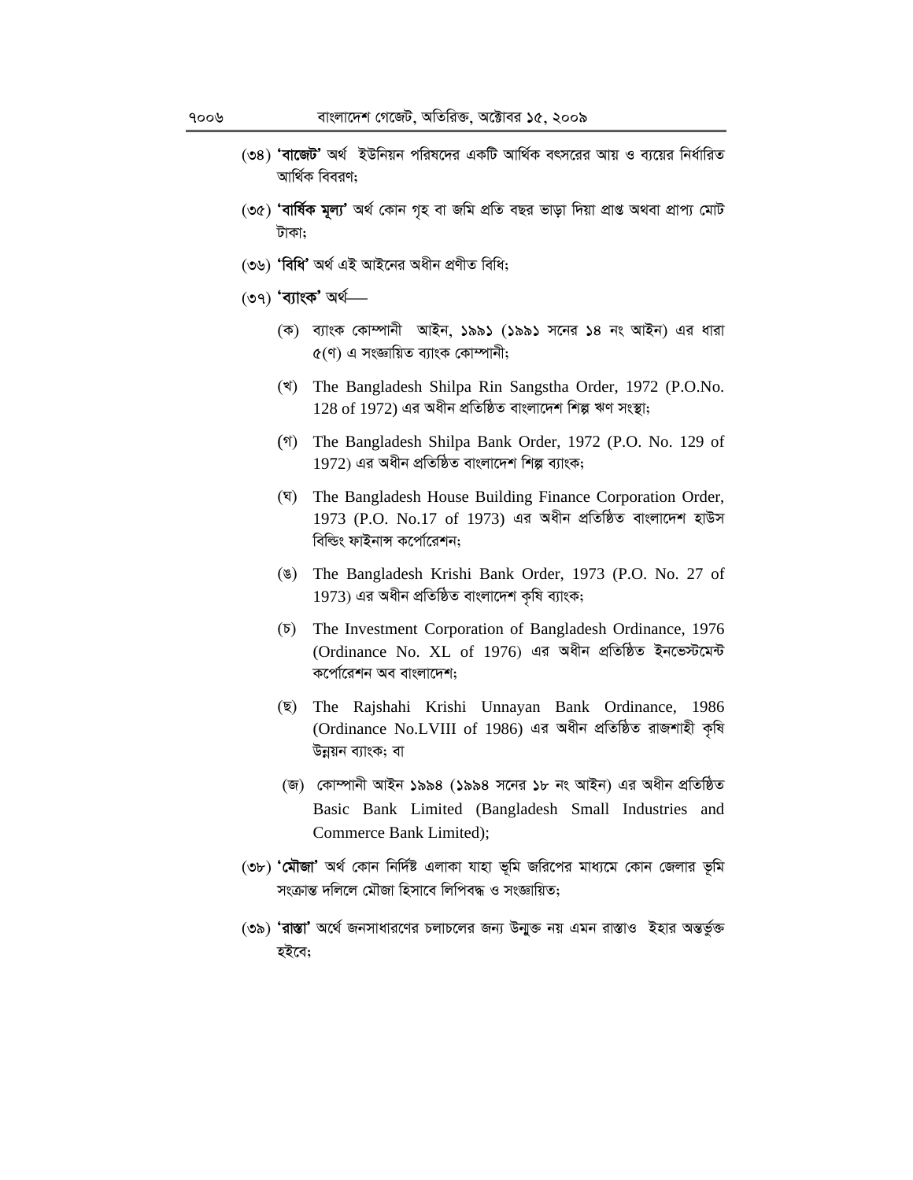(৩৪) **'বাজেট'** অর্থ ইউনিয়ন পরিষদের একটি আর্থিক বৎসরের আয় ও ব্যয়ের নির্ধারিত আর্থিক বিবরণ;

(৩৫) **'বার্ষিক মূল্য'** অর্থ কোন গৃহ বা জমি প্রতি বছর ভাড়া দিয়া প্রাপ্ত অথবা প্রাপ্য মোট টাকা;

(৩৬) **'বিধি'** অর্থ এই আইনের অধীন প্রণীত বিধি;

(৩৭) **'ব্যাংক'** অর্থ—

(ক) ব্যাংক কোম্পানী আইন, ১৯৯১ (১৯৯১ সনের ১৪ নং আইন) এর ধারা ৫(ণ) এ সংজ্ঞায়িত ব্যাংক কোম্পানী;

(খ) The Bangladesh Shilpa Rin Sangstha Order, 1972 (P.O.No. 128 of 1972) এর অধীন প্রতিষ্ঠিত বাংলাদেশ শিল্প ঋণ সংস্থা;

(গ) The Bangladesh Shilpa Bank Order, 1972 (P.O. No. 129 of 1972) এর অধীন প্রতিষ্ঠিত বাংলাদেশ শিল্প ব্যাংক;

(ঘ) The Bangladesh House Building Finance Corporation Order, 1973 (P.O. No.17 of 1973) এর অধীন প্রতিষ্ঠিত বাংলাদেশ হাউস বিল্ডিং ফাইনান্স কর্পোরেশন;

(ঙ) The Bangladesh Krishi Bank Order, 1973 (P.O. No. 27 of 1973) এর অধীন প্রতিষ্ঠিত বাংলাদেশ কৃষি ব্যাংক;

(চ) The Investment Corporation of Bangladesh Ordinance, 1976 (Ordinance No. XL of 1976) এর অধীন প্রতিষ্ঠিত ইনভেস্টমেন্ট কর্পোরেশন অব বাংলাদেশ;

(ছ) The Rajshahi Krishi Unnayan Bank Ordinance, 1986 (Ordinance No.LVIII of 1986) এর অধীন প্রতিষ্ঠিত রাজশাহী কৃষি উন্নয়ন ব্যাংক; বা

(জ) কোম্পানী আইন ১৯৯৪ (১৯৯৪ সনের ১৮ নং আইন) এর অধীন প্রতিষ্ঠিত Basic Bank Limited (Bangladesh Small Industries and Commerce Bank Limited);

(৩৮) **'মৌজা'** অর্থ কোন নির্দিষ্ট এলাকা যাহা ভূমি জরিপের মাধ্যমে কোন জেলার ভূমি সংক্রান্ত দলিলে মৌজা হিসাবে লিপিবদ্ধ ও সংজ্ঞায়িত;

(৩৯) **'রাস্তা'** অর্থে জনসাধারণের চলাচলের জন্য উন্মুক্ত নয় এমন রাস্তাও ইহার অন্তর্ভুক্ত হইবে;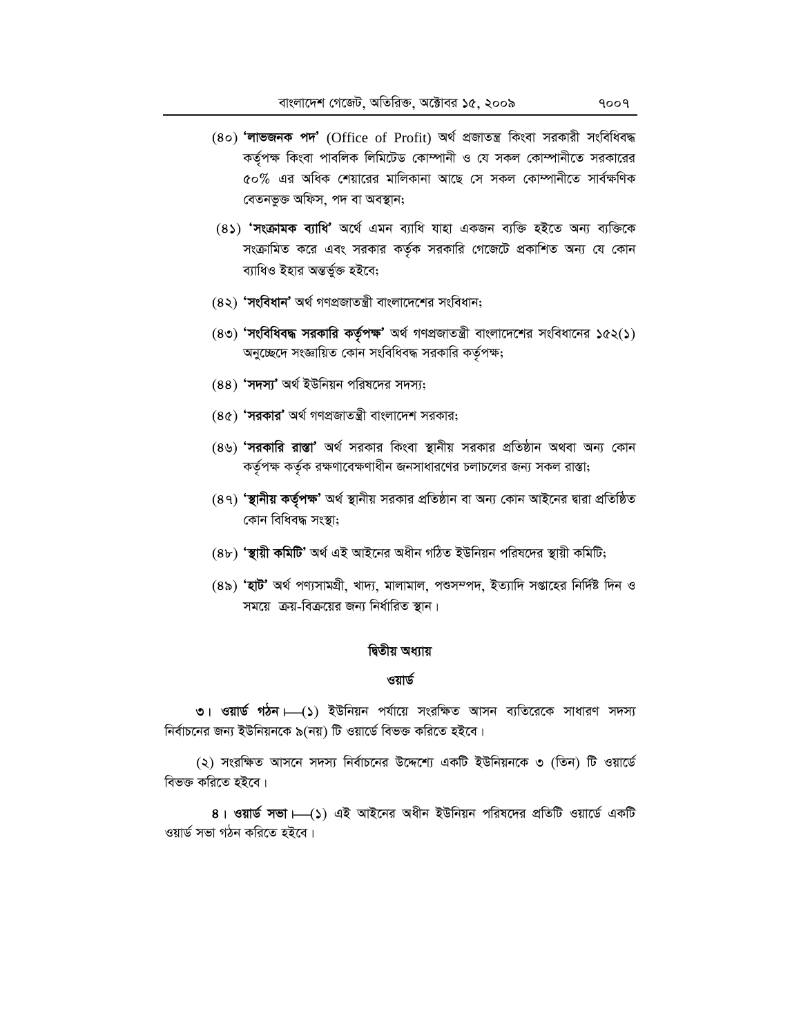(৪০) **'লাভজনক পদ'** (Office of Profit) অর্থ প্রজাতন্ত্র কিংবা সরকারী সংবিধিবদ্ধ কর্তৃপক্ষ কিংবা পাবলিক লিমিটেড কোম্পানী ও যে সকল কোম্পানীতে সরকারের ৫০% এর অধিক শেয়ারের মালিকানা আছে সে সকল কোম্পানীতে সার্বক্ষণিক বেতনভুক্ত অফিস, পদ বা অবস্থান;

(৪১) **'সংক্রামক ব্যাধি'** অর্থে এমন ব্যাধি যাহা একজন ব্যক্তি হইতে অন্য ব্যক্তিকে সংক্রামিত করে এবং সরকার কর্তৃক সরকারি গেজেটে প্রকাশিত অন্য যে কোন ব্যাধিও ইহার অন্তর্ভুক্ত হইবে;

(৪২) **'সংবিধান'** অর্থ গণপ্রজাতন্ত্রী বাংলাদেশের সংবিধান;

(৪৩) **'সংবিধিবদ্ধ সরকারি কর্তৃপক্ষ'** অর্থ গণপ্রজাতন্ত্রী বাংলাদেশের সংবিধানের ১৫২(১) অনুচ্ছেদে সংজ্ঞায়িত কোন সংবিধিবদ্ধ সরকারি কর্তৃপক্ষ;

(৪৪) **'সদস্য'** অর্থ ইউনিয়ন পরিষদের সদস্য;

(৪৫) **'সরকার'** অর্থ গণপ্রজাতন্ত্রী বাংলাদেশ সরকার;

(৪৬) **'সরকারি রাস্তা'** অর্থ সরকার কিংবা স্থানীয় সরকার প্রতিষ্ঠান অথবা অন্য কোন কর্তৃপক্ষ কর্তৃক রক্ষণাবেক্ষণাধীন জনসাধারণের চলাচলের জন্য সকল রাস্তা;

(৪৭) **'স্থানীয় কর্তৃপক্ষ'** অর্থ স্থানীয় সরকার প্রতিষ্ঠান বা অন্য কোন আইনের দ্বারা প্রতিষ্ঠিত কোন বিধিবদ্ধ সংস্থা;

(৪৮) **'স্থায়ী কমিটি'** অর্থ এই আইনের অধীন গঠিত ইউনিয়ন পরিষদের স্থায়ী কমিটি;

(৪৯) **'হাট'** অর্থ পণ্যসামগ্রী, খাদ্য, মালামাল, পশুসম্পদ, ইত্যাদি সপ্তাহের নির্দিষ্ট দিন ও সময়ে ক্রয়-বিক্রয়ের জন্য নির্ধারিত স্থান।

## দ্বিতীয় অধ্যায়

## ওয়ার্ড

**৩। ওয়ার্ড গঠন।**—(১) ইউনিয়ন পর্যায়ে সংরক্ষিত আসন ব্যতিরেকে সাধারণ সদস্য নির্বাচনের জন্য ইউনিয়নকে ৯(নয়) টি ওয়ার্ডে বিভক্ত করিতে হইবে।

(২) সংরক্ষিত আসনে সদস্য নির্বাচনের উদ্দেশ্যে একটি ইউনিয়নকে ৩ (তিন) টি ওয়ার্ডে বিভক্ত করিতে হইবে।

**৪। ওয়ার্ড সভা।**—(১) এই আইনের অধীন ইউনিয়ন পরিষদের প্রতিটি ওয়ার্ডে একটি ওয়ার্ড সভা গঠন করিতে হইবে।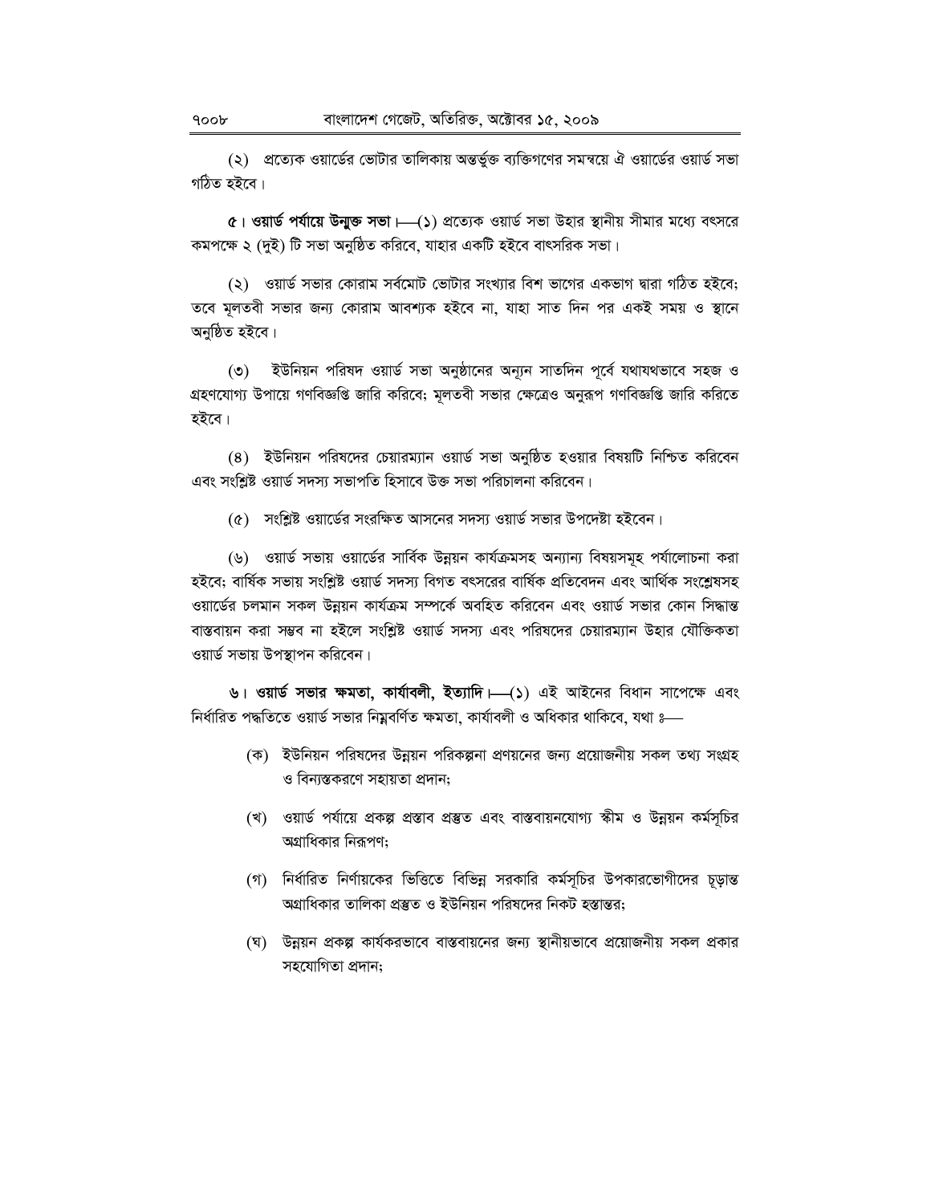(২) প্রত্যেক ওয়ার্ডের ভোটার তালিকায় অন্তর্ভুক্ত ব্যক্তিগণের সমন্বয়ে ঐ ওয়ার্ডের ওয়ার্ড সভা গঠিত হইবে।

**৫। ওয়ার্ড পর্যায়ে উন্মুক্ত সভা।**—(১) প্রত্যেক ওয়ার্ড সভা উহার স্থানীয় সীমার মধ্যে বৎসরে কমপক্ষে ২ (দুই) টি সভা অনুষ্ঠিত করিবে, যাহার একটি হইবে বাৎসরিক সভা।

(২) ওয়ার্ড সভার কোরাম সর্বমোট ভোটার সংখ্যার বিশ ভাগের একভাগ দ্বারা গঠিত হইবে; তবে মূলতবী সভার জন্য কোরাম আবশ্যক হইবে না, যাহা সাত দিন পর একই সময় ও স্থানে অনুষ্ঠিত হইবে।

(৩) ইউনিয়ন পরিষদ ওয়ার্ড সভা অনুষ্ঠানের অন্যূন সাতদিন পূর্বে যথাযথভাবে সহজ ও গ্রহণযোগ্য উপায়ে গণবিজ্ঞপ্তি জারি করিবে; মূলতবী সভার ক্ষেত্রেও অনুরূপ গণবিজ্ঞপ্তি জারি করিতে হইবে।

(৪) ইউনিয়ন পরিষদের চেয়ারম্যান ওয়ার্ড সভা অনুষ্ঠিত হওয়ার বিষয়টি নিশ্চিত করিবেন এবং সংশ্লিষ্ট ওয়ার্ড সদস্য সভাপতি হিসাবে উক্ত সভা পরিচালনা করিবেন।

(৫) সংশ্লিষ্ট ওয়ার্ডের সংরক্ষিত আসনের সদস্য ওয়ার্ড সভার উপদেষ্টা হইবেন।

(৬) ওয়ার্ড সভায় ওয়ার্ডের সার্বিক উন্নয়ন কার্যক্রমসহ অন্যান্য বিষয়সমূহ পর্যালোচনা করা হইবে; বার্ষিক সভায় সংশ্লিষ্ট ওয়ার্ড সদস্য বিগত বৎসরের বার্ষিক প্রতিবেদন এবং আর্থিক সংশ্লেষসহ ওয়ার্ডের চলমান সকল উন্নয়ন কার্যক্রম সম্পর্কে অবহিত করিবেন এবং ওয়ার্ড সভার কোন সিদ্ধান্ত বাস্তবায়ন করা সম্ভব না হইলে সংশ্লিষ্ট ওয়ার্ড সদস্য এবং পরিষদের চেয়ারম্যান উহার যৌক্তিকতা ওয়ার্ড সভায় উপস্থাপন করিবেন।

**৬। ওয়ার্ড সভার ক্ষমতা, কার্যাবলী, ইত্যাদি।**—(১) এই আইনের বিধান সাপেক্ষে এবং নির্ধারিত পদ্ধতিতে ওয়ার্ড সভার নিম্নবর্ণিত ক্ষমতা, কার্যাবলী ও অধিকার থাকিবে, যথা ঃ—

(ক) ইউনিয়ন পরিষদের উন্নয়ন পরিকল্পনা প্রণয়নের জন্য প্রয়োজনীয় সকল তথ্য সংগ্রহ ও বিন্যস্তকরণে সহায়তা প্রদান;

(খ) ওয়ার্ড পর্যায়ে প্রকল্প প্রস্তাব প্রস্তুত এবং বাস্তবায়নযোগ্য স্কীম ও উন্নয়ন কর্মসূচির অগ্রাধিকার নিরূপণ;

(গ) নির্ধারিত নির্ণায়কের ভিত্তিতে বিভিন্ন সরকারি কর্মসূচির উপকারভোগীদের চূড়ান্ত অগ্রাধিকার তালিকা প্রস্তুত ও ইউনিয়ন পরিষদের নিকট হস্তান্তর;

(ঘ) উন্নয়ন প্রকল্প কার্যকরভাবে বাস্তবায়নের জন্য স্থানীয়ভাবে প্রয়োজনীয় সকল প্রকার সহযোগিতা প্রদান;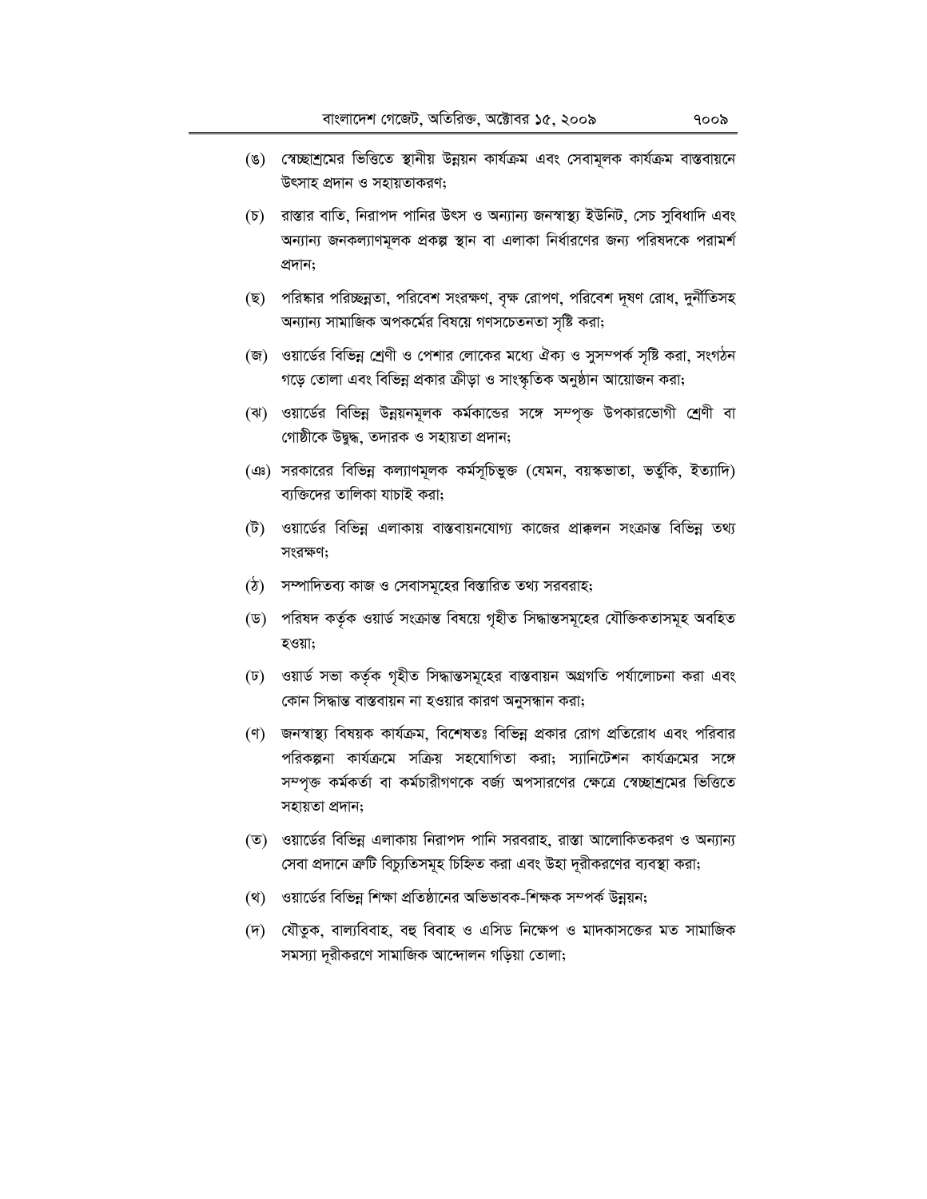(ঙ) স্বেচ্ছাশ্রমের ভিত্তিতে স্থানীয় উন্নয়ন কার্যক্রম এবং সেবামূলক কার্যক্রম বাস্তবায়নে উৎসাহ প্রদান ও সহায়তাকরণ;

(চ) রাস্তার বাতি, নিরাপদ পানির উৎস ও অন্যান্য জনস্বাস্থ্য ইউনিট, সেচ সুবিধাদি এবং অন্যান্য জনকল্যাণমূলক প্রকল্প স্থান বা এলাকা নির্ধারণের জন্য পরিষদকে পরামর্শ প্রদান;

(ছ) পরিষ্কার পরিচ্ছন্নতা, পরিবেশ সংরক্ষণ, বৃক্ষ রোপণ, পরিবেশ দূষণ রোধ, দুর্নীতিসহ অন্যান্য সামাজিক অপকর্মের বিষয়ে গণসচেতনতা সৃষ্টি করা;

(জ) ওয়ার্ডের বিভিন্ন শ্রেণী ও পেশার লোকের মধ্যে ঐক্য ও সুসম্পর্ক সৃষ্টি করা, সংগঠন গড়ে তোলা এবং বিভিন্ন প্রকার ক্রীড়া ও সাংস্কৃতিক অনুষ্ঠান আয়োজন করা;

(ঝ) ওয়ার্ডের বিভিন্ন উন্নয়নমূলক কর্মকান্ডের সঙ্গে সম্পৃক্ত উপকারভোগী শ্রেণী বা গোষ্ঠীকে উদ্বুদ্ধ, তদারক ও সহায়তা প্রদান;

(ঞ) সরকারের বিভিন্ন কল্যাণমূলক কর্মসূচিভুক্ত (যেমন, বয়স্কভাতা, ভর্তুকি, ইত্যাদি) ব্যক্তিদের তালিকা যাচাই করা;

(ট) ওয়ার্ডের বিভিন্ন এলাকায় বাস্তবায়নযোগ্য কাজের প্রাক্কলন সংক্রান্ত বিভিন্ন তথ্য সংরক্ষণ;

(ঠ) সম্পাদিতব্য কাজ ও সেবাসমূহের বিস্তারিত তথ্য সরবরাহ;

(ড) পরিষদ কর্তৃক ওয়ার্ড সংক্রান্ত বিষয়ে গৃহীত সিদ্ধান্তসমূহের যৌক্তিকতাসমূহ অবহিত হওয়া;

(ঢ) ওয়ার্ড সভা কর্তৃক গৃহীত সিদ্ধান্তসমূহের বাস্তবায়ন অগ্রগতি পর্যালোচনা করা এবং কোন সিদ্ধান্ত বাস্তবায়ন না হওয়ার কারণ অনুসন্ধান করা;

(ণ) জনস্বাস্থ্য বিষয়ক কার্যক্রম, বিশেষতঃ বিভিন্ন প্রকার রোগ প্রতিরোধ এবং পরিবার পরিকল্পনা কার্যক্রমে সক্রিয় সহযোগিতা করা; স্যানিটেশন কার্যক্রমের সঙ্গে সম্পৃক্ত কর্মকর্তা বা কর্মচারীগণকে বর্জ্য অপসারণের ক্ষেত্রে স্বেচ্ছাশ্রমের ভিত্তিতে সহায়তা প্রদান;

(ত) ওয়ার্ডের বিভিন্ন এলাকায় নিরাপদ পানি সরবরাহ, রাস্তা আলোকিতকরণ ও অন্যান্য সেবা প্রদানে ত্রুটি বিচ্যুতিসমূহ চিহ্নিত করা এবং উহা দূরীকরণের ব্যবস্থা করা;

(থ) ওয়ার্ডের বিভিন্ন শিক্ষা প্রতিষ্ঠানের অভিভাবক-শিক্ষক সম্পর্ক উন্নয়ন;

(দ) যৌতুক, বাল্যবিবাহ, বহু বিবাহ ও এসিড নিক্ষেপ ও মাদকাসক্তের মত সামাজিক সমস্যা দূরীকরণে সামাজিক আন্দোলন গড়িয়া তোলা;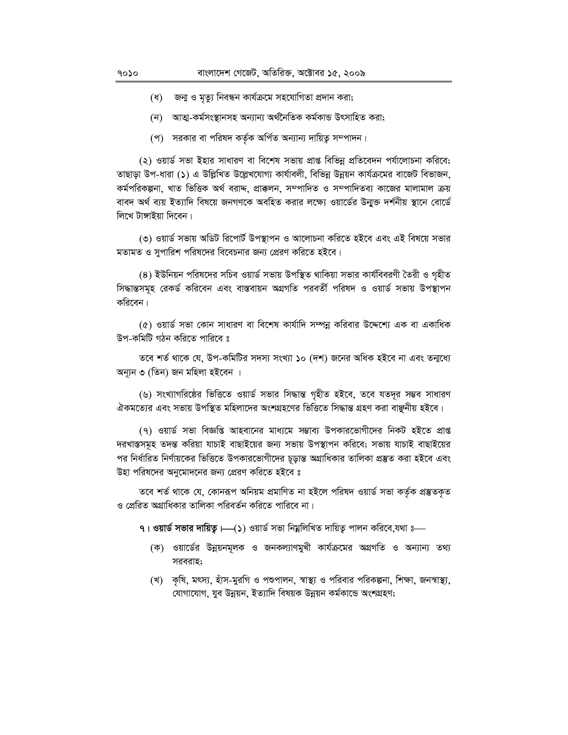(ধ) জন্ম ও মৃত্যু নিবন্ধন কার্যক্রমে সহযোগিতা প্রদান করা;

(ন) আত্ম-কর্মসংস্থানসহ অন্যান্য অর্থনৈতিক কর্মকান্ড উৎসাহিত করা;

(প) সরকার বা পরিষদ কর্তৃক অর্পিত অন্যান্য দায়িত্ব সম্পাদন।

(২) ওয়ার্ড সভা ইহার সাধারণ বা বিশেষ সভায় প্রাপ্ত বিভিন্ন প্রতিবেদন পর্যালোচনা করিবে; তাছাড়া উপ-ধারা (১) এ উল্লিখিত উল্লেখযোগ্য কার্যাবলী, বিভিন্ন উন্নয়ন কার্যক্রমের বাজেট বিভাজন, কর্মপরিকল্পনা, খাত ভিত্তিক অর্থ বরাদ্দ, প্রাক্কলন, সম্পাদিত ও সম্পাদিতব্য কাজের মালামাল ক্রয় বাবদ অর্থ ব্যয় ইত্যাদি বিষয়ে জনগণকে অবহিত করার লক্ষ্যে ওয়ার্ডের উন্মুক্ত দর্শনীয় স্থানে বোর্ডে লিখে টাঙ্গাইয়া দিবেন।

(৩) ওয়ার্ড সভায় অডিট রিপোর্ট উপস্থাপন ও আলোচনা করিতে হইবে এবং এই বিষয়ে সভার মতামত ও সুপারিশ পরিষদের বিবেচনার জন্য প্রেরণ করিতে হইবে।

(৪) ইউনিয়ন পরিষদের সচিব ওয়ার্ড সভায় উপস্থিত থাকিয়া সভার কার্যবিবরণী তৈরী ও গৃহীত সিদ্ধান্তসমূহ রেকর্ড করিবেন এবং বাস্তবায়ন অগ্রগতি পরবর্তী পরিষদ ও ওয়ার্ড সভায় উপস্থাপন করিবেন।

(৫) ওয়ার্ড সভা কোন সাধারণ বা বিশেষ কার্যাদি সম্পন্ন করিবার উদ্দেশ্যে এক বা একাধিক উপ-কমিটি গঠন করিতে পারিবে ঃ

তবে শর্ত থাকে যে, উপ-কমিটির সদস্য সংখ্যা ১০ (দশ) জনের অধিক হইবে না এবং তন্মধ্যে অন্যূন ৩ (তিন) জন মহিলা হইবেন ।

(৬) সংখ্যাগরিষ্ঠের ভিত্তিতে ওয়ার্ড সভার সিদ্ধান্ত গৃহীত হইবে, তবে যতদূর সম্ভব সাধারণ ঐকমত্যের এবং সভায় উপস্থিত মহিলাদের অংশগ্রহণের ভিত্তিতে সিদ্ধান্ত গ্রহণ করা বাঞ্ছনীয় হইবে।

(৭) ওয়ার্ড সভা বিজ্ঞপ্তি আহবানের মাধ্যমে সম্ভাব্য উপকারভোগীদের নিকট হইতে প্রাপ্ত দরখাস্তসমূহ তদন্ত করিয়া যাচাই বাছাইয়ের জন্য সভায় উপস্থাপন করিবে; সভায় যাচাই বাছাইয়ের পর নির্ধারিত নির্ণায়কের ভিত্তিতে উপকারভোগীদের চূড়ান্ত অগ্রাধিকার তালিকা প্রস্তুত করা হইবে এবং উহা পরিষদের অনুমোদনের জন্য প্রেরণ করিতে হইবে ঃ

তবে শর্ত থাকে যে, কোনরূপ অনিয়ম প্রমাণিত না হইলে পরিষদ ওয়ার্ড সভা কর্তৃক প্রস্তুতকৃত ও প্রেরিত অগ্রাধিকার তালিকা পরিবর্তন করিতে পারিবে না।

**৭। ওয়ার্ড সভার দায়িত্ব।**—(১) ওয়ার্ড সভা নিম্নলিখিত দায়িত্ব পালন করিবে,যথা ঃ—

(ক) ওয়ার্ডের উন্নয়নমূলক ও জনকল্যাণমুখী কার্যক্রমের অগ্রগতি ও অন্যান্য তথ্য সরবরাহ;

(খ) কৃষি, মৎস্য, হাঁস-মুরগি ও পশুপালন, স্বাস্থ্য ও পরিবার পরিকল্পনা, শিক্ষা, জনস্বাস্থ্য, যোগাযোগ, যুব উন্নয়ন, ইত্যাদি বিষয়ক উন্নয়ন কর্মকান্ডে অংশগ্রহণ;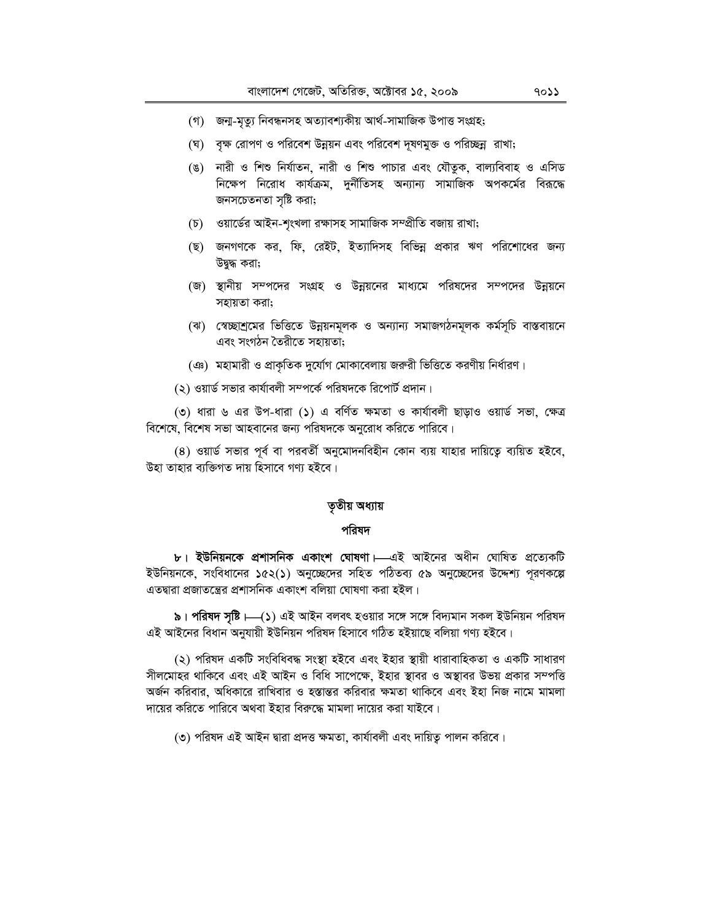(গ) জন্ম-মৃত্যু নিবন্ধনসহ অত্যাবশ্যকীয় আর্থ-সামাজিক উপাত্ত সংগ্রহ;

(ঘ) বৃক্ষ রোপণ ও পরিবেশ উন্নয়ন এবং পরিবেশ দূষণমুক্ত ও পরিচ্ছন্ন রাখা;

(ঙ) নারী ও শিশু নির্যাতন, নারী ও শিশু পাচার এবং যৌতুক, বাল্যবিবাহ ও এসিড নিক্ষেপ নিরোধ কার্যক্রম, দুর্নীতিসহ অন্যান্য সামাজিক অপকর্মের বিরুদ্ধে জনসচেতনতা সৃষ্টি করা;

(চ) ওয়ার্ডের আইন-শৃংখলা রক্ষাসহ সামাজিক সম্প্রীতি বজায় রাখা;

(ছ) জনগণকে কর, ফি, রেইট, ইত্যাদিসহ বিভিন্ন প্রকার ঋণ পরিশোধের জন্য উদ্বুদ্ধ করা;

(জ) স্থানীয় সম্পদের সংগ্রহ ও উন্নয়নের মাধ্যমে পরিষদের সম্পদের উন্নয়নে সহায়তা করা;

(ঝ) স্বেচ্ছাশ্রমের ভিত্তিতে উন্নয়নমূলক ও অন্যান্য সমাজগঠনমূলক কর্মসূচি বাস্তবায়নে এবং সংগঠন তৈরীতে সহায়তা;

(ঞ) মহামারী ও প্রাকৃতিক দুর্যোগ মোকাবেলায় জরুরী ভিত্তিতে করণীয় নির্ধারণ।

(২) ওয়ার্ড সভার কার্যাবলী সম্পর্কে পরিষদকে রিপোর্ট প্রদান।

(৩) ধারা ৬ এর উপ-ধারা (১) এ বর্ণিত ক্ষমতা ও কার্যাবলী ছাড়াও ওয়ার্ড সভা, ক্ষেত্র বিশেষে, বিশেষ সভা আহবানের জন্য পরিষদকে অনুরোধ করিতে পারিবে।

(৪) ওয়ার্ড সভার পূর্ব বা পরবর্তী অনুমোদনবিহীন কোন ব্যয় যাহার দায়িত্বে ব্যয়িত হইবে, উহা তাহার ব্যক্তিগত দায় হিসাবে গণ্য হইবে।

## তৃতীয় অধ্যায়

## পরিষদ

**৮। ইউনিয়নকে প্রশাসনিক একাংশ ঘোষণা।**—এই আইনের অধীন ঘোষিত প্রত্যেকটি ইউনিয়নকে, সংবিধানের ১৫২(১) অনুচ্ছেদের সহিত পঠিতব্য ৫৯ অনুচ্ছেদের উদ্দেশ্য পূরণকল্পে এতদ্বারা প্রজাতন্ত্রের প্রশাসনিক একাংশ বলিয়া ঘোষণা করা হইল।

**৯। পরিষদ সৃষ্টি।**—(১) এই আইন বলবৎ হওয়ার সঙ্গে সঙ্গে বিদ্যমান সকল ইউনিয়ন পরিষদ এই আইনের বিধান অনুযায়ী ইউনিয়ন পরিষদ হিসাবে গঠিত হইয়াছে বলিয়া গণ্য হইবে।

(২) পরিষদ একটি সংবিধিবদ্ধ সংস্থা হইবে এবং ইহার স্থায়ী ধারাবাহিকতা ও একটি সাধারণ সীলমোহর থাকিবে এবং এই আইন ও বিধি সাপেক্ষে, ইহার স্থাবর ও অস্থাবর উভয় প্রকার সম্পত্তি অর্জন করিবার, অধিকারে রাখিবার ও হস্তান্তর করিবার ক্ষমতা থাকিবে এবং ইহা নিজ নামে মামলা দায়ের করিতে পারিবে অথবা ইহার বিরুদ্ধে মামলা দায়ের করা যাইবে।

(৩) পরিষদ এই আইন দ্বারা প্রদত্ত ক্ষমতা, কার্যাবলী এবং দায়িত্ব পালন করিবে।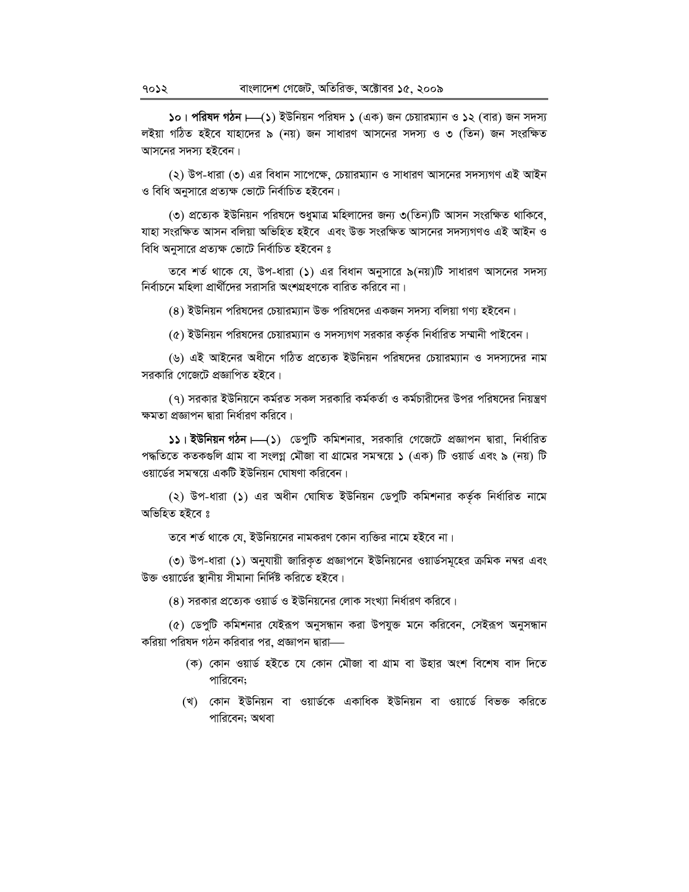**১০। পরিষদ গঠন।**—(১) ইউনিয়ন পরিষদ ১ (এক) জন চেয়ারম্যান ও ১২ (বার) জন সদস্য লইয়া গঠিত হইবে যাহাদের ৯ (নয়) জন সাধারণ আসনের সদস্য ও ৩ (তিন) জন সংরক্ষিত আসনের সদস্য হইবেন।

(২) উপ-ধারা (৩) এর বিধান সাপেক্ষে, চেয়ারম্যান ও সাধারণ আসনের সদস্যগণ এই আইন ও বিধি অনুসারে প্রত্যক্ষ ভোটে নির্বাচিত হইবেন।

(৩) প্রত্যেক ইউনিয়ন পরিষদে শুধুমাত্র মহিলাদের জন্য ৩(তিন)টি আসন সংরক্ষিত থাকিবে, যাহা সংরক্ষিত আসন বলিয়া অভিহিত হইবে এবং উক্ত সংরক্ষিত আসনের সদস্যগণও এই আইন ও বিধি অনুসারে প্রত্যক্ষ ভোটে নির্বাচিত হইবেন ঃ

তবে শর্ত থাকে যে, উপ-ধারা (১) এর বিধান অনুসারে ৯(নয়)টি সাধারণ আসনের সদস্য নির্বাচনে মহিলা প্রার্থীদের সরাসরি অংশগ্রহণকে বারিত করিবে না।

(৪) ইউনিয়ন পরিষদের চেয়ারম্যান উক্ত পরিষদের একজন সদস্য বলিয়া গণ্য হইবেন।

(৫) ইউনিয়ন পরিষদের চেয়ারম্যান ও সদস্যগণ সরকার কর্তৃক নির্ধারিত সম্মানী পাইবেন।

(৬) এই আইনের অধীনে গঠিত প্রত্যেক ইউনিয়ন পরিষদের চেয়ারম্যান ও সদস্যদের নাম সরকারি গেজেটে প্রজ্ঞাপিত হইবে।

(৭) সরকার ইউনিয়নে কর্মরত সকল সরকারি কর্মকর্তা ও কর্মচারীদের উপর পরিষদের নিয়ন্ত্রণ ক্ষমতা প্রজ্ঞাপন দ্বারা নির্ধারণ করিবে।

**১১। ইউনিয়ন গঠন।**—(১) ডেপুটি কমিশনার, সরকারি গেজেটে প্রজ্ঞাপন দ্বারা, নির্ধারিত পদ্ধতিতে কতকগুলি গ্রাম বা সংলগ্ন মৌজা বা গ্রামের সমন্বয়ে ১ (এক) টি ওয়ার্ড এবং ৯ (নয়) টি ওয়ার্ডের সমন্বয়ে একটি ইউনিয়ন ঘোষণা করিবেন।

(২) উপ-ধারা (১) এর অধীন ঘোষিত ইউনিয়ন ডেপুটি কমিশনার কর্তৃক নির্ধারিত নামে অভিহিত হইবে ঃ

তবে শর্ত থাকে যে, ইউনিয়নের নামকরণ কোন ব্যক্তির নামে হইবে না।

(৩) উপ-ধারা (১) অনুযায়ী জারিকৃত প্রজ্ঞাপনে ইউনিয়নের ওয়ার্ডসমূহের ক্রমিক নম্বর এবং উক্ত ওয়ার্ডের স্থানীয় সীমানা নির্দিষ্ট করিতে হইবে।

(৪) সরকার প্রত্যেক ওয়ার্ড ও ইউনিয়নের লোক সংখ্যা নির্ধারণ করিবে।

(৫) ডেপুটি কমিশনার যেইরূপ অনুসন্ধান করা উপযুক্ত মনে করিবেন, সেইরূপ অনুসন্ধান করিয়া পরিষদ গঠন করিবার পর, প্রজ্ঞাপন দ্বারা—

(ক) কোন ওয়ার্ড হইতে যে কোন মৌজা বা গ্রাম বা উহার অংশ বিশেষ বাদ দিতে পারিবেন;

(খ) কোন ইউনিয়ন বা ওয়ার্ডকে একাধিক ইউনিয়ন বা ওয়ার্ডে বিভক্ত করিতে পারিবেন; অথবা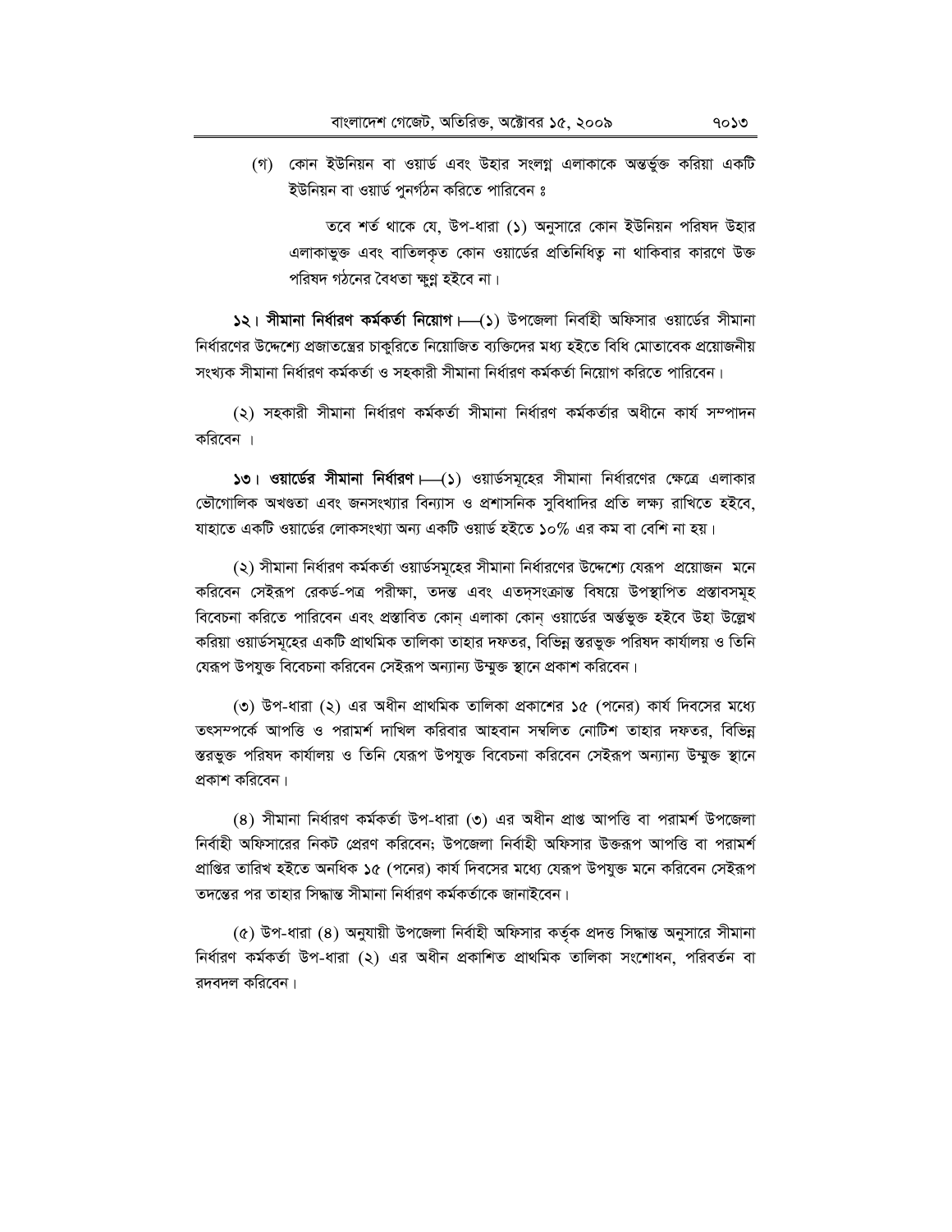(গ) কোন ইউনিয়ন বা ওয়ার্ড এবং উহার সংলগ্ন এলাকাকে অন্তর্ভুক্ত করিয়া একটি ইউনিয়ন বা ওয়ার্ড পুনর্গঠন করিতে পারিবেন ঃ

তবে শর্ত থাকে যে, উপ-ধারা (১) অনুসারে কোন ইউনিয়ন পরিষদ উহার এলাকাভুক্ত এবং বাতিলকৃত কোন ওয়ার্ডের প্রতিনিধিত্ব না থাকিবার কারণে উক্ত পরিষদ গঠনের বৈধতা ক্ষুণ্ন হইবে না।

**১২। সীমানা নির্ধারণ কর্মকর্তা নিয়োগ।**—(১) উপজেলা নির্বাহী অফিসার ওয়ার্ডের সীমানা নির্ধারণের উদ্দেশ্যে প্রজাতন্ত্রের চাকুরিতে নিয়োজিত ব্যক্তিদের মধ্য হইতে বিধি মোতাবেক প্রয়োজনীয় সংখ্যক সীমানা নির্ধারণ কর্মকর্তা ও সহকারী সীমানা নির্ধারণ কর্মকর্তা নিয়োগ করিতে পারিবেন।

(২) সহকারী সীমানা নির্ধারণ কর্মকর্তা সীমানা নির্ধারণ কর্মকর্তার অধীনে কার্য সম্পাদন করিবেন ।

**১৩। ওয়ার্ডের সীমানা নির্ধারণ।**—(১) ওয়ার্ডসমূহের সীমানা নির্ধারণের ক্ষেত্রে এলাকার ভৌগোলিক অখণ্ডতা এবং জনসংখ্যার বিন্যাস ও প্রশাসনিক সুবিধাদির প্রতি লক্ষ্য রাখিতে হইবে, যাহাতে একটি ওয়ার্ডের লোকসংখ্যা অন্য একটি ওয়ার্ড হইতে ১০% এর কম বা বেশি না হয়।

(২) সীমানা নির্ধারণ কর্মকর্তা ওয়ার্ডসমূহের সীমানা নির্ধারণের উদ্দেশ্যে যেরূপ প্রয়োজন মনে করিবেন সেইরূপ রেকর্ড-পত্র পরীক্ষা, তদন্ত এবং এতদসংক্রান্ত বিষয়ে উপস্থাপিত প্রস্তাবসমূহ বিবেচনা করিতে পারিবেন এবং প্রস্তাবিত কোন্ এলাকা কোন্ ওয়ার্ডের অর্ন্তভুক্ত হইবে উহা উল্লেখ করিয়া ওয়ার্ডসমূহের একটি প্রাথমিক তালিকা তাহার দফতর, বিভিন্ন স্তরভুক্ত পরিষদ কার্যালয় ও তিনি যেরূপ উপযুক্ত বিবেচনা করিবেন সেইরূপ অন্যান্য উন্মুক্ত স্থানে প্রকাশ করিবেন।

(৩) উপ-ধারা (২) এর অধীন প্রাথমিক তালিকা প্রকাশের ১৫ (পনের) কার্য দিবসের মধ্যে তৎসম্পর্কে আপত্তি ও পরামর্শ দাখিল করিবার আহবান সম্বলিত নোটিশ তাহার দফতর, বিভিন্ন স্তরভুক্ত পরিষদ কার্যালয় ও তিনি যেরূপ উপযুক্ত বিবেচনা করিবেন সেইরূপ অন্যান্য উন্মুক্ত স্থানে প্রকাশ করিবেন।

(৪) সীমানা নির্ধারণ কর্মকর্তা উপ-ধারা (৩) এর অধীন প্রাপ্ত আপত্তি বা পরামর্শ উপজেলা নির্বাহী অফিসারের নিকট প্রেরণ করিবেন; উপজেলা নির্বাহী অফিসার উক্তরূপ আপত্তি বা পরামর্শ প্রাপ্তির তারিখ হইতে অনধিক ১৫ (পনের) কার্য দিবসের মধ্যে যেরূপ উপযুক্ত মনে করিবেন সেইরূপ তদন্তের পর তাহার সিদ্ধান্ত সীমানা নির্ধারণ কর্মকর্তাকে জানাইবেন।

(৫) উপ-ধারা (৪) অনুযায়ী উপজেলা নির্বাহী অফিসার কর্তৃক প্রদত্ত সিদ্ধান্ত অনুসারে সীমানা নির্ধারণ কর্মকর্তা উপ-ধারা (২) এর অধীন প্রকাশিত প্রাথমিক তালিকা সংশোধন, পরিবর্তন বা রদবদল করিবেন।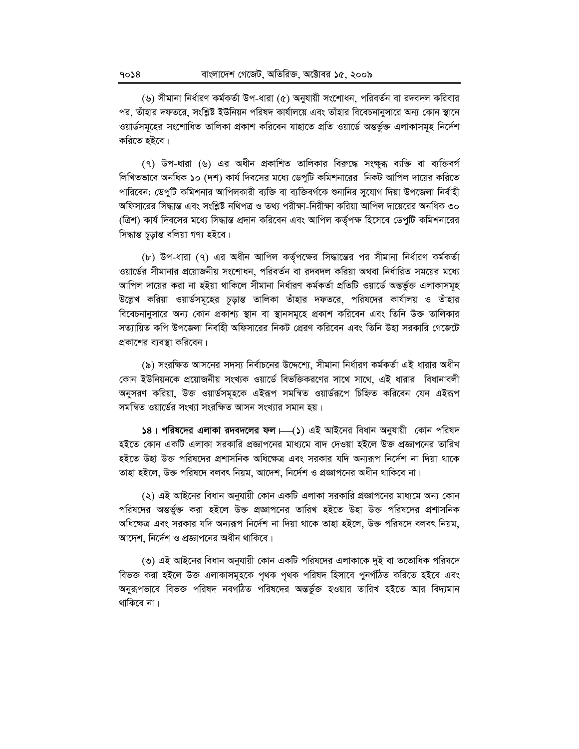(৬) সীমানা নির্ধারণ কর্মকর্তা উপ-ধারা (৫) অনুযায়ী সংশোধন, পরিবর্তন বা রদবদল করিবার পর, তাঁহার দফতরে, সংশ্লিষ্ট ইউনিয়ন পরিষদ কার্যালয়ে এবং তাঁহার বিবেচনানুসারে অন্য কোন স্থানে ওয়ার্ডসমূহের সংশোধিত তালিকা প্রকাশ করিবেন যাহাতে প্রতি ওয়ার্ডে অন্তর্ভুক্ত এলাকাসমূহ নির্দেশ করিতে হইবে।

(৭) উপ-ধারা (৬) এর অধীন প্রকাশিত তালিকার বিরুদ্ধে সংক্ষুব্ধ ব্যক্তি বা ব্যক্তিবর্গ লিখিতভাবে অনধিক ১০ (দশ) কার্য দিবসের মধ্যে ডেপুটি কমিশনারের নিকট আপিল দায়ের করিতে পারিবেন; ডেপুটি কমিশনার আপিলকারী ব্যক্তি বা ব্যক্তিবর্গকে শুনানির সুযোগ দিয়া উপজেলা নির্বাহী অফিসারের সিদ্ধান্ত এবং সংশ্লিষ্ট নথিপত্র ও তথ্য পরীক্ষা-নিরীক্ষা করিয়া আপিল দায়েরের অনধিক ৩০ (ত্রিশ) কার্য দিবসের মধ্যে সিদ্ধান্ত প্রদান করিবেন এবং আপিল কর্তৃপক্ষ হিসেবে ডেপুটি কমিশনারের সিদ্ধান্ত চূড়ান্ত বলিয়া গণ্য হইবে।

(৮) উপ-ধারা (৭) এর অধীন আপিল কর্তৃপক্ষের সিদ্ধান্তের পর সীমানা নির্ধারণ কর্মকর্তা ওয়ার্ডের সীমানার প্রয়োজনীয় সংশোধন, পরিবর্তন বা রদবদল করিয়া অথবা নির্ধারিত সময়ের মধ্যে আপিল দায়ের করা না হইয়া থাকিলে সীমানা নির্ধারণ কর্মকর্তা প্রতিটি ওয়ার্ডে অন্তর্ভুক্ত এলাকাসমূহ উল্লেখ করিয়া ওয়ার্ডসমূহের চূড়ান্ত তালিকা তাঁহার দফতরে, পরিষদের কার্যালয় ও তাঁহার বিবেচনানুসারে অন্য কোন প্রকাশ্য স্থান বা স্থানসমূহে প্রকাশ করিবেন এবং তিনি উক্ত তালিকার সত্যায়িত কপি উপজেলা নির্বাহী অফিসারের নিকট প্রেরণ করিবেন এবং তিনি উহা সরকারি গেজেটে প্রকাশের ব্যবস্থা করিবেন।

(৯) সংরক্ষিত আসনের সদস্য নির্বাচনের উদ্দেশ্যে, সীমানা নির্ধারণ কর্মকর্তা এই ধারার অধীন কোন ইউনিয়নকে প্রয়োজনীয় সংখ্যক ওয়ার্ডে বিভক্তিকরণের সাথে সাথে, এই ধারার বিধানাবলী অনুসরণ করিয়া, উক্ত ওয়ার্ডসমূহকে এইরূপ সমন্বিত ওয়ার্ডরূপে চিহ্নিত করিবেন যেন এইরূপ সমন্বিত ওয়ার্ডের সংখ্যা সংরক্ষিত আসন সংখ্যার সমান হয়।

**১৪। পরিষদের এলাকা রদবদলের ফল।**—(১) এই আইনের বিধান অনুযায়ী কোন পরিষদ হইতে কোন একটি এলাকা সরকারি প্রজ্ঞাপনের মাধ্যমে বাদ দেওয়া হইলে উক্ত প্রজ্ঞাপনের তারিখ হইতে উহা উক্ত পরিষদের প্রশাসনিক অধিক্ষেত্র এবং সরকার যদি অন্যরূপ নির্দেশ না দিয়া থাকে তাহা হইলে, উক্ত পরিষদে বলবৎ নিয়ম, আদেশ, নির্দেশ ও প্রজ্ঞাপনের অধীন থাকিবে না।

(২) এই আইনের বিধান অনুযায়ী কোন একটি এলাকা সরকারি প্রজ্ঞাপনের মাধ্যমে অন্য কোন পরিষদের অন্তর্ভুক্ত করা হইলে উক্ত প্রজ্ঞাপনের তারিখ হইতে উহা উক্ত পরিষদের প্রশাসনিক অধিক্ষেত্র এবং সরকার যদি অন্যরূপ নির্দেশ না দিয়া থাকে তাহা হইলে, উক্ত পরিষদে বলবৎ নিয়ম, আদেশ, নির্দেশ ও প্রজ্ঞাপনের অধীন থাকিবে।

(৩) এই আইনের বিধান অনুযায়ী কোন একটি পরিষদের এলাকাকে দুই বা ততোধিক পরিষদে বিভক্ত করা হইলে উক্ত এলাকাসমূহকে পৃথক পৃথক পরিষদ হিসাবে পুনর্গঠিত করিতে হইবে এবং অনুরূপভাবে বিভক্ত পরিষদ নবগঠিত পরিষদের অন্তর্ভুক্ত হওয়ার তারিখ হইতে আর বিদ্যমান থাকিবে না।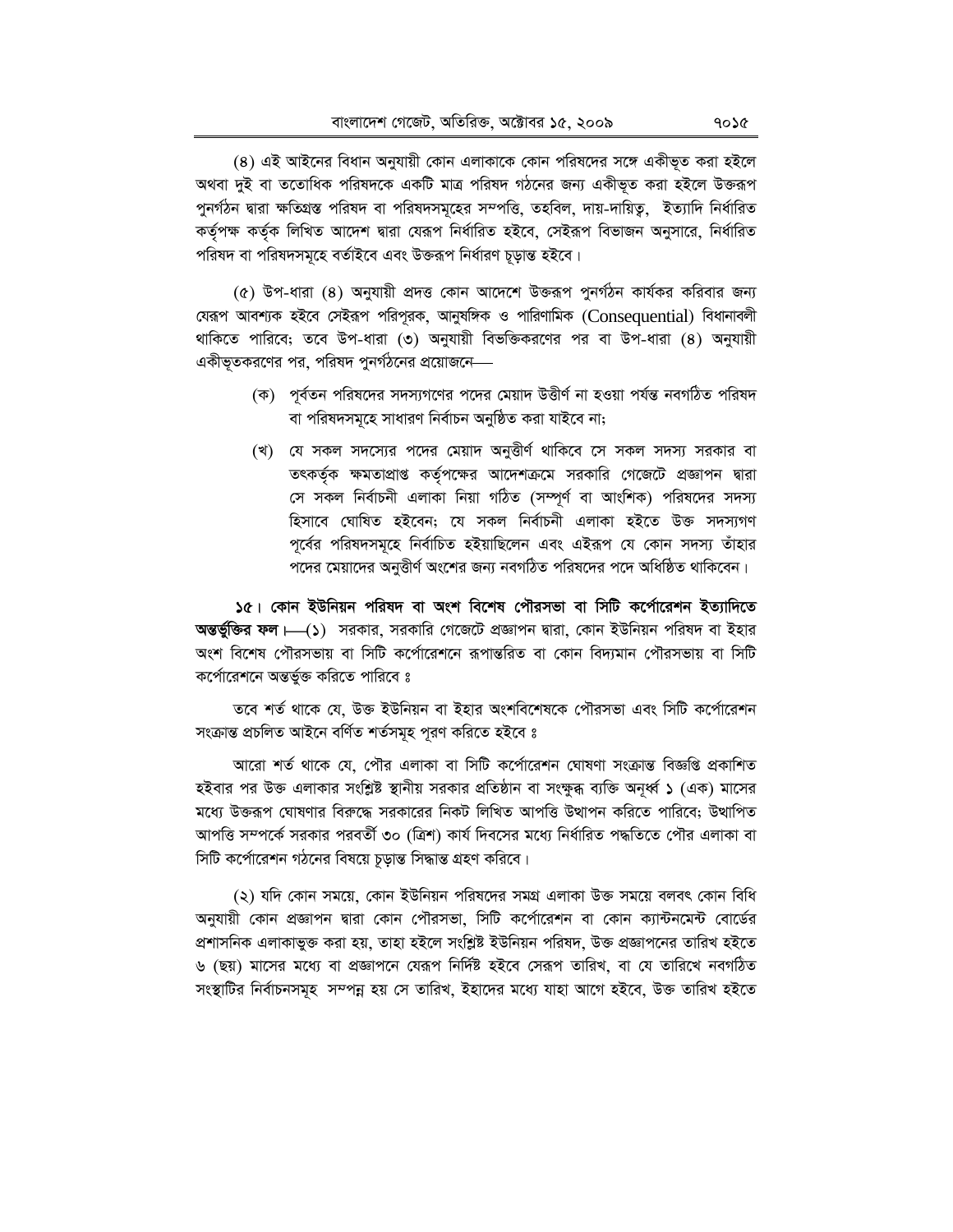(৪) এই আইনের বিধান অনুযায়ী কোন এলাকাকে কোন পরিষদের সঙ্গে একীভূত করা হইলে অথবা দুই বা ততোধিক পরিষদকে একটি মাত্র পরিষদ গঠনের জন্য একীভূত করা হইলে উক্তরূপ পুনর্গঠন দ্বারা ক্ষতিগ্রস্ত পরিষদ বা পরিষদসমূহের সম্পত্তি, তহবিল, দায়-দায়িত্ব, ইত্যাদি নির্ধারিত কর্তৃপক্ষ কর্তৃক লিখিত আদেশ দ্বারা যেরূপ নির্ধারিত হইবে, সেইরূপ বিভাজন অনুসারে, নির্ধারিত পরিষদ বা পরিষদসমূহে বর্তাইবে এবং উক্তরূপ নির্ধারণ চূড়ান্ত হইবে।

(৫) উপ-ধারা (৪) অনুযায়ী প্রদত্ত কোন আদেশে উক্তরূপ পুনর্গঠন কার্যকর করিবার জন্য যেরূপ আবশ্যক হইবে সেইরূপ পরিপূরক, আনুষঙ্গিক ও পারিণামিক (Consequential) বিধানাবলী থাকিতে পারিবে; তবে উপ-ধারা (৩) অনুযায়ী বিভক্তিকরণের পর বা উপ-ধারা (৪) অনুযায়ী একীভূতকরণের পর, পরিষদ পুনর্গঠনের প্রয়োজনে—

(ক) পূর্বতন পরিষদের সদস্যগণের পদের মেয়াদ উত্তীর্ণ না হওয়া পর্যন্ত নবগঠিত পরিষদ বা পরিষদসমূহে সাধারণ নির্বাচন অনুষ্ঠিত করা যাইবে না;

(খ) যে সকল সদস্যের পদের মেয়াদ অনুত্তীর্ণ থাকিবে সে সকল সদস্য সরকার বা তৎকর্তৃক ক্ষমতাপ্রাপ্ত কর্তৃপক্ষের আদেশক্রমে সরকারি গেজেটে প্রজ্ঞাপন দ্বারা সে সকল নির্বাচনী এলাকা নিয়া গঠিত (সম্পূর্ণ বা আংশিক) পরিষদের সদস্য হিসাবে ঘোষিত হইবেন; যে সকল নির্বাচনী এলাকা হইতে উক্ত সদস্যগণ পূর্বের পরিষদসমূহে নির্বাচিত হইয়াছিলেন এবং এইরূপ যে কোন সদস্য তাঁহার পদের মেয়াদের অনুত্তীর্ণ অংশের জন্য নবগঠিত পরিষদের পদে অধিষ্ঠিত থাকিবেন।

**১৫। কোন ইউনিয়ন পরিষদ বা অংশ বিশেষ পৌরসভা বা সিটি কর্পোরেশন ইত্যাদিতে অন্তর্ভুক্তির ফল।**—(১) সরকার, সরকারি গেজেটে প্রজ্ঞাপন দ্বারা, কোন ইউনিয়ন পরিষদ বা ইহার অংশ বিশেষ পৌরসভায় বা সিটি কর্পোরেশনে রূপান্তরিত বা কোন বিদ্যমান পৌরসভায় বা সিটি কর্পোরেশনে অন্তর্ভুক্ত করিতে পারিবে ঃ

তবে শর্ত থাকে যে, উক্ত ইউনিয়ন বা ইহার অংশবিশেষকে পৌরসভা এবং সিটি কর্পোরেশন সংক্রান্ত প্রচলিত আইনে বর্ণিত শর্তসমূহ পূরণ করিতে হইবে ঃ

আরো শর্ত থাকে যে, পৌর এলাকা বা সিটি কর্পোরেশন ঘোষণা সংক্রান্ত বিজ্ঞপ্তি প্রকাশিত হইবার পর উক্ত এলাকার সংশ্লিষ্ট স্থানীয় সরকার প্রতিষ্ঠান বা সংক্ষুব্ধ ব্যক্তি অনূর্ধ্ব **১** (এক) মাসের মধ্যে উক্তরূপ ঘোষণার বিরুদ্ধে সরকারের নিকট লিখিত আপত্তি উত্থাপন করিতে পারিবে; উত্থাপিত আপত্তি সম্পর্কে সরকার পরবর্তী ৩০ (ত্রিশ) কার্য দিবসের মধ্যে নির্ধারিত পদ্ধতিতে পৌর এলাকা বা সিটি কর্পোরেশন গঠনের বিষয়ে চূড়ান্ত সিদ্ধান্ত গ্রহণ করিবে।

(২) যদি কোন সময়ে, কোন ইউনিয়ন পরিষদের সমগ্র এলাকা উক্ত সময়ে বলবৎ কোন বিধি অনুযায়ী কোন প্রজ্ঞাপন দ্বারা কোন পৌরসভা, সিটি কর্পোরেশন বা কোন ক্যান্টনমেন্ট বোর্ডের প্রশাসনিক এলাকাভুক্ত করা হয়, তাহা হইলে সংশ্লিষ্ট ইউনিয়ন পরিষদ, উক্ত প্রজ্ঞাপনের তারিখ হইতে ৬ (ছয়) মাসের মধ্যে বা প্রজ্ঞাপনে যেরূপ নির্দিষ্ট হইবে সেরূপ তারিখ, বা যে তারিখে নবগঠিত সংস্থাটির নির্বাচনসমূহ সম্পন্ন হয় সে তারিখ, ইহাদের মধ্যে যাহা আগে হইবে, উক্ত তারিখ হইতে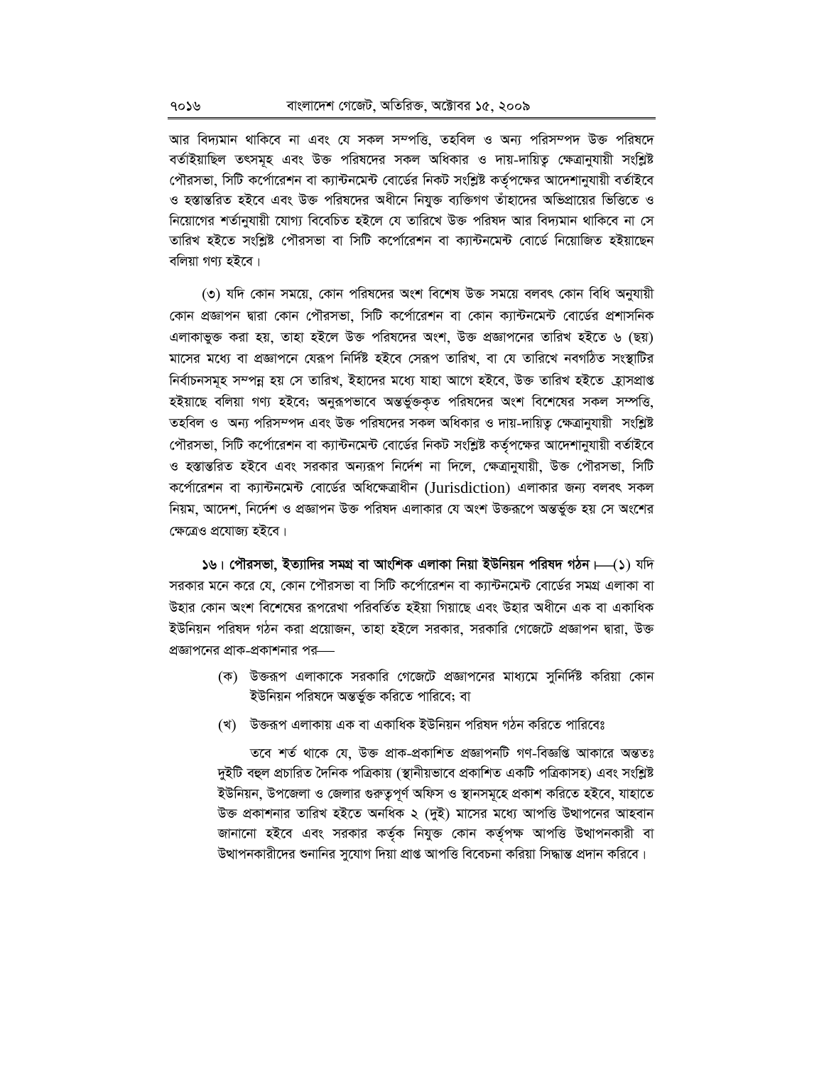আর বিদ্যমান থাকিবে না এবং যে সকল সম্পত্তি, তহবিল ও অন্য পরিসম্পদ উক্ত পরিষদে বর্তাইয়াছিল তৎসমূহ এবং উক্ত পরিষদের সকল অধিকার ও দায়-দায়িত্ব ক্ষেত্রানুযায়ী সংশ্লিষ্ট পৌরসভা, সিটি কর্পোরেশন বা ক্যান্টনমেন্ট বোর্ডের নিকট সংশ্লিষ্ট কর্তৃপক্ষের আদেশানুযায়ী বর্তাইবে ও হস্তান্তরিত হইবে এবং উক্ত পরিষদের অধীনে নিযুক্ত ব্যক্তিগণ তাঁহাদের অভিপ্রায়ের ভিত্তিতে ও নিয়োগের শর্তানুযায়ী যোগ্য বিবেচিত হইলে যে তারিখে উক্ত পরিষদ আর বিদ্যমান থাকিবে না সে তারিখ হইতে সংশ্লিষ্ট পৌরসভা বা সিটি কর্পোরেশন বা ক্যান্টনমেন্ট বোর্ডে নিয়োজিত হইয়াছেন বলিয়া গণ্য হইবে।

(৩) যদি কোন সময়ে, কোন পরিষদের অংশ বিশেষ উক্ত সময়ে বলবৎ কোন বিধি অনুযায়ী কোন প্রজ্ঞাপন দ্বারা কোন পৌরসভা, সিটি কর্পোরেশন বা কোন ক্যান্টনমেন্ট বোর্ডের প্রশাসনিক এলাকাভুক্ত করা হয়, তাহা হইলে উক্ত পরিষদের অংশ, উক্ত প্রজ্ঞাপনের তারিখ হইতে ৬ (ছয়) মাসের মধ্যে বা প্রজ্ঞাপনে যেরূপ নির্দিষ্ট হইবে সেরূপ তারিখ, বা যে তারিখে নবগঠিত সংস্থাটির নির্বাচনসমূহ সম্পন্ন হয় সে তারিখ, ইহাদের মধ্যে যাহা আগে হইবে, উক্ত তারিখ হইতে হ্রাসপ্রাপ্ত হইয়াছে বলিয়া গণ্য হইবে; অনুরূপভাবে অন্তর্ভুক্তকৃত পরিষদের অংশ বিশেষের সকল সম্পত্তি, তহবিল ও অন্য পরিসম্পদ এবং উক্ত পরিষদের সকল অধিকার ও দায়-দায়িত্ব ক্ষেত্রানুযায়ী সংশ্লিষ্ট পৌরসভা, সিটি কর্পোরেশন বা ক্যান্টনমেন্ট বোর্ডের নিকট সংশ্লিষ্ট কর্তৃপক্ষের আদেশানুযায়ী বর্তাইবে ও হস্তান্তরিত হইবে এবং সরকার অন্যরূপ নির্দেশ না দিলে, ক্ষেত্রানুযায়ী, উক্ত পৌরসভা, সিটি কর্পোরেশন বা ক্যান্টনমেন্ট বোর্ডের অধিক্ষেত্রাধীন (Jurisdiction) এলাকার জন্য বলবৎ সকল নিয়ম, আদেশ, নির্দেশ ও প্রজ্ঞাপন উক্ত পরিষদ এলাকার যে অংশ উক্তরূপে অন্তর্ভুক্ত হয় সে অংশের ক্ষেত্রেও প্রযোজ্য হইবে।

**১৬। পৌরসভা, ইত্যাদির সমগ্র বা আংশিক এলাকা নিয়া ইউনিয়ন পরিষদ গঠন।**—(১) যদি সরকার মনে করে যে, কোন পৌরসভা বা সিটি কর্পোরেশন বা ক্যান্টনমেন্ট বোর্ডের সমগ্র এলাকা বা উহার কোন অংশ বিশেষের রূপরেখা পরিবর্তিত হইয়া গিয়াছে এবং উহার অধীনে এক বা একাধিক ইউনিয়ন পরিষদ গঠন করা প্রয়োজন, তাহা হইলে সরকার, সরকারি গেজেটে প্রজ্ঞাপন দ্বারা, উক্ত প্রজ্ঞাপনের প্রাক-প্রকাশনার পর—

(ক) উক্তরূপ এলাকাকে সরকারি গেজেটে প্রজ্ঞাপনের মাধ্যমে সুনির্দিষ্ট করিয়া কোন ইউনিয়ন পরিষদে অন্তর্ভুক্ত করিতে পারিবে; বা

(খ) উক্তরূপ এলাকায় এক বা একাধিক ইউনিয়ন পরিষদ গঠন করিতে পারিবেঃ

তবে শর্ত থাকে যে, উক্ত প্রাক-প্রকাশিত প্রজ্ঞাপনটি গণ-বিজ্ঞপ্তি আকারে অন্ততঃ দুইটি বহুল প্রচারিত দৈনিক পত্রিকায় (স্থানীয়ভাবে প্রকাশিত একটি পত্রিকাসহ) এবং সংশ্লিষ্ট ইউনিয়ন, উপজেলা ও জেলার গুরুত্বপূর্ণ অফিস ও স্থানসমূহে প্রকাশ করিতে হইবে, যাহাতে উক্ত প্রকাশনার তারিখ হইতে অনধিক ২ (দুই) মাসের মধ্যে আপত্তি উত্থাপনের আহবান জানানো হইবে এবং সরকার কর্তৃক নিযুক্ত কোন কর্তৃপক্ষ আপত্তি উত্থাপনকারী বা উত্থাপনকারীদের শুনানির সুযোগ দিয়া প্রাপ্ত আপত্তি বিবেচনা করিয়া সিদ্ধান্ত প্রদান করিবে।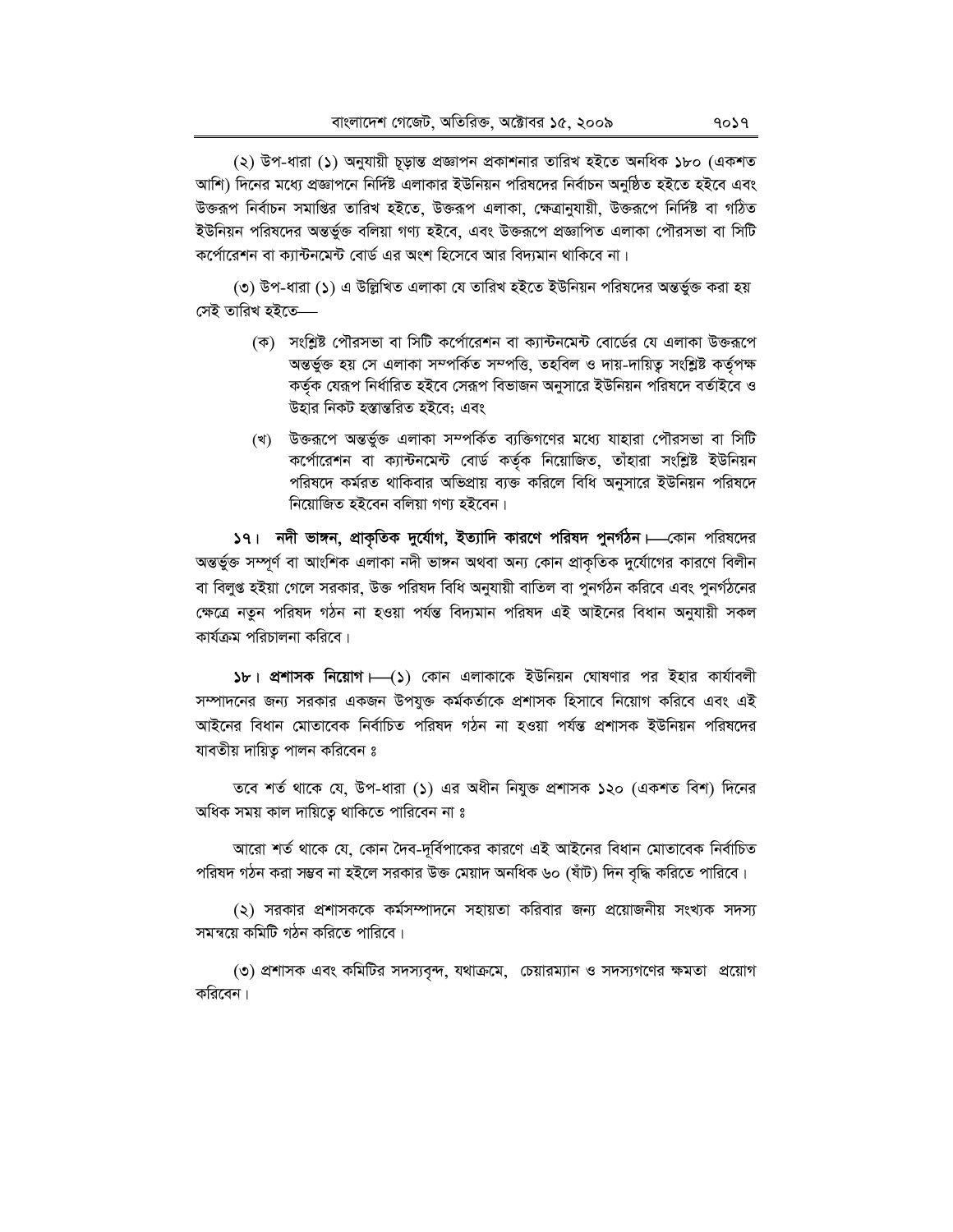(২) উপ-ধারা (১) অনুযায়ী চূড়ান্ত প্রজ্ঞাপন প্রকাশনার তারিখ হইতে অনধিক ১৮০ (একশত আশি) দিনের মধ্যে প্রজ্ঞাপনে নির্দিষ্ট এলাকার ইউনিয়ন পরিষদের নির্বাচন অনুষ্ঠিত হইতে হইবে এবং উক্তরূপ নির্বাচন সমাপ্তির তারিখ হইতে, উক্তরূপ এলাকা, ক্ষেত্রানুযায়ী, উক্তরূপে নির্দিষ্ট বা গঠিত ইউনিয়ন পরিষদের অন্তর্ভুক্ত বলিয়া গণ্য হইবে, এবং উক্তরূপে প্রজ্ঞাপিত এলাকা পৌরসভা বা সিটি কর্পোরেশন বা ক্যান্টনমেন্ট বোর্ড এর অংশ হিসেবে আর বিদ্যমান থাকিবে না।

(৩) উপ-ধারা (১) এ উল্লিখিত এলাকা যে তারিখ হইতে ইউনিয়ন পরিষদের অন্তর্ভুক্ত করা হয় সেই তারিখ হইতে—

(ক) সংশ্লিষ্ট পৌরসভা বা সিটি কর্পোরেশন বা ক্যান্টনমেন্ট বোর্ডের যে এলাকা উক্তরূপে অন্তর্ভুক্ত হয় সে এলাকা সম্পর্কিত সম্পত্তি, তহবিল ও দায়-দায়িত্ব সংশ্লিষ্ট কর্তৃপক্ষ কর্তৃক যেরূপ নির্ধারিত হইবে সেরূপ বিভাজন অনুসারে ইউনিয়ন পরিষদে বর্তাইবে ও উহার নিকট হস্তান্তরিত হইবে; এবং

(খ) উক্তরূপে অন্তর্ভুক্ত এলাকা সম্পর্কিত ব্যক্তিগণের মধ্যে যাহারা পৌরসভা বা সিটি কর্পোরেশন বা ক্যান্টনমেন্ট বোর্ড কর্তৃক নিয়োজিত, তাঁহারা সংশ্লিষ্ট ইউনিয়ন পরিষদে কর্মরত থাকিবার অভিপ্রায় ব্যক্ত করিলে বিধি অনুসারে ইউনিয়ন পরিষদে নিয়োজিত হইবেন বলিয়া গণ্য হইবেন।

**১৭। নদী ভাঙ্গন, প্রাকৃতিক দুর্যোগ, ইত্যাদি কারণে পরিষদ পুনর্গঠন।**—কোন পরিষদের অন্তর্ভুক্ত সম্পূর্ণ বা আংশিক এলাকা নদী ভাঙ্গন অথবা অন্য কোন প্রাকৃতিক দুর্যোগের কারণে বিলীন বা বিলুপ্ত হইয়া গেলে সরকার, উক্ত পরিষদ বিধি অনুযায়ী বাতিল বা পুনর্গঠন করিবে এবং পুনর্গঠনের ক্ষেত্রে নতুন পরিষদ গঠন না হওয়া পর্যন্ত বিদ্যমান পরিষদ এই আইনের বিধান অনুযায়ী সকল কার্যক্রম পরিচালনা করিবে।

**১৮। প্রশাসক নিয়োগ।**—(১) কোন এলাকাকে ইউনিয়ন ঘোষণার পর ইহার কার্যাবলী সম্পাদনের জন্য সরকার একজন উপযুক্ত কর্মকর্তাকে প্রশাসক হিসাবে নিয়োগ করিবে এবং এই আইনের বিধান মোতাবেক নির্বাচিত পরিষদ গঠন না হওয়া পর্যন্ত প্রশাসক ইউনিয়ন পরিষদের যাবতীয় দায়িত্ব পালন করিবেন ঃ

তবে শর্ত থাকে যে, উপ-ধারা (১) এর অধীন নিযুক্ত প্রশাসক ১২০ (একশত বিশ) দিনের অধিক সময় কাল দায়িত্বে থাকিতে পারিবেন না ঃ

আরো শর্ত থাকে যে, কোন দৈব-দুর্বিপাকের কারণে এই আইনের বিধান মোতাবেক নির্বাচিত পরিষদ গঠন করা সম্ভব না হইলে সরকার উক্ত মেয়াদ অনধিক ৬০ (ষাঁট) দিন বৃদ্ধি করিতে পারিবে।

(২) সরকার প্রশাসককে কর্মসম্পাদনে সহায়তা করিবার জন্য প্রয়োজনীয় সংখ্যক সদস্য সমন্বয়ে কমিটি গঠন করিতে পারিবে।

(৩) প্রশাসক এবং কমিটির সদস্যবৃন্দ, যথাক্রমে, চেয়ারম্যান ও সদস্যগণের ক্ষমতা প্রয়োগ করিবেন।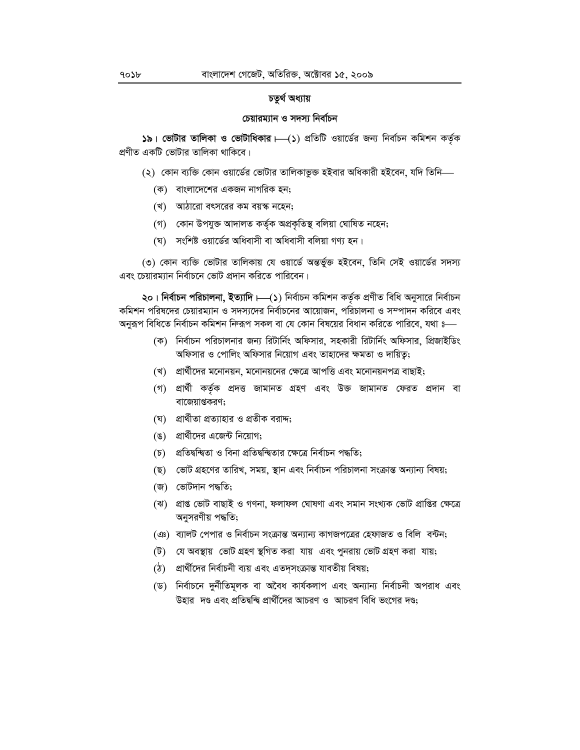## চতুর্থ অধ্যায়

### চেয়ারম্যান ও সদস্য নির্বাচন

**১৯। ভোটার তালিকা ও ভোটাধিকার।**—(১) প্রতিটি ওয়ার্ডের জন্য নির্বাচন কমিশন কর্তৃক প্রণীত একটি ভোটার তালিকা থাকিবে।

(২) কোন ব্যক্তি কোন ওয়ার্ডের ভোটার তালিকাভুক্ত হইবার অধিকারী হইবেন, যদি তিনি—

(ক) বাংলাদেশের একজন নাগরিক হন;

(খ) আঠারো বৎসরের কম বয়স্ক নহেন;

(গ) কোন উপযুক্ত আদালত কর্তৃক অপ্রকৃতিস্থ বলিয়া ঘোষিত নহেন;

(ঘ) সংশ্লিষ্ট ওয়ার্ডের অধিবাসী বা অধিবাসী বলিয়া গণ্য হন।

(৩) কোন ব্যক্তি ভোটার তালিকায় যে ওয়ার্ডে অন্তর্ভুক্ত হইবেন, তিনি সেই ওয়ার্ডের সদস্য এবং চেয়ারম্যান নির্বাচনে ভোট প্রদান করিতে পারিবেন।

**২০। নির্বাচন পরিচালনা, ইত্যাদি।**—(১) নির্বাচন কমিশন কর্তৃক প্রণীত বিধি অনুসারে নির্বাচন কমিশন পরিষদের চেয়ারম্যান ও সদস্যদের নির্বাচনের আয়োজন, পরিচালনা ও সম্পাদন করিবে এবং অনুরূপ বিধিতে নির্বাচন কমিশন নিম্নরূপ সকল বা যে কোন বিষয়ের বিধান করিতে পারিবে, যথা ঃ—

(ক) নির্বাচন পরিচালনার জন্য রিটার্নিং অফিসার, সহকারী রিটার্নিং অফিসার, প্রিজাইডিং অফিসার ও পোলিং অফিসার নিয়োগ এবং তাহাদের ক্ষমতা ও দায়িত্ব;

(খ) প্রার্থীদের মনোনয়ন, মনোনয়নের ক্ষেত্রে আপত্তি এবং মনোনয়নপত্র বাছাই;

(গ) প্রার্থী কর্তৃক প্রদত্ত জামানত গ্রহণ এবং উক্ত জামানত ফেরত প্রদান বা বাজেয়াপ্তকরণ;

(ঘ) প্রার্থীতা প্রত্যাহার ও প্রতীক বরাদ্দ;

(ঙ) প্রার্থীদের এজেন্ট নিয়োগ;

(চ) প্রতিদ্বন্দ্বিতা ও বিনা প্রতিদ্বন্দ্বিতার ক্ষেত্রে নির্বাচন পদ্ধতি;

(ছ) ভোট গ্রহণের তারিখ, সময়, স্থান এবং নির্বাচন পরিচালনা সংক্রান্ত অন্যান্য বিষয়;

(জ) ভোটদান পদ্ধতি;

(ঝ) প্রাপ্ত ভোট বাছাই ও গণনা, ফলাফল ঘোষণা এবং সমান সংখ্যক ভোট প্রাপ্তির ক্ষেত্রে অনুসরণীয় পদ্ধতি;

(ঞ) ব্যালট পেপার ও নির্বাচন সংক্রান্ত অন্যান্য কাগজপত্রের হেফাজত ও বিলি বন্টন;

(ট) যে অবস্থায় ভোট গ্রহণ স্থগিত করা যায় এবং পুনরায় ভোট গ্রহণ করা যায়;

(ঠ) প্রার্থীদের নির্বাচনী ব্যয় এবং এতদ্‌সংক্রান্ত যাবতীয় বিষয়;

(ড) নির্বাচনে দুর্নীতিমূলক বা অবৈধ কার্যকলাপ এবং অন্যান্য নির্বাচনী অপরাধ এবং উহার দণ্ড এবং প্রতিদ্বন্দ্বি প্রার্থীদের আচরণ ও আচরণ বিধি ভংগের দণ্ড;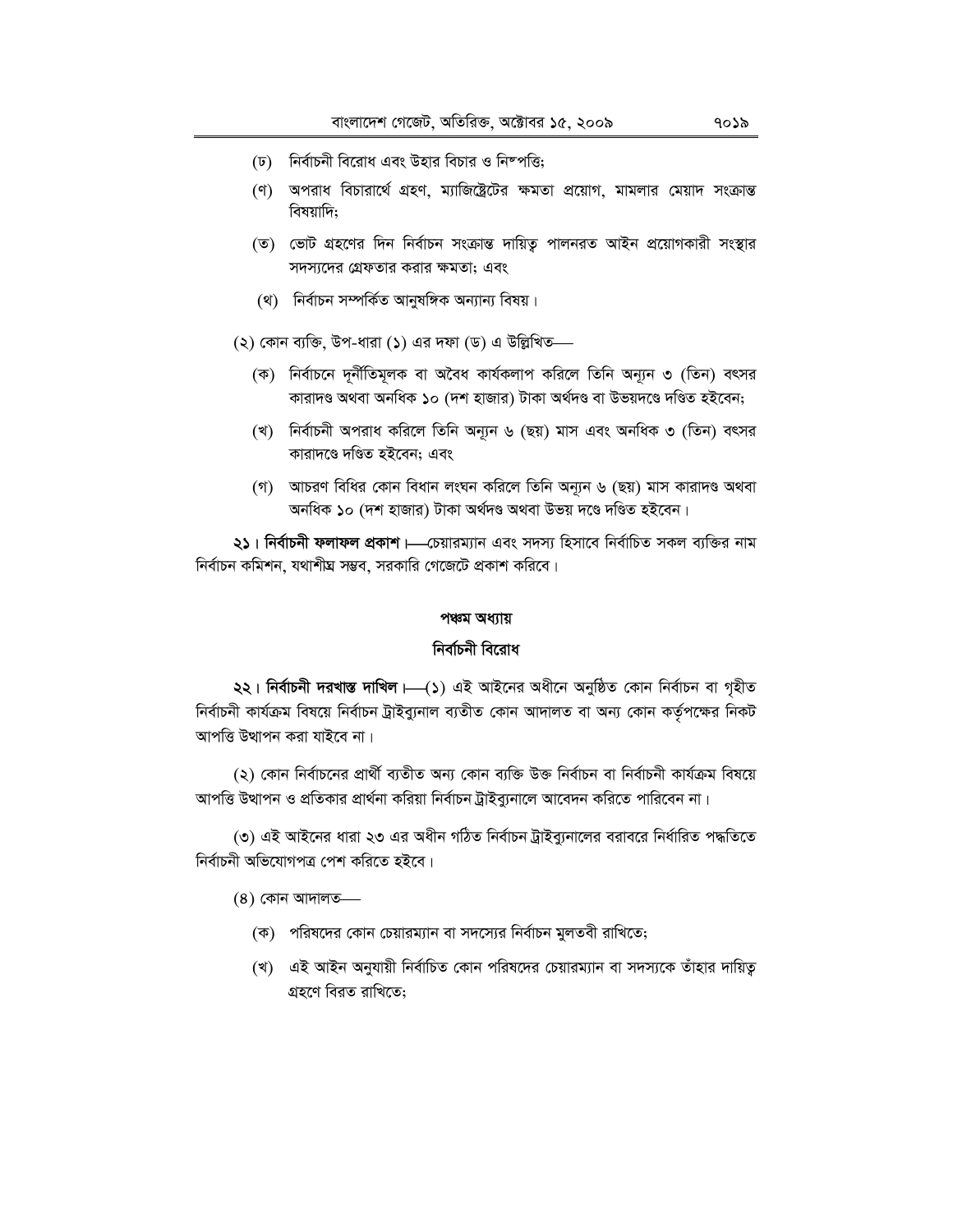(ঢ) নির্বাচনী বিরোধ এবং উহার বিচার ও নিস্পত্তি;

(ণ) অপরাধ বিচারার্থে গ্রহণ, ম্যাজিস্ট্রেটের ক্ষমতা প্রয়োগ, মামলার মেয়াদ সংক্রান্ত বিষয়াদি;

(ত) ভোট গ্রহণের দিন নির্বাচন সংক্রান্ত দায়িত্ব পালনরত আইন প্রয়োগকারী সংস্থার সদস্যদের গ্রেফতার করার ক্ষমতা; এবং

(থ) নির্বাচন সম্পর্কিত আনুষঙ্গিক অন্যান্য বিষয়।

(২) কোন ব্যক্তি, উপ-ধারা (১) এর দফা (ড) এ উল্লিখিত—

(ক) নির্বাচনে দুর্নীতিমূলক বা অবৈধ কার্যকলাপ করিলে তিনি অন্যূন ৩ (তিন) বৎসর কারাদণ্ড অথবা অনধিক ১০ (দশ হাজার) টাকা অর্থদণ্ড বা উভয়দণ্ডে দণ্ডিত হইবেন;

(খ) নির্বাচনী অপরাধ করিলে তিনি অন্যূন ৬ (ছয়) মাস এবং অনধিক ৩ (তিন) বৎসর কারাদণ্ডে দণ্ডিত হইবেন; এবং

(গ) আচরণ বিধির কোন বিধান লংঘন করিলে তিনি অন্যূন ৬ (ছয়) মাস কারাদণ্ড অথবা অনধিক ১০ (দশ হাজার) টাকা অর্থদণ্ড অথবা উভয় দণ্ডে দণ্ডিত হইবেন।

**২১। নির্বাচনী ফলাফল প্রকাশ।**—চেয়ারম্যান এবং সদস্য হিসাবে নির্বাচিত সকল ব্যক্তির নাম নির্বাচন কমিশন, যথাশীঘ্র সম্ভব, সরকারি গেজেটে প্রকাশ করিবে।

## পঞ্চম অধ্যায়

## নির্বাচনী বিরোধ

**২২। নির্বাচনী দরখাস্ত দাখিল।**—(১) এই আইনের অধীনে অনুষ্ঠিত কোন নির্বাচন বা গৃহীত নির্বাচনী কার্যক্রম বিষয়ে নির্বাচন ট্রাইব্যুনাল ব্যতীত কোন আদালত বা অন্য কোন কর্তৃপক্ষের নিকট আপত্তি উত্থাপন করা যাইবে না।

(২) কোন নির্বাচনের প্রার্থী ব্যতীত অন্য কোন ব্যক্তি উক্ত নির্বাচন বা নির্বাচনী কার্যক্রম বিষয়ে আপত্তি উত্থাপন ও প্রতিকার প্রার্থনা করিয়া নির্বাচন ট্রাইব্যুনালে আবেদন করিতে পারিবেন না।

(৩) এই আইনের ধারা ২৩ এর অধীন গঠিত নির্বাচন ট্রাইব্যুনালের বরাবরে নির্ধারিত পদ্ধতিতে নির্বাচনী অভিযোগপত্র পেশ করিতে হইবে।

(৪) কোন আদালত—

(ক) পরিষদের কোন চেয়ারম্যান বা সদস্যের নির্বাচন মুলতবী রাখিতে;

(খ) এই আইন অনুযায়ী নির্বাচিত কোন পরিষদের চেয়ারম্যান বা সদস্যকে তাঁহার দায়িত্ব গ্রহণে বিরত রাখিতে;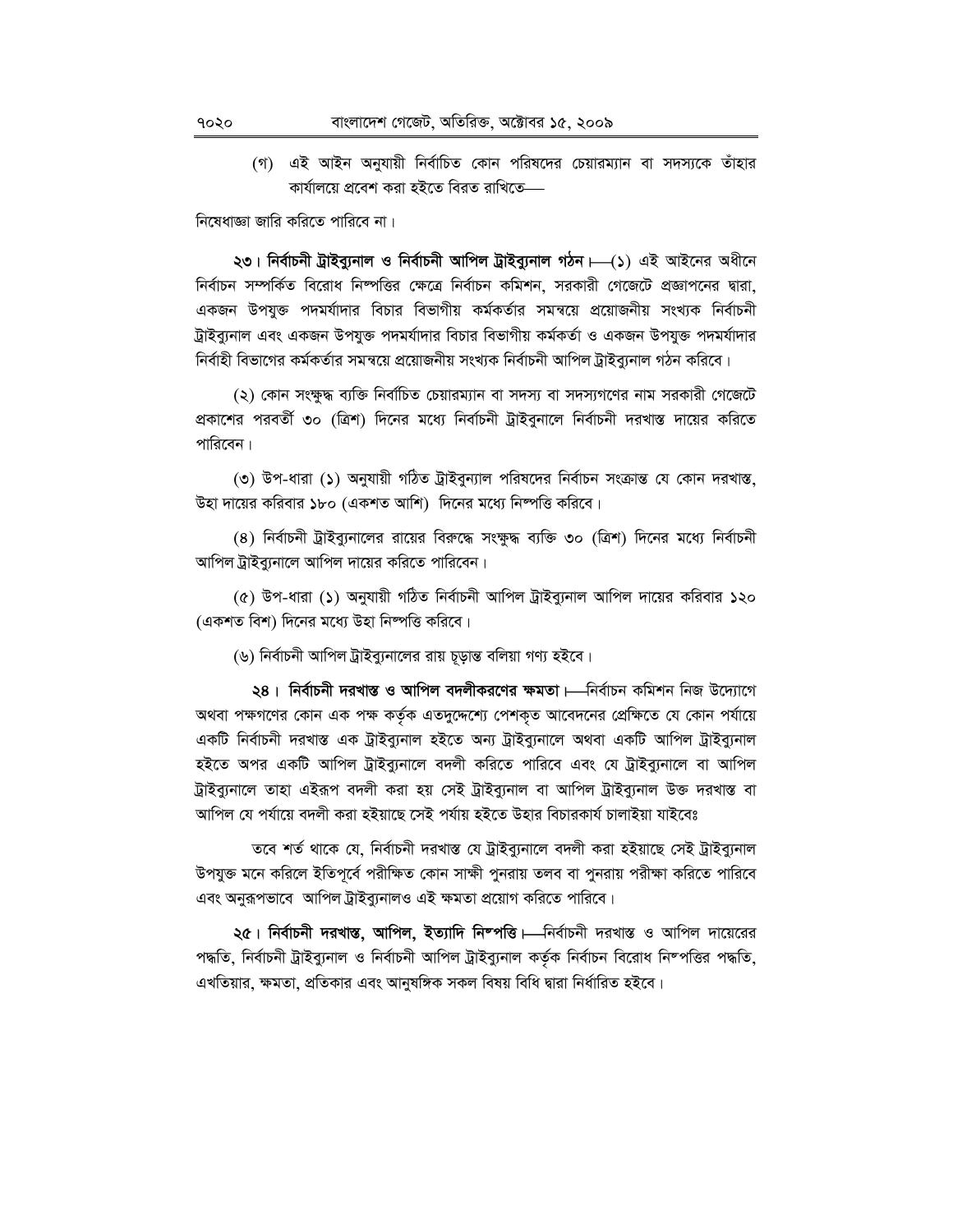(গ) এই আইন অনুযায়ী নির্বাচিত কোন পরিষদের চেয়ারম্যান বা সদস্যকে তাঁহার কার্যালয়ে প্রবেশ করা হইতে বিরত রাখিতে—

নিষেধাজ্ঞা জারি করিতে পারিবে না।

**২৩। নির্বাচনী ট্রাইব্যুনাল ও নির্বাচনী আপিল ট্রাইব্যুনাল গঠন।**—(১) এই আইনের অধীনে নির্বাচন সম্পর্কিত বিরোধ নিষ্পত্তির ক্ষেত্রে নির্বাচন কমিশন, সরকারী গেজেটে প্রজ্ঞাপনের দ্বারা, একজন উপযুক্ত পদমর্যাদার বিচার বিভাগীয় কর্মকর্তার সমন্বয়ে প্রয়োজনীয় সংখ্যক নির্বাচনী ট্রাইব্যুনাল এবং একজন উপযুক্ত পদমর্যাদার বিচার বিভাগীয় কর্মকর্তা ও একজন উপযুক্ত পদমর্যাদার নির্বাহী বিভাগের কর্মকর্তার সমন্বয়ে প্রয়োজনীয় সংখ্যক নির্বাচনী আপিল ট্রাইব্যুনাল গঠন করিবে।

(২) কোন সংক্ষুব্ধ ব্যক্তি নির্বাচিত চেয়ারম্যান বা সদস্য বা সদস্যগণের নাম সরকারী গেজেটে প্রকাশের পরবর্তী ৩০ (ত্রিশ) দিনের মধ্যে নির্বাচনী ট্রাইবুনালে নির্বাচনী দরখাস্ত দায়ের করিতে পারিবেন।

(৩) উপ-ধারা (১) অনুযায়ী গঠিত ট্রাইবুন্যাল পরিষদের নির্বাচন সংক্রান্ত যে কোন দরখাস্ত, উহা দায়ের করিবার ১৮০ (একশত আশি) দিনের মধ্যে নিষ্পত্তি করিবে।

(৪) নির্বাচনী ট্রাইব্যুনালের রায়ের বিরুদ্ধে সংক্ষুব্ধ ব্যক্তি ৩০ (ত্রিশ) দিনের মধ্যে নির্বাচনী আপিল ট্রাইব্যুনালে আপিল দায়ের করিতে পারিবেন।

(৫) উপ-ধারা (১) অনুযায়ী গঠিত নির্বাচনী আপিল ট্রাইব্যুনাল আপিল দায়ের করিবার ১২০ (একশত বিশ) দিনের মধ্যে উহা নিষ্পত্তি করিবে।

(৬) নির্বাচনী আপিল ট্রাইব্যুনালের রায় চূড়ান্ত বলিয়া গণ্য হইবে।

**২৪। নির্বাচনী দরখাস্ত ও আপিল বদলীকরণের ক্ষমতা।**—নির্বাচন কমিশন নিজ উদ্যোগে অথবা পক্ষগণের কোন এক পক্ষ কর্তৃক এতদুদ্দেশ্যে পেশকৃত আবেদনের প্রেক্ষিতে যে কোন পর্যায়ে একটি নির্বাচনী দরখাস্ত এক ট্রাইব্যুনাল হইতে অন্য ট্রাইব্যুনালে অথবা একটি আপিল ট্রাইব্যুনাল হইতে অপর একটি আপিল ট্রাইব্যুনালে বদলী করিতে পারিবে এবং যে ট্রাইব্যুনালে বা আপিল ট্রাইব্যুনালে তাহা এইরূপ বদলী করা হয় সেই ট্রাইব্যুনাল বা আপিল ট্রাইব্যুনাল উক্ত দরখাস্ত বা আপিল যে পর্যায়ে বদলী করা হইয়াছে সেই পর্যায় হইতে উহার বিচারকার্য চালাইয়া যাইবেঃ

তবে শর্ত থাকে যে, নির্বাচনী দরখাস্ত যে ট্রাইব্যুনালে বদলী করা হইয়াছে সেই ট্রাইব্যুনাল উপযুক্ত মনে করিলে ইতিপূর্বে পরীক্ষিত কোন সাক্ষী পুনরায় তলব বা পুনরায় পরীক্ষা করিতে পারিবে এবং অনুরূপভাবে আপিল ট্রাইব্যুনালও এই ক্ষমতা প্রয়োগ করিতে পারিবে।

**২৫। নির্বাচনী দরখাস্ত, আপিল, ইত্যাদি নিষ্পত্তি।**—নির্বাচনী দরখাস্ত ও আপিল দায়েরের পদ্ধতি, নির্বাচনী ট্রাইব্যুনাল ও নির্বাচনী আপিল ট্রাইব্যুনাল কর্তৃক নির্বাচন বিরোধ নিষ্পত্তির পদ্ধতি, এখতিয়ার, ক্ষমতা, প্রতিকার এবং আনুষঙ্গিক সকল বিষয় বিধি দ্বারা নির্ধারিত হইবে।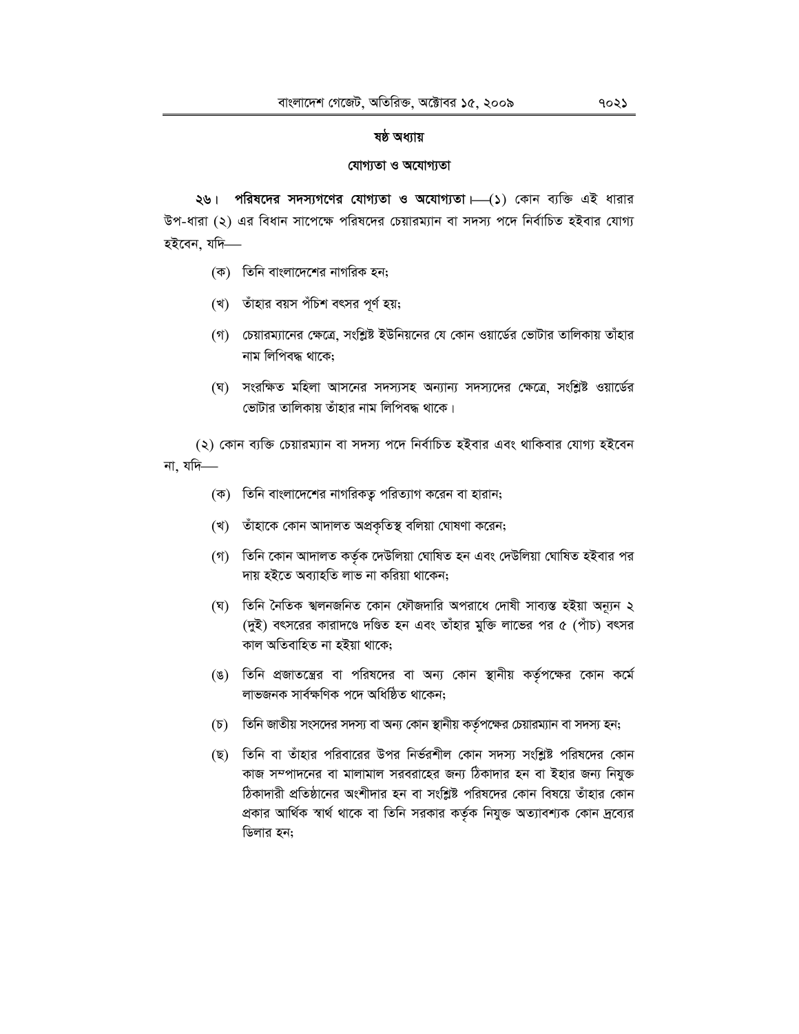## ষষ্ঠ অধ্যায়

### যোগ্যতা ও অযোগ্যতা

২৬। **পরিষদের সদস্যগণের যোগ্যতা ও অযোগ্যতা।**—(১) কোন ব্যক্তি এই ধারার উপ-ধারা (২) এর বিধান সাপেক্ষে পরিষদের চেয়ারম্যান বা সদস্য পদে নির্বাচিত হইবার যোগ্য হইবেন, যদি—

(ক) তিনি বাংলাদেশের নাগরিক হন;

(খ) তাঁহার বয়স পঁচিশ বৎসর পূর্ণ হয়;

(গ) চেয়ারম্যানের ক্ষেত্রে, সংশ্লিষ্ট ইউনিয়নের যে কোন ওয়ার্ডের ভোটার তালিকায় তাঁহার নাম লিপিবদ্ধ থাকে;

(ঘ) সংরক্ষিত মহিলা আসনের সদস্যসহ অন্যান্য সদস্যদের ক্ষেত্রে, সংশ্লিষ্ট ওয়ার্ডের ভোটার তালিকায় তাঁহার নাম লিপিবদ্ধ থাকে।

(২) কোন ব্যক্তি চেয়ারম্যান বা সদস্য পদে নির্বাচিত হইবার এবং থাকিবার যোগ্য হইবেন না, যদি—

(ক) তিনি বাংলাদেশের নাগরিকত্ব পরিত্যাগ করেন বা হারান;

(খ) তাঁহাকে কোন আদালত অপ্রকৃতিস্থ বলিয়া ঘোষণা করেন;

(গ) তিনি কোন আদালত কর্তৃক দেউলিয়া ঘোষিত হন এবং দেউলিয়া ঘোষিত হইবার পর দায় হইতে অব্যাহতি লাভ না করিয়া থাকেন;

(ঘ) তিনি নৈতিক স্খলনজনিত কোন ফৌজদারি অপরাধে দোষী সাব্যস্ত হইয়া অন্যূন ২ (দুই) বৎসরের কারাদণ্ডে দণ্ডিত হন এবং তাঁহার মুক্তি লাভের পর ৫ (পাঁচ) বৎসর কাল অতিবাহিত না হইয়া থাকে;

(ঙ) তিনি প্রজাতন্ত্রের বা পরিষদের বা অন্য কোন স্থানীয় কর্তৃপক্ষের কোন কর্মে লাভজনক সার্বক্ষণিক পদে অধিষ্ঠিত থাকেন;

(চ) তিনি জাতীয় সংসদের সদস্য বা অন্য কোন স্থানীয় কর্তৃপক্ষের চেয়ারম্যান বা সদস্য হন;

(ছ) তিনি বা তাঁহার পরিবারের উপর নির্ভরশীল কোন সদস্য সংশ্লিষ্ট পরিষদের কোন কাজ সম্পাদনের বা মালামাল সরবরাহের জন্য ঠিকাদার হন বা ইহার জন্য নিযুক্ত ঠিকাদারী প্রতিষ্ঠানের অংশীদার হন বা সংশ্লিষ্ট পরিষদের কোন বিষয়ে তাঁহার কোন প্রকার আর্থিক স্বার্থ থাকে বা তিনি সরকার কর্তৃক নিযুক্ত অত্যাবশ্যক কোন দ্রব্যের ডিলার হন;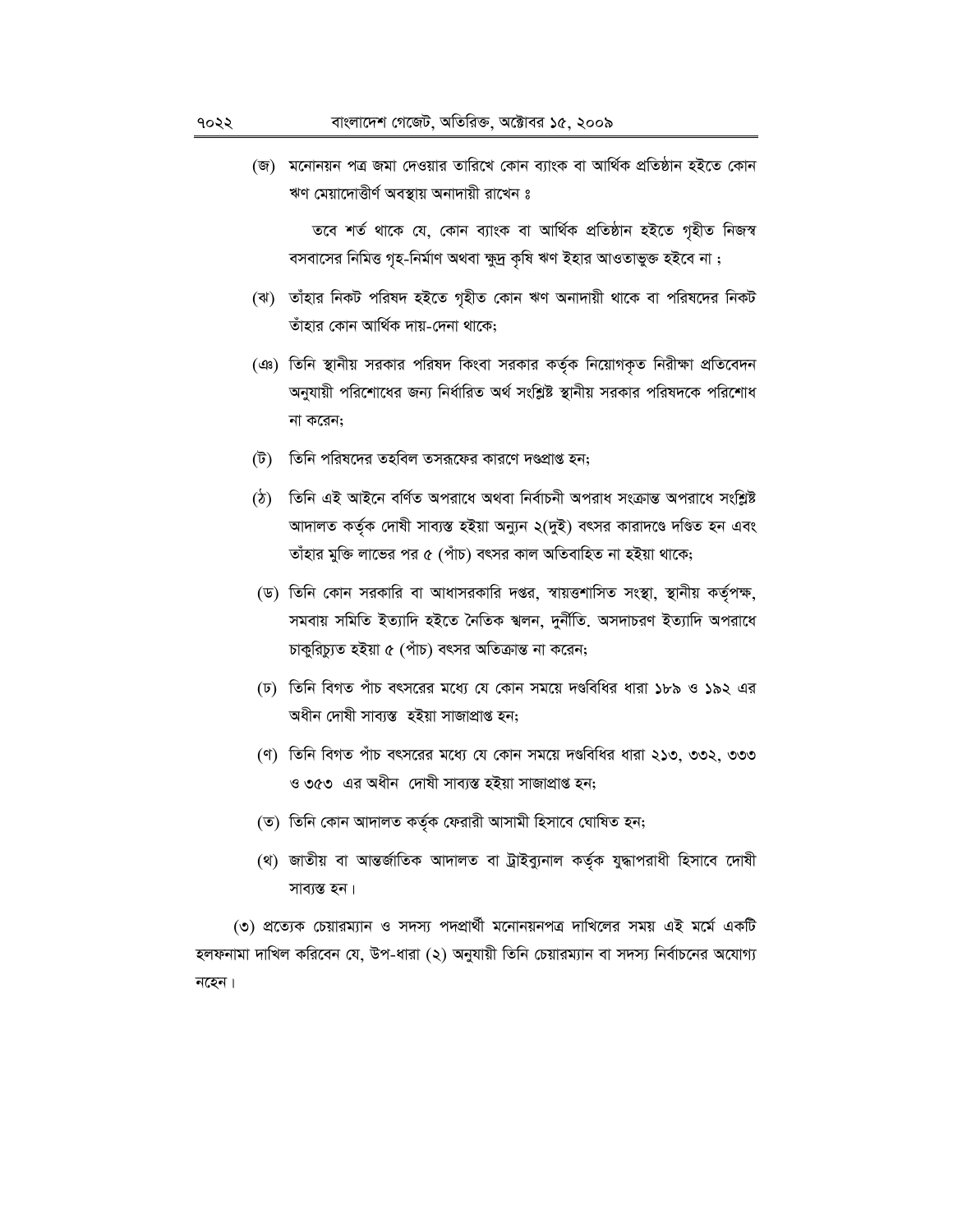(জ) মনোনয়ন পত্র জমা দেওয়ার তারিখে কোন ব্যাংক বা আর্থিক প্রতিষ্ঠান হইতে কোন ঋণ মেয়াদোত্তীর্ণ অবস্থায় অনাদায়ী রাখেন ঃ

তবে শর্ত থাকে যে, কোন ব্যাংক বা আর্থিক প্রতিষ্ঠান হইতে গৃহীত নিজস্ব বসবাসের নিমিত্ত গৃহ-নির্মাণ অথবা ক্ষুদ্র কৃষি ঋণ ইহার আওতাভুক্ত হইবে না ;

(ঝ) তাঁহার নিকট পরিষদ হইতে গৃহীত কোন ঋণ অনাদায়ী থাকে বা পরিষদের নিকট তাঁহার কোন আর্থিক দায়-দেনা থাকে;

(ঞ) তিনি স্থানীয় সরকার পরিষদ কিংবা সরকার কর্তৃক নিয়োগকৃত নিরীক্ষা প্রতিবেদন অনুযায়ী পরিশোধের জন্য নির্ধারিত অর্থ সংশ্লিষ্ট স্থানীয় সরকার পরিষদকে পরিশোধ না করেন;

(ট) তিনি পরিষদের তহবিল তসরূফের কারণে দণ্ডপ্রাপ্ত হন;

(ঠ) তিনি এই আইনে বর্ণিত অপরাধে অথবা নির্বাচনী অপরাধ সংক্রান্ত অপরাধে সংশ্লিষ্ট আদালত কর্তৃক দোষী সাব্যস্ত হইয়া অন্যূন ২(দুই) বৎসর কারাদণ্ডে দণ্ডিত হন এবং তাঁহার মুক্তি লাভের পর ৫ (পাঁচ) বৎসর কাল অতিবাহিত না হইয়া থাকে;

(ড) তিনি কোন সরকারি বা আধাসরকারি দপ্তর, স্বায়ত্তশাসিত সংস্থা, স্থানীয় কর্তৃপক্ষ, সমবায় সমিতি ইত্যাদি হইতে নৈতিক স্খলন, দুর্নীতি. অসদাচরণ ইত্যাদি অপরাধে চাকুরিচ্যুত হইয়া ৫ (পাঁচ) বৎসর অতিক্রান্ত না করেন;

(ঢ) তিনি বিগত পাঁচ বৎসরের মধ্যে যে কোন সময়ে দণ্ডবিধির ধারা ১৮৯ ও ১৯২ এর অধীন দোষী সাব্যস্ত হইয়া সাজাপ্রাপ্ত হন;

(ণ) তিনি বিগত পাঁচ বৎসরের মধ্যে যে কোন সময়ে দণ্ডবিধির ধারা ২১৩, ৩৩২, ৩৩৩ ও ৩৫৩ এর অধীন দোষী সাব্যস্ত হইয়া সাজাপ্রাপ্ত হন;

(ত) তিনি কোন আদালত কর্তৃক ফেরারী আসামী হিসাবে ঘোষিত হন;

(থ) জাতীয় বা আন্তর্জাতিক আদালত বা ট্রাইব্যুনাল কর্তৃক যুদ্ধাপরাধী হিসাবে দোষী সাব্যস্ত হন।

(৩) প্রত্যেক চেয়ারম্যান ও সদস্য পদপ্রার্থী মনোনয়নপত্র দাখিলের সময় এই মর্মে একটি হলফনামা দাখিল করিবেন যে, উপ-ধারা (২) অনুযায়ী তিনি চেয়ারম্যান বা সদস্য নির্বাচনের অযোগ্য নহেন।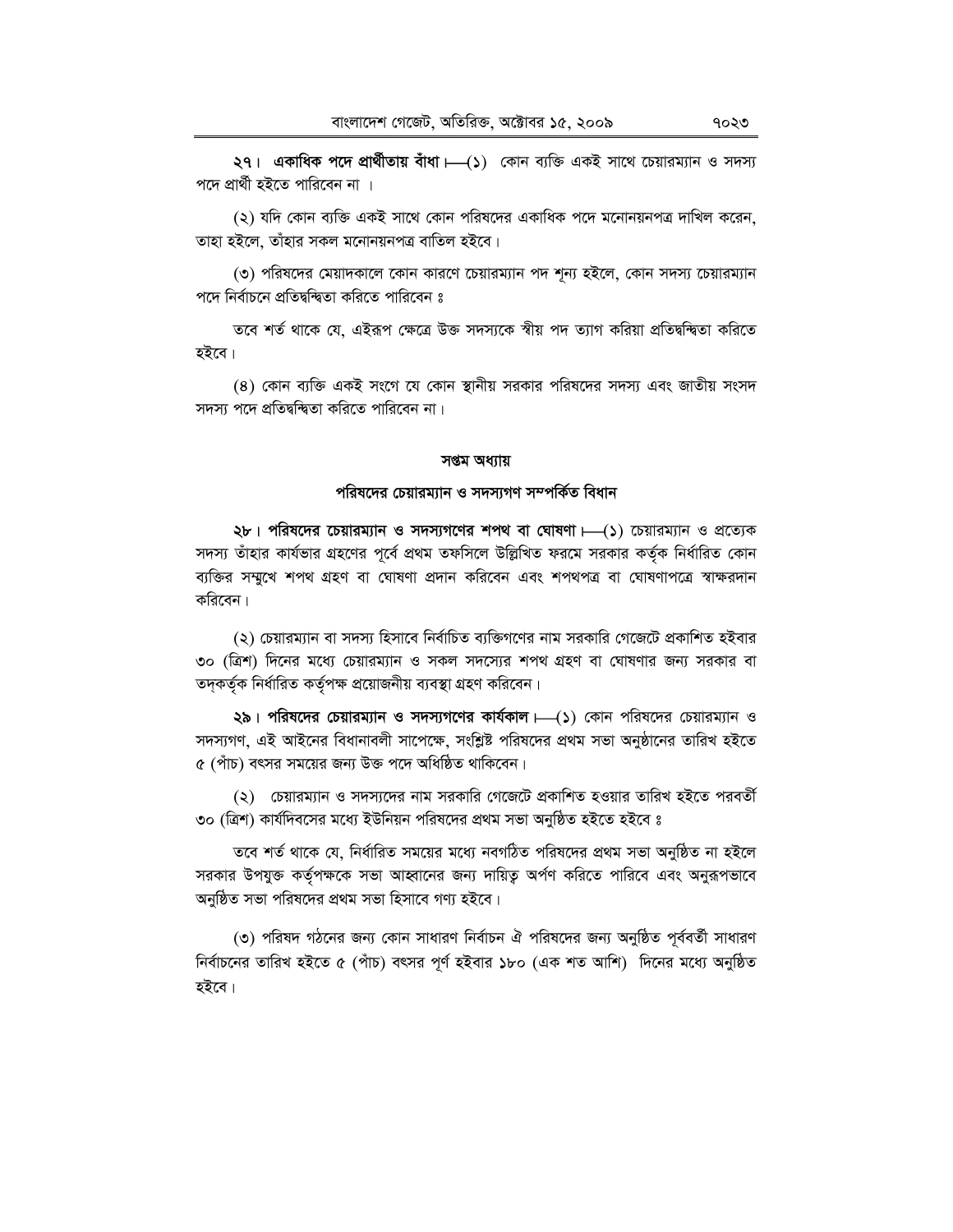**২৭। একাধিক পদে প্রার্থীতায় বাঁধা।**—(১) কোন ব্যক্তি একই সাথে চেয়ারম্যান ও সদস্য পদে প্রার্থী হইতে পারিবেন না ।

(২) যদি কোন ব্যক্তি একই সাথে কোন পরিষদের একাধিক পদে মনোনয়নপত্র দাখিল করেন, তাহা হইলে, তাঁহার সকল মনোনয়নপত্র বাতিল হইবে।

(৩) পরিষদের মেয়াদকালে কোন কারণে চেয়ারম্যান পদ শূন্য হইলে, কোন সদস্য চেয়ারম্যান পদে নির্বাচনে প্রতিদ্বন্দ্বিতা করিতে পারিবেন ঃ

তবে শর্ত থাকে যে, এইরূপ ক্ষেত্রে উক্ত সদস্যকে স্বীয় পদ ত্যাগ করিয়া প্রতিদ্বন্দ্বিতা করিতে হইবে।

(৪) কোন ব্যক্তি একই সংগে যে কোন স্থানীয় সরকার পরিষদের সদস্য এবং জাতীয় সংসদ সদস্য পদে প্রতিদ্বন্দ্বিতা করিতে পারিবেন না।

## সপ্তম অধ্যায়

## পরিষদের চেয়ারম্যান ও সদস্যগণ সম্পর্কিত বিধান

**২৮। পরিষদের চেয়ারম্যান ও সদস্যগণের শপথ বা ঘোষণা।**—(১) চেয়ারম্যান ও প্রত্যেক সদস্য তাঁহার কার্যভার গ্রহণের পূর্বে প্রথম তফসিলে উল্লিখিত ফরমে সরকার কর্তৃক নির্ধারিত কোন ব্যক্তির সম্মুখে শপথ গ্রহণ বা ঘোষণা প্রদান করিবেন এবং শপথপত্র বা ঘোষণাপত্রে স্বাক্ষরদান করিবেন।

(২) চেয়ারম্যান বা সদস্য হিসাবে নির্বাচিত ব্যক্তিগণের নাম সরকারি গেজেটে প্রকাশিত হইবার ৩০ (ত্রিশ) দিনের মধ্যে চেয়ারম্যান ও সকল সদস্যের শপথ গ্রহণ বা ঘোষণার জন্য সরকার বা তদ্‌কর্তৃক নির্ধারিত কর্তৃপক্ষ প্রয়োজনীয় ব্যবস্থা গ্রহণ করিবেন।

**২৯। পরিষদের চেয়ারম্যান ও সদস্যগণের কার্যকাল।**—(১) কোন পরিষদের চেয়ারম্যান ও সদস্যগণ, এই আইনের বিধানাবলী সাপেক্ষে, সংশ্লিষ্ট পরিষদের প্রথম সভা অনুষ্ঠানের তারিখ হইতে ৫ (পাঁচ) বৎসর সময়ের জন্য উক্ত পদে অধিষ্ঠিত থাকিবেন।

(২) চেয়ারম্যান ও সদস্যদের নাম সরকারি গেজেটে প্রকাশিত হওয়ার তারিখ হইতে পরবর্তী ৩০ (ত্রিশ) কার্যদিবসের মধ্যে ইউনিয়ন পরিষদের প্রথম সভা অনুষ্ঠিত হইতে হইবে ঃ

তবে শর্ত থাকে যে, নির্ধারিত সময়ের মধ্যে নবগঠিত পরিষদের প্রথম সভা অনুষ্ঠিত না হইলে সরকার উপযুক্ত কর্তৃপক্ষকে সভা আহ্বানের জন্য দায়িত্ব অর্পণ করিতে পারিবে এবং অনুরূপভাবে অনুষ্ঠিত সভা পরিষদের প্রথম সভা হিসাবে গণ্য হইবে।

(৩) পরিষদ গঠনের জন্য কোন সাধারণ নির্বাচন ঐ পরিষদের জন্য অনুষ্ঠিত পূর্ববর্তী সাধারণ নির্বাচনের তারিখ হইতে ৫ (পাঁচ) বৎসর পূর্ণ হইবার ১৮০ (এক শত আশি) দিনের মধ্যে অনুষ্ঠিত হইবে।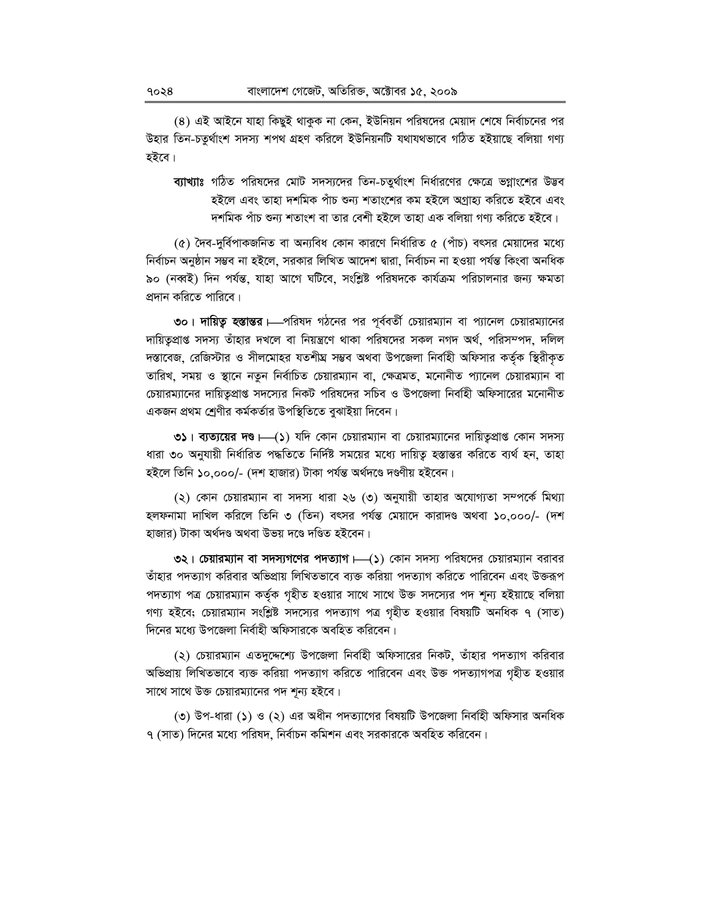(৪) এই আইনে যাহা কিছুই থাকুক না কেন, ইউনিয়ন পরিষদের মেয়াদ শেষে নির্বাচনের পর উহার তিন-চতুর্থাংশ সদস্য শপথ গ্রহণ করিলে ইউনিয়নটি যথাযথভাবে গঠিত হইয়াছে বলিয়া গণ্য হইবে।

**ব্যাখ্যাঃ** গঠিত পরিষদের মোট সদস্যদের তিন-চতুর্থাংশ নির্ধারণের ক্ষেত্রে ভগ্নাংশের উদ্ভব হইলে এবং তাহা দশমিক পাঁচ শুন্য শতাংশের কম হইলে অগ্রাহ্য করিতে হইবে এবং দশমিক পাঁচ শুন্য শতাংশ বা তার বেশী হইলে তাহা এক বলিয়া গণ্য করিতে হইবে।

(৫) দৈব-দুর্বিপাকজনিত বা অন্যবিধ কোন কারণে নির্ধারিত ৫ (পাঁচ) বৎসর মেয়াদের মধ্যে নির্বাচন অনুষ্ঠান সম্ভব না হইলে, সরকার লিখিত আদেশ দ্বারা, নির্বাচন না হওয়া পর্যন্ত কিংবা অনধিক ৯০ (নব্বই) দিন পর্যন্ত, যাহা আগে ঘটিবে, সংশ্লিষ্ট পরিষদকে কার্যক্রম পরিচালনার জন্য ক্ষমতা প্রদান করিতে পারিবে।

**৩০। দায়িত্ব হস্তান্তর।**—পরিষদ গঠনের পর পূর্ববর্তী চেয়ারম্যান বা প্যানেল চেয়ারম্যানের দায়িত্বপ্রাপ্ত সদস্য তাঁহার দখলে বা নিয়ন্ত্রণে থাকা পরিষদের সকল নগদ অর্থ, পরিসম্পদ, দলিল দস্তাবেজ, রেজিস্টার ও সীলমোহর যতশীঘ্র সম্ভব অথবা উপজেলা নির্বাহী অফিসার কর্তৃক স্থিরীকৃত তারিখ, সময় ও স্থানে নতুন নির্বাচিত চেয়ারম্যান বা, ক্ষেত্রমত, মনোনীত প্যানেল চেয়ারম্যান বা চেয়ারম্যানের দায়িত্বপ্রাপ্ত সদস্যের নিকট পরিষদের সচিব ও উপজেলা নির্বাহী অফিসারের মনোনীত একজন প্রথম শ্রেণীর কর্মকর্তার উপস্থিতিতে বুঝাইয়া দিবেন।

**৩১। ব্যত্যয়ের দণ্ড।**—(১) যদি কোন চেয়ারম্যান বা চেয়ারম্যানের দায়িত্বপ্রাপ্ত কোন সদস্য ধারা ৩০ অনুযায়ী নির্ধারিত পদ্ধতিতে নির্দিষ্ট সময়ের মধ্যে দায়িত্ব হস্তান্তর করিতে ব্যর্থ হন, তাহা হইলে তিনি ১০,০০০/- (দশ হাজার) টাকা পর্যন্ত অর্থদণ্ডে দণ্ডণীয় হইবেন।

(২) কোন চেয়ারম্যান বা সদস্য ধারা ২৬ (৩) অনুযায়ী তাহার অযোগ্যতা সম্পর্কে মিথ্যা হলফনামা দাখিল করিলে তিনি ৩ (তিন) বৎসর পর্যন্ত মেয়াদে কারাদণ্ড অথবা ১০,০০০/- (দশ হাজার) টাকা অর্থদণ্ড অথবা উভয় দণ্ডে দণ্ডিত হইবেন।

**৩২। চেয়ারম্যান বা সদস্যগণের পদত্যাগ।**—(১) কোন সদস্য পরিষদের চেয়ারম্যান বরাবর তাঁহার পদত্যাগ করিবার অভিপ্রায় লিখিতভাবে ব্যক্ত করিয়া পদত্যাগ করিতে পারিবেন এবং উক্তরূপ পদত্যাগ পত্র চেয়ারম্যান কর্তৃক গৃহীত হওয়ার সাথে সাথে উক্ত সদস্যের পদ শূন্য হইয়াছে বলিয়া গণ্য হইবে; চেয়ারম্যান সংশ্লিষ্ট সদস্যের পদত্যাগ পত্র গৃহীত হওয়ার বিষয়টি অনধিক ৭ (সাত) দিনের মধ্যে উপজেলা নির্বাহী অফিসারকে অবহিত করিবেন।

(২) চেয়ারম্যান এতদুদ্দেশ্যে উপজেলা নির্বাহী অফিসারের নিকট, তাঁহার পদত্যাগ করিবার অভিপ্রায় লিখিতভাবে ব্যক্ত করিয়া পদত্যাগ করিতে পারিবেন এবং উক্ত পদত্যাগপত্র গৃহীত হওয়ার সাথে সাথে উক্ত চেয়ারম্যানের পদ শূন্য হইবে।

(৩) উপ-ধারা (১) ও (২) এর অধীন পদত্যাগের বিষয়টি উপজেলা নির্বাহী অফিসার অনধিক ৭ (সাত) দিনের মধ্যে পরিষদ, নির্বাচন কমিশন এবং সরকারকে অবহিত করিবেন।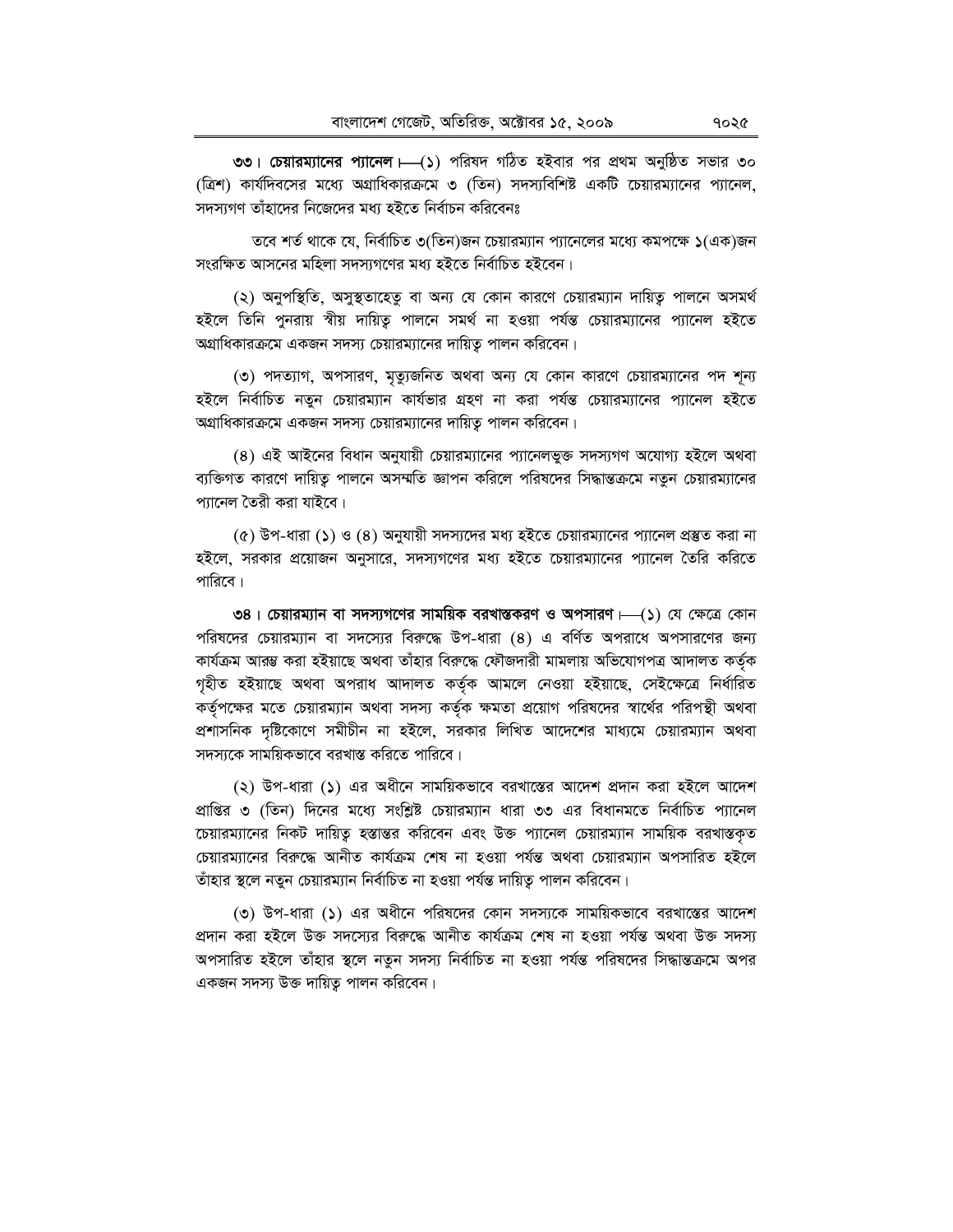**৩৩। চেয়ারম্যানের প্যানেল।**—(১) পরিষদ গঠিত হইবার পর প্রথম অনুষ্ঠিত সভার ৩০ (ত্রিশ) কার্যদিবসের মধ্যে অগ্রাধিকারক্রমে ৩ (তিন) সদস্যবিশিষ্ট একটি চেয়ারম্যানের প্যানেল, সদস্যগণ তাঁহাদের নিজেদের মধ্য হইতে নির্বাচন করিবেনঃ

তবে শর্ত থাকে যে, নির্বাচিত ৩(তিন)জন চেয়ারম্যান প্যানেলের মধ্যে কমপক্ষে ১(এক)জন সংরক্ষিত আসনের মহিলা সদস্যগণের মধ্য হইতে নির্বাচিত হইবেন।

(২) অনুপস্থিতি, অসুস্থতাহেতু বা অন্য যে কোন কারণে চেয়ারম্যান দায়িত্ব পালনে অসমর্থ হইলে তিনি পুনরায় স্বীয় দায়িত্ব পালনে সমর্থ না হওয়া পর্যন্ত চেয়ারম্যানের প্যানেল হইতে অগ্রাধিকারক্রমে একজন সদস্য চেয়ারম্যানের দায়িত্ব পালন করিবেন।

(৩) পদত্যাগ, অপসারণ, মৃত্যুজনিত অথবা অন্য যে কোন কারণে চেয়ারম্যানের পদ শূন্য হইলে নির্বাচিত নতুন চেয়ারম্যান কার্যভার গ্রহণ না করা পর্যন্ত চেয়ারম্যানের প্যানেল হইতে অগ্রাধিকারক্রমে একজন সদস্য চেয়ারম্যানের দায়িত্ব পালন করিবেন।

(৪) এই আইনের বিধান অনুযায়ী চেয়ারম্যানের প্যানেলভুক্ত সদস্যগণ অযোগ্য হইলে অথবা ব্যক্তিগত কারণে দায়িত্ব পালনে অসম্মতি জ্ঞাপন করিলে পরিষদের সিদ্ধান্তক্রমে নতুন চেয়ারম্যানের প্যানেল তৈরী করা যাইবে।

(৫) উপ-ধারা (১) ও (৪) অনুযায়ী সদস্যদের মধ্য হইতে চেয়ারম্যানের প্যানেল প্রস্তুত করা না হইলে, সরকার প্রয়োজন অনুসারে, সদস্যগণের মধ্য হইতে চেয়ারম্যানের প্যানেল তৈরি করিতে পারিবে।

**৩৪। চেয়ারম্যান বা সদস্যগণের সাময়িক বরখাস্তকরণ ও অপসারণ।**—(১) যে ক্ষেত্রে কোন পরিষদের চেয়ারম্যান বা সদস্যের বিরুদ্ধে উপ-ধারা (৪) এ বর্ণিত অপরাধে অপসারণের জন্য কার্যক্রম আরম্ভ করা হইয়াছে অথবা তাঁহার বিরুদ্ধে ফৌজদারী মামলায় অভিযোগপত্র আদালত কর্তৃক গৃহীত হইয়াছে অথবা অপরাধ আদালত কর্তৃক আমলে নেওয়া হইয়াছে, সেইক্ষেত্রে নির্ধারিত কর্তৃপক্ষের মতে চেয়ারম্যান অথবা সদস্য কর্তৃক ক্ষমতা প্রয়োগ পরিষদের স্বার্থের পরিপন্থী অথবা প্রশাসনিক দৃষ্টিকোণে সমীচীন না হইলে, সরকার লিখিত আদেশের মাধ্যমে চেয়ারম্যান অথবা সদস্যকে সাময়িকভাবে বরখাস্ত করিতে পারিবে।

(২) উপ-ধারা (১) এর অধীনে সাময়িকভাবে বরখাস্তের আদেশ প্রদান করা হইলে আদেশ প্রাপ্তির ৩ (তিন) দিনের মধ্যে সংশ্লিষ্ট চেয়ারম্যান ধারা ৩৩ এর বিধানমতে নির্বাচিত প্যানেল চেয়ারম্যানের নিকট দায়িত্ব হস্তান্তর করিবেন এবং উক্ত প্যানেল চেয়ারম্যান সাময়িক বরখাস্তকৃত চেয়ারম্যানের বিরুদ্ধে আনীত কার্যক্রম শেষ না হওয়া পর্যন্ত অথবা চেয়ারম্যান অপসারিত হইলে তাঁহার স্থলে নতুন চেয়ারম্যান নির্বাচিত না হওয়া পর্যন্ত দায়িত্ব পালন করিবেন।

(৩) উপ-ধারা (১) এর অধীনে পরিষদের কোন সদস্যকে সাময়িকভাবে বরখাস্তের আদেশ প্রদান করা হইলে উক্ত সদস্যের বিরুদ্ধে আনীত কার্যক্রম শেষ না হওয়া পর্যন্ত অথবা উক্ত সদস্য অপসারিত হইলে তাঁহার স্থলে নতুন সদস্য নির্বাচিত না হওয়া পর্যন্ত পরিষদের সিদ্ধান্তক্রমে অপর একজন সদস্য উক্ত দায়িত্ব পালন করিবেন।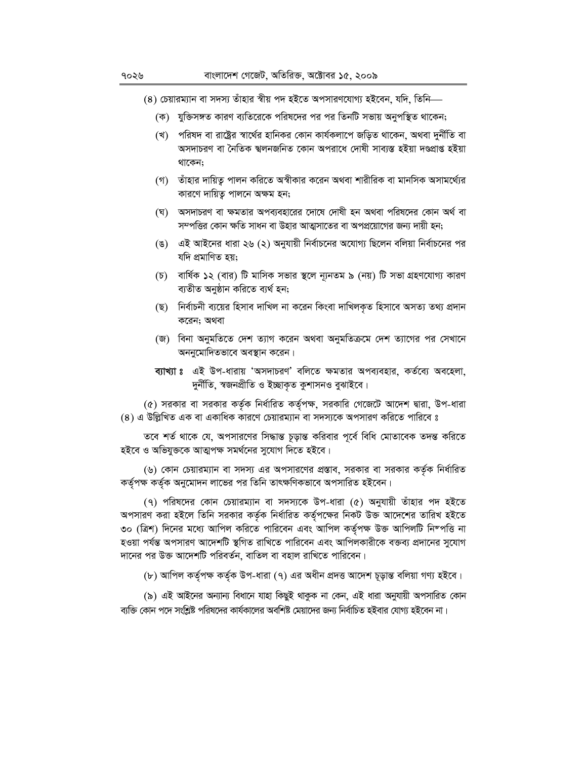(৪) চেয়ারম্যান বা সদস্য তাঁহার স্বীয় পদ হইতে অপসারণযোগ্য হইবেন, যদি, তিনি—

(ক) যুক্তিসঙ্গত কারণ ব্যতিরেকে পরিষদের পর পর তিনটি সভায় অনুপস্থিত থাকেন;

(খ) পরিষদ বা রাষ্ট্রের স্বার্থের হানিকর কোন কার্যকলাপে জড়িত থাকেন, অথবা দুর্নীতি বা অসদাচরণ বা নৈতিক স্খলনজনিত কোন অপরাধে দোষী সাব্যস্ত হইয়া দণ্ডপ্রাপ্ত হইয়া থাকেন;

(গ) তাঁহার দায়িত্ব পালন করিতে অস্বীকার করেন অথবা শারীরিক বা মানসিক অসামর্থ্যের কারণে দায়িত্ব পালনে অক্ষম হন;

(ঘ) অসদাচরণ বা ক্ষমতার অপব্যবহারের দোষে দোষী হন অথবা পরিষদের কোন অর্থ বা সম্পত্তির কোন ক্ষতি সাধন বা উহার আত্মসাতের বা অপপ্রয়োগের জন্য দায়ী হন;

(ঙ) এই আইনের ধারা ২৬ (২) অনুযায়ী নির্বাচনের অযোগ্য ছিলেন বলিয়া নির্বাচনের পর যদি প্রমাণিত হয়;

(চ) বার্ষিক ১২ (বার) টি মাসিক সভার স্থলে ন্যূনতম ৯ (নয়) টি সভা গ্রহণযোগ্য কারণ ব্যতীত অনুষ্ঠান করিতে ব্যর্থ হন;

(ছ) নির্বাচনী ব্যয়ের হিসাব দাখিল না করেন কিংবা দাখিলকৃত হিসাবে অসত্য তথ্য প্রদান করেন; অথবা

(জ) বিনা অনুমতিতে দেশ ত্যাগ করেন অথবা অনুমতিক্রমে দেশ ত্যাগের পর সেখানে অননুমোদিতভাবে অবস্থান করেন।

**ব্যাখ্যা ঃ** এই উপ-ধারায় 'অসদাচরণ' বলিতে ক্ষমতার অপব্যবহার, কর্তব্যে অবহেলা, দুর্নীতি, স্বজনপ্রীতি ও ইচ্ছাকৃত কুশাসনও বুঝাইবে।

(৫) সরকার বা সরকার কর্তৃক নির্ধারিত কর্তৃপক্ষ, সরকারি গেজেটে আদেশ দ্বারা, উপ-ধারা (৪) এ উল্লিখিত এক বা একাধিক কারণে চেয়ারম্যান বা সদস্যকে অপসারণ করিতে পারিবে ঃ

তবে শর্ত থাকে যে, অপসারণের সিদ্ধান্ত চূড়ান্ত করিবার পূর্বে বিধি মোতাবেক তদন্ত করিতে হইবে ও অভিযুক্তকে আত্মপক্ষ সমর্থনের সুযোগ দিতে হইবে।

(৬) কোন চেয়ারম্যান বা সদস্য এর অপসারণের প্রস্তাব, সরকার বা সরকার কর্তৃক নির্ধারিত কর্তৃপক্ষ কর্তৃক অনুমোদন লাভের পর তিনি তাৎক্ষণিকভাবে অপসারিত হইবেন।

(৭) পরিষদের কোন চেয়ারম্যান বা সদস্যকে উপ-ধারা (৫) অনুযায়ী তাঁহার পদ হইতে অপসারণ করা হইলে তিনি সরকার কর্তৃক নির্ধারিত কর্তৃপক্ষের নিকট উক্ত আদেশের তারিখ হইতে ৩০ (ত্রিশ) দিনের মধ্যে আপিল করিতে পারিবেন এবং আপিল কর্তৃপক্ষ উক্ত আপিলটি নিষ্পত্তি না হওয়া পর্যন্ত অপসারণ আদেশটি স্থগিত রাখিতে পারিবেন এবং আপিলকারীকে বক্তব্য প্রদানের সুযোগ দানের পর উক্ত আদেশটি পরিবর্তন, বাতিল বা বহাল রাখিতে পারিবেন।

(৮) আপিল কর্তৃপক্ষ কর্তৃক উপ-ধারা (৭) এর অধীন প্রদত্ত আদেশ চূড়ান্ত বলিয়া গণ্য হইবে।

(৯) এই আইনের অন্যান্য বিধানে যাহা কিছুই থাকুক না কেন, এই ধারা অনুযায়ী অপসারিত কোন ব্যক্তি কোন পদে সংশ্লিষ্ট পরিষদের কার্যকালের অবশিষ্ট মেয়াদের জন্য নির্বাচিত হইবার যোগ্য হইবেন না।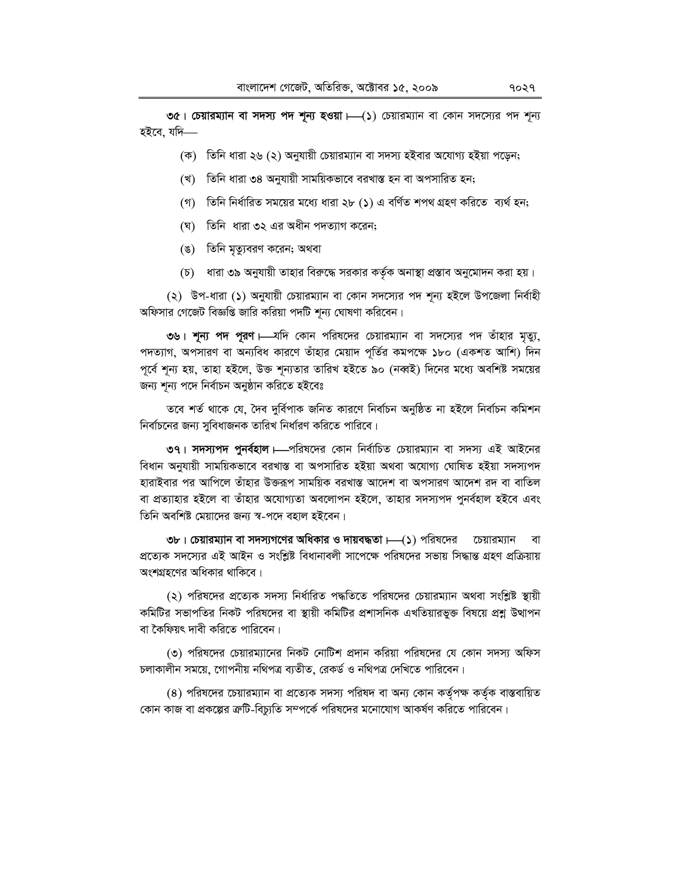**৩৫। চেয়ারম্যান বা সদস্য পদ শূন্য হওয়া।**—(১) চেয়ারম্যান বা কোন সদস্যের পদ শূন্য হইবে, যদি—

(ক) তিনি ধারা ২৬ (২) অনুযায়ী চেয়ারম্যান বা সদস্য হইবার অযোগ্য হইয়া পড়েন;

(খ) তিনি ধারা ৩৪ অনুযায়ী সাময়িকভাবে বরখাস্ত হন বা অপসারিত হন;

(গ) তিনি নির্ধারিত সময়ের মধ্যে ধারা ২৮ (১) এ বর্ণিত শপথ গ্রহণ করিতে ব্যর্থ হন;

(ঘ) তিনি ধারা ৩২ এর অধীন পদত্যাগ করেন;

(ঙ) তিনি মৃত্যুবরণ করেন; অথবা

(চ) ধারা ৩৯ অনুযায়ী তাহার বিরুদ্ধে সরকার কর্তৃক অনাস্থা প্রস্তাব অনুমোদন করা হয়।

(২) উপ-ধারা (১) অনুযায়ী চেয়ারম্যান বা কোন সদস্যের পদ শূন্য হইলে উপজেলা নির্বাহী অফিসার গেজেট বিজ্ঞপ্তি জারি করিয়া পদটি শূন্য ঘোষণা করিবেন।

**৩৬। শূন্য পদ পূরণ।**—যদি কোন পরিষদের চেয়ারম্যান বা সদস্যের পদ তাঁহার মৃত্যু, পদত্যাগ, অপসারণ বা অন্যবিধ কারণে তাঁহার মেয়াদ পূর্তির কমপক্ষে ১৮০ (একশত আশি) দিন পূর্বে শূন্য হয়, তাহা হইলে, উক্ত শূন্যতার তারিখ হইতে ৯০ (নব্বই) দিনের মধ্যে অবশিষ্ট সময়ের জন্য শূন্য পদে নির্বাচন অনুষ্ঠান করিতে হইবেঃ

তবে শর্ত থাকে যে, দৈব দুর্বিপাক জনিত কারণে নির্বাচন অনুষ্ঠিত না হইলে নির্বাচন কমিশন নির্বাচনের জন্য সুবিধাজনক তারিখ নির্ধারণ করিতে পারিবে।

**৩৭। সদস্যপদ পুনর্বহাল।**—পরিষদের কোন নির্বাচিত চেয়ারম্যান বা সদস্য এই আইনের বিধান অনুযায়ী সাময়িকভাবে বরখাস্ত বা অপসারিত হইয়া অথবা অযোগ্য ঘোষিত হইয়া সদস্যপদ হারাইবার পর আপিলে তাঁহার উক্তরূপ সাময়িক বরখাস্ত আদেশ বা অপসারণ আদেশ রদ বা বাতিল বা প্রত্যাহার হইলে বা তাঁহার অযোগ্যতা অবলোপন হইলে, তাহার সদস্যপদ পুনর্বহাল হইবে এবং তিনি অবশিষ্ট মেয়াদের জন্য স্ব-পদে বহাল হইবেন।

**৩৮। চেয়ারম্যান বা সদস্যগণের অধিকার ও দায়বদ্ধতা।**—(১) পরিষদের চেয়ারম্যান বা প্রত্যেক সদস্যের এই আইন ও সংশ্লিষ্ট বিধানাবলী সাপেক্ষে পরিষদের সভায় সিদ্ধান্ত গ্রহণ প্রক্রিয়ায় অংশগ্রহণের অধিকার থাকিবে।

(২) পরিষদের প্রত্যেক সদস্য নির্ধারিত পদ্ধতিতে পরিষদের চেয়ারম্যান অথবা সংশ্লিষ্ট স্থায়ী কমিটির সভাপতির নিকট পরিষদের বা স্থায়ী কমিটির প্রশাসনিক এখতিয়ারভুক্ত বিষয়ে প্রশ্ন উত্থাপন বা কৈফিয়ৎ দাবী করিতে পারিবেন।

(৩) পরিষদের চেয়ারম্যানের নিকট নোটিশ প্রদান করিয়া পরিষদের যে কোন সদস্য অফিস চলাকালীন সময়ে, গোপনীয় নথিপত্র ব্যতীত, রেকর্ড ও নথিপত্র দেখিতে পারিবেন।

(৪) পরিষদের চেয়ারম্যান বা প্রত্যেক সদস্য পরিষদ বা অন্য কোন কর্তৃপক্ষ কর্তৃক বাস্তবায়িত কোন কাজ বা প্রকল্পের ত্রুটি-বিচ্যুতি সম্পর্কে পরিষদের মনোযোগ আকর্ষণ করিতে পারিবেন।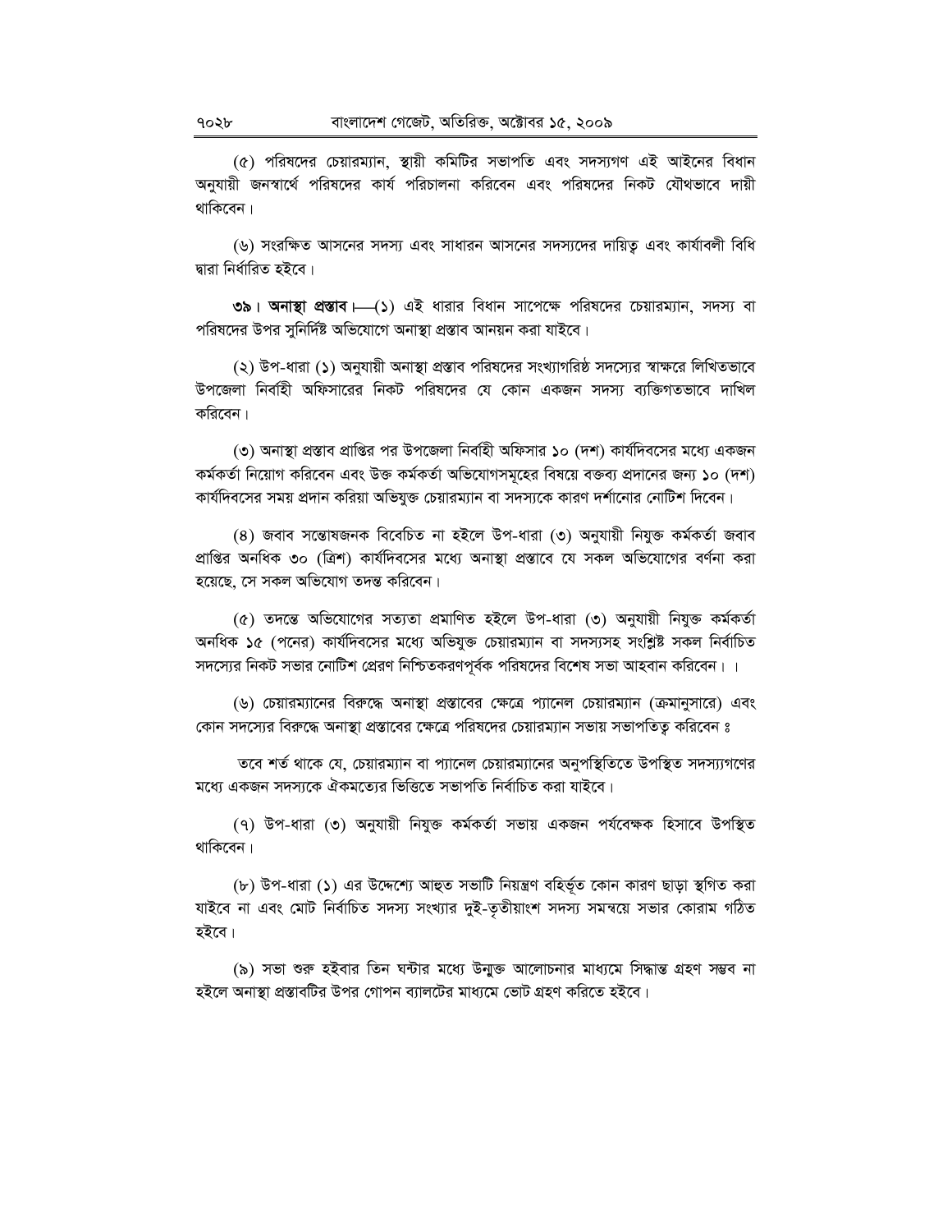(৫) পরিষদের চেয়ারম্যান, স্থায়ী কমিটির সভাপতি এবং সদস্যগণ এই আইনের বিধান অনুযায়ী জনস্বার্থে পরিষদের কার্য পরিচালনা করিবেন এবং পরিষদের নিকট যৌথভাবে দায়ী থাকিবেন।

(৬) সংরক্ষিত আসনের সদস্য এবং সাধারন আসনের সদস্যদের দায়িত্ব এবং কার্যাবলী বিধি দ্বারা নির্ধারিত হইবে।

**৩৯। অনাস্থা প্রস্তাব।**—(১) এই ধারার বিধান সাপেক্ষে পরিষদের চেয়ারম্যান, সদস্য বা পরিষদের উপর সুনির্দিষ্ট অভিযোগে অনাস্থা প্রস্তাব আনয়ন করা যাইবে।

(২) উপ-ধারা (১) অনুযায়ী অনাস্থা প্রস্তাব পরিষদের সংখ্যাগরিষ্ঠ সদস্যের স্বাক্ষরে লিখিতভাবে উপজেলা নির্বাহী অফিসারের নিকট পরিষদের যে কোন একজন সদস্য ব্যক্তিগতভাবে দাখিল করিবেন।

(৩) অনাস্থা প্রস্তাব প্রাপ্তির পর উপজেলা নির্বাহী অফিসার ১০ (দশ) কার্যদিবসের মধ্যে একজন কর্মকর্তা নিয়োগ করিবেন এবং উক্ত কর্মকর্তা অভিযোগসমূহের বিষয়ে বক্তব্য প্রদানের জন্য ১০ (দশ) কার্যদিবসের সময় প্রদান করিয়া অভিযুক্ত চেয়ারম্যান বা সদস্যকে কারণ দর্শানোর নোটিশ দিবেন।

(৪) জবাব সন্তোষজনক বিবেচিত না হইলে উপ-ধারা (৩) অনুযায়ী নিযুক্ত কর্মকর্তা জবাব প্রাপ্তির অনধিক ৩০ (ত্রিশ) কার্যদিবসের মধ্যে অনাস্থা প্রস্তাবে যে সকল অভিযোগের বর্ণনা করা হয়েছে, সে সকল অভিযোগ তদন্ত করিবেন।

(৫) তদন্তে অভিযোগের সত্যতা প্রমাণিত হইলে উপ-ধারা (৩) অনুযায়ী নিযুক্ত কর্মকর্তা অনধিক ১৫ (পনের) কার্যদিবসের মধ্যে অভিযুক্ত চেয়ারম্যান বা সদস্যসহ সংশ্লিষ্ট সকল নির্বাচিত সদস্যের নিকট সভার নোটিশ প্রেরণ নিশ্চিতকরণপূর্বক পরিষদের বিশেষ সভা আহবান করিবেন। ।

(৬) চেয়ারম্যানের বিরুদ্ধে অনাস্থা প্রস্তাবের ক্ষেত্রে প্যানেল চেয়ারম্যান (ক্রমানুসারে) এবং কোন সদস্যের বিরুদ্ধে অনাস্থা প্রস্তাবের ক্ষেত্রে পরিষদের চেয়ারম্যান সভায় সভাপতিত্ব করিবেন ঃ

তবে শর্ত থাকে যে, চেয়ারম্যান বা প্যানেল চেয়ারম্যানের অনুপস্থিতিতে উপস্থিত সদস্যগণের মধ্যে একজন সদস্যকে ঐকমত্যের ভিত্তিতে সভাপতি নির্বাচিত করা যাইবে।

(৭) উপ-ধারা (৩) অনুযায়ী নিযুক্ত কর্মকর্তা সভায় একজন পর্যবেক্ষক হিসাবে উপস্থিত থাকিবেন।

(৮) উপ-ধারা (১) এর উদ্দেশ্যে আহুত সভাটি নিয়ন্ত্রণ বহির্ভূত কোন কারণ ছাড়া স্থগিত করা যাইবে না এবং মোট নির্বাচিত সদস্য সংখ্যার দুই-তৃতীয়াংশ সদস্য সমন্বয়ে সভার কোরাম গঠিত হইবে।

(৯) সভা শুরু হইবার তিন ঘন্টার মধ্যে উন্মুক্ত আলোচনার মাধ্যমে সিদ্ধান্ত গ্রহণ সম্ভব না হইলে অনাস্থা প্রস্তাবটির উপর গোপন ব্যালটের মাধ্যমে ভোট গ্রহণ করিতে হইবে।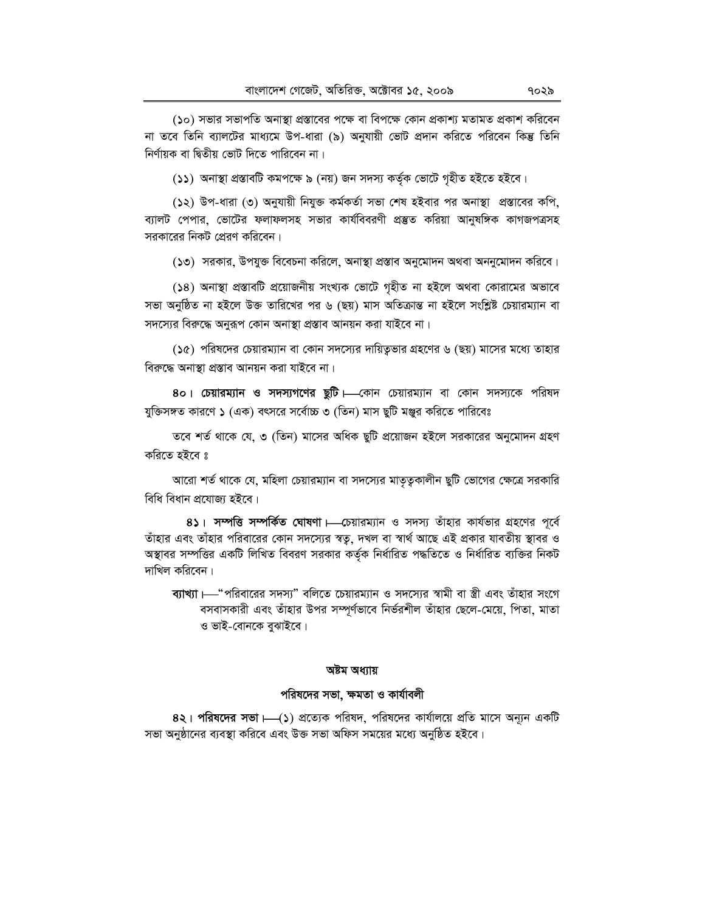(১০) সভার সভাপতি অনাস্থা প্রস্তাবের পক্ষে বা বিপক্ষে কোন প্রকাশ্য মতামত প্রকাশ করিবেন না তবে তিনি ব্যালটের মাধ্যমে উপ-ধারা (৯) অনুযায়ী ভোট প্রদান করিতে পরিবেন কিন্তু তিনি নির্ণায়ক বা দ্বিতীয় ভোট দিতে পারিবেন না।

(১১) অনাস্থা প্রস্তাবটি কমপক্ষে ৯ (নয়) জন সদস্য কর্তৃক ভোটে গৃহীত হইতে হইবে।

(১২) উপ-ধারা (৩) অনুযায়ী নিযুক্ত কর্মকর্তা সভা শেষ হইবার পর অনাস্থা প্রস্তাবের কপি, ব্যালট পেপার, ভোটের ফলাফলসহ সভার কার্যবিবরণী প্রস্তুত করিয়া আনুষঙ্গিক কাগজপত্রসহ সরকারের নিকট প্রেরণ করিবেন।

(১৩) সরকার, উপযুক্ত বিবেচনা করিলে, অনাস্থা প্রস্তাব অনুমোদন অথবা অননুমোদন করিবে।

(১৪) অনাস্থা প্রস্তাবটি প্রয়োজনীয় সংখ্যক ভোটে গৃহীত না হইলে অথবা কোরামের অভাবে সভা অনুষ্ঠিত না হইলে উক্ত তারিখের পর ৬ (ছয়) মাস অতিক্রান্ত না হইলে সংশ্লিষ্ট চেয়ারম্যান বা সদস্যের বিরুদ্ধে অনুরূপ কোন অনাস্থা প্রস্তাব আনয়ন করা যাইবে না।

(১৫) পরিষদের চেয়ারম্যান বা কোন সদস্যের দায়িত্বভার গ্রহণের ৬ (ছয়) মাসের মধ্যে তাহার বিরুদ্ধে অনাস্থা প্রস্তাব আনয়ন করা যাইবে না।

৪০। **চেয়ারম্যান ও সদস্যগণের ছুটি।**—কোন চেয়ারম্যান বা কোন সদস্যকে পরিষদ যুক্তিসঙ্গত কারণে ১ (এক) বৎসরে সর্বোচ্চ ৩ (তিন) মাস ছুটি মঞ্জুর করিতে পারিবেঃ

তবে শর্ত থাকে যে, ৩ (তিন) মাসের অধিক ছুটি প্রয়োজন হইলে সরকারের অনুমোদন গ্রহণ করিতে হইবে ঃ

আরো শর্ত থাকে যে, মহিলা চেয়ারম্যান বা সদস্যের মাতৃত্বকালীন ছুটি ভোগের ক্ষেত্রে সরকারি বিধি বিধান প্রযোজ্য হইবে।

৪১। **সম্পত্তি সম্পর্কিত ঘোষণা।**—চেয়ারম্যান ও সদস্য তাঁহার কার্যভার গ্রহণের পূর্বে তাঁহার এবং তাঁহার পরিবারের কোন সদস্যের স্বত্ব, দখল বা স্বার্থ আছে এই প্রকার যাবতীয় স্থাবর ও অস্থাবর সম্পত্তির একটি লিখিত বিবরণ সরকার কর্তৃক নির্ধারিত পদ্ধতিতে ও নির্ধারিত ব্যক্তির নিকট দাখিল করিবেন।

**ব্যাখ্যা।**—"পরিবারের সদস্য" বলিতে চেয়ারম্যান ও সদস্যের স্বামী বা স্ত্রী এবং তাঁহার সংগে বসবাসকারী এবং তাঁহার উপর সম্পূর্ণভাবে নির্ভরশীল তাঁহার ছেলে-মেয়ে, পিতা, মাতা ও ভাই-বোনকে বুঝাইবে।

## অষ্টম অধ্যায়

## পরিষদের সভা, ক্ষমতা ও কার্যাবলী

৪২। **পরিষদের সভা।**—(১) প্রত্যেক পরিষদ, পরিষদের কার্যালয়ে প্রতি মাসে অন্যূন একটি সভা অনুষ্ঠানের ব্যবস্থা করিবে এবং উক্ত সভা অফিস সময়ের মধ্যে অনুষ্ঠিত হইবে।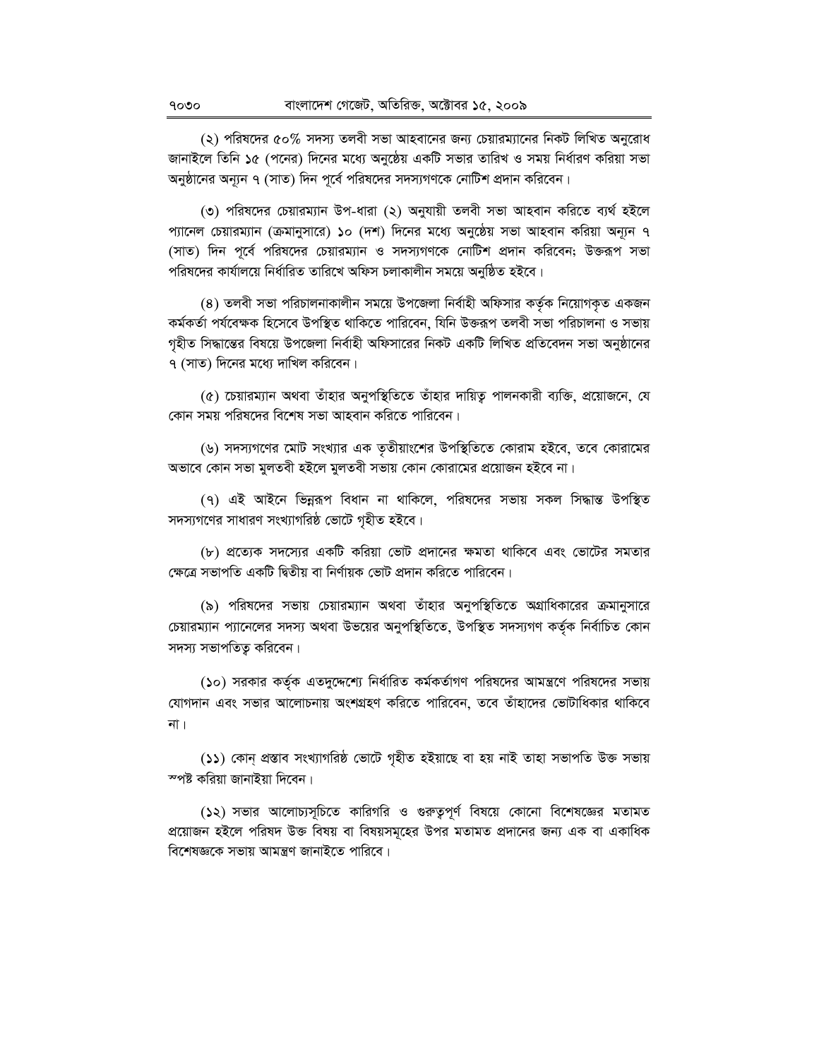(২) পরিষদের ৫০% সদস্য তলবী সভা আহবানের জন্য চেয়ারম্যানের নিকট লিখিত অনুরোধ জানাইলে তিনি ১৫ (পনের) দিনের মধ্যে অনুষ্ঠেয় একটি সভার তারিখ ও সময় নির্ধারণ করিয়া সভা অনুষ্ঠানের অন্যূন ৭ (সাত) দিন পূর্বে পরিষদের সদস্যগণকে নোটিশ প্রদান করিবেন।

(৩) পরিষদের চেয়ারম্যান উপ-ধারা (২) অনুযায়ী তলবী সভা আহবান করিতে ব্যর্থ হইলে প্যানেল চেয়ারম্যান (ক্রমানুসারে) ১০ (দশ) দিনের মধ্যে অনুষ্ঠেয় সভা আহবান করিয়া অন্যূন ৭ (সাত) দিন পূর্বে পরিষদের চেয়ারম্যান ও সদস্যগণকে নোটিশ প্রদান করিবেন; উক্তরূপ সভা পরিষদের কার্যালয়ে নির্ধারিত তারিখে অফিস চলাকালীন সময়ে অনুষ্ঠিত হইবে।

(৪) তলবী সভা পরিচালনাকালীন সময়ে উপজেলা নির্বাহী অফিসার কর্তৃক নিয়োগকৃত একজন কর্মকর্তা পর্যবেক্ষক হিসেবে উপস্থিত থাকিতে পারিবেন, যিনি উক্তরূপ তলবী সভা পরিচালনা ও সভায় গৃহীত সিদ্ধান্তের বিষয়ে উপজেলা নির্বাহী অফিসারের নিকট একটি লিখিত প্রতিবেদন সভা অনুষ্ঠানের ৭ (সাত) দিনের মধ্যে দাখিল করিবেন।

(৫) চেয়ারম্যান অথবা তাঁহার অনুপস্থিতিতে তাঁহার দায়িত্ব পালনকারী ব্যক্তি, প্রয়োজনে, যে কোন সময় পরিষদের বিশেষ সভা আহবান করিতে পারিবেন।

(৬) সদস্যগণের মোট সংখ্যার এক তৃতীয়াংশের উপস্থিতিতে কোরাম হইবে, তবে কোরামের অভাবে কোন সভা মুলতবী হইলে মুলতবী সভায় কোন কোরামের প্রয়োজন হইবে না।

(৭) এই আইনে ভিন্নরূপ বিধান না থাকিলে, পরিষদের সভায় সকল সিদ্ধান্ত উপস্থিত সদস্যগণের সাধারণ সংখ্যাগরিষ্ঠ ভোটে গৃহীত হইবে।

(৮) প্রত্যেক সদস্যের একটি করিয়া ভোট প্রদানের ক্ষমতা থাকিবে এবং ভোটের সমতার ক্ষেত্রে সভাপতি একটি দ্বিতীয় বা নির্ণায়ক ভোট প্রদান করিতে পারিবেন।

(৯) পরিষদের সভায় চেয়ারম্যান অথবা তাঁহার অনুপস্থিতিতে অগ্রাধিকারের ক্রমানুসারে চেয়ারম্যান প্যানেলের সদস্য অথবা উভয়ের অনুপস্থিতিতে, উপস্থিত সদস্যগণ কর্তৃক নির্বাচিত কোন সদস্য সভাপতিত্ব করিবেন।

(১০) সরকার কর্তৃক এতদুদ্দেশ্যে নির্ধারিত কর্মকর্তাগণ পরিষদের আমন্ত্রণে পরিষদের সভায় যোগদান এবং সভার আলোচনায় অংশগ্রহণ করিতে পারিবেন, তবে তাঁহাদের ভোটাধিকার থাকিবে না।

(১১) কোন্ প্রস্তাব সংখ্যাগরিষ্ঠ ভোটে গৃহীত হইয়াছে বা হয় নাই তাহা সভাপতি উক্ত সভায় স্পষ্ট করিয়া জানাইয়া দিবেন।

(১২) সভার আলোচ্যসূচিতে কারিগরি ও গুরুত্বপূর্ণ বিষয়ে কোনো বিশেষজ্ঞের মতামত প্রয়োজন হইলে পরিষদ উক্ত বিষয় বা বিষয়সমূহের উপর মতামত প্রদানের জন্য এক বা একাধিক বিশেষজ্ঞকে সভায় আমন্ত্রণ জানাইতে পারিবে।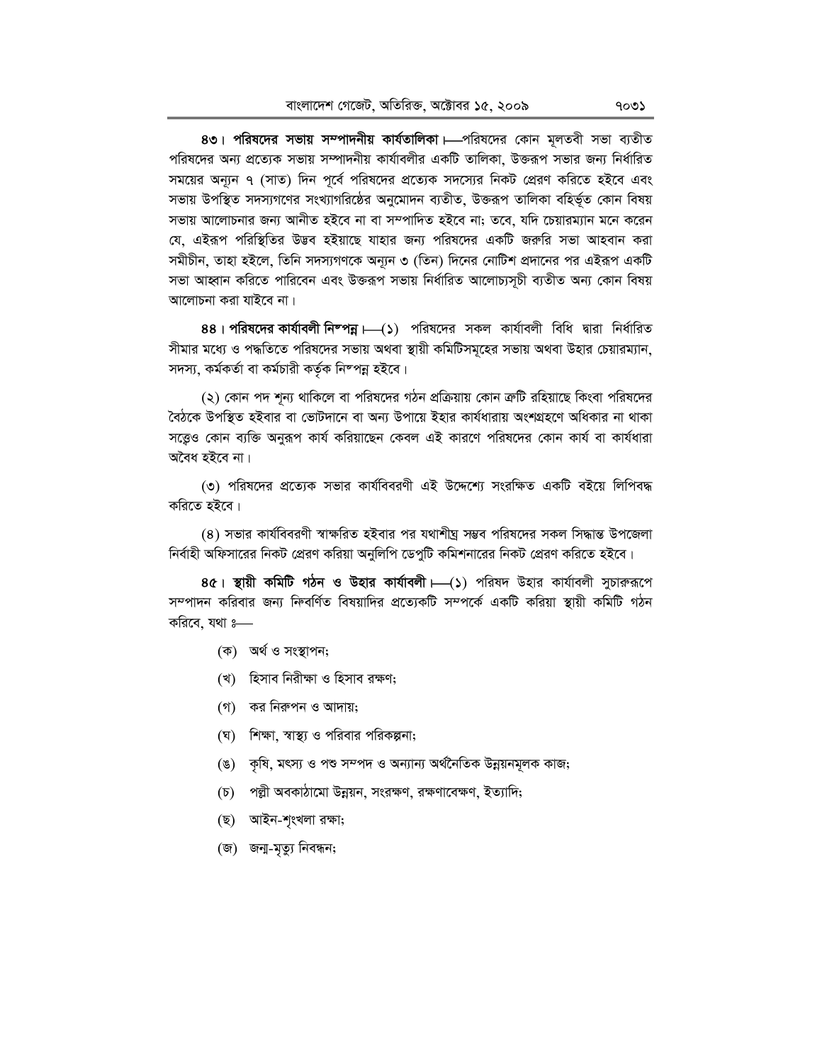**৪৩। পরিষদের সভায় সম্পাদনীয় কার্যতালিকা।**—পরিষদের কোন মূলতবী সভা ব্যতীত পরিষদের অন্য প্রত্যেক সভায় সম্পাদনীয় কার্যাবলীর একটি তালিকা, উক্তরূপ সভার জন্য নির্ধারিত সময়ের অন্যূন ৭ (সাত) দিন পূর্বে পরিষদের প্রত্যেক সদস্যের নিকট প্রেরণ করিতে হইবে এবং সভায় উপস্থিত সদস্যগণের সংখ্যাগরিষ্ঠের অনুমোদন ব্যতীত, উক্তরূপ তালিকা বহির্ভূত কোন বিষয় সভায় আলোচনার জন্য আনীত হইবে না বা সম্পাদিত হইবে না; তবে, যদি চেয়ারম্যান মনে করেন যে, এইরূপ পরিস্থিতির উদ্ভব হইয়াছে যাহার জন্য পরিষদের একটি জরুরি সভা আহবান করা সমীচীন, তাহা হইলে, তিনি সদস্যগণকে অন্যূন ৩ (তিন) দিনের নোটিশ প্রদানের পর এইরূপ একটি সভা আহ্বান করিতে পারিবেন এবং উক্তরূপ সভায় নির্ধারিত আলোচ্যসূচী ব্যতীত অন্য কোন বিষয় আলোচনা করা যাইবে না।

**৪৪। পরিষদের কার্যাবলী নিষ্পন্ন।**—(১) পরিষদের সকল কার্যাবলী বিধি দ্বারা নির্ধারিত সীমার মধ্যে ও পদ্ধতিতে পরিষদের সভায় অথবা স্থায়ী কমিটিসমূহের সভায় অথবা উহার চেয়ারম্যান, সদস্য, কর্মকর্তা বা কর্মচারী কর্তৃক নিষ্পন্ন হইবে।

(২) কোন পদ শূন্য থাকিলে বা পরিষদের গঠন প্রক্রিয়ায় কোন ত্রুটি রহিয়াছে কিংবা পরিষদের বৈঠকে উপস্থিত হইবার বা ভোটদানে বা অন্য উপায়ে ইহার কার্যধারায় অংশগ্রহণে অধিকার না থাকা সত্ত্বেও কোন ব্যক্তি অনুরূপ কার্য করিয়াছেন কেবল এই কারণে পরিষদের কোন কার্য বা কার্যধারা অবৈধ হইবে না।

(৩) পরিষদের প্রত্যেক সভার কার্যবিবরণী এই উদ্দেশ্যে সংরক্ষিত একটি বইয়ে লিপিবদ্ধ করিতে হইবে।

(৪) সভার কার্যবিবরণী স্বাক্ষরিত হইবার পর যথাশীঘ্র সম্ভব পরিষদের সকল সিদ্ধান্ত উপজেলা নির্বাহী অফিসারের নিকট প্রেরণ করিয়া অনুলিপি ডেপুটি কমিশনারের নিকট প্রেরণ করিতে হইবে।

**৪৫। স্থায়ী কমিটি গঠন ও উহার কার্যাবলী।**—(১) পরিষদ উহার কার্যাবলী সুচারুরূপে সম্পাদন করিবার জন্য নিম্নবর্ণিত বিষয়াদির প্রত্যেকটি সম্পর্কে একটি করিয়া স্থায়ী কমিটি গঠন করিবে, যথা ঃ—

(ক) অর্থ ও সংস্থাপন;

(খ) হিসাব নিরীক্ষা ও হিসাব রক্ষণ;

(গ) কর নিরুপন ও আদায়;

(ঘ) শিক্ষা, স্বাস্থ্য ও পরিবার পরিকল্পনা;

(ঙ) কৃষি, মৎস্য ও পশু সম্পদ ও অন্যান্য অর্থনৈতিক উন্নয়নমূলক কাজ;

(চ) পল্লী অবকাঠামো উন্নয়ন, সংরক্ষণ, রক্ষণাবেক্ষণ, ইত্যাদি;

(ছ) আইন-শৃংখলা রক্ষা;

(জ) জন্ম-মৃত্যু নিবন্ধন;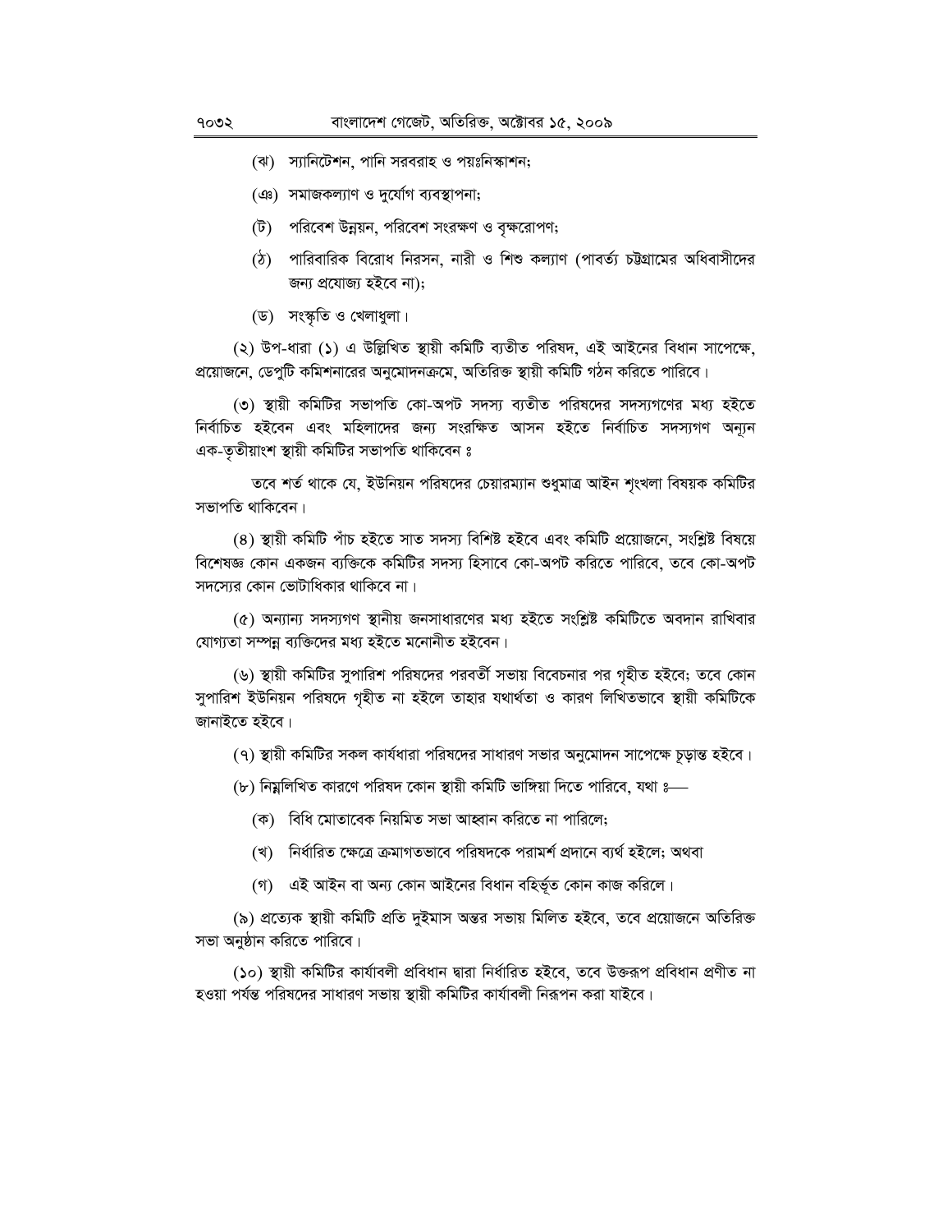(ঝ) স্যানিটেশন, পানি সরবরাহ ও পয়ঃনিস্কাশন;

(ঞ) সমাজকল্যাণ ও দুর্যোগ ব্যবস্থাপনা;

(ট) পরিবেশ উন্নয়ন, পরিবেশ সংরক্ষণ ও বৃক্ষরোপণ;

(ঠ) পারিবারিক বিরোধ নিরসন, নারী ও শিশু কল্যাণ (পার্বত্য চট্টগ্রামের অধিবাসীদের জন্য প্রযোজ্য হইবে না);

(ড) সংস্কৃতি ও খেলাধুলা।

(২) উপ-ধারা (১) এ উল্লিখিত স্থায়ী কমিটি ব্যতীত পরিষদ, এই আইনের বিধান সাপেক্ষে, প্রয়োজনে, ডেপুটি কমিশনারের অনুমোদনক্রমে, অতিরিক্ত স্থায়ী কমিটি গঠন করিতে পারিবে।

(৩) স্থায়ী কমিটির সভাপতি কো-অপট সদস্য ব্যতীত পরিষদের সদস্যগণের মধ্য হইতে নির্বাচিত হইবেন এবং মহিলাদের জন্য সংরক্ষিত আসন হইতে নির্বাচিত সদস্যগণ অন্যূন এক-তৃতীয়াংশ স্থায়ী কমিটির সভাপতি থাকিবেন ঃ

তবে শর্ত থাকে যে, ইউনিয়ন পরিষদের চেয়ারম্যান শুধুমাত্র আইন শৃংখলা বিষয়ক কমিটির সভাপতি থাকিবেন।

(৪) স্থায়ী কমিটি পাঁচ হইতে সাত সদস্য বিশিষ্ট হইবে এবং কমিটি প্রয়োজনে, সংশ্লিষ্ট বিষয়ে বিশেষজ্ঞ কোন একজন ব্যক্তিকে কমিটির সদস্য হিসাবে কো-অপট করিতে পারিবে, তবে কো-অপট সদস্যের কোন ভোটাধিকার থাকিবে না।

(৫) অন্যান্য সদস্যগণ স্থানীয় জনসাধারণের মধ্য হইতে সংশ্লিষ্ট কমিটিতে অবদান রাখিবার যোগ্যতা সম্পন্ন ব্যক্তিদের মধ্য হইতে মনোনীত হইবেন।

(৬) স্থায়ী কমিটির সুপারিশ পরিষদের পরবর্তী সভায় বিবেচনার পর গৃহীত হইবে; তবে কোন সুপারিশ ইউনিয়ন পরিষদে গৃহীত না হইলে তাহার যথার্থতা ও কারণ লিখিতভাবে স্থায়ী কমিটিকে জানাইতে হইবে।

(৭) স্থায়ী কমিটির সকল কার্যধারা পরিষদের সাধারণ সভার অনুমোদন সাপেক্ষে চূড়ান্ত হইবে।

(৮) নিম্নলিখিত কারণে পরিষদ কোন স্থায়ী কমিটি ভাঙ্গিয়া দিতে পারিবে, যথা ঃ—

(ক) বিধি মোতাবেক নিয়মিত সভা আহ্বান করিতে না পারিলে;

(খ) নির্ধারিত ক্ষেত্রে ক্রমাগতভাবে পরিষদকে পরামর্শ প্রদানে ব্যর্থ হইলে; অথবা

(গ) এই আইন বা অন্য কোন আইনের বিধান বহির্ভূত কোন কাজ করিলে।

(৯) প্রত্যেক স্থায়ী কমিটি প্রতি দুইমাস অন্তর সভায় মিলিত হইবে, তবে প্রয়োজনে অতিরিক্ত সভা অনুষ্ঠান করিতে পারিবে।

(১০) স্থায়ী কমিটির কার্যাবলী প্রবিধান দ্বারা নির্ধারিত হইবে, তবে উক্তরূপ প্রবিধান প্রণীত না হওয়া পর্যন্ত পরিষদের সাধারণ সভায় স্থায়ী কমিটির কার্যাবলী নিরূপন করা যাইবে।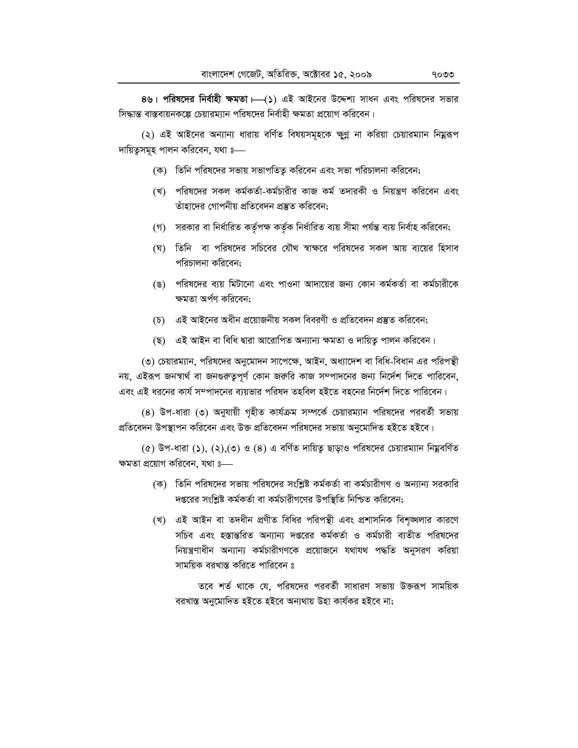**৪৬। পরিষদের নির্বাহী ক্ষমতা।**—(১) এই আইনের উদ্দেশ্য সাধন এবং পরিষদের সভার সিদ্ধান্ত বাস্তবায়নকল্পে চেয়ারম্যান পরিষদের নির্বাহী ক্ষমতা প্রয়োগ করিবেন।

(২) এই আইনের অন্যান্য ধারায় বর্ণিত বিষয়সমূহকে ক্ষুণ্ন না করিয়া চেয়ারম্যান নিম্নরূপ দায়িত্বসমূহ পালন করিবেন, যথা ঃ—

(ক) তিনি পরিষদের সভায় সভাপতিত্ব করিবেন এবং সভা পরিচালনা করিবেন;

(খ) পরিষদের সকল কর্মকর্তা-কর্মচারীর কাজ কর্ম তদারকী ও নিয়ন্ত্রণ করিবেন এবং তাঁহাদের গোপনীয় প্রতিবেদন প্রস্তুত করিবেন;

(গ) সরকার বা নির্ধারিত কর্তৃপক্ষ কর্তৃক নির্ধারিত ব্যয় সীমা পর্যন্ত ব্যয় নির্বাহ করিবেন;

(ঘ) তিনি বা পরিষদের সচিবের যৌথ স্বাক্ষরে পরিষদের সকল আয় ব্যয়ের হিসাব পরিচালনা করিবেন;

(ঙ) পরিষদের ব্যয় মিটানো এবং পাওনা আদায়ের জন্য কোন কর্মকর্তা বা কর্মচারীকে ক্ষমতা অর্পণ করিবেন;

(চ) এই আইনের অধীন প্রয়োজনীয় সকল বিবরণী ও প্রতিবেদন প্রস্তুত করিবেন;

(ছ) এই আইন বা বিধি দ্বারা আরোপিত অন্যান্য ক্ষমতা ও দায়িত্ব পালন করিবেন।

(৩) চেয়ারম্যান, পরিষদের অনুমোদন সাপেক্ষে, আইন, অধ্যাদেশ বা বিধি-বিধান এর পরিপন্থী নয়, এইরূপ জনস্বার্থ বা জনগুরুত্বপূর্ণ কোন জরুরি কাজ সম্পাদনের জন্য নির্দেশ দিতে পারিবেন, এবং এই ধরনের কার্য সম্পাদনের ব্যয়ভার পরিষদ তহবিল হইতে বহনের নির্দেশ দিতে পারিবেন।

(৪) উপ-ধারা (৩) অনুযায়ী গৃহীত কার্যক্রম সম্পর্কে চেয়ারম্যান পরিষদের পরবর্তী সভায় প্রতিবেদন উপস্থাপন করিবেন এবং উক্ত প্রতিবেদন পরিষদের সভায় অনুমোদিত হইতে হইবে।

(৫) উপ-ধারা (১), (২),(৩) ও (৪) এ বর্ণিত দায়িত্ব ছাড়াও পরিষদের চেয়ারম্যান নিম্নবর্ণিত ক্ষমতা প্রয়োগ করিবেন, যথা ঃ—

(ক) তিনি পরিষদের সভায় পরিষদের সংশ্লিষ্ট কর্মকর্তা বা কর্মচারীগণ ও অন্যান্য সরকারি দপ্তরের সংশ্লিষ্ট কর্মকর্তা বা কর্মচারীগণের উপস্থিতি নিশ্চিত করিবেন;

(খ) এই আইন বা তদধীন প্রণীত বিধির পরিপন্থী এবং প্রশাসনিক বিশৃঙ্খলার কারণে সচিব এবং হস্তান্তরিত অন্যান্য দপ্তরের কর্মকর্তা ও কর্মচারী ব্যতীত পরিষদের নিয়ন্ত্রণাধীন অন্যান্য কর্মচারীগণকে প্রয়োজনে যথাযথ পদ্ধতি অনুসরণ করিয়া সাময়িক বরখাস্ত করিতে পারিবেন ঃ

তবে শর্ত থাকে যে, পরিষদের পরবর্তী সাধারণ সভায় উক্তরূপ সাময়িক বরখাস্ত অনুমোদিত হইতে হইবে অন্যথায় উহা কার্যকর হইবে না;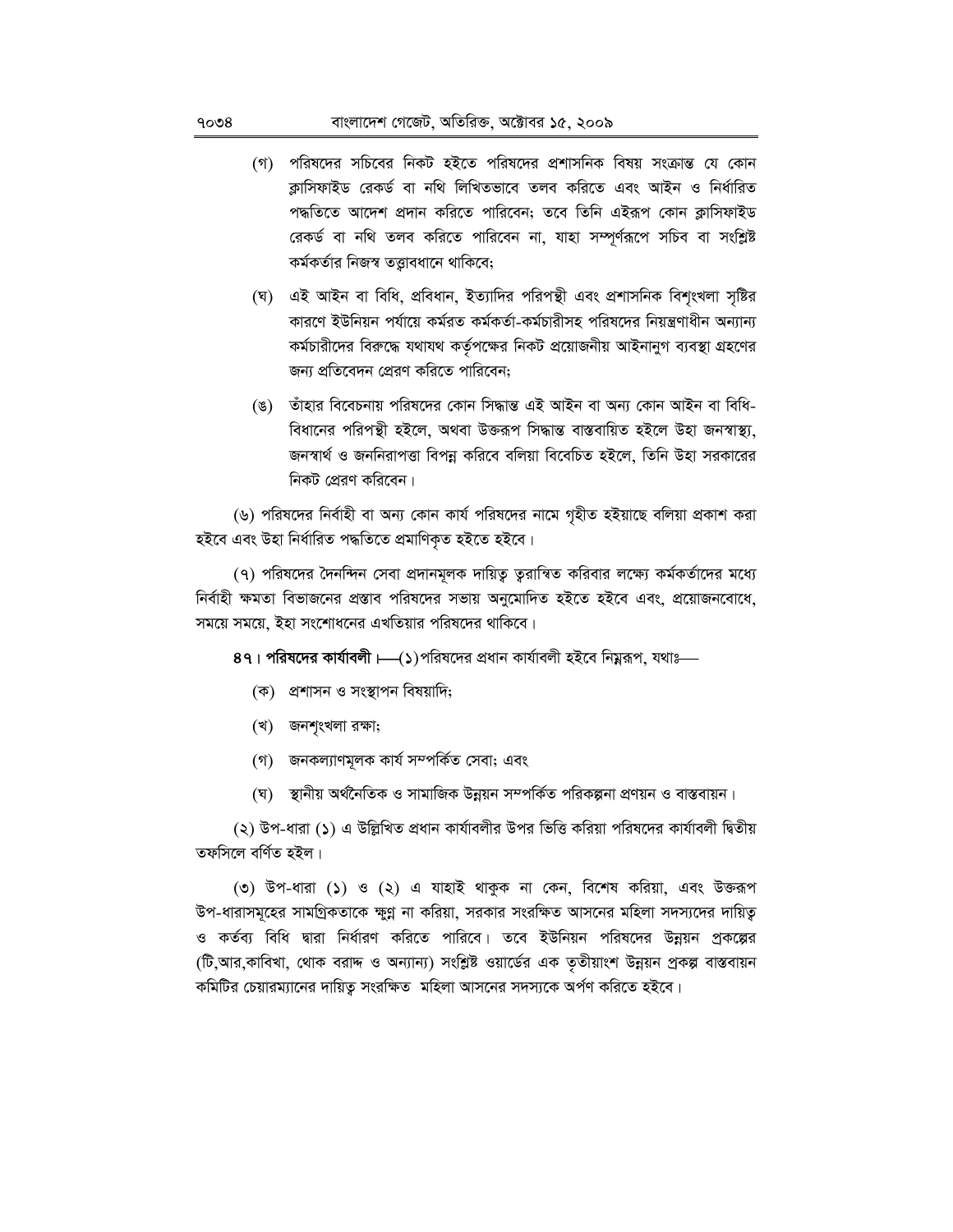(গ) পরিষদের সচিবের নিকট হইতে পরিষদের প্রশাসনিক বিষয় সংক্রান্ত যে কোন ক্লাসিফাইড রেকর্ড বা নথি লিখিতভাবে তলব করিতে এবং আইন ও নির্ধারিত পদ্ধতিতে আদেশ প্রদান করিতে পারিবেন; তবে তিনি এইরূপ কোন ক্লাসিফাইড রেকর্ড বা নথি তলব করিতে পারিবেন না, যাহা সম্পূর্ণরূপে সচিব বা সংশ্লিষ্ট কর্মকর্তার নিজস্ব তত্ত্বাবধানে থাকিবে;

(ঘ) এই আইন বা বিধি, প্রবিধান, ইত্যাদির পরিপন্থী এবং প্রশাসনিক বিশৃংখলা সৃষ্টির কারণে ইউনিয়ন পর্যায়ে কর্মরত কর্মকর্তা-কর্মচারীসহ পরিষদের নিয়ন্ত্রণাধীন অন্যান্য কর্মচারীদের বিরুদ্ধে যথাযথ কর্তৃপক্ষের নিকট প্রয়োজনীয় আইনানুগ ব্যবস্থা গ্রহণের জন্য প্রতিবেদন প্রেরণ করিতে পারিবেন;

(ঙ) তাঁহার বিবেচনায় পরিষদের কোন সিদ্ধান্ত এই আইন বা অন্য কোন আইন বা বিধি-বিধানের পরিপন্থী হইলে, অথবা উক্তরূপ সিদ্ধান্ত বাস্তবায়িত হইলে উহা জনস্বাস্থ্য, জনস্বার্থ ও জননিরাপত্তা বিপন্ন করিবে বলিয়া বিবেচিত হইলে, তিনি উহা সরকারের নিকট প্রেরণ করিবেন।

(৬) পরিষদের নির্বাহী বা অন্য কোন কার্য পরিষদের নামে গৃহীত হইয়াছে বলিয়া প্রকাশ করা হইবে এবং উহা নির্ধারিত পদ্ধতিতে প্রমাণিকৃত হইতে হইবে।

(৭) পরিষদের দৈনন্দিন সেবা প্রদানমূলক দায়িত্ব তরান্বিত করিবার লক্ষ্যে কর্মকর্তাদের মধ্যে নির্বাহী ক্ষমতা বিভাজনের প্রস্তাব পরিষদের সভায় অনুমোদিত হইতে হইবে এবং, প্রয়োজনবোধে, সময়ে সময়ে, ইহা সংশোধনের এখতিয়ার পরিষদের থাকিবে।

**৪৭। পরিষদের কার্যাবলী।**—(১) পরিষদের প্রধান কার্যাবলী হইবে নিম্নরূপ, যথাঃ—

(ক) প্রশাসন ও সংস্থাপন বিষয়াদি;

(খ) জনশৃংখলা রক্ষা;

(গ) জনকল্যাণমূলক কার্য সম্পর্কিত সেবা; এবং

(ঘ) স্থানীয় অর্থনৈতিক ও সামাজিক উন্নয়ন সম্পর্কিত পরিকল্পনা প্রণয়ন ও বাস্তবায়ন।

(২) উপ-ধারা (১) এ উল্লিখিত প্রধান কার্যাবলীর উপর ভিত্তি করিয়া পরিষদের কার্যাবলী দ্বিতীয় তফসিলে বর্ণিত হইল।

(৩) উপ-ধারা (১) ও (২) এ যাহাই থাকুক না কেন, বিশেষ করিয়া, এবং উক্তরূপ উপ-ধারাসমূহের সামগ্রিকতাকে ক্ষুণ্ণ না করিয়া, সরকার সংরক্ষিত আসনের মহিলা সদস্যদের দায়িত্ব ও কর্তব্য বিধি দ্বারা নির্ধারণ করিতে পারিবে। তবে ইউনিয়ন পরিষদের উন্নয়ন প্রকল্পের (টি,আর,কাবিখা, থোক বরাদ্দ ও অন্যান্য) সংশ্লিষ্ট ওয়ার্ডের এক তৃতীয়াংশ উন্নয়ন প্রকল্প বাস্তবায়ন কমিটির চেয়ারম্যানের দায়িত্ব সংরক্ষিত মহিলা আসনের সদস্যকে অর্পণ করিতে হইবে।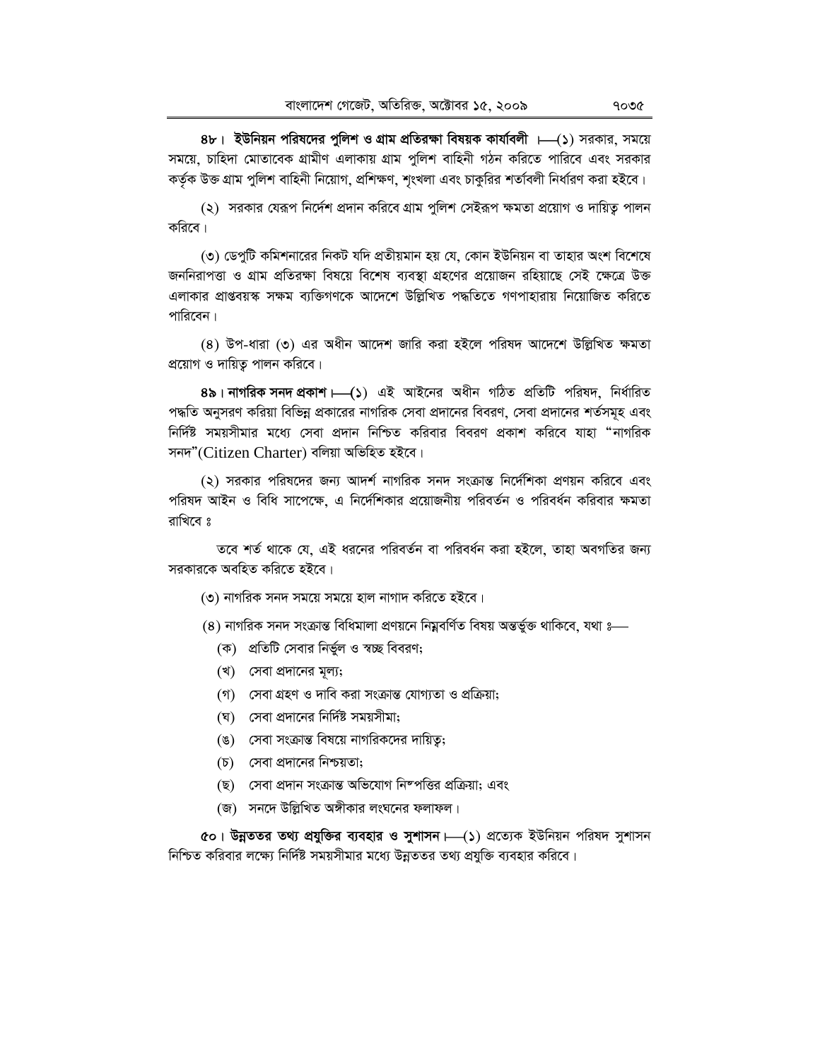**৪৮। ইউনিয়ন পরিষদের পুলিশ ও গ্রাম প্রতিরক্ষা বিষয়ক কার্যাবলী।**—(১) সরকার, সময়ে সময়ে, চাহিদা মোতাবেক গ্রামীণ এলাকায় গ্রাম পুলিশ বাহিনী গঠন করিতে পারিবে এবং সরকার কর্তৃক উক্ত গ্রাম পুলিশ বাহিনী নিয়োগ, প্রশিক্ষণ, শৃংখলা এবং চাকুরির শর্তাবলী নির্ধারণ করা হইবে।

(২) সরকার যেরূপ নির্দেশ প্রদান করিবে গ্রাম পুলিশ সেইরূপ ক্ষমতা প্রয়োগ ও দায়িত্ব পালন করিবে।

(৩) ডেপুটি কমিশনারের নিকট যদি প্রতীয়মান হয় যে, কোন ইউনিয়ন বা তাহার অংশ বিশেষে জননিরাপত্তা ও গ্রাম প্রতিরক্ষা বিষয়ে বিশেষ ব্যবস্থা গ্রহণের প্রয়োজন রহিয়াছে সেই ক্ষেত্রে উক্ত এলাকার প্রাপ্তবয়স্ক সক্ষম ব্যক্তিগণকে আদেশে উল্লিখিত পদ্ধতিতে গণপাহারায় নিয়োজিত করিতে পারিবেন।

(৪) উপ-ধারা (৩) এর অধীন আদেশ জারি করা হইলে পরিষদ আদেশে উল্লিখিত ক্ষমতা প্রয়োগ ও দায়িত্ব পালন করিবে।

**৪৯। নাগরিক সনদ প্রকাশ।**—(১) এই আইনের অধীন গঠিত প্রতিটি পরিষদ, নির্ধারিত পদ্ধতি অনুসরণ করিয়া বিভিন্ন প্রকারের নাগরিক সেবা প্রদানের বিবরণ, সেবা প্রদানের শর্তসমূহ এবং নির্দিষ্ট সময়সীমার মধ্যে সেবা প্রদান নিশ্চিত করিবার বিবরণ প্রকাশ করিবে যাহা "নাগরিক সনদ"(Citizen Charter) বলিয়া অভিহিত হইবে।

(২) সরকার পরিষদের জন্য আদর্শ নাগরিক সনদ সংক্রান্ত নির্দেশিকা প্রণয়ন করিবে এবং পরিষদ আইন ও বিধি সাপেক্ষে, এ নির্দেশিকার প্রয়োজনীয় পরিবর্তন ও পরিবর্ধন করিবার ক্ষমতা রাখিবে ঃ

তবে শর্ত থাকে যে, এই ধরনের পরিবর্তন বা পরিবর্ধন করা হইলে, তাহা অবগতির জন্য সরকারকে অবহিত করিতে হইবে।

(৩) নাগরিক সনদ সময়ে সময়ে হাল নাগাদ করিতে হইবে।

(৪) নাগরিক সনদ সংক্রান্ত বিধিমালা প্রণয়নে নিম্নবর্ণিত বিষয় অন্তর্ভুক্ত থাকিবে, যথা ঃ—

(ক) প্রতিটি সেবার নির্ভুল ও স্বচ্ছ বিবরণ;

(খ) সেবা প্রদানের মূল্য;

(গ) সেবা গ্রহণ ও দাবি করা সংক্রান্ত যোগ্যতা ও প্রক্রিয়া;

(ঘ) সেবা প্রদানের নির্দিষ্ট সময়সীমা;

(ঙ) সেবা সংক্রান্ত বিষয়ে নাগরিকদের দায়িত্ব;

(চ) সেবা প্রদানের নিশ্চয়তা;

(ছ) সেবা প্রদান সংক্রান্ত অভিযোগ নিষ্পত্তির প্রক্রিয়া; এবং

(জ) সনদে উল্লিখিত অঙ্গীকার লংঘনের ফলাফল।

**৫০। উন্নততর তথ্য প্রযুক্তির ব্যবহার ও সুশাসন।**—(১) প্রত্যেক ইউনিয়ন পরিষদ সুশাসন নিশ্চিত করিবার লক্ষ্যে নির্দিষ্ট সময়সীমার মধ্যে উন্নততর তথ্য প্রযুক্তি ব্যবহার করিবে।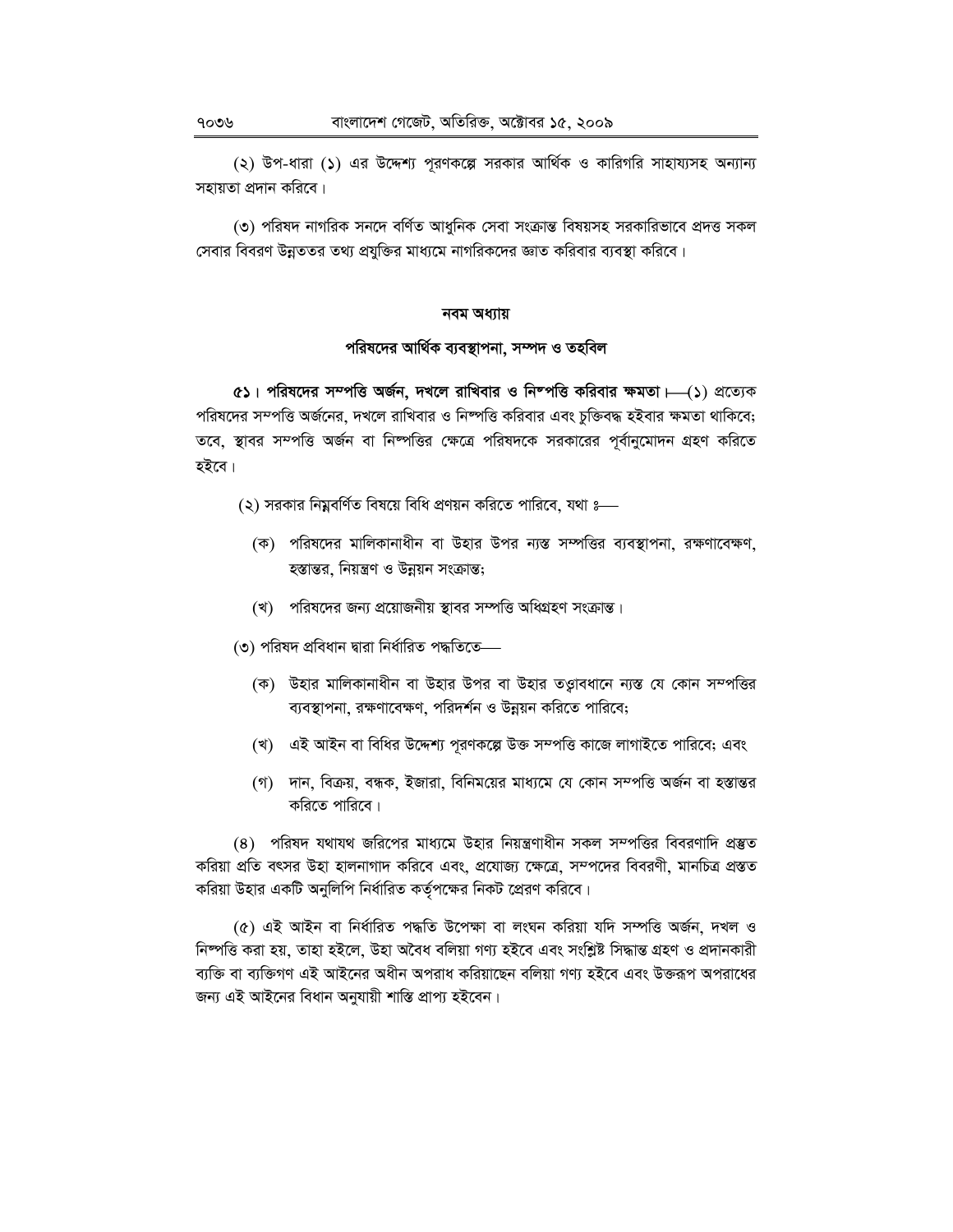(২) উপ-ধারা (১) এর উদ্দেশ্য পূরণকল্পে সরকার আর্থিক ও কারিগরি সাহায্যসহ অন্যান্য সহায়তা প্রদান করিবে।

(৩) পরিষদ নাগরিক সনদে বর্ণিত আধুনিক সেবা সংক্রান্ত বিষয়সহ সরকারিভাবে প্রদত্ত সকল সেবার বিবরণ উন্নততর তথ্য প্রযুক্তির মাধ্যমে নাগরিকদের জ্ঞাত করিবার ব্যবস্থা করিবে।

## নবম অধ্যায়

## পরিষদের আর্থিক ব্যবস্থাপনা, সম্পদ ও তহবিল

**৫১। পরিষদের সম্পত্তি অর্জন, দখলে রাখিবার ও নিষ্পত্তি করিবার ক্ষমতা।**—(১) প্রত্যেক পরিষদের সম্পত্তি অর্জনের, দখলে রাখিবার ও নিষ্পত্তি করিবার এবং চুক্তিবদ্ধ হইবার ক্ষমতা থাকিবে; তবে, স্থাবর সম্পত্তি অর্জন বা নিষ্পত্তির ক্ষেত্রে পরিষদকে সরকারের পূর্বানুমোদন গ্রহণ করিতে হইবে।

(২) সরকার নিম্নবর্ণিত বিষয়ে বিধি প্রণয়ন করিতে পারিবে, যথা ঃ—

(ক) পরিষদের মালিকানাধীন বা উহার উপর ন্যস্ত সম্পত্তির ব্যবস্থাপনা, রক্ষণাবেক্ষণ, হস্তান্তর, নিয়ন্ত্রণ ও উন্নয়ন সংক্রান্ত;

(খ) পরিষদের জন্য প্রয়োজনীয় স্থাবর সম্পত্তি অধিগ্রহণ সংক্রান্ত।

(৩) পরিষদ প্রবিধান দ্বারা নির্ধারিত পদ্ধতিতে—

(ক) উহার মালিকানাধীন বা উহার উপর বা উহার তত্ত্বাবধানে ন্যস্ত যে কোন সম্পত্তির ব্যবস্থাপনা, রক্ষণাবেক্ষণ, পরিদর্শন ও উন্নয়ন করিতে পারিবে;

(খ) এই আইন বা বিধির উদ্দেশ্য পূরণকল্পে উক্ত সম্পত্তি কাজে লাগাইতে পারিবে; এবং

(গ) দান, বিক্রয়, বন্ধক, ইজারা, বিনিময়ের মাধ্যমে যে কোন সম্পত্তি অর্জন বা হস্তান্তর করিতে পারিবে।

(৪) পরিষদ যথাযথ জরিপের মাধ্যমে উহার নিয়ন্ত্রণাধীন সকল সম্পত্তির বিবরণাদি প্রস্তুত করিয়া প্রতি বৎসর উহা হালনাগাদ করিবে এবং, প্রযোজ্য ক্ষেত্রে, সম্পদের বিবরণী, মানচিত্র প্রস্তুত করিয়া উহার একটি অনুলিপি নির্ধারিত কর্তৃপক্ষের নিকট প্রেরণ করিবে।

(৫) এই আইন বা নির্ধারিত পদ্ধতি উপেক্ষা বা লংঘন করিয়া যদি সম্পত্তি অর্জন, দখল ও নিষ্পত্তি করা হয়, তাহা হইলে, উহা অবৈধ বলিয়া গণ্য হইবে এবং সংশ্লিষ্ট সিদ্ধান্ত গ্রহণ ও প্রদানকারী ব্যক্তি বা ব্যক্তিগণ এই আইনের অধীন অপরাধ করিয়াছেন বলিয়া গণ্য হইবে এবং উক্তরূপ অপরাধের জন্য এই আইনের বিধান অনুযায়ী শাস্তি প্রাপ্য হইবেন।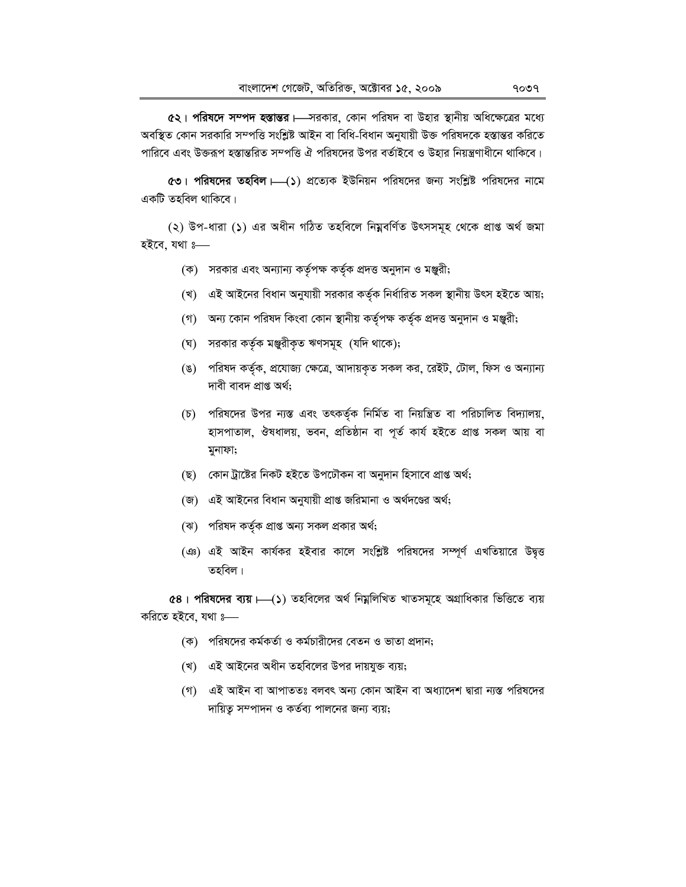**৫২। পরিষদে সম্পদ হস্তান্তর।**—সরকার, কোন পরিষদ বা উহার স্থানীয় অধিক্ষেত্রের মধ্যে অবস্থিত কোন সরকারি সম্পত্তি সংশ্লিষ্ট আইন বা বিধি-বিধান অনুযায়ী উক্ত পরিষদকে হস্তান্তর করিতে পারিবে এবং উক্তরূপ হস্তান্তরিত সম্পত্তি ঐ পরিষদের উপর বর্তাইবে ও উহার নিয়ন্ত্রণাধীনে থাকিবে।

**৫৩। পরিষদের তহবিল।**—(১) প্রত্যেক ইউনিয়ন পরিষদের জন্য সংশ্লিষ্ট পরিষদের নামে একটি তহবিল থাকিবে।

(২) উপ-ধারা (১) এর অধীন গঠিত তহবিলে নিম্নবর্ণিত উৎসসমূহ থেকে প্রাপ্ত অর্থ জমা হইবে, যথা ঃ—

(ক) সরকার এবং অন্যান্য কর্তৃপক্ষ কর্তৃক প্রদত্ত অনুদান ও মঞ্জুরী;

(খ) এই আইনের বিধান অনুযায়ী সরকার কর্তৃক নির্ধারিত সকল স্থানীয় উৎস হইতে আয়;

(গ) অন্য কোন পরিষদ কিংবা কোন স্থানীয় কর্তৃপক্ষ কর্তৃক প্রদত্ত অনুদান ও মঞ্জুরী;

(ঘ) সরকার কর্তৃক মঞ্জুরীকৃত ঋণসমূহ (যদি থাকে);

(ঙ) পরিষদ কর্তৃক, প্রযোজ্য ক্ষেত্রে, আদায়কৃত সকল কর, রেইট, টোল, ফিস ও অন্যান্য দাবী বাবদ প্রাপ্ত অর্থ;

(চ) পরিষদের উপর ন্যস্ত এবং তৎকর্তৃক নির্মিত বা নিয়ন্ত্রিত বা পরিচালিত বিদ্যালয়, হাসপাতাল, ঔষধালয়, ভবন, প্রতিষ্ঠান বা পূর্ত কার্য হইতে প্রাপ্ত সকল আয় বা মুনাফা;

(ছ) কোন ট্রাষ্টের নিকট হইতে উপঢৌকন বা অনুদান হিসাবে প্রাপ্ত অর্থ;

(জ) এই আইনের বিধান অনুযায়ী প্রাপ্ত জরিমানা ও অর্থদণ্ডের অর্থ;

(ঝ) পরিষদ কর্তৃক প্রাপ্ত অন্য সকল প্রকার অর্থ;

(ঞ) এই আইন কার্যকর হইবার কালে সংশ্লিষ্ট পরিষদের সম্পূর্ণ এখতিয়ারে উদ্বৃত্ত তহবিল।

**৫৪। পরিষদের ব্যয়।**—(১) তহবিলের অর্থ নিম্নলিখিত খাতসমূহে অগ্রাধিকার ভিত্তিতে ব্যয় করিতে হইবে, যথা ঃ—

(ক) পরিষদের কর্মকর্তা ও কর্মচারীদের বেতন ও ভাতা প্রদান;

(খ) এই আইনের অধীন তহবিলের উপর দায়যুক্ত ব্যয়;

(গ) এই আইন বা আপাততঃ বলবৎ অন্য কোন আইন বা অধ্যাদেশ দ্বারা ন্যস্ত পরিষদের দায়িত্ব সম্পাদন ও কর্তব্য পালনের জন্য ব্যয়;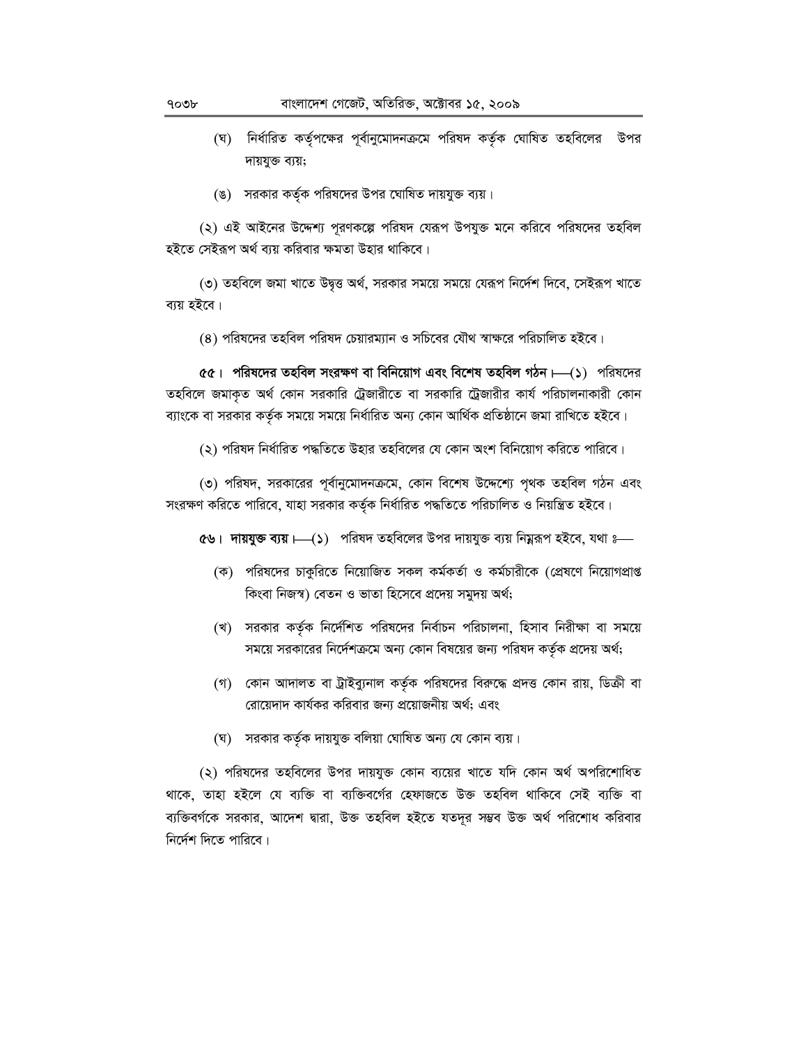(ঘ) নির্ধারিত কর্তৃপক্ষের পূর্বানুমোদনক্রমে পরিষদ কর্তৃক ঘোষিত তহবিলের উপর দায়যুক্ত ব্যয়;

(ঙ) সরকার কর্তৃক পরিষদের উপর ঘোষিত দায়যুক্ত ব্যয়।

(২) এই আইনের উদ্দেশ্য পূরণকল্পে পরিষদ যেরূপ উপযুক্ত মনে করিবে পরিষদের তহবিল হইতে সেইরূপ অর্থ ব্যয় করিবার ক্ষমতা উহার থাকিবে।

(৩) তহবিলে জমা খাতে উদ্বৃত্ত অর্থ, সরকার সময়ে সময়ে যেরূপ নির্দেশ দিবে, সেইরূপ খাতে ব্যয় হইবে।

(৪) পরিষদের তহবিল পরিষদ চেয়ারম্যান ও সচিবের যৌথ স্বাক্ষরে পরিচালিত হইবে।

**৫৫। পরিষদের তহবিল সংরক্ষণ বা বিনিয়োগ এবং বিশেষ তহবিল গঠন।**—(১) পরিষদের তহবিলে জমাকৃত অর্থ কোন সরকারি ট্রেজারীতে বা সরকারি ট্রেজারীর কার্য পরিচালনাকারী কোন ব্যাংকে বা সরকার কর্তৃক সময়ে সময়ে নির্ধারিত অন্য কোন আর্থিক প্রতিষ্ঠানে জমা রাখিতে হইবে।

(২) পরিষদ নির্ধারিত পদ্ধতিতে উহার তহবিলের যে কোন অংশ বিনিয়োগ করিতে পারিবে।

(৩) পরিষদ, সরকারের পূর্বানুমোদনক্রমে, কোন বিশেষ উদ্দেশ্যে পৃথক তহবিল গঠন এবং সংরক্ষণ করিতে পারিবে, যাহা সরকার কর্তৃক নির্ধারিত পদ্ধতিতে পরিচালিত ও নিয়ন্ত্রিত হইবে।

**৫৬। দায়যুক্ত ব্যয়।**—(১) পরিষদ তহবিলের উপর দায়যুক্ত ব্যয় নিম্নরূপ হইবে, যথা ঃ—

(ক) পরিষদের চাকুরিতে নিয়োজিত সকল কর্মকর্তা ও কর্মচারীকে (প্রেষণে নিয়োগপ্রাপ্ত কিংবা নিজস্ব) বেতন ও ভাতা হিসেবে প্রদেয় সমুদয় অর্থ;

(খ) সরকার কর্তৃক নির্দেশিত পরিষদের নির্বাচন পরিচালনা, হিসাব নিরীক্ষা বা সময়ে সময়ে সরকারের নির্দেশক্রমে অন্য কোন বিষয়ের জন্য পরিষদ কর্তৃক প্রদেয় অর্থ;

(গ) কোন আদালত বা ট্রাইব্যুনাল কর্তৃক পরিষদের বিরুদ্ধে প্রদত্ত কোন রায়, ডিক্রী বা রোয়েদাদ কার্যকর করিবার জন্য প্রয়োজনীয় অর্থ; এবং

(ঘ) সরকার কর্তৃক দায়যুক্ত বলিয়া ঘোষিত অন্য যে কোন ব্যয়।

(২) পরিষদের তহবিলের উপর দায়যুক্ত কোন ব্যয়ের খাতে যদি কোন অর্থ অপরিশোধিত থাকে, তাহা হইলে যে ব্যক্তি বা ব্যক্তিবর্গের হেফাজতে উক্ত তহবিল থাকিবে সেই ব্যক্তি বা ব্যক্তিবর্গকে সরকার, আদেশ দ্বারা, উক্ত তহবিল হইতে যতদূর সম্ভব উক্ত অর্থ পরিশোধ করিবার নির্দেশ দিতে পারিবে।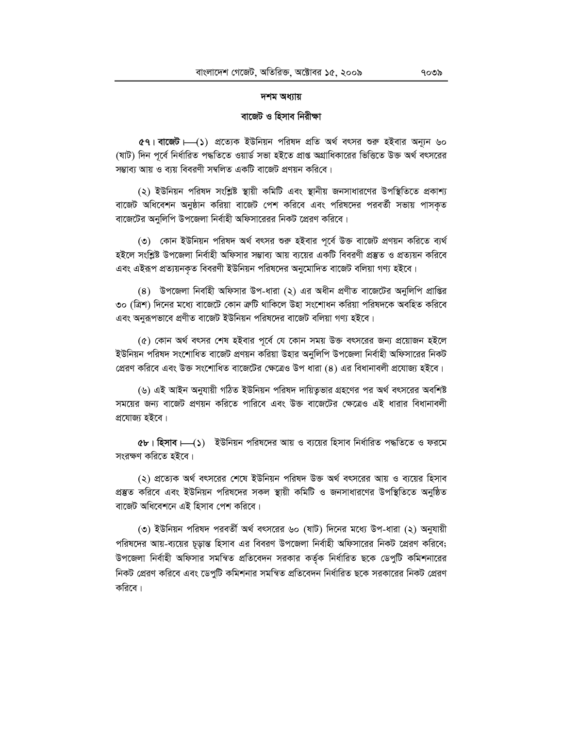## দশম অধ্যায়

### বাজেট ও হিসাব নিরীক্ষা

**৫৭। বাজেট।**—(১) প্রত্যেক ইউনিয়ন পরিষদ প্রতি অর্থ বৎসর শুরু হইবার অন্যূন ৬০ (ষাট) দিন পূর্বে নির্ধারিত পদ্ধতিতে ওয়ার্ড সভা হইতে প্রাপ্ত অগ্রাধিকারের ভিত্তিতে উক্ত অর্থ বৎসরের সম্ভাব্য আয় ও ব্যয় বিবরণী সম্বলিত একটি বাজেট প্রণয়ন করিবে।

(২) ইউনিয়ন পরিষদ সংশ্লিষ্ট স্থায়ী কমিটি এবং স্থানীয় জনসাধারণের উপস্থিতিতে প্রকাশ্য বাজেট অধিবেশন অনুষ্ঠান করিয়া বাজেট পেশ করিবে এবং পরিষদের পরবর্তী সভায় পাসকৃত বাজেটের অনুলিপি উপজেলা নির্বাহী অফিসারেরর নিকট প্রেরণ করিবে।

(৩) কোন ইউনিয়ন পরিষদ অর্থ বৎসর শুরু হইবার পূর্বে উক্ত বাজেট প্রণয়ন করিতে ব্যর্থ হইলে সংশ্লিষ্ট উপজেলা নির্বাহী অফিসার সম্ভাব্য আয় ব্যয়ের একটি বিবরণী প্রস্তুত ও প্রত্যয়ন করিবে এবং এইরূপ প্রত্যয়নকৃত বিবরণী ইউনিয়ন পরিষদের অনুমোদিত বাজেট বলিয়া গণ্য হইবে।

(৪) উপজেলা নির্বাহী অফিসার উপ-ধারা (২) এর অধীন প্রণীত বাজেটের অনুলিপি প্রাপ্তির ৩০ (ত্রিশ) দিনের মধ্যে বাজেটে কোন ত্রুটি থাকিলে উহা সংশোধন করিয়া পরিষদকে অবহিত করিবে এবং অনুরূপভাবে প্রণীত বাজেট ইউনিয়ন পরিষদের বাজেট বলিয়া গণ্য হইবে।

(৫) কোন অর্থ বৎসর শেষ হইবার পূর্বে যে কোন সময় উক্ত বৎসরের জন্য প্রয়োজন হইলে ইউনিয়ন পরিষদ সংশোধিত বাজেট প্রণয়ন করিয়া উহার অনুলিপি উপজেলা নির্বাহী অফিসারের নিকট প্রেরণ করিবে এবং উক্ত সংশোধিত বাজেটের ক্ষেত্রেও উপ ধারা (৪) এর বিধানাবলী প্রযোজ্য হইবে।

(৬) এই আইন অনুযায়ী গঠিত ইউনিয়ন পরিষদ দায়িত্বভার গ্রহণের পর অর্থ বৎসরের অবশিষ্ট সময়ের জন্য বাজেট প্রণয়ন করিতে পারিবে এবং উক্ত বাজেটের ক্ষেত্রেও এই ধারার বিধানাবলী প্রযোজ্য হইবে।

**৫৮। হিসাব।**—(১) ইউনিয়ন পরিষদের আয় ও ব্যয়ের হিসাব নির্ধারিত পদ্ধতিতে ও ফরমে সংরক্ষণ করিতে হইবে।

(২) প্রত্যেক অর্থ বৎসরের শেষে ইউনিয়ন পরিষদ উক্ত অর্থ বৎসরের আয় ও ব্যয়ের হিসাব প্রস্তুত করিবে এবং ইউনিয়ন পরিষদের সকল স্থায়ী কমিটি ও জনসাধারণের উপস্থিতিতে অনুষ্ঠিত বাজেট অধিবেশনে এই হিসাব পেশ করিবে।

(৩) ইউনিয়ন পরিষদ পরবর্তী অর্থ বৎসরের ৬০ (ষাট) দিনের মধ্যে উপ-ধারা (২) অনুযায়ী পরিষদের আয়-ব্যয়ের চূড়ান্ত হিসাব এর বিবরণ উপজেলা নির্বাহী অফিসারের নিকট প্রেরণ করিবে; উপজেলা নির্বাহী অফিসার সমন্বিত প্রতিবেদন সরকার কর্তৃক নির্ধারিত ছকে ডেপুটি কমিশনারের নিকট প্রেরণ করিবে এবং ডেপুটি কমিশনার সমন্বিত প্রতিবেদন নির্ধারিত ছকে সরকারের নিকট প্রেরণ করিবে।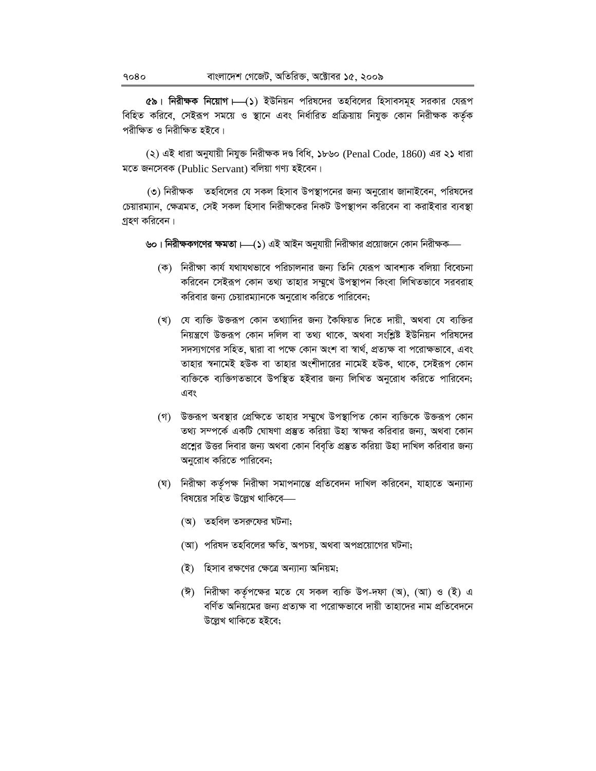**৫৯। নিরীক্ষক নিয়োগ।**—(১) ইউনিয়ন পরিষদের তহবিলের হিসাবসমূহ সরকার যেরূপ বিহিত করিবে, সেইরূপ সময়ে ও স্থানে এবং নির্ধারিত প্রক্রিয়ায় নিযুক্ত কোন নিরীক্ষক কর্তৃক পরীক্ষিত ও নিরীক্ষিত হইবে।

(২) এই ধারা অনুযায়ী নিযুক্ত নিরীক্ষক দণ্ড বিধি, ১৮৬০ (Penal Code, 1860) এর ২১ ধারা মতে জনসেবক (Public Servant) বলিয়া গণ্য হইবেন।

(৩) নিরীক্ষক তহবিলের যে সকল হিসাব উপস্থাপনের জন্য অনুরোধ জানাইবেন, পরিষদের চেয়ারম্যান, ক্ষেত্রমত, সেই সকল হিসাব নিরীক্ষকের নিকট উপস্থাপন করিবেন বা করাইবার ব্যবস্থা গ্রহণ করিবেন।

**৬০। নিরীক্ষকগণের ক্ষমতা।**—(১) এই আইন অনুযায়ী নিরীক্ষার প্রয়োজনে কোন নিরীক্ষক—

(ক) নিরীক্ষা কার্য যথাযথভাবে পরিচালনার জন্য তিনি যেরূপ আবশ্যক বলিয়া বিবেচনা করিবেন সেইরূপ কোন তথ্য তাহার সম্মুখে উপস্থাপন কিংবা লিখিতভাবে সরবরাহ করিবার জন্য চেয়ারম্যানকে অনুরোধ করিতে পারিবেন;

(খ) যে ব্যক্তি উক্তরূপ কোন তথ্যাদির জন্য কৈফিয়ত দিতে দায়ী, অথবা যে ব্যক্তির নিয়ন্ত্রণে উক্তরূপ কোন দলিল বা তথ্য থাকে, অথবা সংশ্লিষ্ট ইউনিয়ন পরিষদের সদস্যগণের সহিত, দ্বারা বা পক্ষে কোন অংশ বা স্বার্থ, প্রত্যক্ষ বা পরোক্ষভাবে, এবং তাহার স্বনামেই হউক বা তাহার অংশীদারের নামেই হউক, থাকে, সেইরূপ কোন ব্যক্তিকে ব্যক্তিগতভাবে উপস্থিত হইবার জন্য লিখিত অনুরোধ করিতে পারিবেন; এবং

(গ) উক্তরূপ অবস্থার প্রেক্ষিতে তাহার সম্মুখে উপস্থাপিত কোন ব্যক্তিকে উক্তরূপ কোন তথ্য সম্পর্কে একটি ঘোষণা প্রস্তুত করিয়া উহা স্বাক্ষর করিবার জন্য, অথবা কোন প্রশ্নের উত্তর দিবার জন্য অথবা কোন বিবৃতি প্রস্তুত করিয়া উহা দাখিল করিবার জন্য অনুরোধ করিতে পারিবেন;

(ঘ) নিরীক্ষা কর্তৃপক্ষ নিরীক্ষা সমাপনান্তে প্রতিবেদন দাখিল করিবেন, যাহাতে অন্যান্য বিষয়ের সহিত উল্লেখ থাকিবে—

(অ) তহবিল তসরুফের ঘটনা;

(আ) পরিষদ তহবিলের ক্ষতি, অপচয়, অথবা অপপ্রয়োগের ঘটনা;

(ই) হিসাব রক্ষণের ক্ষেত্রে অন্যান্য অনিয়ম;

(ঈ) নিরীক্ষা কর্তৃপক্ষের মতে যে সকল ব্যক্তি উপ-দফা (অ), (আ) ও (ই) এ বর্ণিত অনিয়মের জন্য প্রত্যক্ষ বা পরোক্ষভাবে দায়ী তাহাদের নাম প্রতিবেদনে উল্লেখ থাকিতে হইবে;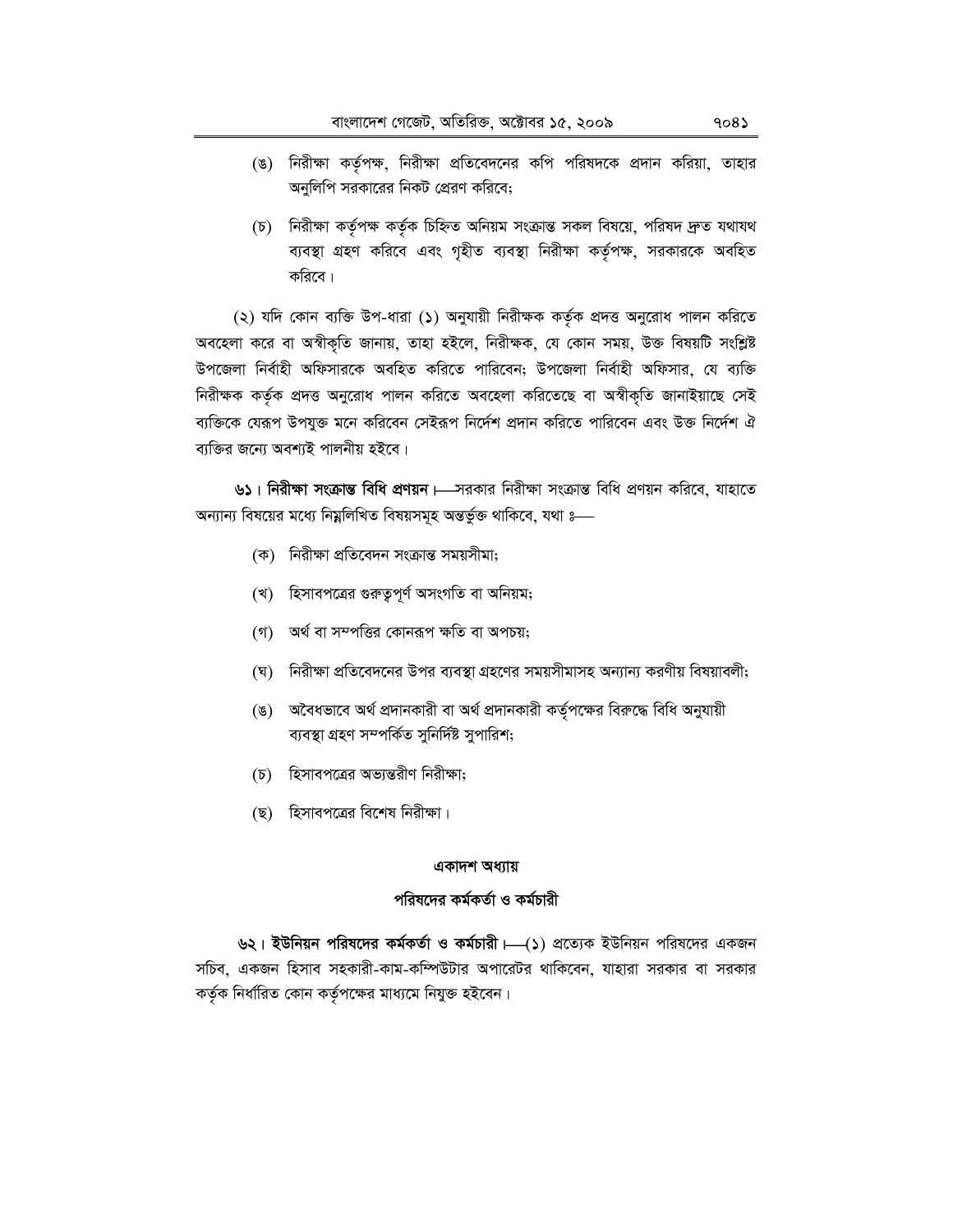(ঙ) নিরীক্ষা কর্তৃপক্ষ, নিরীক্ষা প্রতিবেদনের কপি পরিষদকে প্রদান করিয়া, তাহার অনুলিপি সরকারের নিকট প্রেরণ করিবে;

(চ) নিরীক্ষা কর্তৃপক্ষ কর্তৃক চিহ্নিত অনিয়ম সংক্রান্ত সকল বিষয়ে, পরিষদ দ্রুত যথাযথ ব্যবস্থা গ্রহণ করিবে এবং গৃহীত ব্যবস্থা নিরীক্ষা কর্তৃপক্ষ, সরকারকে অবহিত করিবে।

(২) যদি কোন ব্যক্তি উপ-ধারা (১) অনুযায়ী নিরীক্ষক কর্তৃক প্রদত্ত অনুরোধ পালন করিতে অবহেলা করে বা অস্বীকৃতি জানায়, তাহা হইলে, নিরীক্ষক, যে কোন সময়, উক্ত বিষয়টি সংশ্লিষ্ট উপজেলা নির্বাহী অফিসারকে অবহিত করিতে পারিবেন; উপজেলা নির্বাহী অফিসার, যে ব্যক্তি নিরীক্ষক কর্তৃক প্রদত্ত অনুরোধ পালন করিতে অবহেলা করিতেছে বা অস্বীকৃতি জানাইয়াছে সেই ব্যক্তিকে যেরূপ উপযুক্ত মনে করিবেন সেইরূপ নির্দেশ প্রদান করিতে পারিবেন এবং উক্ত নির্দেশ ঐ ব্যক্তির জন্যে অবশ্যই পালনীয় হইবে।

**৬১। নিরীক্ষা সংক্রান্ত বিধি প্রণয়ন।**—সরকার নিরীক্ষা সংক্রান্ত বিধি প্রণয়ন করিবে, যাহাতে অন্যান্য বিষয়ের মধ্যে নিম্নলিখিত বিষয়সমূহ অন্তর্ভুক্ত থাকিবে, যথা ঃ—

(ক) নিরীক্ষা প্রতিবেদন সংক্রান্ত সময়সীমা;

(খ) হিসাবপত্রের গুরুত্বপূর্ণ অসংগতি বা অনিয়ম;

(গ) অর্থ বা সম্পত্তির কোনরূপ ক্ষতি বা অপচয়;

(ঘ) নিরীক্ষা প্রতিবেদনের উপর ব্যবস্থা গ্রহণের সময়সীমাসহ অন্যান্য করণীয় বিষয়াবলী;

(ঙ) অবৈধভাবে অর্থ প্রদানকারী বা অর্থ প্রদানকারী কর্তৃপক্ষের বিরুদ্ধে বিধি অনুযায়ী ব্যবস্থা গ্রহণ সম্পর্কিত সুনির্দিষ্ট সুপারিশ;

(চ) হিসাবপত্রের অভ্যন্তরীণ নিরীক্ষা;

(ছ) হিসাবপত্রের বিশেষ নিরীক্ষা।

## একাদশ অধ্যায়

## পরিষদের কর্মকর্তা ও কর্মচারী

**৬২। ইউনিয়ন পরিষদের কর্মকর্তা ও কর্মচারী।**—(১) প্রত্যেক ইউনিয়ন পরিষদের একজন সচিব, একজন হিসাব সহকারী-কাম-কম্পিউটার অপারেটর থাকিবেন, যাহারা সরকার বা সরকার কর্তৃক নির্ধারিত কোন কর্তৃপক্ষের মাধ্যমে নিযুক্ত হইবেন।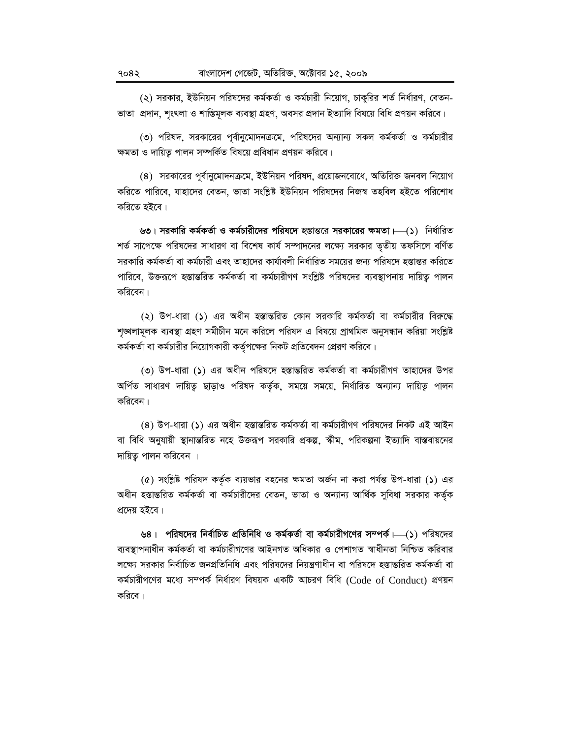(২) সরকার, ইউনিয়ন পরিষদের কর্মকর্তা ও কর্মচারী নিয়োগ, চাকুরির শর্ত নির্ধারণ, বেতন-ভাতা প্রদান, শৃংখলা ও শাস্তিমূলক ব্যবস্থা গ্রহণ, অবসর প্রদান ইত্যাদি বিষয়ে বিধি প্রণয়ন করিবে।

(৩) পরিষদ, সরকারের পূর্বানুমোদনক্রমে, পরিষদের অন্যান্য সকল কর্মকর্তা ও কর্মচারীর ক্ষমতা ও দায়িত্ব পালন সম্পর্কিত বিষয়ে প্রবিধান প্রণয়ন করিবে।

(৪) সরকারের পূর্বানুমোদনক্রমে, ইউনিয়ন পরিষদ, প্রয়োজনবোধে, অতিরিক্ত জনবল নিয়োগ করিতে পারিবে, যাহাদের বেতন, ভাতা সংশ্লিষ্ট ইউনিয়ন পরিষদের নিজস্ব তহবিল হইতে পরিশোধ করিতে হইবে।

**৬৩। সরকারি কর্মকর্তা ও কর্মচারীদের পরিষদে** হস্তান্তরে **সরকারের ক্ষমতা।**—(১) নির্ধারিত শর্ত সাপেক্ষে পরিষদের সাধারণ বা বিশেষ কার্য সম্পাদনের লক্ষ্যে সরকার তৃতীয় তফসিলে বর্ণিত সরকারি কর্মকর্তা বা কর্মচারী এবং তাহাদের কার্যাবলী নির্ধারিত সময়ের জন্য পরিষদে হস্তান্তর করিতে পারিবে, উক্তরূপে হস্তান্তরিত কর্মকর্তা বা কর্মচারীগণ সংশ্লিষ্ট পরিষদের ব্যবস্থাপনায় দায়িত্ব পালন করিবেন।

(২) উপ-ধারা (১) এর অধীন হস্তান্তরিত কোন সরকারি কর্মকর্তা বা কর্মচারীর বিরুদ্ধে শৃঙ্খলামূলক ব্যবস্থা গ্রহণ সমীচীন মনে করিলে পরিষদ এ বিষয়ে প্রাথমিক অনুসন্ধান করিয়া সংশ্লিষ্ট কর্মকর্তা বা কর্মচারীর নিয়োগকারী কর্তৃপক্ষের নিকট প্রতিবেদন প্রেরণ করিবে।

(৩) উপ-ধারা (১) এর অধীন পরিষদে হস্তান্তরিত কর্মকর্তা বা কর্মচারীগণ তাহাদের উপর অর্পিত সাধারণ দায়িত্ব ছাড়াও পরিষদ কর্তৃক, সময়ে সময়ে, নির্ধারিত অন্যান্য দায়িত্ব পালন করিবেন।

(৪) উপ-ধারা (১) এর অধীন হস্তান্তরিত কর্মকর্তা বা কর্মচারীগণ পরিষদের নিকট এই আইন বা বিধি অনুযায়ী স্থানান্তরিত নহে উক্তরূপ সরকারি প্রকল্প, স্কীম, পরিকল্পনা ইত্যাদি বাস্তবায়নের দায়িত্ব পালন করিবেন ।

(৫) সংশ্লিষ্ট পরিষদ কর্তৃক ব্যয়ভার বহনের ক্ষমতা অর্জন না করা পর্যন্ত উপ-ধারা (১) এর অধীন হস্তান্তরিত কর্মকর্তা বা কর্মচারীদের বেতন, ভাতা ও অন্যান্য আর্থিক সুবিধা সরকার কর্তৃক প্রদেয় হইবে।

**৬৪। পরিষদের নির্বাচিত প্রতিনিধি ও কর্মকর্তা বা কর্মচারীগণের সম্পর্ক।**—(১) পরিষদের ব্যবস্থাপনাধীন কর্মকর্তা বা কর্মচারীগণের আইনগত অধিকার ও পেশাগত স্বাধীনতা নিশ্চিত করিবার লক্ষ্যে সরকার নির্বাচিত জনপ্রতিনিধি এবং পরিষদের নিয়ন্ত্রণাধীন বা পরিষদে হস্তান্তরিত কর্মকর্তা বা কর্মচারীগণের মধ্যে সম্পর্ক নির্ধারণ বিষয়ক একটি আচরণ বিধি (Code of Conduct) প্রণয়ন করিবে।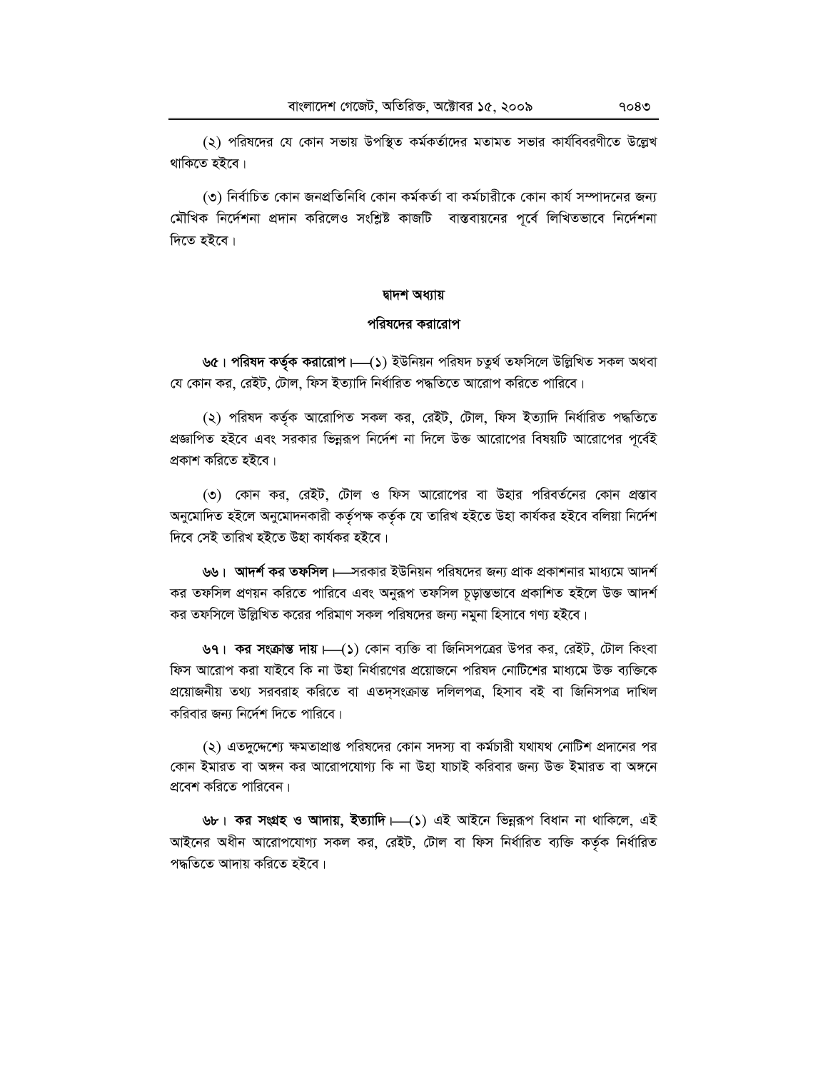(২) পরিষদের যে কোন সভায় উপস্থিত কর্মকর্তাদের মতামত সভার কার্যবিবরণীতে উল্লেখ থাকিতে হইবে।

(৩) নির্বাচিত কোন জনপ্রতিনিধি কোন কর্মকর্তা বা কর্মচারীকে কোন কার্য সম্পাদনের জন্য মৌখিক নির্দেশনা প্রদান করিলেও সংশ্লিষ্ট কাজটি বাস্তবায়নের পূর্বে লিখিতভাবে নির্দেশনা দিতে হইবে।

## দ্বাদশ অধ্যায়

## পরিষদের করারোপ

**৬৫। পরিষদ কর্তৃক করারোপ।**—(১) ইউনিয়ন পরিষদ চতুর্থ তফসিলে উল্লিখিত সকল অথবা যে কোন কর, রেইট, টোল, ফিস ইত্যাদি নির্ধারিত পদ্ধতিতে আরোপ করিতে পারিবে।

(২) পরিষদ কর্তৃক আরোপিত সকল কর, রেইট, টোল, ফিস ইত্যাদি নির্ধারিত পদ্ধতিতে প্রজ্ঞাপিত হইবে এবং সরকার ভিন্নরূপ নির্দেশ না দিলে উক্ত আরোপের বিষয়টি আরোপের পূর্বেই প্রকাশ করিতে হইবে।

(৩) কোন কর, রেইট, টোল ও ফিস আরোপের বা উহার পরিবর্তনের কোন প্রস্তাব অনুমোদিত হইলে অনুমোদনকারী কর্তৃপক্ষ কর্তৃক যে তারিখ হইতে উহা কার্যকর হইবে বলিয়া নির্দেশ দিবে সেই তারিখ হইতে উহা কার্যকর হইবে।

**৬৬। আদর্শ কর তফসিল।**—সরকার ইউনিয়ন পরিষদের জন্য প্রাক প্রকাশনার মাধ্যমে আদর্শ কর তফসিল প্রণয়ন করিতে পারিবে এবং অনুরূপ তফসিল চূড়ান্তভাবে প্রকাশিত হইলে উক্ত আদর্শ কর তফসিলে উল্লিখিত করের পরিমাণ সকল পরিষদের জন্য নমুনা হিসাবে গণ্য হইবে।

**৬৭। কর সংক্রান্ত দায়।**—(১) কোন ব্যক্তি বা জিনিসপত্রের উপর কর, রেইট, টোল কিংবা ফিস আরোপ করা যাইবে কি না উহা নির্ধারণের প্রয়োজনে পরিষদ নোটিশের মাধ্যমে উক্ত ব্যক্তিকে প্রয়োজনীয় তথ্য সরবরাহ করিতে বা এতদ্সংক্রান্ত দলিলপত্র, হিসাব বই বা জিনিসপত্র দাখিল করিবার জন্য নির্দেশ দিতে পারিবে।

(২) এতদুদ্দেশ্যে ক্ষমতাপ্রাপ্ত পরিষদের কোন সদস্য বা কর্মচারী যথাযথ নোটিশ প্রদানের পর কোন ইমারত বা অঙ্গন কর আরোপযোগ্য কি না উহা যাচাই করিবার জন্য উক্ত ইমারত বা অঙ্গনে প্রবেশ করিতে পারিবেন।

**৬৮। কর সংগ্রহ ও আদায়, ইত্যাদি।**—(১) এই আইনে ভিন্নরূপ বিধান না থাকিলে, এই আইনের অধীন আরোপযোগ্য সকল কর, রেইট, টোল বা ফিস নির্ধারিত ব্যক্তি কর্তৃক নির্ধারিত পদ্ধতিতে আদায় করিতে হইবে।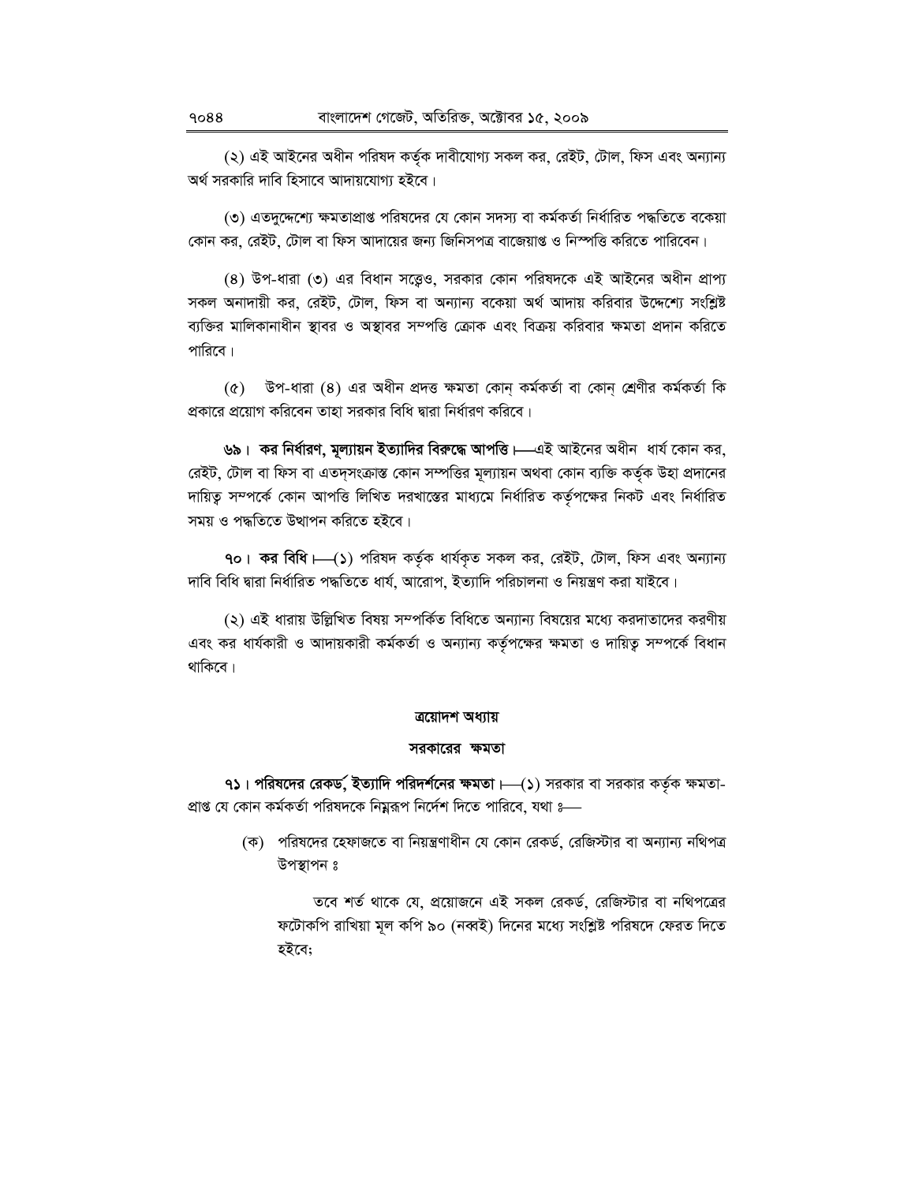(২) এই আইনের অধীন পরিষদ কর্তৃক দাবীযোগ্য সকল কর, রেইট, টোল, ফিস এবং অন্যান্য অর্থ সরকারি দাবি হিসাবে আদায়যোগ্য হইবে।

(৩) এতদুদ্দেশ্যে ক্ষমতাপ্রাপ্ত পরিষদের যে কোন সদস্য বা কর্মকর্তা নির্ধারিত পদ্ধতিতে বকেয়া কোন কর, রেইট, টোল বা ফিস আদায়ের জন্য জিনিসপত্র বাজেয়াপ্ত ও নিস্পত্তি করিতে পারিবেন।

(৪) উপ-ধারা (৩) এর বিধান সত্ত্বেও, সরকার কোন পরিষদকে এই আইনের অধীন প্রাপ্য সকল অনাদায়ী কর, রেইট, টোল, ফিস বা অন্যান্য বকেয়া অর্থ আদায় করিবার উদ্দেশ্যে সংশ্লিষ্ট ব্যক্তির মালিকানাধীন স্থাবর ও অস্থাবর সম্পত্তি ক্রোক এবং বিক্রয় করিবার ক্ষমতা প্রদান করিতে পারিবে।

(৫) উপ-ধারা (৪) এর অধীন প্রদত্ত ক্ষমতা কোন্ কর্মকর্তা বা কোন্ শ্রেণীর কর্মকর্তা কি প্রকারে প্রয়োগ করিবেন তাহা সরকার বিধি দ্বারা নির্ধারণ করিবে।

**৬৯। কর নির্ধারণ, মূল্যায়ন ইত্যাদির বিরুদ্ধে আপত্তি।**—এই আইনের অধীন ধার্য কোন কর, রেইট, টোল বা ফিস বা এতদ্‌সংক্রান্ত কোন সম্পত্তির মূল্যায়ন অথবা কোন ব্যক্তি কর্তৃক উহা প্রদানের দায়িত্ব সম্পর্কে কোন আপত্তি লিখিত দরখাস্তের মাধ্যমে নির্ধারিত কর্তৃপক্ষের নিকট এবং নির্ধারিত সময় ও পদ্ধতিতে উত্থাপন করিতে হইবে।

**৭০। কর বিধি।**—(১) পরিষদ কর্তৃক ধার্যকৃত সকল কর, রেইট, টোল, ফিস এবং অন্যান্য দাবি বিধি দ্বারা নির্ধারিত পদ্ধতিতে ধার্য, আরোপ, ইত্যাদি পরিচালনা ও নিয়ন্ত্রণ করা যাইবে।

(২) এই ধারায় উল্লিখিত বিষয় সম্পর্কিত বিধিতে অন্যান্য বিষয়ের মধ্যে করদাতাদের করণীয় এবং কর ধার্যকারী ও আদায়কারী কর্মকর্তা ও অন্যান্য কর্তৃপক্ষের ক্ষমতা ও দায়িত্ব সম্পর্কে বিধান থাকিবে।

## ত্রয়োদশ অধ্যায়

## সরকারের ক্ষমতা

**৭১। পরিষদের রেকর্ড, ইত্যাদি পরিদর্শনের ক্ষমতা।**—(১) সরকার বা সরকার কর্তৃক ক্ষমতা-প্রাপ্ত যে কোন কর্মকর্তা পরিষদকে নিম্নরূপ নির্দেশ দিতে পারিবে, যথা ঃ—

(ক) পরিষদের হেফাজতে বা নিয়ন্ত্রণাধীন যে কোন রেকর্ড, রেজিস্টার বা অন্যান্য নথিপত্র উপস্থাপন ঃ

তবে শর্ত থাকে যে, প্রয়োজনে এই সকল রেকর্ড, রেজিস্টার বা নথিপত্রের ফটোকপি রাখিয়া মূল কপি ৯০ (নব্বই) দিনের মধ্যে সংশ্লিষ্ট পরিষদে ফেরত দিতে হইবে;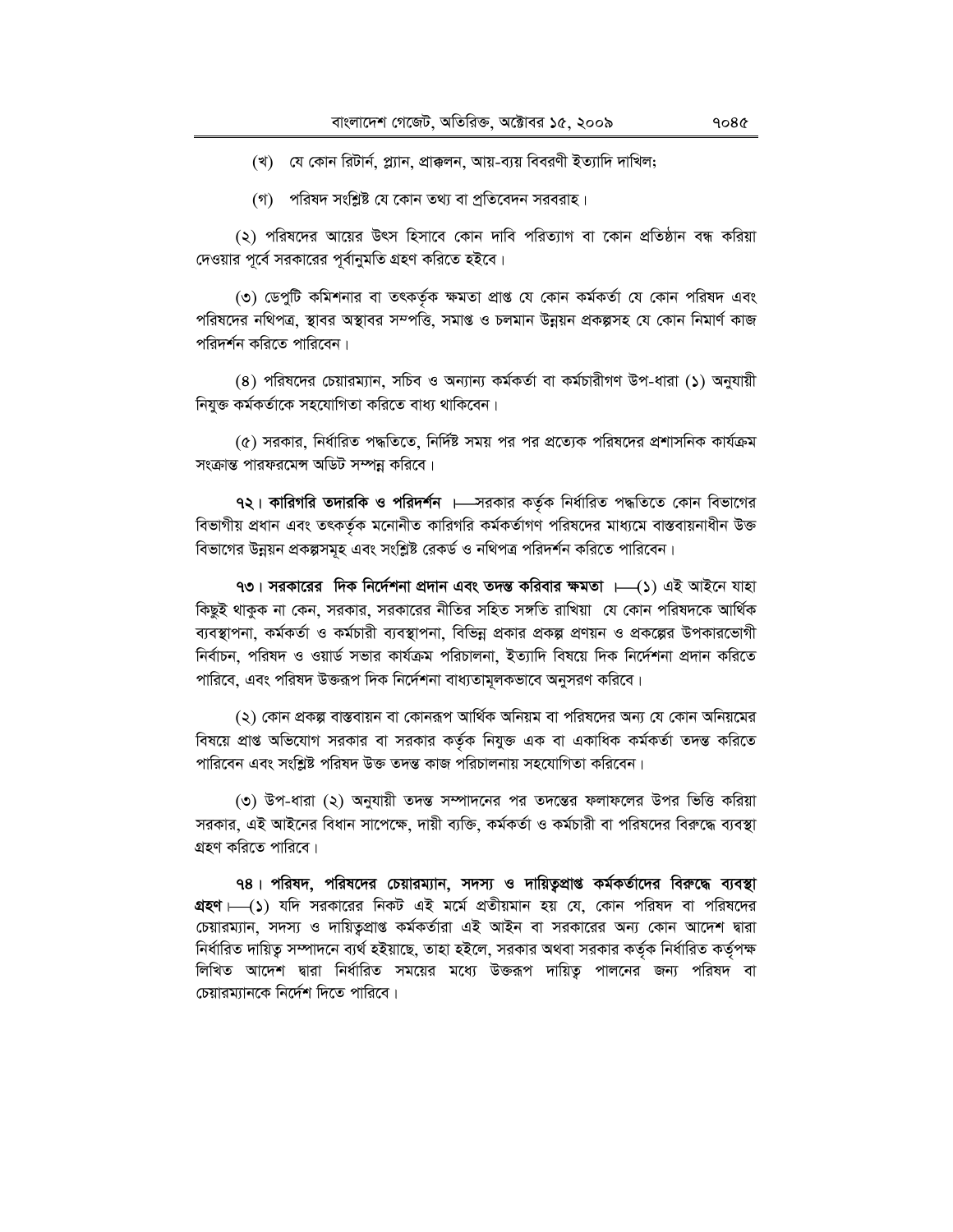(খ) যে কোন রিটার্ন, প্ল্যান, প্রাক্কলন, আয়-ব্যয় বিবরণী ইত্যাদি দাখিল;

(গ) পরিষদ সংশ্লিষ্ট যে কোন তথ্য বা প্রতিবেদন সরবরাহ।

(২) পরিষদের আয়ের উৎস হিসাবে কোন দাবি পরিত্যাগ বা কোন প্রতিষ্ঠান বন্ধ করিয়া দেওয়ার পূর্বে সরকারের পূর্বানুমতি গ্রহণ করিতে হইবে।

(৩) ডেপুটি কমিশনার বা তৎকর্তৃক ক্ষমতা প্রাপ্ত যে কোন কর্মকর্তা যে কোন পরিষদ এবং পরিষদের নথিপত্র, স্থাবর অস্থাবর সম্পত্তি, সমাপ্ত ও চলমান উন্নয়ন প্রকল্পসহ যে কোন নিমার্ণ কাজ পরিদর্শন করিতে পারিবেন।

(৪) পরিষদের চেয়ারম্যান, সচিব ও অন্যান্য কর্মকর্তা বা কর্মচারীগণ উপ-ধারা (১) অনুযায়ী নিযুক্ত কর্মকর্তাকে সহযোগিতা করিতে বাধ্য থাকিবেন।

(৫) সরকার, নির্ধারিত পদ্ধতিতে, নির্দিষ্ট সময় পর পর প্রত্যেক পরিষদের প্রশাসনিক কার্যক্রম সংক্রান্ত পারফরমেন্স অডিট সম্পন্ন করিবে।

**৭২। কারিগরি তদারকি ও পরিদর্শন** ।—সরকার কর্তৃক নির্ধারিত পদ্ধতিতে কোন বিভাগের বিভাগীয় প্রধান এবং তৎকর্তৃক মনোনীত কারিগরি কর্মকর্তাগণ পরিষদের মাধ্যমে বাস্তবায়নাধীন উক্ত বিভাগের উন্নয়ন প্রকল্পসমূহ এবং সংশ্লিষ্ট রেকর্ড ও নথিপত্র পরিদর্শন করিতে পারিবেন।

**৭৩। সরকারের দিক নির্দেশনা প্রদান এবং তদন্ত করিবার ক্ষমতা** ।—(১) এই আইনে যাহা কিছুই থাকুক না কেন, সরকার, সরকারের নীতির সহিত সঙ্গতি রাখিয়া যে কোন পরিষদকে আর্থিক ব্যবস্থাপনা, কর্মকর্তা ও কর্মচারী ব্যবস্থাপনা, বিভিন্ন প্রকার প্রকল্প প্রণয়ন ও প্রকল্পের উপকারভোগী নির্বাচন, পরিষদ ও ওয়ার্ড সভার কার্যক্রম পরিচালনা, ইত্যাদি বিষয়ে দিক নির্দেশনা প্রদান করিতে পারিবে, এবং পরিষদ উক্তরূপ দিক নির্দেশনা বাধ্যতামূলকভাবে অনুসরণ করিবে।

(২) কোন প্রকল্প বাস্তবায়ন বা কোনরূপ আর্থিক অনিয়ম বা পরিষদের অন্য যে কোন অনিয়মের বিষয়ে প্রাপ্ত অভিযোগ সরকার বা সরকার কর্তৃক নিযুক্ত এক বা একাধিক কর্মকর্তা তদন্ত করিতে পারিবেন এবং সংশ্লিষ্ট পরিষদ উক্ত তদন্ত কাজ পরিচালনায় সহযোগিতা করিবেন।

(৩) উপ-ধারা (২) অনুযায়ী তদন্ত সম্পাদনের পর তদন্তের ফলাফলের উপর ভিত্তি করিয়া সরকার, এই আইনের বিধান সাপেক্ষে, দায়ী ব্যক্তি, কর্মকর্তা ও কর্মচারী বা পরিষদের বিরুদ্ধে ব্যবস্থা গ্রহণ করিতে পারিবে।

**৭৪। পরিষদ, পরিষদের চেয়ারম্যান, সদস্য ও দায়িত্বপ্রাপ্ত কর্মকর্তাদের বিরুদ্ধে ব্যবস্থা গ্রহণ** ।—(১) যদি সরকারের নিকট এই মর্মে প্রতীয়মান হয় যে, কোন পরিষদ বা পরিষদের চেয়ারম্যান, সদস্য ও দায়িত্বপ্রাপ্ত কর্মকর্তারা এই আইন বা সরকারের অন্য কোন আদেশ দ্বারা নির্ধারিত দায়িত্ব সম্পাদনে ব্যর্থ হইয়াছে, তাহা হইলে, সরকার অথবা সরকার কর্তৃক নির্ধারিত কর্তৃপক্ষ লিখিত আদেশ দ্বারা নির্ধারিত সময়ের মধ্যে উক্তরূপ দায়িত্ব পালনের জন্য পরিষদ বা চেয়ারম্যানকে নির্দেশ দিতে পারিবে।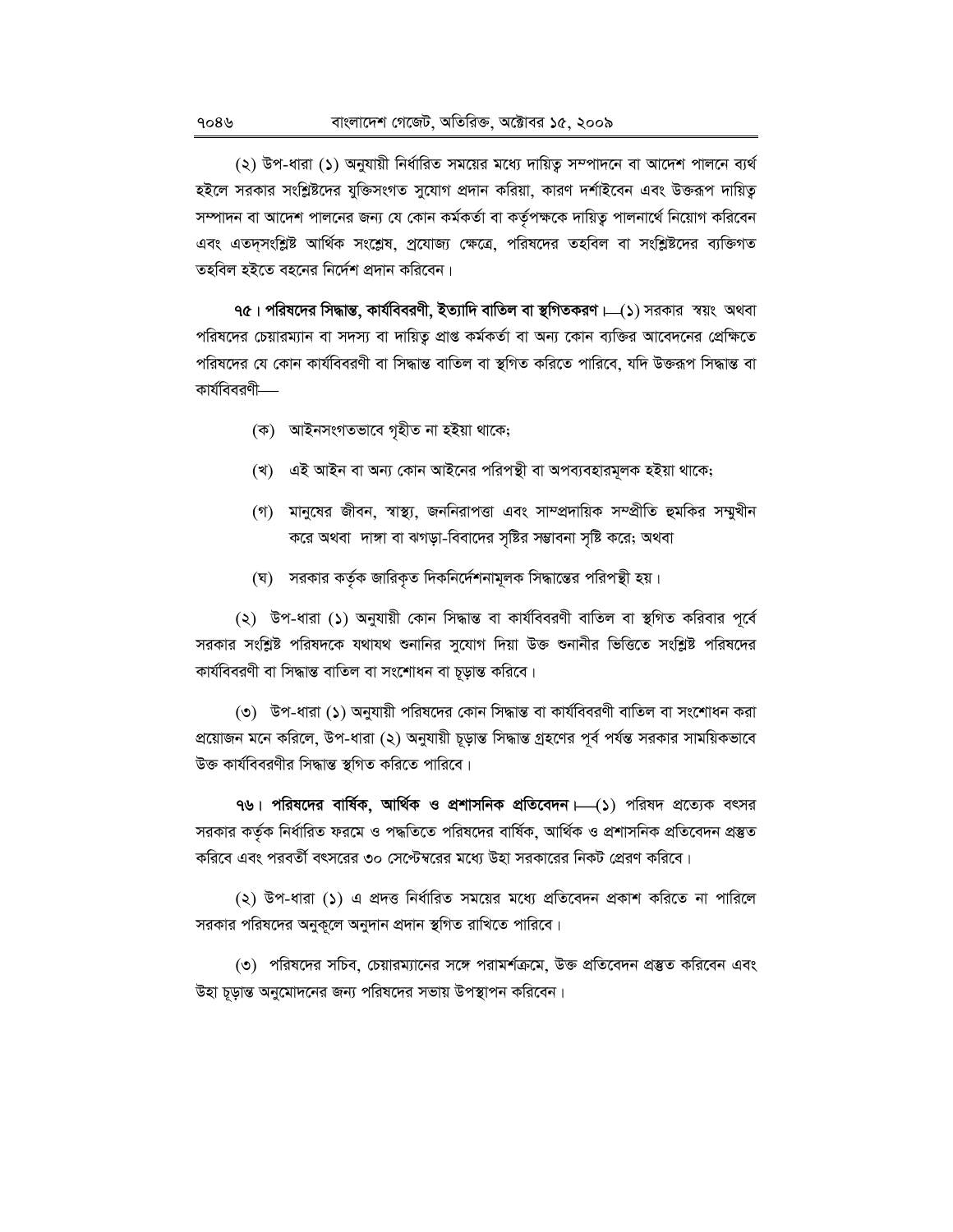(২) উপ-ধারা (১) অনুযায়ী নির্ধারিত সময়ের মধ্যে দায়িত্ব সম্পাদনে বা আদেশ পালনে ব্যর্থ হইলে সরকার সংশ্লিষ্টদের যুক্তিসংগত সুযোগ প্রদান করিয়া, কারণ দর্শাইবেন এবং উক্তরূপ দায়িত্ব সম্পাদন বা আদেশ পালনের জন্য যে কোন কর্মকর্তা বা কর্তৃপক্ষকে দায়িত্ব পালনার্থে নিয়োগ করিবেন এবং এতদসংশ্লিষ্ট আর্থিক সংশ্লেষ, প্রযোজ্য ক্ষেত্রে, পরিষদের তহবিল বা সংশ্লিষ্টদের ব্যক্তিগত তহবিল হইতে বহনের নির্দেশ প্রদান করিবেন।

**৭৫। পরিষদের সিদ্ধান্ত, কার্যবিবরণী, ইত্যাদি বাতিল বা স্থগিতকরণ।**—(১) সরকার স্বয়ং অথবা পরিষদের চেয়ারম্যান বা সদস্য বা দায়িত্ব প্রাপ্ত কর্মকর্তা বা অন্য কোন ব্যক্তির আবেদনের প্রেক্ষিতে পরিষদের যে কোন কার্যবিবরণী বা সিদ্ধান্ত বাতিল বা স্থগিত করিতে পারিবে, যদি উক্তরূপ সিদ্ধান্ত বা কার্যবিবরণী—

(ক) আইনসংগতভাবে গৃহীত না হইয়া থাকে;

(খ) এই আইন বা অন্য কোন আইনের পরিপন্থী বা অপব্যবহারমূলক হইয়া থাকে;

(গ) মানুষের জীবন, স্বাস্থ্য, জননিরাপত্তা এবং সাম্প্রদায়িক সম্প্রীতি হুমকির সম্মুখীন করে অথবা দাঙ্গা বা ঝগড়া-বিবাদের সৃষ্টির সম্ভাবনা সৃষ্টি করে; অথবা

(ঘ) সরকার কর্তৃক জারিকৃত দিকনির্দেশনামূলক সিদ্ধান্তের পরিপন্থী হয়।

(২) উপ-ধারা (১) অনুযায়ী কোন সিদ্ধান্ত বা কার্যবিবরণী বাতিল বা স্থগিত করিবার পূর্বে সরকার সংশ্লিষ্ট পরিষদকে যথাযথ শুনানির সুযোগ দিয়া উক্ত শুনানীর ভিত্তিতে সংশ্লিষ্ট পরিষদের কার্যবিবরণী বা সিদ্ধান্ত বাতিল বা সংশোধন বা চূড়ান্ত করিবে।

(৩) উপ-ধারা (১) অনুযায়ী পরিষদের কোন সিদ্ধান্ত বা কার্যবিবরণী বাতিল বা সংশোধন করা প্রয়োজন মনে করিলে, উপ-ধারা (২) অনুযায়ী চূড়ান্ত সিদ্ধান্ত গ্রহণের পূর্ব পর্যন্ত সরকার সাময়িকভাবে উক্ত কার্যবিবরণীর সিদ্ধান্ত স্থগিত করিতে পারিবে।

**৭৬। পরিষদের বার্ষিক, আর্থিক ও প্রশাসনিক প্রতিবেদন।**—(১) পরিষদ প্রত্যেক বৎসর সরকার কর্তৃক নির্ধারিত ফরমে ও পদ্ধতিতে পরিষদের বার্ষিক, আর্থিক ও প্রশাসনিক প্রতিবেদন প্রস্তুত করিবে এবং পরবর্তী বৎসরের ৩০ সেপ্টেম্বরের মধ্যে উহা সরকারের নিকট প্রেরণ করিবে।

(২) উপ-ধারা (১) এ প্রদত্ত নির্ধারিত সময়ের মধ্যে প্রতিবেদন প্রকাশ করিতে না পারিলে সরকার পরিষদের অনুকূলে অনুদান প্রদান স্থগিত রাখিতে পারিবে।

(৩) পরিষদের সচিব, চেয়ারম্যানের সঙ্গে পরামর্শক্রমে, উক্ত প্রতিবেদন প্রস্তুত করিবেন এবং উহা চূড়ান্ত অনুমোদনের জন্য পরিষদের সভায় উপস্থাপন করিবেন।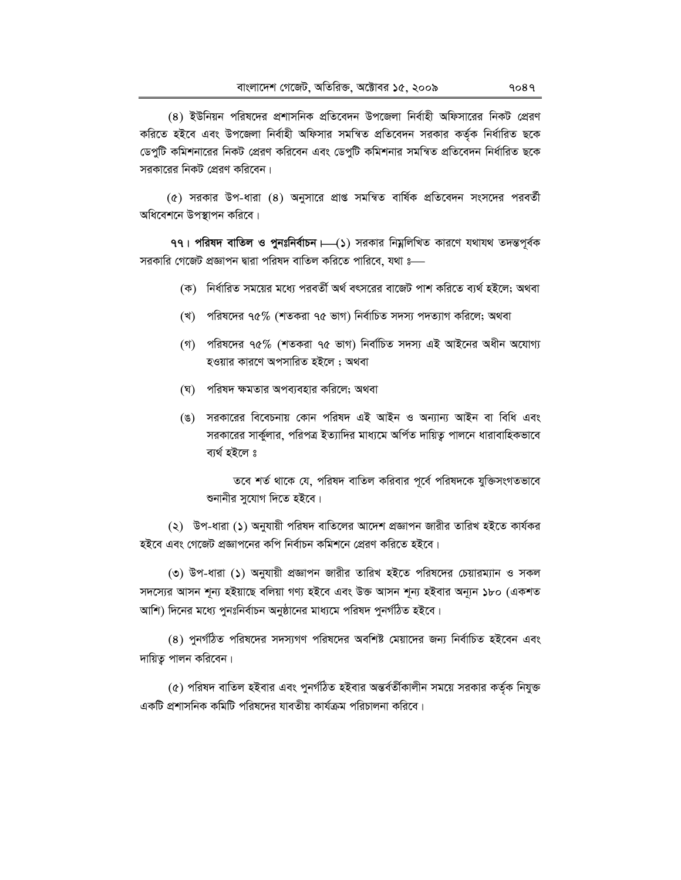(৪) ইউনিয়ন পরিষদের প্রশাসনিক প্রতিবেদন উপজেলা নির্বাহী অফিসারের নিকট প্রেরণ করিতে হইবে এবং উপজেলা নির্বাহী অফিসার সমন্বিত প্রতিবেদন সরকার কর্তৃক নির্ধারিত ছকে ডেপুটি কমিশনারের নিকট প্রেরণ করিবেন এবং ডেপুটি কমিশনার সমন্বিত প্রতিবেদন নির্ধারিত ছকে সরকারের নিকট প্রেরণ করিবেন।

(৫) সরকার উপ-ধারা (৪) অনুসারে প্রাপ্ত সমন্বিত বার্ষিক প্রতিবেদন সংসদের পরবর্তী অধিবেশনে উপস্থাপন করিবে।

**৭৭। পরিষদ বাতিল ও পুনঃনির্বাচন।**—(১) সরকার নিম্নলিখিত কারণে যথাযথ তদন্তপূর্বক সরকারি গেজেট প্রজ্ঞাপন দ্বারা পরিষদ বাতিল করিতে পারিবে, যথা ঃ—

(ক) নির্ধারিত সময়ের মধ্যে পরবর্তী অর্থ বৎসরের বাজেট পাশ করিতে ব্যর্থ হইলে; অথবা

(খ) পরিষদের ৭৫% (শতকরা ৭৫ ভাগ) নির্বাচিত সদস্য পদত্যাগ করিলে; অথবা

(গ) পরিষদের ৭৫% (শতকরা ৭৫ ভাগ) নির্বাচিত সদস্য এই আইনের অধীন অযোগ্য হওয়ার কারণে অপসারিত হইলে ; অথবা

(ঘ) পরিষদ ক্ষমতার অপব্যবহার করিলে; অথবা

(ঙ) সরকারের বিবেচনায় কোন পরিষদ এই আইন ও অন্যান্য আইন বা বিধি এবং সরকারের সার্কুলার, পরিপত্র ইত্যাদির মাধ্যমে অর্পিত দায়িত্ব পালনে ধারাবাহিকভাবে ব্যর্থ হইলে ঃ

তবে শর্ত থাকে যে, পরিষদ বাতিল করিবার পূর্বে পরিষদকে যুক্তিসংগতভাবে শুনানীর সুযোগ দিতে হইবে।

(২) উপ-ধারা (১) অনুযায়ী পরিষদ বাতিলের আদেশ প্রজ্ঞাপন জারীর তারিখ হইতে কার্যকর হইবে এবং গেজেট প্রজ্ঞাপনের কপি নির্বাচন কমিশনে প্রেরণ করিতে হইবে।

(৩) উপ-ধারা (১) অনুযায়ী প্রজ্ঞাপন জারীর তারিখ হইতে পরিষদের চেয়ারম্যান ও সকল সদস্যের আসন শূন্য হইয়াছে বলিয়া গণ্য হইবে এবং উক্ত আসন শূন্য হইবার অন্যূন ১৮০ (একশত আশি) দিনের মধ্যে পুনঃনির্বাচন অনুষ্ঠানের মাধ্যমে পরিষদ পুনর্গঠিত হইবে।

(৪) পুনর্গঠিত পরিষদের সদস্যগণ পরিষদের অবশিষ্ট মেয়াদের জন্য নির্বাচিত হইবেন এবং দায়িত্ব পালন করিবেন।

(৫) পরিষদ বাতিল হইবার এবং পুনর্গঠিত হইবার অন্তর্বর্তীকালীন সময়ে সরকার কর্তৃক নিযুক্ত একটি প্রশাসনিক কমিটি পরিষদের যাবতীয় কার্যক্রম পরিচালনা করিবে।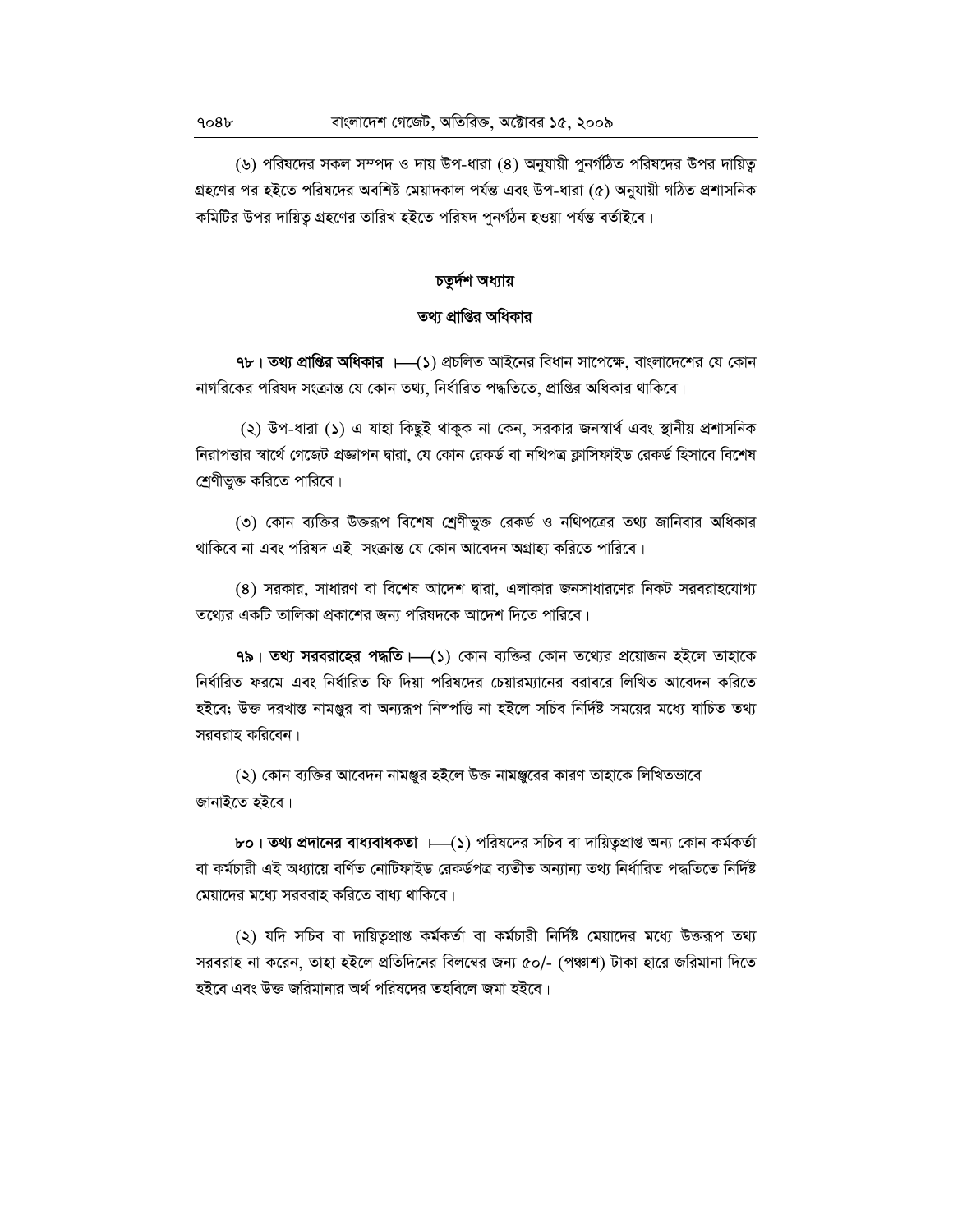(৬) পরিষদের সকল সম্পদ ও দায় উপ-ধারা (৪) অনুযায়ী পুনর্গঠিত পরিষদের উপর দায়িত্ব গ্রহণের পর হইতে পরিষদের অবশিষ্ট মেয়াদকাল পর্যন্ত এবং উপ-ধারা (৫) অনুযায়ী গঠিত প্রশাসনিক কমিটির উপর দায়িত্ব গ্রহণের তারিখ হইতে পরিষদ পুনর্গঠন হওয়া পর্যন্ত বর্তাইবে।

## চতুর্দশ অধ্যায়

## তথ্য প্রাপ্তির অধিকার

**৭৮। তথ্য প্রাপ্তির অধিকার** ।—(১) প্রচলিত আইনের বিধান সাপেক্ষে, বাংলাদেশের যে কোন নাগরিকের পরিষদ সংক্রান্ত যে কোন তথ্য, নির্ধারিত পদ্ধতিতে, প্রাপ্তির অধিকার থাকিবে।

(২) উপ-ধারা (১) এ যাহা কিছুই থাকুক না কেন, সরকার জনস্বার্থ এবং স্থানীয় প্রশাসনিক নিরাপত্তার স্বার্থে গেজেট প্রজ্ঞাপন দ্বারা, যে কোন রেকর্ড বা নথিপত্র ক্লাসিফাইড রেকর্ড হিসাবে বিশেষ শ্রেণীভুক্ত করিতে পারিবে।

(৩) কোন ব্যক্তির উক্তরূপ বিশেষ শ্রেণীভুক্ত রেকর্ড ও নথিপত্রের তথ্য জানিবার অধিকার থাকিবে না এবং পরিষদ এই সংক্রান্ত যে কোন আবেদন অগ্রাহ্য করিতে পারিবে।

(৪) সরকার, সাধারণ বা বিশেষ আদেশ দ্বারা, এলাকার জনসাধারণের নিকট সরবরাহযোগ্য তথ্যের একটি তালিকা প্রকাশের জন্য পরিষদকে আদেশ দিতে পারিবে।

**৭৯। তথ্য সরবরাহের পদ্ধতি**।—(১) কোন ব্যক্তির কোন তথ্যের প্রয়োজন হইলে তাহাকে নির্ধারিত ফরমে এবং নির্ধারিত ফি দিয়া পরিষদের চেয়ারম্যানের বরাবরে লিখিত আবেদন করিতে হইবে; উক্ত দরখাস্ত নামঞ্জুর বা অন্যরূপ নিষ্পত্তি না হইলে সচিব নির্দিষ্ট সময়ের মধ্যে যাচিত তথ্য সরবরাহ করিবেন।

(২) কোন ব্যক্তির আবেদন নামঞ্জুর হইলে উক্ত নামঞ্জুরের কারণ তাহাকে লিখিতভাবে জানাইতে হইবে।

**৮০। তথ্য প্রদানের বাধ্যবাধকতা** ।—(১) পরিষদের সচিব বা দায়িত্বপ্রাপ্ত অন্য কোন কর্মকর্তা বা কর্মচারী এই অধ্যায়ে বর্ণিত নোটিফাইড রেকর্ডপত্র ব্যতীত অন্যান্য তথ্য নির্ধারিত পদ্ধতিতে নির্দিষ্ট মেয়াদের মধ্যে সরবরাহ করিতে বাধ্য থাকিবে।

(২) যদি সচিব বা দায়িত্বপ্রাপ্ত কর্মকর্তা বা কর্মচারী নির্দিষ্ট মেয়াদের মধ্যে উক্তরূপ তথ্য সরবরাহ না করেন, তাহা হইলে প্রতিদিনের বিলম্বের জন্য ৫০/- (পঞ্চাশ) টাকা হারে জরিমানা দিতে হইবে এবং উক্ত জরিমানার অর্থ পরিষদের তহবিলে জমা হইবে।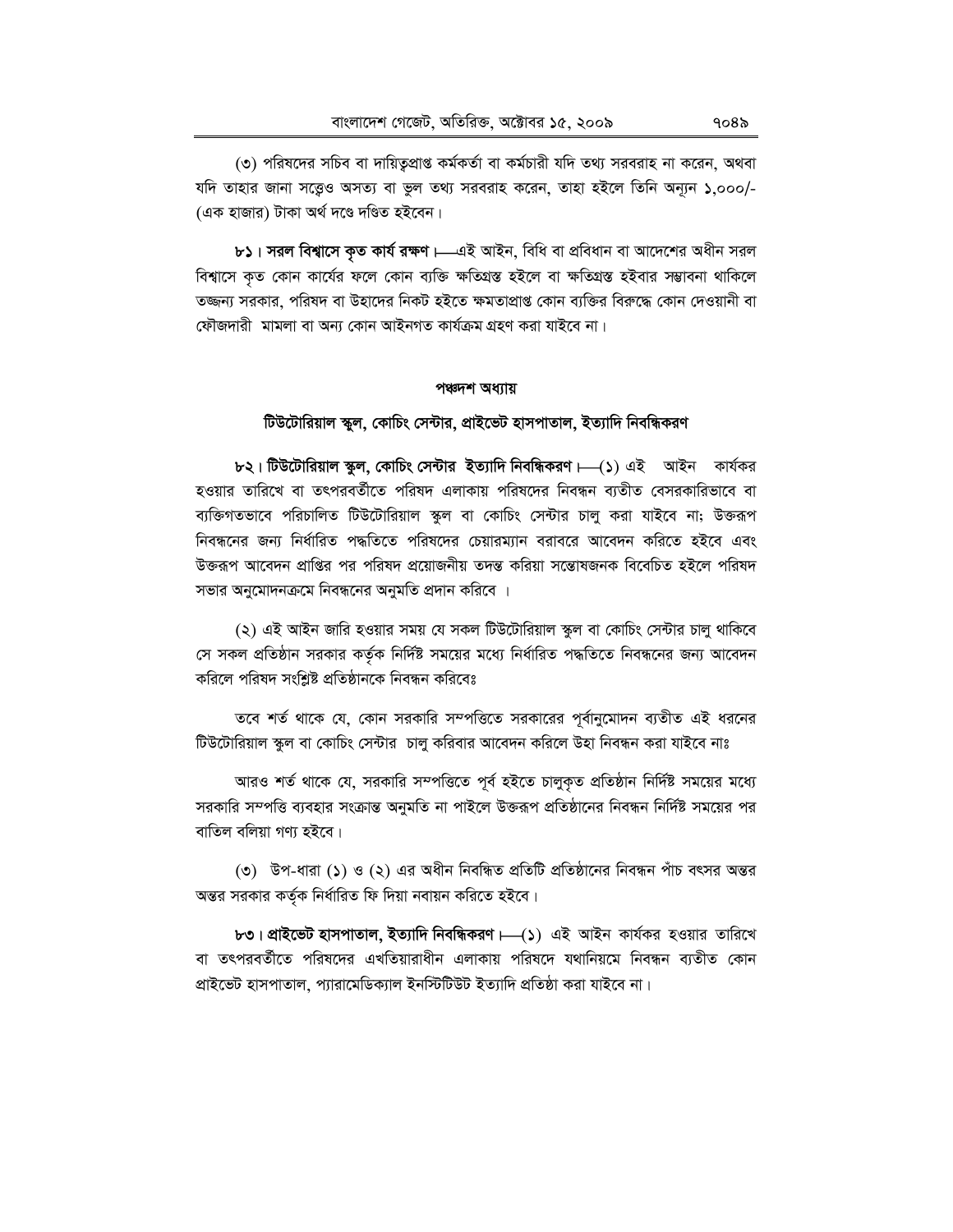(৩) পরিষদের সচিব বা দায়িত্বপ্রাপ্ত কর্মকর্তা বা কর্মচারী যদি তথ্য সরবরাহ না করেন, অথবা যদি তাহার জানা সত্ত্বেও অসত্য বা ভুল তথ্য সরবরাহ করেন, তাহা হইলে তিনি অন্যূন ১,০০০/- (এক হাজার) টাকা অর্থ দণ্ডে দণ্ডিত হইবেন।

**৮১। সরল বিশ্বাসে কৃত কার্য রক্ষণ।**—এই আইন, বিধি বা প্রবিধান বা আদেশের অধীন সরল বিশ্বাসে কৃত কোন কার্যের ফলে কোন ব্যক্তি ক্ষতিগ্রস্ত হইলে বা ক্ষতিগ্রস্ত হইবার সম্ভাবনা থাকিলে তজ্জন্য সরকার, পরিষদ বা উহাদের নিকট হইতে ক্ষমতাপ্রাপ্ত কোন ব্যক্তির বিরুদ্ধে কোন দেওয়ানী বা ফৌজদারী মামলা বা অন্য কোন আইনগত কার্যক্রম গ্রহণ করা যাইবে না।

## পঞ্চদশ অধ্যায়

## টিউটোরিয়াল স্কুল, কোচিং সেন্টার, প্রাইভেট হাসপাতাল, ইত্যাদি নিবন্ধিকরণ

**৮২। টিউটোরিয়াল স্কুল, কোচিং সেন্টার ইত্যাদি নিবন্ধিকরণ।**—(১) এই আইন কার্যকর হওয়ার তারিখে বা তৎপরবর্তীতে পরিষদ এলাকায় পরিষদের নিবন্ধন ব্যতীত বেসরকারিভাবে বা ব্যক্তিগতভাবে পরিচালিত টিউটোরিয়াল স্কুল বা কোচিং সেন্টার চালু করা যাইবে না; উক্তরূপ নিবন্ধনের জন্য নির্ধারিত পদ্ধতিতে পরিষদের চেয়ারম্যান বরাবরে আবেদন করিতে হইবে এবং উক্তরূপ আবেদন প্রাপ্তির পর পরিষদ প্রয়োজনীয় তদন্ত করিয়া সন্তোষজনক বিবেচিত হইলে পরিষদ সভার অনুমোদনক্রমে নিবন্ধনের অনুমতি প্রদান করিবে।

(২) এই আইন জারি হওয়ার সময় যে সকল টিউটোরিয়াল স্কুল বা কোচিং সেন্টার চালু থাকিবে সে সকল প্রতিষ্ঠান সরকার কর্তৃক নির্দিষ্ট সময়ের মধ্যে নির্ধারিত পদ্ধতিতে নিবন্ধনের জন্য আবেদন করিলে পরিষদ সংশ্লিষ্ট প্রতিষ্ঠানকে নিবন্ধন করিবেঃ

তবে শর্ত থাকে যে, কোন সরকারি সম্পত্তিতে সরকারের পূর্বানুমোদন ব্যতীত এই ধরনের টিউটোরিয়াল স্কুল বা কোচিং সেন্টার চালু করিবার আবেদন করিলে উহা নিবন্ধন করা যাইবে নাঃ

আরও শর্ত থাকে যে, সরকারি সম্পত্তিতে পূর্ব হইতে চালুকৃত প্রতিষ্ঠান নির্দিষ্ট সময়ের মধ্যে সরকারি সম্পত্তি ব্যবহার সংক্রান্ত অনুমতি না পাইলে উক্তরূপ প্রতিষ্ঠানের নিবন্ধন নির্দিষ্ট সময়ের পর বাতিল বলিয়া গণ্য হইবে।

(৩) উপ-ধারা (১) ও (২) এর অধীন নিবন্ধিত প্রতিটি প্রতিষ্ঠানের নিবন্ধন পাঁচ বৎসর অন্তর অন্তর সরকার কর্তৃক নির্ধারিত ফি দিয়া নবায়ন করিতে হইবে।

**৮৩। প্রাইভেট হাসপাতাল, ইত্যাদি নিবন্ধিকরণ।**—(১) এই আইন কার্যকর হওয়ার তারিখে বা তৎপরবর্তীতে পরিষদের এখতিয়ারাধীন এলাকায় পরিষদে যথানিয়মে নিবন্ধন ব্যতীত কোন প্রাইভেট হাসপাতাল, প্যারামেডিক্যাল ইনস্টিটিউট ইত্যাদি প্রতিষ্ঠা করা যাইবে না।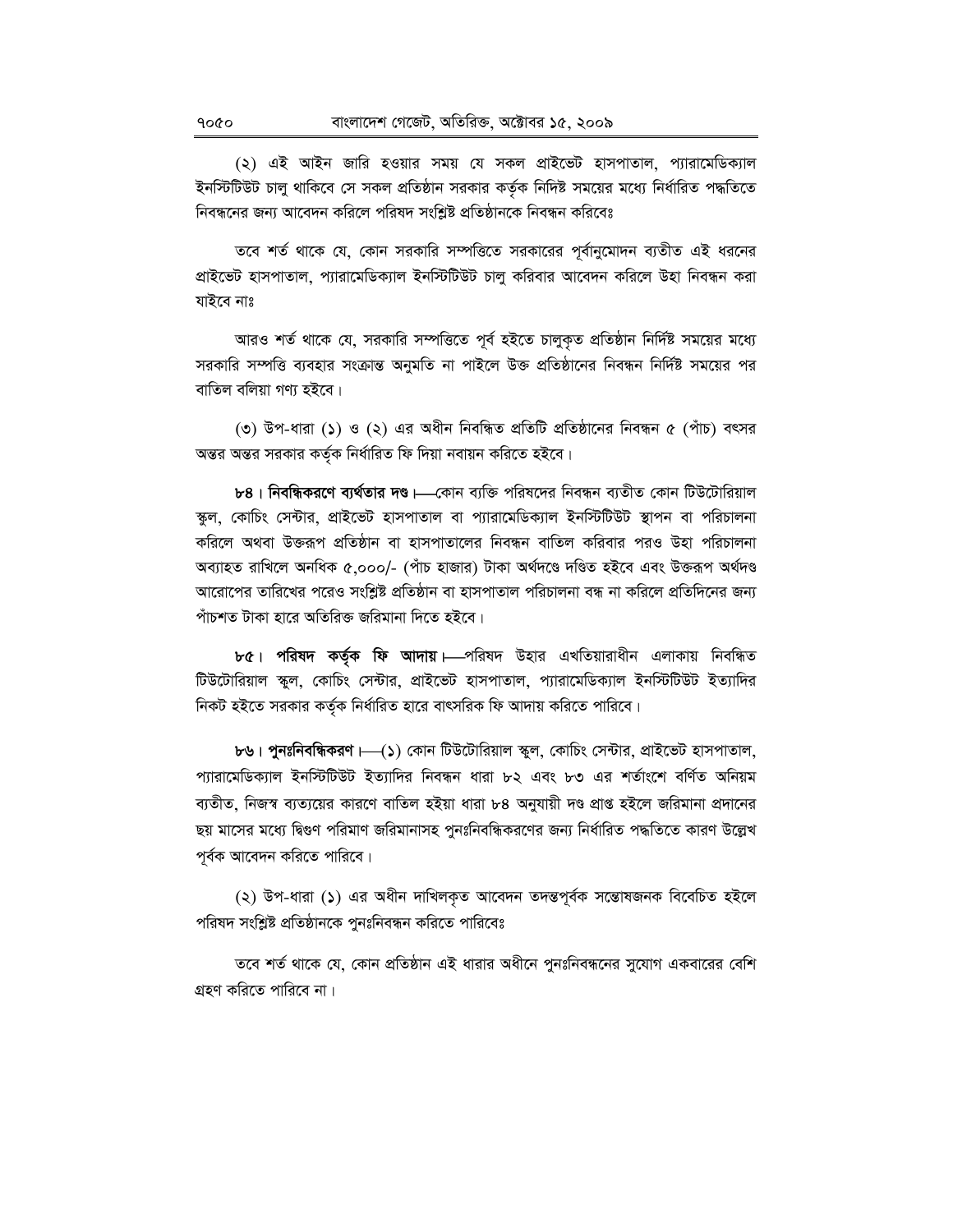(২) এই আইন জারি হওয়ার সময় যে সকল প্রাইভেট হাসপাতাল, প্যারামেডিক্যাল ইনস্টিটিউট চালু থাকিবে সে সকল প্রতিষ্ঠান সরকার কর্তৃক নিদিষ্ট সময়ের মধ্যে নির্ধারিত পদ্ধতিতে নিবন্ধনের জন্য আবেদন করিলে পরিষদ সংশ্লিষ্ট প্রতিষ্ঠানকে নিবন্ধন করিবেঃ

তবে শর্ত থাকে যে, কোন সরকারি সম্পত্তিতে সরকারের পূর্বানুমোদন ব্যতীত এই ধরনের প্রাইভেট হাসপাতাল, প্যারামেডিক্যাল ইনস্টিটিউট চালু করিবার আবেদন করিলে উহা নিবন্ধন করা যাইবে নাঃ

আরও শর্ত থাকে যে, সরকারি সম্পত্তিতে পূর্ব হইতে চালুকৃত প্রতিষ্ঠান নির্দিষ্ট সময়ের মধ্যে সরকারি সম্পত্তি ব্যবহার সংক্রান্ত অনুমতি না পাইলে উক্ত প্রতিষ্ঠানের নিবন্ধন নির্দিষ্ট সময়ের পর বাতিল বলিয়া গণ্য হইবে।

(৩) উপ-ধারা (১) ও (২) এর অধীন নিবন্ধিত প্রতিটি প্রতিষ্ঠানের নিবন্ধন ৫ (পাঁচ) বৎসর অন্তর অন্তর সরকার কর্তৃক নির্ধারিত ফি দিয়া নবায়ন করিতে হইবে।

**৮৪। নিবন্ধিকরণে ব্যর্থতার দণ্ড।**—কোন ব্যক্তি পরিষদের নিবন্ধন ব্যতীত কোন টিউটোরিয়াল স্কুল, কোচিং সেন্টার, প্রাইভেট হাসপাতাল বা প্যারামেডিক্যাল ইনস্টিটিউট স্থাপন বা পরিচালনা করিলে অথবা উক্তরূপ প্রতিষ্ঠান বা হাসপাতালের নিবন্ধন বাতিল করিবার পরও উহা পরিচালনা অব্যাহত রাখিলে অনধিক ৫,০০০/- (পাঁচ হাজার) টাকা অর্থদণ্ডে দণ্ডিত হইবে এবং উক্তরূপ অর্থদণ্ড আরোপের তারিখের পরেও সংশ্লিষ্ট প্রতিষ্ঠান বা হাসপাতাল পরিচালনা বন্ধ না করিলে প্রতিদিনের জন্য পাঁচশত টাকা হারে অতিরিক্ত জরিমানা দিতে হইবে।

**৮৫। পরিষদ কর্তৃক ফি আদায়।**—পরিষদ উহার এখতিয়ারাধীন এলাকায় নিবন্ধিত টিউটোরিয়াল স্কুল, কোচিং সেন্টার, প্রাইভেট হাসপাতাল, প্যারামেডিক্যাল ইনস্টিটিউট ইত্যাদির নিকট হইতে সরকার কর্তৃক নির্ধারিত হারে বাৎসরিক ফি আদায় করিতে পারিবে।

**৮৬। পুনঃনিবন্ধিকরণ।**—(১) কোন টিউটোরিয়াল স্কুল, কোচিং সেন্টার, প্রাইভেট হাসপাতাল, প্যারামেডিক্যাল ইনস্টিটিউট ইত্যাদির নিবন্ধন ধারা ৮২ এবং ৮৩ এর শর্তাংশে বর্ণিত অনিয়ম ব্যতীত, নিজস্ব ব্যত্যয়ের কারণে বাতিল হইয়া ধারা ৮৪ অনুযায়ী দণ্ড প্রাপ্ত হইলে জরিমানা প্রদানের ছয় মাসের মধ্যে দ্বিগুণ পরিমাণ জরিমানাসহ পুনঃনিবন্ধিকরণের জন্য নির্ধারিত পদ্ধতিতে কারণ উল্লেখ পূর্বক আবেদন করিতে পারিবে।

(২) উপ-ধারা (১) এর অধীন দাখিলকৃত আবেদন তদন্তপূর্বক সন্তোষজনক বিবেচিত হইলে পরিষদ সংশ্লিষ্ট প্রতিষ্ঠানকে পুনঃনিবন্ধন করিতে পারিবেঃ

তবে শর্ত থাকে যে, কোন প্রতিষ্ঠান এই ধারার অধীনে পুনঃনিবন্ধনের সুযোগ একবারের বেশি গ্রহণ করিতে পারিবে না।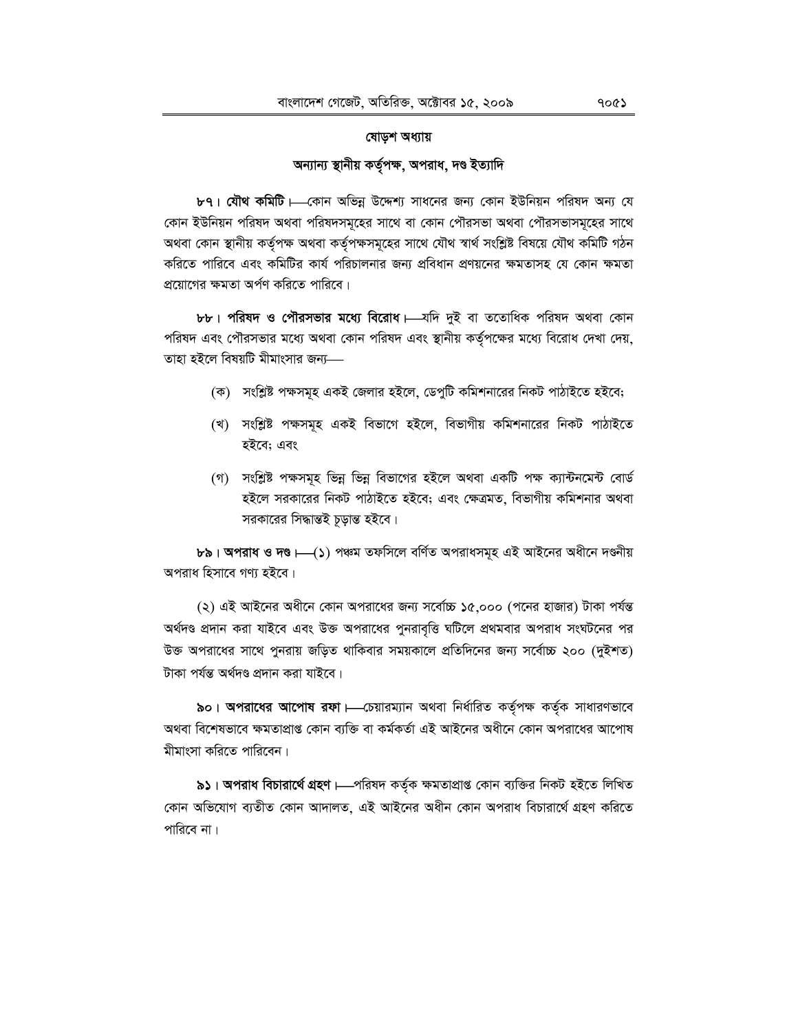## ষোড়শ অধ্যায়

### অন্যান্য স্থানীয় কর্তৃপক্ষ, অপরাধ, দণ্ড ইত্যাদি

**৮৭। যৌথ কমিটি।**—কোন অভিন্ন উদ্দেশ্য সাধনের জন্য কোন ইউনিয়ন পরিষদ অন্য যে কোন ইউনিয়ন পরিষদ অথবা পরিষদসমূহের সাথে বা কোন পৌরসভা অথবা পৌরসভাসমূহের সাথে অথবা কোন স্থানীয় কর্তৃপক্ষ অথবা কর্তৃপক্ষসমূহের সাথে যৌথ স্বার্থ সংশ্লিষ্ট বিষয়ে যৌথ কমিটি গঠন করিতে পারিবে এবং কমিটির কার্য পরিচালনার জন্য প্রবিধান প্রণয়নের ক্ষমতাসহ যে কোন ক্ষমতা প্রয়োগের ক্ষমতা অর্পণ করিতে পারিবে।

**৮৮। পরিষদ ও পৌরসভার মধ্যে বিরোধ।**—যদি দুই বা ততোধিক পরিষদ অথবা কোন পরিষদ এবং পৌরসভার মধ্যে অথবা কোন পরিষদ এবং স্থানীয় কর্তৃপক্ষের মধ্যে বিরোধ দেখা দেয়, তাহা হইলে বিষয়টি মীমাংসার জন্য—

(ক) সংশ্লিষ্ট পক্ষসমূহ একই জেলার হইলে, ডেপুটি কমিশনারের নিকট পাঠাইতে হইবে;

(খ) সংশ্লিষ্ট পক্ষসমূহ একই বিভাগে হইলে, বিভাগীয় কমিশনারের নিকট পাঠাইতে হইবে; এবং

(গ) সংশ্লিষ্ট পক্ষসমূহ ভিন্ন ভিন্ন বিভাগের হইলে অথবা একটি পক্ষ ক্যান্টনমেন্ট বোর্ড হইলে সরকারের নিকট পাঠাইতে হইবে; এবং ক্ষেত্রমত, বিভাগীয় কমিশনার অথবা সরকারের সিদ্ধান্তই চূড়ান্ত হইবে।

**৮৯। অপরাধ ও দণ্ড।**—(১) পঞ্চম তফসিলে বর্ণিত অপরাধসমূহ এই আইনের অধীনে দণ্ডনীয় অপরাধ হিসাবে গণ্য হইবে।

(২) এই আইনের অধীনে কোন অপরাধের জন্য সর্বোচ্চ ১৫,০০০ (পনের হাজার) টাকা পর্যন্ত অর্থদণ্ড প্রদান করা যাইবে এবং উক্ত অপরাধের পুনরাবৃত্তি ঘটিলে প্রথমবার অপরাধ সংঘটনের পর উক্ত অপরাধের সাথে পুনরায় জড়িত থাকিবার সময়কালে প্রতিদিনের জন্য সর্বোচ্চ ২০০ (দুইশত) টাকা পর্যন্ত অর্থদণ্ড প্রদান করা যাইবে।

**৯০। অপরাধের আপোষ রফা।**—চেয়ারম্যান অথবা নির্ধারিত কর্তৃপক্ষ কর্তৃক সাধারণভাবে অথবা বিশেষভাবে ক্ষমতাপ্রাপ্ত কোন ব্যক্তি বা কর্মকর্তা এই আইনের অধীনে কোন অপরাধের আপোষ মীমাংসা করিতে পারিবেন।

**৯১। অপরাধ বিচারার্থে গ্রহণ।**—পরিষদ কর্তৃক ক্ষমতাপ্রাপ্ত কোন ব্যক্তির নিকট হইতে লিখিত কোন অভিযোগ ব্যতীত কোন আদালত, এই আইনের অধীন কোন অপরাধ বিচারার্থে গ্রহণ করিতে পারিবে না।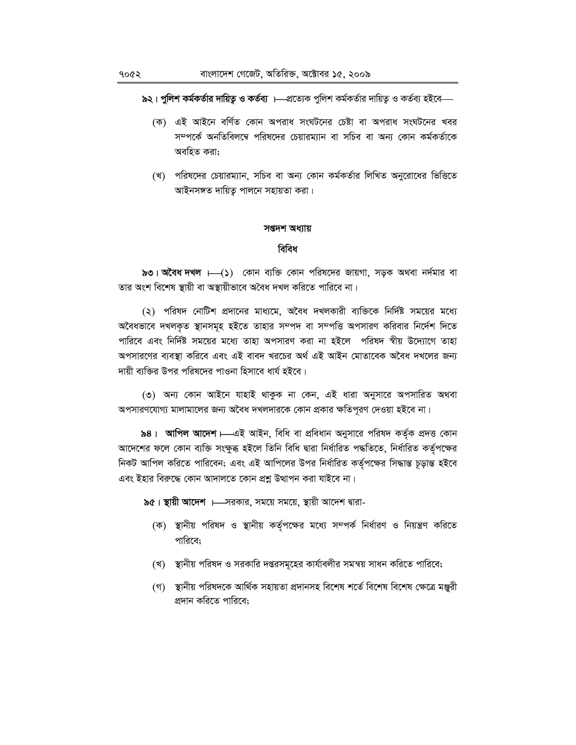**৯২। পুলিশ কর্মকর্তার দায়িত্ব ও কর্তব্য** ।—প্রত্যেক পুলিশ কর্মকর্তার দায়িত্ব ও কর্তব্য হইবে—

(ক) এই আইনে বর্ণিত কোন অপরাধ সংঘটনের চেষ্টা বা অপরাধ সংঘটনের খবর সম্পর্কে অনতিবিলম্বে পরিষদের চেয়ারম্যান বা সচিব বা অন্য কোন কর্মকর্তাকে অবহিত করা;

(খ) পরিষদের চেয়ারম্যান, সচিব বা অন্য কোন কর্মকর্তার লিখিত অনুরোধের ভিত্তিতে আইনসঙ্গত দায়িত্ব পালনে সহায়তা করা।

## সপ্তদশ অধ্যায়

## বিবিধ

**৯৩। অবৈধ দখল** ।—(১) কোন ব্যক্তি কোন পরিষদের জায়গা, সড়ক অথবা নর্দমার বা তার অংশ বিশেষ স্থায়ী বা অস্থায়ীভাবে অবৈধ দখল করিতে পারিবে না।

(২) পরিষদ নোটিশ প্রদানের মাধ্যমে, অবৈধ দখলকারী ব্যক্তিকে নির্দিষ্ট সময়ের মধ্যে অবৈধভাবে দখলকৃত স্থানসমূহ হইতে তাহার সম্পদ বা সম্পত্তি অপসারণ করিবার নির্দেশ দিতে পারিবে এবং নির্দিষ্ট সময়ের মধ্যে তাহা অপসারণ করা না হইলে পরিষদ স্বীয় উদ্যোগে তাহা অপসারণের ব্যবস্থা করিবে এবং এই বাবদ খরচের অর্থ এই আইন মোতাবেক অবৈধ দখলের জন্য দায়ী ব্যক্তির উপর পরিষদের পাওনা হিসাবে ধার্য হইবে।

(৩) অন্য কোন আইনে যাহাই থাকুক না কেন, এই ধারা অনুসারে অপসারিত অথবা অপসারণযোগ্য মালামালের জন্য অবৈধ দখলদারকে কোন প্রকার ক্ষতিপূরণ দেওয়া হইবে না।

**৯৪। আপিল আদেশ** ।—এই আইন, বিধি বা প্রবিধান অনুসারে পরিষদ কর্তৃক প্রদত্ত কোন আদেশের ফলে কোন ব্যক্তি সংক্ষুব্ধ হইলে তিনি বিধি দ্বারা নির্ধারিত পদ্ধতিতে, নির্ধারিত কর্তৃপক্ষের নিকট আপিল করিতে পারিবেন; এবং এই আপিলের উপর নির্ধারিত কর্তৃপক্ষের সিদ্ধান্ত চূড়ান্ত হইবে এবং ইহার বিরুদ্ধে কোন আদালতে কোন প্রশ্ন উত্থাপন করা যাইবে না।

**৯৫। স্থায়ী আদেশ** ।—সরকার, সময়ে সময়ে, স্থায়ী আদেশ দ্বারা-

(ক) স্থানীয় পরিষদ ও স্থানীয় কর্তৃপক্ষের মধ্যে সম্পর্ক নির্ধারণ ও নিয়ন্ত্রণ করিতে পারিবে;

(খ) স্থানীয় পরিষদ ও সরকারি দপ্তরসমূহের কার্যাবলীর সমন্বয় সাধন করিতে পারিবে;

(গ) স্থানীয় পরিষদকে আর্থিক সহায়তা প্রদানসহ বিশেষ শর্তে বিশেষ বিশেষ ক্ষেত্রে মঞ্জুরী প্রদান করিতে পারিবে;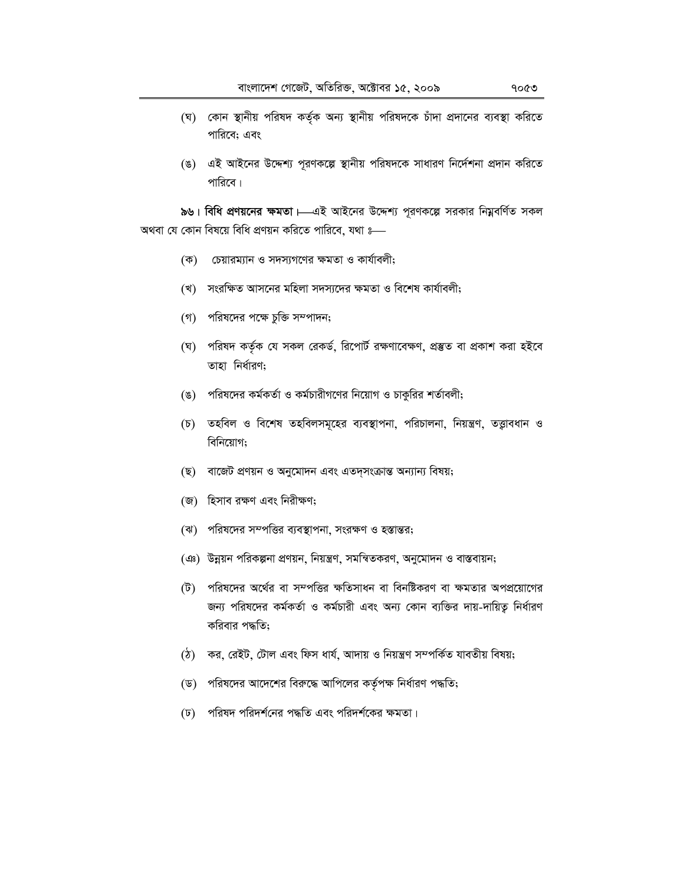(ঘ) কোন স্থানীয় পরিষদ কর্তৃক অন্য স্থানীয় পরিষদকে চাঁদা প্রদানের ব্যবস্থা করিতে পারিবে; এবং

(ঙ) এই আইনের উদ্দেশ্য পূরণকল্পে স্থানীয় পরিষদকে সাধারণ নির্দেশনা প্রদান করিতে পারিবে।

**৯৬। বিধি প্রণয়নের ক্ষমতা।**—এই আইনের উদ্দেশ্য পূরণকল্পে সরকার নিম্নবর্ণিত সকল অথবা যে কোন বিষয়ে বিধি প্রণয়ন করিতে পারিবে, যথা ঃ—

(ক) চেয়ারম্যান ও সদস্যগণের ক্ষমতা ও কার্যাবলী;

(খ) সংরক্ষিত আসনের মহিলা সদস্যদের ক্ষমতা ও বিশেষ কার্যাবলী;

(গ) পরিষদের পক্ষে চুক্তি সম্পাদন;

(ঘ) পরিষদ কর্তৃক যে সকল রেকর্ড, রিপোর্ট রক্ষণাবেক্ষণ, প্রস্তুত বা প্রকাশ করা হইবে তাহা নির্ধারণ;

(ঙ) পরিষদের কর্মকর্তা ও কর্মচারীগণের নিয়োগ ও চাকুরির শর্তাবলী;

(চ) তহবিল ও বিশেষ তহবিলসমূহের ব্যবস্থাপনা, পরিচালনা, নিয়ন্ত্রণ, তত্ত্বাবধান ও বিনিয়োগ;

(ছ) বাজেট প্রণয়ন ও অনুমোদন এবং এতদ্‌সংক্রান্ত অন্যান্য বিষয়;

(জ) হিসাব রক্ষণ এবং নিরীক্ষণ;

(ঝ) পরিষদের সম্পত্তির ব্যবস্থাপনা, সংরক্ষণ ও হস্তান্তর;

(ঞ) উন্নয়ন পরিকল্পনা প্রণয়ন, নিয়ন্ত্রণ, সমন্বিতকরণ, অনুমোদন ও বাস্তবায়ন;

(ট) পরিষদের অর্থের বা সম্পত্তির ক্ষতিসাধন বা বিনষ্টিকরণ বা ক্ষমতার অপপ্রয়োগের জন্য পরিষদের কর্মকর্তা ও কর্মচারী এবং অন্য কোন ব্যক্তির দায়-দায়িত্ব নির্ধারণ করিবার পদ্ধতি;

(ঠ) কর, রেইট, টোল এবং ফিস ধার্য, আদায় ও নিয়ন্ত্রণ সম্পর্কিত যাবতীয় বিষয়;

(ড) পরিষদের আদেশের বিরুদ্ধে আপিলের কর্তৃপক্ষ নির্ধারণ পদ্ধতি;

(ঢ) পরিষদ পরিদর্শনের পদ্ধতি এবং পরিদর্শকের ক্ষমতা।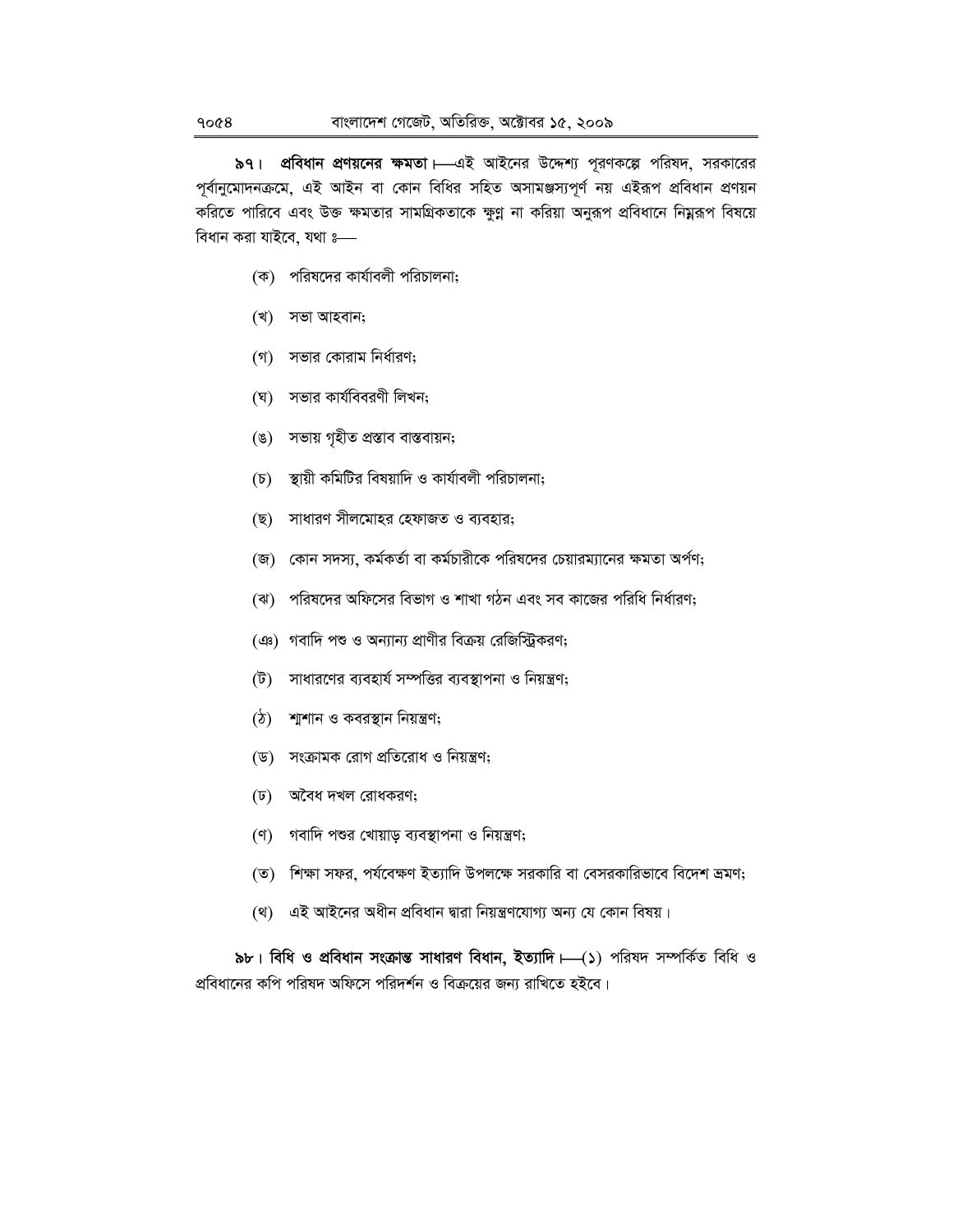**৯৭। প্রবিধান প্রণয়নের ক্ষমতা।**—এই আইনের উদ্দেশ্য পূরণকল্পে পরিষদ, সরকারের পূর্বানুমোদনক্রমে, এই আইন বা কোন বিধির সহিত অসামঞ্জস্যপূর্ণ নয় এইরূপ প্রবিধান প্রণয়ন করিতে পারিবে এবং উক্ত ক্ষমতার সামগ্রিকতাকে ক্ষুণ্ন না করিয়া অনুরূপ প্রবিধানে নিম্নরূপ বিষয়ে বিধান করা যাইবে, যথা :—

(ক) পরিষদের কার্যাবলী পরিচালনা;

(খ) সভা আহবান;

(গ) সভার কোরাম নির্ধারণ;

(ঘ) সভার কার্যবিবরণী লিখন;

(ঙ) সভায় গৃহীত প্রস্তাব বাস্তবায়ন;

(চ) স্থায়ী কমিটির বিষয়াদি ও কার্যাবলী পরিচালনা;

(ছ) সাধারণ সীলমোহর হেফাজত ও ব্যবহার;

(জ) কোন সদস্য, কর্মকর্তা বা কর্মচারীকে পরিষদের চেয়ারম্যানের ক্ষমতা অর্পণ;

(ঝ) পরিষদের অফিসের বিভাগ ও শাখা গঠন এবং সব কাজের পরিধি নির্ধারণ;

(ঞ) গবাদি পশু ও অন্যান্য প্রাণীর বিক্রয় রেজিস্ট্রিকরণ;

(ট) সাধারণের ব্যবহার্য সম্পত্তির ব্যবস্থাপনা ও নিয়ন্ত্রণ;

(ঠ) শ্মশান ও কবরস্থান নিয়ন্ত্রণ;

(ড) সংক্রামক রোগ প্রতিরোধ ও নিয়ন্ত্রণ;

(ঢ) অবৈধ দখল রোধকরণ;

(ণ) গবাদি পশুর খোয়াড় ব্যবস্থাপনা ও নিয়ন্ত্রণ;

(ত) শিক্ষা সফর, পর্যবেক্ষণ ইত্যাদি উপলক্ষে সরকারি বা বেসরকারিভাবে বিদেশ ভ্রমণ;

(থ) এই আইনের অধীন প্রবিধান দ্বারা নিয়ন্ত্রণযোগ্য অন্য যে কোন বিষয়।

**৯৮। বিধি ও প্রবিধান সংক্রান্ত সাধারণ বিধান, ইত্যাদি।**—(১) পরিষদ সম্পর্কিত বিধি ও প্রবিধানের কপি পরিষদ অফিসে পরিদর্শন ও বিক্রয়ের জন্য রাখিতে হইবে।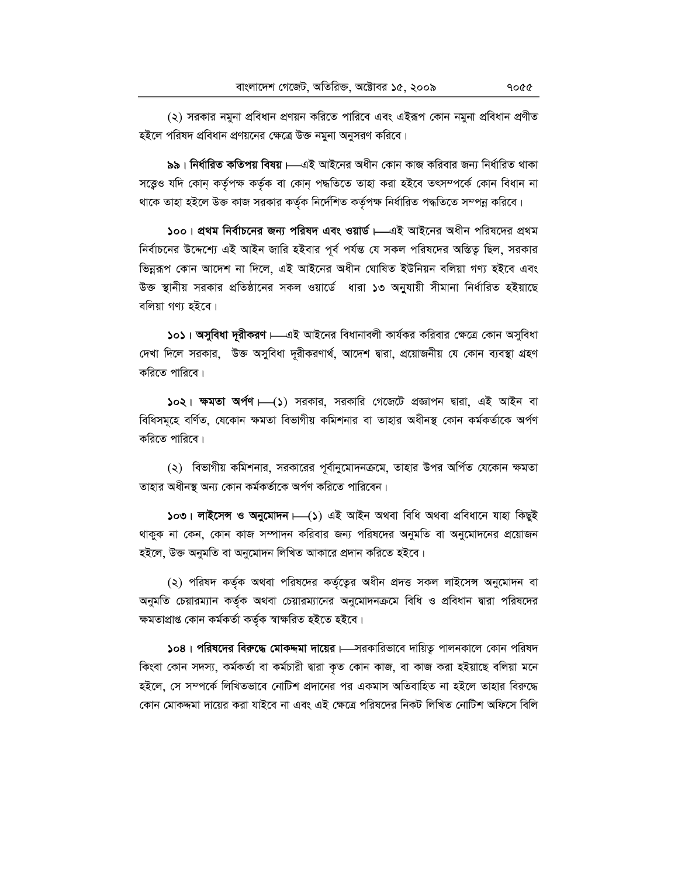(২) সরকার নমুনা প্রবিধান প্রণয়ন করিতে পারিবে এবং এইরূপ কোন নমুনা প্রবিধান প্রণীত হইলে পরিষদ প্রবিধান প্রণয়নের ক্ষেত্রে উক্ত নমুনা অনুসরণ করিবে।

**৯৯। নির্ধারিত কতিপয় বিষয়।**—এই আইনের অধীন কোন কাজ করিবার জন্য নির্ধারিত থাকা সত্ত্বেও যদি কোন্ কর্তৃপক্ষ কর্তৃক বা কোন্ পদ্ধতিতে তাহা করা হইবে তৎসম্পর্কে কোন বিধান না থাকে তাহা হইলে উক্ত কাজ সরকার কর্তৃক নির্দেশিত কর্তৃপক্ষ নির্ধারিত পদ্ধতিতে সম্পন্ন করিবে।

**১০০। প্রথম নির্বাচনের জন্য পরিষদ এবং ওয়ার্ড।**—এই আইনের অধীন পরিষদের প্রথম নির্বাচনের উদ্দেশ্যে এই আইন জারি হইবার পূর্ব পর্যন্ত যে সকল পরিষদের অস্তিত্ব ছিল, সরকার ভিন্নরূপ কোন আদেশ না দিলে, এই আইনের অধীন ঘোষিত ইউনিয়ন বলিয়া গণ্য হইবে এবং উক্ত স্থানীয় সরকার প্রতিষ্ঠানের সকল ওয়ার্ডে ধারা ১৩ অনুযায়ী সীমানা নির্ধারিত হইয়াছে বলিয়া গণ্য হইবে।

**১০১। অসুবিধা দূরীকরণ।**—এই আইনের বিধানাবলী কার্যকর করিবার ক্ষেত্রে কোন অসুবিধা দেখা দিলে সরকার, উক্ত অসুবিধা দূরীকরণার্থ, আদেশ দ্বারা, প্রয়োজনীয় যে কোন ব্যবস্থা গ্রহণ করিতে পারিবে।

**১০২। ক্ষমতা অর্পণ।**—(১) সরকার, সরকারি গেজেটে প্রজ্ঞাপন দ্বারা, এই আইন বা বিধিসমূহে বর্ণিত, যেকোন ক্ষমতা বিভাগীয় কমিশনার বা তাহার অধীনস্থ কোন কর্মকর্তাকে অর্পণ করিতে পারিবে।

(২) বিভাগীয় কমিশনার, সরকারের পূর্বানুমোদনক্রমে, তাহার উপর অর্পিত যেকোন ক্ষমতা তাহার অধীনস্থ অন্য কোন কর্মকর্তাকে অর্পণ করিতে পারিবেন।

**১০৩। লাইসেন্স ও অনুমোদন।**—(১) এই আইন অথবা বিধি অথবা প্রবিধানে যাহা কিছুই থাকুক না কেন, কোন কাজ সম্পাদন করিবার জন্য পরিষদের অনুমতি বা অনুমোদনের প্রয়োজন হইলে, উক্ত অনুমতি বা অনুমোদন লিখিত আকারে প্রদান করিতে হইবে।

(২) পরিষদ কর্তৃক অথবা পরিষদের কর্তৃত্বের অধীন প্রদত্ত সকল লাইসেন্স অনুমোদন বা অনুমতি চেয়ারম্যান কর্তৃক অথবা চেয়ারম্যানের অনুমোদনক্রমে বিধি ও প্রবিধান দ্বারা পরিষদের ক্ষমতাপ্রাপ্ত কোন কর্মকর্তা কর্তৃক স্বাক্ষরিত হইতে হইবে।

**১০৪। পরিষদের বিরুদ্ধে মোকদ্দমা দায়ের।**—সরকারিভাবে দায়িত্ব পালনকালে কোন পরিষদ কিংবা কোন সদস্য, কর্মকর্তা বা কর্মচারী দ্বারা কৃত কোন কাজ, বা কাজ করা হইয়াছে বলিয়া মনে হইলে, সে সম্পর্কে লিখিতভাবে নোটিশ প্রদানের পর একমাস অতিবাহিত না হইলে তাহার বিরুদ্ধে কোন মোকদ্দমা দায়ের করা যাইবে না এবং এই ক্ষেত্রে পরিষদের নিকট লিখিত নোটিশ অফিসে বিলি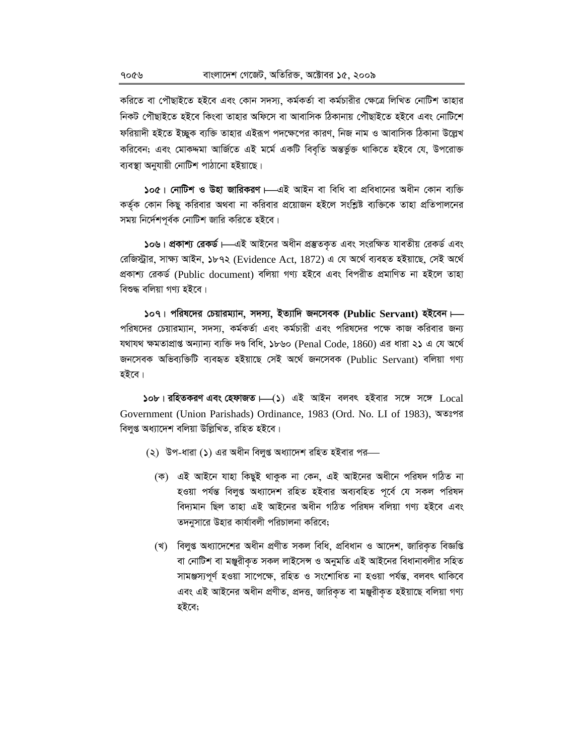করিতে বা পৌছাইতে হইবে এবং কোন সদস্য, কর্মকর্তা বা কর্মচারীর ক্ষেত্রে লিখিত নোটিশ তাহার নিকট পৌঁছাইতে হইবে কিংবা তাহার অফিসে বা আবাসিক ঠিকানায় পৌঁছাইতে হইবে এবং নোটিশে ফরিয়াদী হইতে ইচ্ছুক ব্যক্তি তাহার এইরূপ পদক্ষেপের কারণ, নিজ নাম ও আবাসিক ঠিকানা উল্লেখ করিবেন; এবং মোকদ্দমা আর্জিতে এই মর্মে একটি বিবৃতি অন্তর্ভুক্ত থাকিতে হইবে যে, উপরোক্ত ব্যবস্থা অনুযায়ী নোটিশ পাঠানো হইয়াছে।

**১০৫। নোটিশ ও উহা জারিকরণ।**—এই আইন বা বিধি বা প্রবিধানের অধীন কোন ব্যক্তি কর্তৃক কোন কিছু করিবার অথবা না করিবার প্রয়োজন হইলে সংশ্লিষ্ট ব্যক্তিকে তাহা প্রতিপালনের সময় নির্দেশপূর্বক নোটিশ জারি করিতে হইবে।

**১০৬। প্রকাশ্য রেকর্ড।**—এই আইনের অধীন প্রস্তুতকৃত এবং সংরক্ষিত যাবতীয় রেকর্ড এবং রেজিস্ট্রার, সাক্ষ্য আইন, ১৮৭২ (Evidence Act, 1872) এ যে অর্থে ব্যবহৃত হইয়াছে, সেই অর্থে প্রকাশ্য রেকর্ড (Public document) বলিয়া গণ্য হইবে এবং বিপরীত প্রমাণিত না হইলে তাহা বিশুদ্ধ বলিয়া গণ্য হইবে।

**১০৭। পরিষদের চেয়ারম্যান, সদস্য, ইত্যাদি জনসেবক (Public Servant) হইবেন।**— পরিষদের চেয়ারম্যান, সদস্য, কর্মকর্তা এবং কর্মচারী এবং পরিষদের পক্ষে কাজ করিবার জন্য যথাযথ ক্ষমতাপ্রাপ্ত অন্যান্য ব্যক্তি দণ্ড বিধি, ১৮৬০ (Penal Code, 1860) এর ধারা ২১ এ যে অর্থে জনসেবক অভিব্যক্তিটি ব্যবহৃত হইয়াছে সেই অর্থে জনসেবক (Public Servant) বলিয়া গণ্য হইবে।

**১০৮। রহিতকরণ এবং হেফাজত।**—(১) এই আইন বলবৎ হইবার সঙ্গে সঙ্গে Local Government (Union Parishads) Ordinance, 1983 (Ord. No. LI of 1983), অতঃপর বিলুপ্ত অধ্যাদেশ বলিয়া উল্লিখিত, রহিত হইবে।

(২) উপ-ধারা (১) এর অধীন বিলুপ্ত অধ্যাদেশ রহিত হইবার পর—

(ক) এই আইনে যাহা কিছুই থাকুক না কেন, এই আইনের অধীনে পরিষদ গঠিত না হওয়া পর্যন্ত বিলুপ্ত অধ্যাদেশ রহিত হইবার অব্যবহিত পূর্বে যে সকল পরিষদ বিদ্যমান ছিল তাহা এই আইনের অধীন গঠিত পরিষদ বলিয়া গণ্য হইবে এবং তদনুসারে উহার কার্যাবলী পরিচালনা করিবে;

(খ) বিলুপ্ত অধ্যাদেশের অধীন প্রণীত সকল বিধি, প্রবিধান ও আদেশ, জারিকৃত বিজ্ঞপ্তি বা নোটিশ বা মঞ্জুরীকৃত সকল লাইসেন্স ও অনুমতি এই আইনের বিধানাবলীর সহিত সামঞ্জস্যপূর্ণ হওয়া সাপেক্ষে, রহিত ও সংশোধিত না হওয়া পর্যন্ত, বলবৎ থাকিবে এবং এই আইনের অধীন প্রণীত, প্রদত্ত, জারিকৃত বা মঞ্জুরীকৃত হইয়াছে বলিয়া গণ্য হইবে;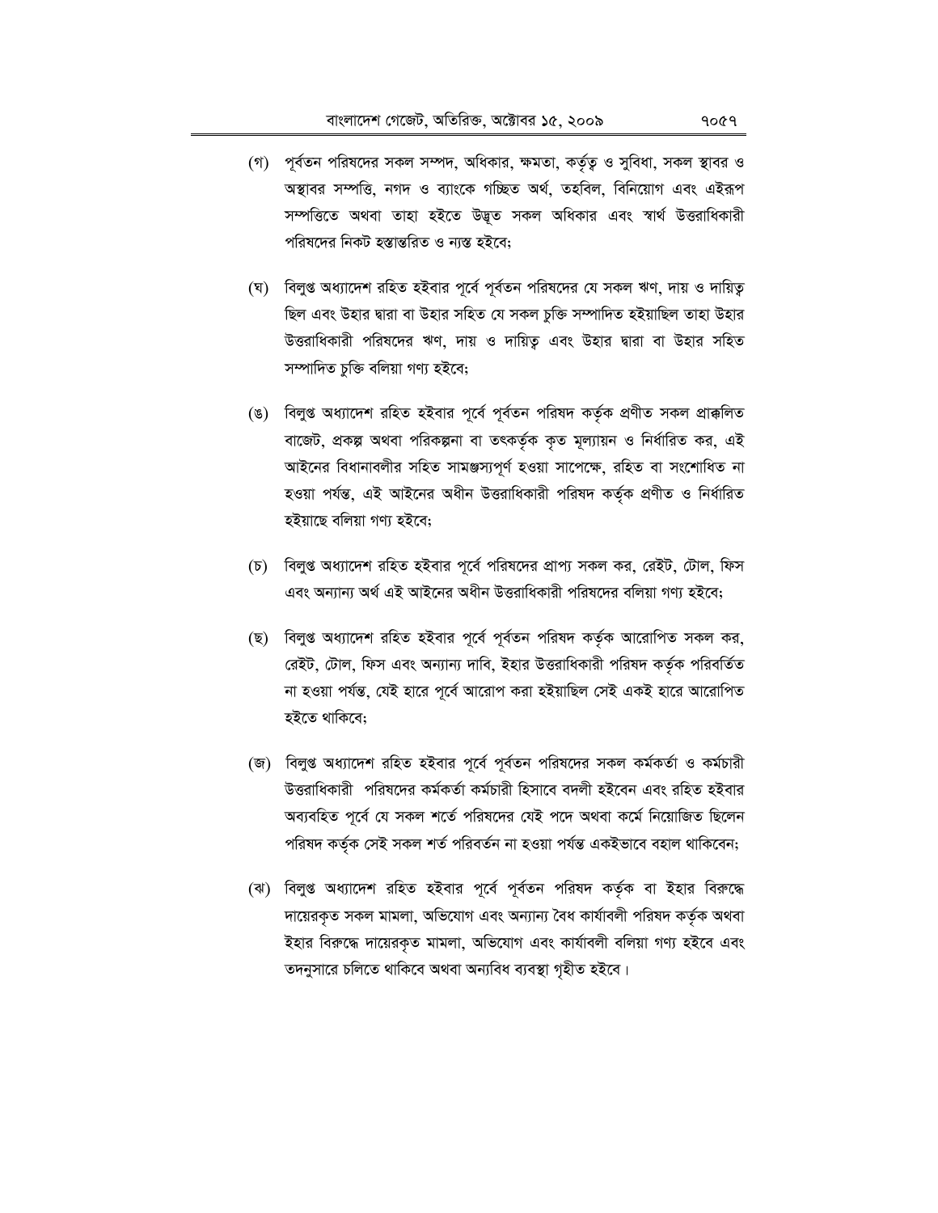(গ) পূর্বতন পরিষদের সকল সম্পদ, অধিকার, ক্ষমতা, কর্তৃত্ব ও সুবিধা, সকল স্থাবর ও অস্থাবর সম্পত্তি, নগদ ও ব্যাংকে গচ্ছিত অর্থ, তহবিল, বিনিয়োগ এবং এইরূপ সম্পত্তিতে অথবা তাহা হইতে উদ্ভূত সকল অধিকার এবং স্বার্থ উত্তরাধিকারী পরিষদের নিকট হস্তান্তরিত ও ন্যস্ত হইবে;

(ঘ) বিলুপ্ত অধ্যাদেশ রহিত হইবার পূর্বে পূর্বতন পরিষদের যে সকল ঋণ, দায় ও দায়িত্ব ছিল এবং উহার দ্বারা বা উহার সহিত যে সকল চুক্তি সম্পাদিত হইয়াছিল তাহা উহার উত্তরাধিকারী পরিষদের ঋণ, দায় ও দায়িত্ব এবং উহার দ্বারা বা উহার সহিত সম্পাদিত চুক্তি বলিয়া গণ্য হইবে;

(ঙ) বিলুপ্ত অধ্যাদেশ রহিত হইবার পূর্বে পূর্বতন পরিষদ কর্তৃক প্রণীত সকল প্রাক্কলিত বাজেট, প্রকল্প অথবা পরিকল্পনা বা তৎকর্তৃক কৃত মূল্যায়ন ও নির্ধারিত কর, এই আইনের বিধানাবলীর সহিত সামঞ্জস্যপূর্ণ হওয়া সাপেক্ষে, রহিত বা সংশোধিত না হওয়া পর্যন্ত, এই আইনের অধীন উত্তরাধিকারী পরিষদ কর্তৃক প্রণীত ও নির্ধারিত হইয়াছে বলিয়া গণ্য হইবে;

(চ) বিলুপ্ত অধ্যাদেশ রহিত হইবার পূর্বে পরিষদের প্রাপ্য সকল কর, রেইট, টোল, ফিস এবং অন্যান্য অর্থ এই আইনের অধীন উত্তরাধিকারী পরিষদের বলিয়া গণ্য হইবে;

(ছ) বিলুপ্ত অধ্যাদেশ রহিত হইবার পূর্বে পূর্বতন পরিষদ কর্তৃক আরোপিত সকল কর, রেইট, টোল, ফিস এবং অন্যান্য দাবি, ইহার উত্তরাধিকারী পরিষদ কর্তৃক পরিবর্তিত না হওয়া পর্যন্ত, যেই হারে পূর্বে আরোপ করা হইয়াছিল সেই একই হারে আরোপিত হইতে থাকিবে;

(জ) বিলুপ্ত অধ্যাদেশ রহিত হইবার পূর্বে পূর্বতন পরিষদের সকল কর্মকর্তা ও কর্মচারী উত্তরাধিকারী পরিষদের কর্মকর্তা কর্মচারী হিসাবে বদলী হইবেন এবং রহিত হইবার অব্যবহিত পূর্বে যে সকল শর্তে পরিষদের যেই পদে অথবা কর্মে নিয়োজিত ছিলেন পরিষদ কর্তৃক সেই সকল শর্ত পরিবর্তন না হওয়া পর্যন্ত একইভাবে বহাল থাকিবেন;

(ঝ) বিলুপ্ত অধ্যাদেশ রহিত হইবার পূর্বে পূর্বতন পরিষদ কর্তৃক বা ইহার বিরুদ্ধে দায়েরকৃত সকল মামলা, অভিযোগ এবং অন্যান্য বৈধ কার্যাবলী পরিষদ কর্তৃক অথবা ইহার বিরুদ্ধে দায়েরকৃত মামলা, অভিযোগ এবং কার্যাবলী বলিয়া গণ্য হইবে এবং তদনুসারে চলিতে থাকিবে অথবা অন্যবিধ ব্যবস্থা গৃহীত হইবে।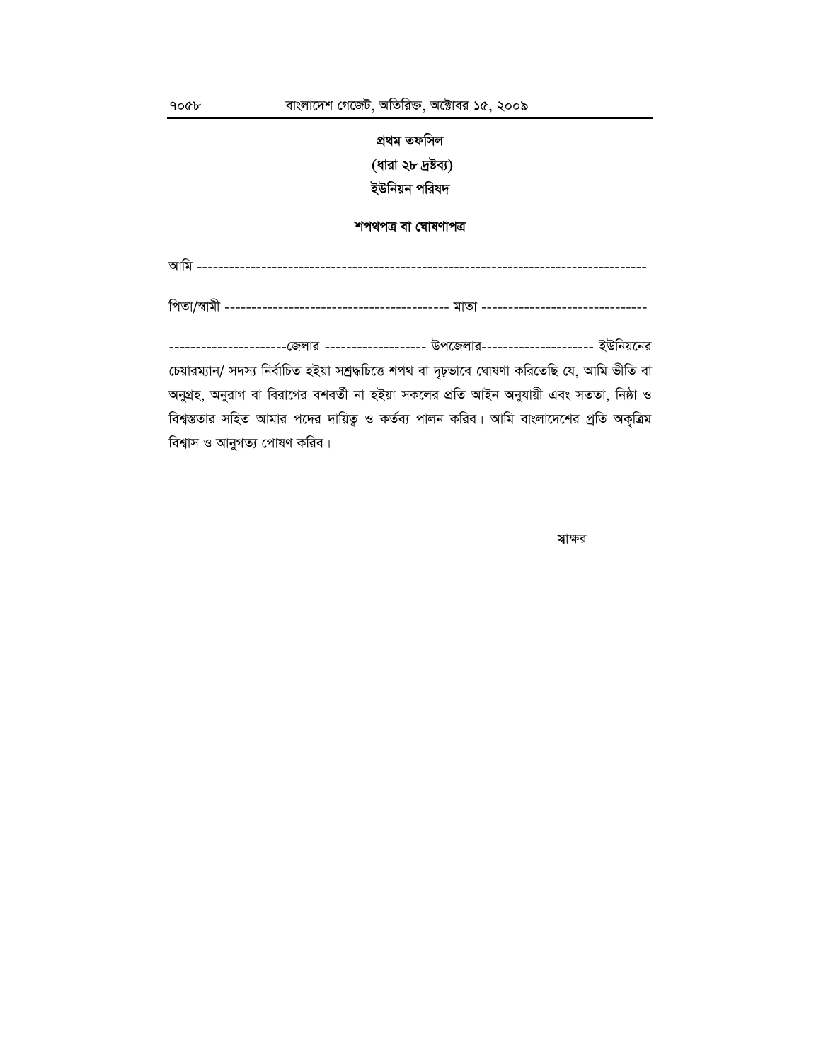## প্রথম তফসিল

**(ধারা ২৮ দ্রষ্টব্য)**

**ইউনিয়ন পরিষদ**

### শপথপত্র বা ঘোষণাপত্র

আমি ------------------------------------------------------------------------------------

পিতা/স্বামী ------------------------------------------- মাতা -------------------------------

----------------------জেলার ------------------- উপজেলার--------------------- ইউনিয়নের চেয়ারম্যান/ সদস্য নির্বাচিত হইয়া সশ্রদ্ধচিত্তে শপথ বা দৃঢ়ভাবে ঘোষণা করিতেছি যে, আমি ভীতি বা অনুগ্রহ, অনুরাগ বা বিরাগের বশবর্তী না হইয়া সকলের প্রতি আইন অনুযায়ী এবং সততা, নিষ্ঠা ও বিশ্বস্ততার সহিত আমার পদের দায়িত্ব ও কর্তব্য পালন করিব। আমি বাংলাদেশের প্রতি অকৃত্রিম বিশ্বাস ও আনুগত্য পোষণ করিব।

স্বাক্ষর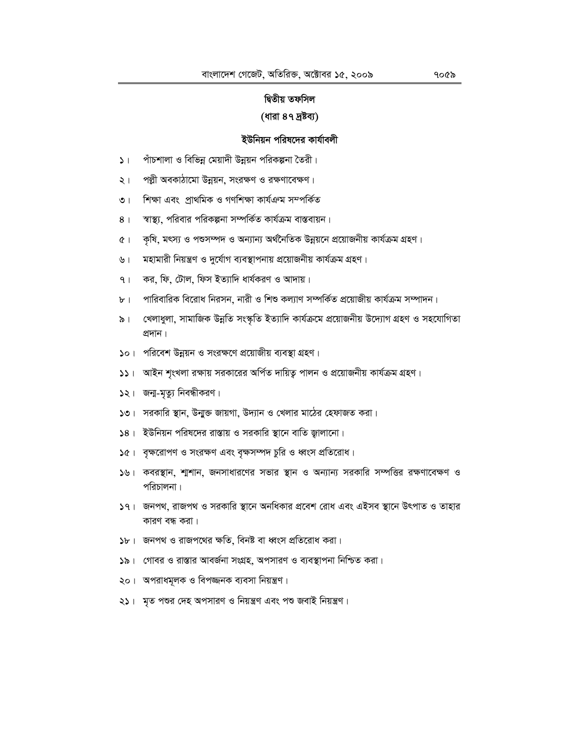## দ্বিতীয় তফসিল

### (ধারা ৪৭ দ্রষ্টব্য)

### ইউনিয়ন পরিষদের কার্যাবলী

১। পাঁচশালা ও বিভিন্ন মেয়াদী উন্নয়ন পরিকল্পনা তৈরী।

২। পল্লী অবকাঠামো উন্নয়ন, সংরক্ষণ ও রক্ষণাবেক্ষণ।

৩। শিক্ষা এবং প্রাথমিক ও গণশিক্ষা কার্যক্রম সম্পর্কিত

৪। স্বাস্থ্য, পরিবার পরিকল্পনা সম্পর্কিত কার্যক্রম বাস্তবায়ন।

৫। কৃষি, মৎস্য ও পশুসম্পদ ও অন্যান্য অর্থনৈতিক উন্নয়নে প্রয়োজনীয় কার্যক্রম গ্রহণ।

৬। মহামারী নিয়ন্ত্রণ ও দুর্যোগ ব্যবস্থাপনায় প্রয়োজনীয় কার্যক্রম গ্রহণ।

৭। কর, ফি, টোল, ফিস ইত্যাদি ধার্যকরণ ও আদায়।

৮। পারিবারিক বিরোধ নিরসন, নারী ও শিশু কল্যাণ সম্পর্কিত প্রয়োজীয় কার্যক্রম সম্পাদন।

৯। খেলাধুলা, সামাজিক উন্নতি সংস্কৃতি ইত্যাদি কার্যক্রমে প্রয়োজনীয় উদ্যোগ গ্রহণ ও সহযোগিতা প্রদান।

১০। পরিবেশ উন্নয়ন ও সংরক্ষণে প্রয়োজীয় ব্যবস্থা গ্রহণ।

১১। আইন শৃংখলা রক্ষায় সরকারের অর্পিত দায়িত্ব পালন ও প্রয়োজনীয় কার্যক্রম গ্রহণ।

১২। জন্ম-মৃত্যু নিবন্ধীকরণ।

১৩। সরকারি স্থান, উন্মুক্ত জায়গা, উদ্যান ও খেলার মাঠের হেফাজত করা।

১৪। ইউনিয়ন পরিষদের রাস্তায় ও সরকারি স্থানে বাতি জ্বালানো।

১৫। বৃক্ষরোপণ ও সংরক্ষণ এবং বৃক্ষসম্পদ চুরি ও ধ্বংস প্রতিরোধ।

১৬। কবরস্থান, শ্মশান, জনসাধারণের সভার স্থান ও অন্যান্য সরকারি সম্পত্তির রক্ষণাবেক্ষণ ও পরিচালনা।

১৭। জনপথ, রাজপথ ও সরকারি স্থানে অনধিকার প্রবেশ রোধ এবং এইসব স্থানে উৎপাত ও তাহার কারণ বন্ধ করা।

১৮। জনপথ ও রাজপথের ক্ষতি, বিনষ্ট বা ধ্বংস প্রতিরোধ করা।

১৯। গোবর ও রাস্তার আবর্জনা সংগ্রহ, অপসারণ ও ব্যবস্থাপনা নিশ্চিত করা।

২০। অপরাধমূলক ও বিপজ্জনক ব্যবসা নিয়ন্ত্রণ।

২১। মৃত পশুর দেহ অপসারণ ও নিয়ন্ত্রণ এবং পশু জবাই নিয়ন্ত্রণ।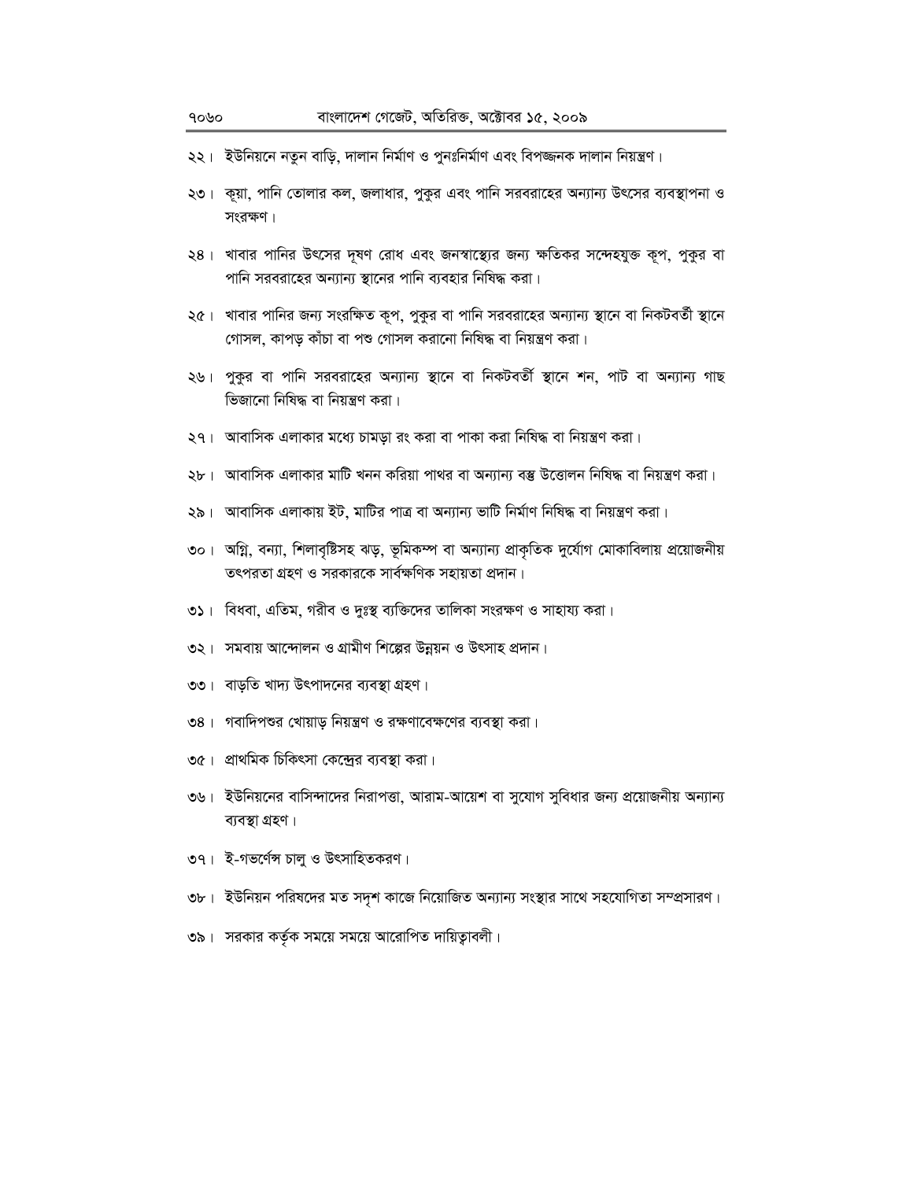২২। ইউনিয়নে নতুন বাড়ি, দালান নির্মাণ ও পুনঃনির্মাণ এবং বিপজ্জনক দালান নিয়ন্ত্রণ।

২৩। কূয়া, পানি তোলার কল, জলাধার, পুকুর এবং পানি সরবরাহের অন্যান্য উৎসের ব্যবস্থাপনা ও সংরক্ষণ।

২৪। খাবার পানির উৎসের দূষণ রোধ এবং জনস্বাস্থ্যের জন্য ক্ষতিকর সন্দেহযুক্ত কূপ, পুকুর বা পানি সরবরাহের অন্যান্য স্থানের পানি ব্যবহার নিষিদ্ধ করা।

২৫। খাবার পানির জন্য সংরক্ষিত কূপ, পুকুর বা পানি সরবরাহের অন্যান্য স্থানে বা নিকটবর্তী স্থানে গোসল, কাপড় কাঁচা বা পশু গোসল করানো নিষিদ্ধ বা নিয়ন্ত্রণ করা।

২৬। পুকুর বা পানি সরবরাহের অন্যান্য স্থানে বা নিকটবর্তী স্থানে শন, পাট বা অন্যান্য গাছ ভিজানো নিষিদ্ধ বা নিয়ন্ত্রণ করা।

২৭। আবাসিক এলাকার মধ্যে চামড়া রং করা বা পাকা করা নিষিদ্ধ বা নিয়ন্ত্রণ করা।

২৮। আবাসিক এলাকার মাটি খনন করিয়া পাথর বা অন্যান্য বস্তু উত্তোলন নিষিদ্ধ বা নিয়ন্ত্রণ করা।

২৯। আবাসিক এলাকায় ইট, মাটির পাত্র বা অন্যান্য ভাটি নির্মাণ নিষিদ্ধ বা নিয়ন্ত্রণ করা।

৩০। অগ্নি, বন্যা, শিলাবৃষ্টিসহ ঝড়, ভূমিকম্প বা অন্যান্য প্রাকৃতিক দুর্যোগ মোকাবিলায় প্রয়োজনীয় তৎপরতা গ্রহণ ও সরকারকে সার্বক্ষণিক সহায়তা প্রদান।

৩১। বিধবা, এতিম, গরীব ও দুঃস্থ ব্যক্তিদের তালিকা সংরক্ষণ ও সাহায্য করা।

৩২। সমবায় আন্দোলন ও গ্রামীণ শিল্পের উন্নয়ন ও উৎসাহ প্রদান।

৩৩। বাড়তি খাদ্য উৎপাদনের ব্যবস্থা গ্রহণ।

৩৪। গবাদিপশুর খোয়াড় নিয়ন্ত্রণ ও রক্ষণাবেক্ষণের ব্যবস্থা করা।

৩৫। প্রাথমিক চিকিৎসা কেন্দ্রের ব্যবস্থা করা।

৩৬। ইউনিয়নের বাসিন্দাদের নিরাপত্তা, আরাম-আয়েশ বা সুযোগ সুবিধার জন্য প্রয়োজনীয় অন্যান্য ব্যবস্থা গ্রহণ।

৩৭। ই-গভর্নেন্স চালু ও উৎসাহিতকরণ।

৩৮। ইউনিয়ন পরিষদের মত সদৃশ কাজে নিয়োজিত অন্যান্য সংস্থার সাথে সহযোগিতা সম্প্রসারণ।

৩৯। সরকার কর্তৃক সময়ে সময়ে আরোপিত দায়িত্বাবলী।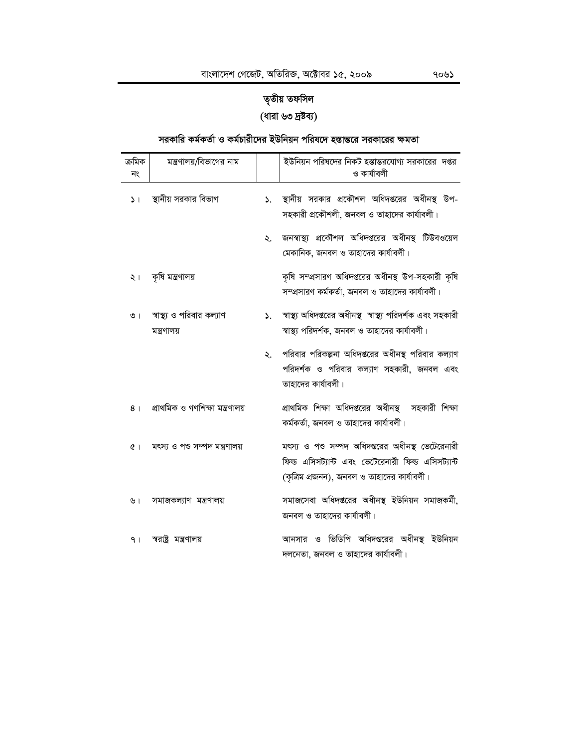## তৃতীয় তফসিল

### (ধারা ৬৩ দ্রষ্টব্য)

### সরকারি কর্মকর্তা ও কর্মচারীদের ইউনিয়ন পরিষদে হস্তান্তরে সরকারের ক্ষমতা

| ক্রমিক নং | মন্ত্রণালয়/বিভাগের নাম | | ইউনিয়ন পরিষদের নিকট হস্তান্তরযোগ্য সরকারের দপ্তর ও কার্যাবলী |
|---|---|---|---|
| ১। | স্থানীয় সরকার বিভাগ | ১. | স্থানীয় সরকার প্রকৌশল অধিদপ্তরের অধীনস্থ উপ-সহকারী প্রকৌশলী, জনবল ও তাহাদের কার্যাবলী। |
| | | ২. | জনস্বাস্থ্য প্রকৌশল অধিদপ্তরের অধীনস্থ টিউবওয়েল মেকানিক, জনবল ও তাহাদের কার্যাবলী। |
| ২। | কৃষি মন্ত্রণালয় | | কৃষি সম্প্রসারণ অধিদপ্তরের অধীনস্থ উপ-সহকারী কৃষি সম্প্রসারণ কর্মকর্তা, জনবল ও তাহাদের কার্যাবলী। |
| ৩। | স্বাস্থ্য ও পরিবার কল্যাণ মন্ত্রণালয় | ১. | স্বাস্থ্য অধিদপ্তরের অধীনস্থ স্বাস্থ্য পরিদর্শক এবং সহকারী স্বাস্থ্য পরিদর্শক, জনবল ও তাহাদের কার্যাবলী। |
| | | ২. | পরিবার পরিকল্পনা অধিদপ্তরের অধীনস্থ পরিবার কল্যাণ পরিদর্শক ও পরিবার কল্যাণ সহকারী, জনবল এবং তাহাদের কার্যাবলী। |
| ৪। | প্রাথমিক ও গণশিক্ষা মন্ত্রণালয় | | প্রাথমিক শিক্ষা অধিদপ্তরের অধীনস্থ সহকারী শিক্ষা কর্মকর্তা, জনবল ও তাহাদের কার্যাবলী। |
| ৫। | মৎস্য ও পশু সম্পদ মন্ত্রণালয় | | মৎস্য ও পশু সম্পদ অধিদপ্তরের অধীনস্থ ভেটেরেনারী ফিল্ড এসিসট্যান্ট এবং ভেটেরেনারী ফিল্ড এসিসট্যান্ট (কৃত্রিম প্রজনন), জনবল ও তাহাদের কার্যাবলী। |
| ৬। | সমাজকল্যাণ মন্ত্রণালয় | | সমাজসেবা অধিদপ্তরের অধীনস্থ ইউনিয়ন সমাজকর্মী, জনবল ও তাহাদের কার্যাবলী। |
| ৭। | স্বরাষ্ট্র মন্ত্রণালয় | | আনসার ও ভিডিপি অধিদপ্তরের অধীনস্থ ইউনিয়ন দলনেতা, জনবল ও তাহাদের কার্যাবলী। |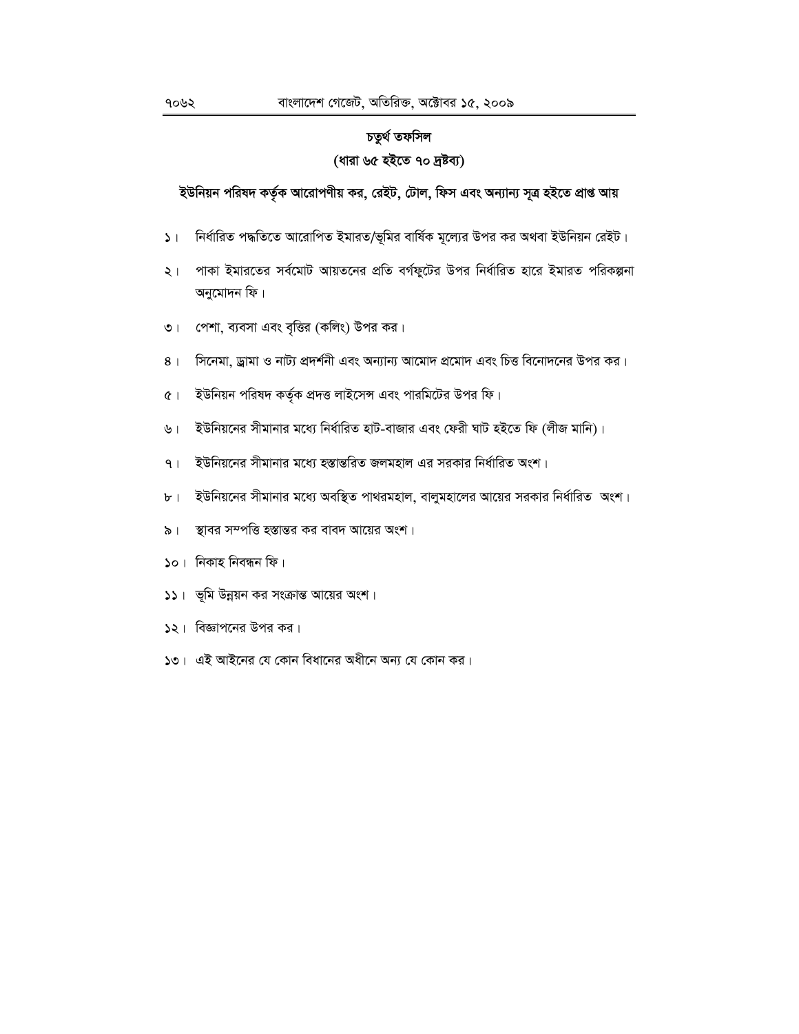## চতুর্থ তফসিল

### (ধারা ৬৫ হইতে ৭০ দ্রষ্টব্য)

### ইউনিয়ন পরিষদ কর্তৃক আরোপণীয় কর, রেইট, টোল, ফিস এবং অন্যান্য সূত্র হইতে প্রাপ্ত আয়

১। নির্ধারিত পদ্ধতিতে আরোপিত ইমারত/ভূমির বার্ষিক মূল্যের উপর কর অথবা ইউনিয়ন রেইট।

২। পাকা ইমারতের সর্বমোট আয়তনের প্রতি বর্গফুটের উপর নির্ধারিত হারে ইমারত পরিকল্পনা অনুমোদন ফি।

৩। পেশা, ব্যবসা এবং বৃত্তির (কলিং) উপর কর।

৪। সিনেমা, ড্রামা ও নাট্য প্রদর্শনী এবং অন্যান্য আমোদ প্রমোদ এবং চিত্ত বিনোদনের উপর কর।

৫। ইউনিয়ন পরিষদ কর্তৃক প্রদত্ত লাইসেন্স এবং পারমিটের উপর ফি।

৬। ইউনিয়নের সীমানার মধ্যে নির্ধারিত হাট-বাজার এবং ফেরী ঘাট হইতে ফি (লীজ মানি)।

৭। ইউনিয়নের সীমানার মধ্যে হস্তান্তরিত জলমহাল এর সরকার নির্ধারিত অংশ।

৮। ইউনিয়নের সীমানার মধ্যে অবস্থিত পাথরমহাল, বালুমহালের আয়ের সরকার নির্ধারিত অংশ।

৯। স্থাবর সম্পত্তি হস্তান্তর কর বাবদ আয়ের অংশ।

১০। নিকাহ নিবন্ধন ফি।

১১। ভূমি উন্নয়ন কর সংক্রান্ত আয়ের অংশ।

১২। বিজ্ঞাপনের উপর কর।

১৩। এই আইনের যে কোন বিধানের অধীনে অন্য যে কোন কর।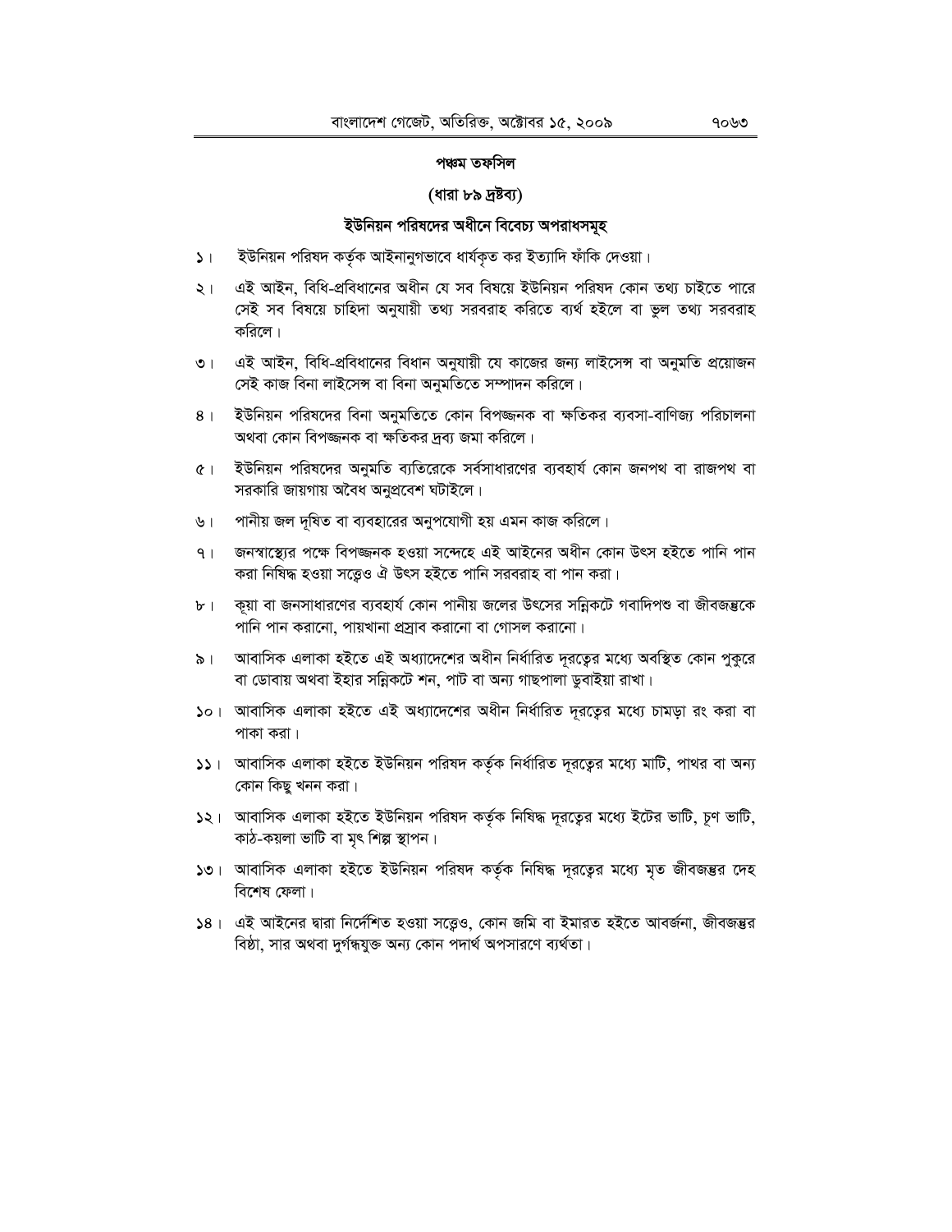## পঞ্চম তফসিল

### (ধারা ৮৯ দ্রষ্টব্য)

### ইউনিয়ন পরিষদের অধীনে বিবেচ্য অপরাধসমূহ

১। ইউনিয়ন পরিষদ কর্তৃক আইনানুগভাবে ধার্যকৃত কর ইত্যাদি ফাঁকি দেওয়া।

২। এই আইন, বিধি-প্রবিধানের অধীন যে সব বিষয়ে ইউনিয়ন পরিষদ কোন তথ্য চাইতে পারে সেই সব বিষয়ে চাহিদা অনুযায়ী তথ্য সরবরাহ করিতে ব্যর্থ হইলে বা ভুল তথ্য সরবরাহ করিলে।

৩। এই আইন, বিধি-প্রবিধানের বিধান অনুযায়ী যে কাজের জন্য লাইসেন্স বা অনুমতি প্রয়োজন সেই কাজ বিনা লাইসেন্স বা বিনা অনুমতিতে সম্পাদন করিলে।

৪। ইউনিয়ন পরিষদের বিনা অনুমতিতে কোন বিপজ্জনক বা ক্ষতিকর ব্যবসা-বাণিজ্য পরিচালনা অথবা কোন বিপজ্জনক বা ক্ষতিকর দ্রব্য জমা করিলে।

৫। ইউনিয়ন পরিষদের অনুমতি ব্যতিরেকে সর্বসাধারণের ব্যবহার্য কোন জনপথ বা রাজপথ বা সরকারি জায়গায় অবৈধ অনুপ্রবেশ ঘটাইলে।

৬। পানীয় জল দূষিত বা ব্যবহারের অনুপযোগী হয় এমন কাজ করিলে।

৭। জনস্বাস্থ্যের পক্ষে বিপজ্জনক হওয়া সন্দেহে এই আইনের অধীন কোন উৎস হইতে পানি পান করা নিষিদ্ধ হওয়া সত্ত্বেও ঐ উৎস হইতে পানি সরবরাহ বা পান করা।

৮। কূয়া বা জনসাধারণের ব্যবহার্য কোন পানীয় জলের উৎসের সন্নিকটে গবাদিপশু বা জীবজন্তুকে পানি পান করানো, পায়খানা প্রস্রাব করানো বা গোসল করানো।

৯। আবাসিক এলাকা হইতে এই অধ্যাদেশের অধীন নির্ধারিত দূরত্বের মধ্যে অবস্থিত কোন পুকুরে বা ডোবায় অথবা ইহার সন্নিকটে শন, পাট বা অন্য গাছপালা ডুবাইয়া রাখা।

১০। আবাসিক এলাকা হইতে এই অধ্যাদেশের অধীন নির্ধারিত দূরত্বের মধ্যে চামড়া রং করা বা পাকা করা।

১১। আবাসিক এলাকা হইতে ইউনিয়ন পরিষদ কর্তৃক নির্ধারিত দূরত্বের মধ্যে মাটি, পাথর বা অন্য কোন কিছু খনন করা।

১২। আবাসিক এলাকা হইতে ইউনিয়ন পরিষদ কর্তৃক নিষিদ্ধ দূরত্বের মধ্যে ইটের ভাটি, চূণ ভাটি, কাঠ-কয়লা ভাটি বা মৃৎ শিল্প স্থাপন।

১৩। আবাসিক এলাকা হইতে ইউনিয়ন পরিষদ কর্তৃক নিষিদ্ধ দূরত্বের মধ্যে মৃত জীবজন্তুর দেহ বিশেষ ফেলা।

১৪। এই আইনের দ্বারা নির্দেশিত হওয়া সত্ত্বেও, কোন জমি বা ইমারত হইতে আবর্জনা, জীবজন্তুর বিষ্ঠা, সার অথবা দুর্গন্ধযুক্ত অন্য কোন পদার্থ অপসারণে ব্যর্থতা।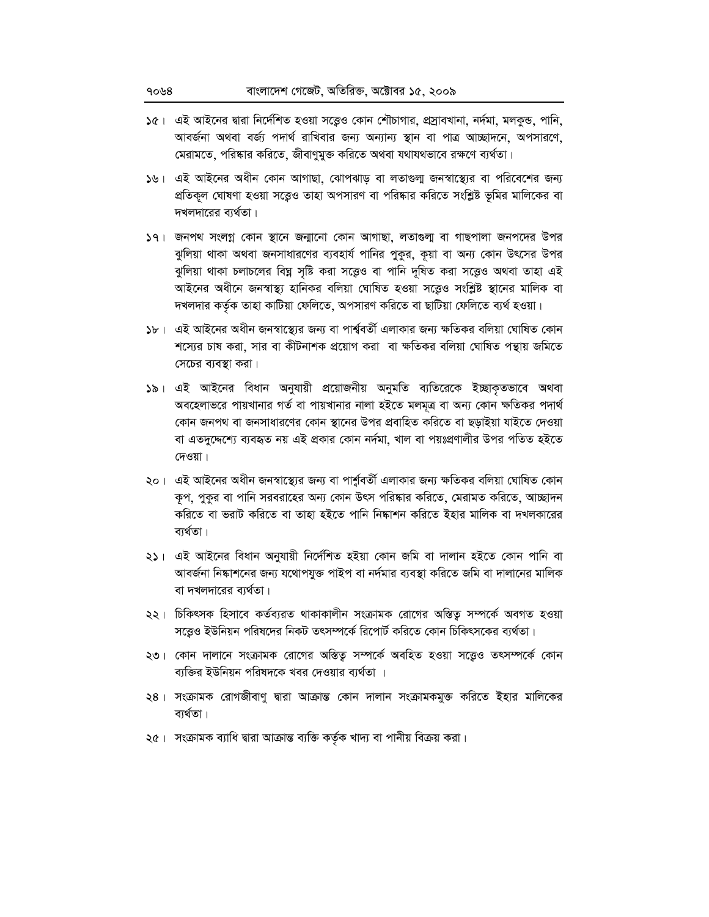১৫। এই আইনের দ্বারা নির্দেশিত হওয়া সত্ত্বেও কোন শৌচাগার, প্রস্রাবখানা, নর্দমা, মলকুন্ড, পানি, আবর্জনা অথবা বর্জ্য পদার্থ রাখিবার জন্য অন্যান্য স্থান বা পাত্র আচ্ছাদনে, অপসারণে, মেরামতে, পরিষ্কার করিতে, জীবাণুমুক্ত করিতে অথবা যথাযথভাবে রক্ষণে ব্যর্থতা।

১৬। এই আইনের অধীন কোন আগাছা, ঝোপঝাড় বা লতাগুল্ম জনস্বাস্থ্যের বা পরিবেশের জন্য প্রতিকূল ঘোষণা হওয়া সত্ত্বেও তাহা অপসারণ বা পরিষ্কার করিতে সংশ্লিষ্ট ভূমির মালিকের বা দখলদারের ব্যর্থতা।

১৭। জনপথ সংলগ্ন কোন স্থানে জন্মানো কোন আগাছা, লতাগুল্ম বা গাছপালা জনপদের উপর ঝুলিয়া থাকা অথবা জনসাধারণের ব্যবহার্য পানির পুকুর, কূয়া বা অন্য কোন উৎসের উপর ঝুলিয়া থাকা চলাচলের বিঘ্ন সৃষ্টি করা সত্ত্বেও বা পানি দূষিত করা সত্ত্বেও অথবা তাহা এই আইনের অধীনে জনস্বাস্থ্য হানিকর বলিয়া ঘোষিত হওয়া সত্ত্বেও সংশ্লিষ্ট স্থানের মালিক বা দখলদার কর্তৃক তাহা কাটিয়া ফেলিতে, অপসারণ করিতে বা ছাটিয়া ফেলিতে ব্যর্থ হওয়া।

১৮। এই আইনের অধীন জনস্বাস্থ্যের জন্য বা পার্শ্ববর্তী এলাকার জন্য ক্ষতিকর বলিয়া ঘোষিত কোন শস্যের চাষ করা, সার বা কীটনাশক প্রয়োগ করা বা ক্ষতিকর বলিয়া ঘোষিত পন্থায় জমিতে সেচের ব্যবস্থা করা।

১৯। এই আইনের বিধান অনুযায়ী প্রয়োজনীয় অনুমতি ব্যতিরেকে ইচ্ছাকৃতভাবে অথবা অবহেলাভরে পায়খানার গর্ত বা পায়খানার নালা হইতে মলমূত্র বা অন্য কোন ক্ষতিকর পদার্থ কোন জনপথ বা জনসাধারণের কোন স্থানের উপর প্রবাহিত করিতে বা ছড়াইয়া যাইতে দেওয়া বা এতদুদ্দেশ্যে ব্যবহৃত নয় এই প্রকার কোন নর্দমা, খাল বা পয়ঃপ্রণালীর উপর পতিত হইতে দেওয়া।

২০। এই আইনের অধীন জনস্বাস্থ্যের জন্য বা পার্শ্ববর্তী এলাকার জন্য ক্ষতিকর বলিয়া ঘোষিত কোন কূপ, পুকুর বা পানি সরবরাহের অন্য কোন উৎস পরিষ্কার করিতে, মেরামত করিতে, আচ্ছাদন করিতে বা ভরাট করিতে বা তাহা হইতে পানি নিষ্কাশন করিতে ইহার মালিক বা দখলকারের ব্যর্থতা।

২১। এই আইনের বিধান অনুযায়ী নির্দেশিত হইয়া কোন জমি বা দালান হইতে কোন পানি বা আবর্জনা নিষ্কাশনের জন্য যথোপযুক্ত পাইপ বা নর্দমার ব্যবস্থা করিতে জমি বা দালানের মালিক বা দখলদারের ব্যর্থতা।

২২। চিকিৎসক হিসাবে কর্তব্যরত থাকাকালীন সংক্রামক রোগের অস্তিত্ব সম্পর্কে অবগত হওয়া সত্ত্বেও ইউনিয়ন পরিষদের নিকট তৎসম্পর্কে রিপোর্ট করিতে কোন চিকিৎসকের ব্যর্থতা।

২৩। কোন দালানে সংক্রামক রোগের অস্তিত্ব সম্পর্কে অবহিত হওয়া সত্ত্বেও তৎসম্পর্কে কোন ব্যক্তির ইউনিয়ন পরিষদকে খবর দেওয়ার ব্যর্থতা ।

২৪। সংক্রামক রোগজীবাণু দ্বারা আক্রান্ত কোন দালান সংক্রামকমুক্ত করিতে ইহার মালিকের ব্যর্থতা।

২৫। সংক্রামক ব্যাধি দ্বারা আক্রান্ত ব্যক্তি কর্তৃক খাদ্য বা পানীয় বিক্রয় করা।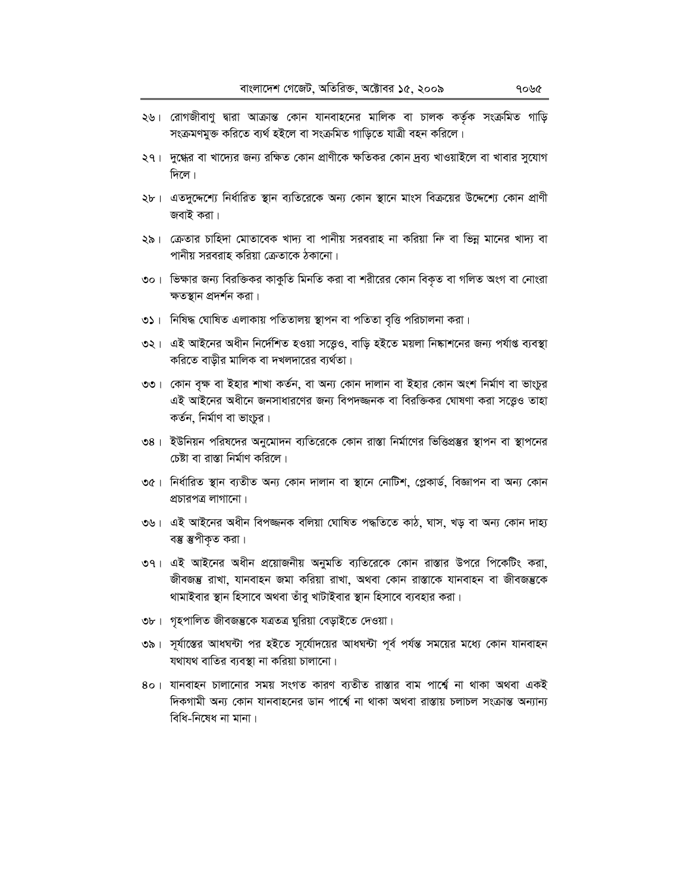২৬। রোগজীবাণু দ্বারা আক্রান্ত কোন যানবাহনের মালিক বা চালক কর্তৃক সংক্রমিত গাড়ি সংক্রমণমুক্ত করিতে ব্যর্থ হইলে বা সংক্রমিত গাড়িতে যাত্রী বহন করিলে।

২৭। দুগ্ধের বা খাদ্যের জন্য রক্ষিত কোন প্রাণীকে ক্ষতিকর কোন দ্রব্য খাওয়াইলে বা খাবার সুযোগ দিলে।

২৮। এতদুদ্দেশ্যে নির্ধারিত স্থান ব্যতিরেকে অন্য কোন স্থানে মাংস বিক্রয়ের উদ্দেশ্যে কোন প্রাণী জবাই করা।

২৯। ক্রেতার চাহিদা মোতাবেক খাদ্য বা পানীয় সরবরাহ না করিয়া নিম্ন বা ভিন্ন মানের খাদ্য বা পানীয় সরবরাহ করিয়া ক্রেতাকে ঠকানো।

৩০। ভিক্ষার জন্য বিরক্তিকর কাকুতি মিনতি করা বা শরীরের কোন বিকৃত বা গলিত অংগ বা নোংরা ক্ষতস্থান প্রদর্শন করা।

৩১। নিষিদ্ধ ঘোষিত এলাকায় পতিতালয় স্থাপন বা পতিতা বৃত্তি পরিচালনা করা।

৩২। এই আইনের অধীন নির্দেশিত হওয়া সত্ত্বেও, বাড়ি হইতে ময়লা নিষ্কাশনের জন্য পর্যাপ্ত ব্যবস্থা করিতে বাড়ীর মালিক বা দখলদারের ব্যর্থতা।

৩৩। কোন বৃক্ষ বা ইহার শাখা কর্তন, বা অন্য কোন দালান বা ইহার কোন অংশ নির্মাণ বা ভাংচুর এই আইনের অধীনে জনসাধারণের জন্য বিপদজ্জনক বা বিরক্তিকর ঘোষণা করা সত্ত্বেও তাহা কর্তন, নির্মাণ বা ভাংচুর।

৩৪। ইউনিয়ন পরিষদের অনুমোদন ব্যতিরেকে কোন রাস্তা নির্মাণের ভিত্তিপ্রস্তর স্থাপন বা স্থাপনের চেষ্টা বা রাস্তা নির্মাণ করিলে।

৩৫। নির্ধারিত স্থান ব্যতীত অন্য কোন দালান বা স্থানে নোটিশ, প্লেকার্ড, বিজ্ঞাপন বা অন্য কোন প্রচারপত্র লাগানো।

৩৬। এই আইনের অধীন বিপজ্জনক বলিয়া ঘোষিত পদ্ধতিতে কাঠ, ঘাস, খড় বা অন্য কোন দাহ্য বস্তু স্তূপীকৃত করা।

৩৭। এই আইনের অধীন প্রয়োজনীয় অনুমতি ব্যতিরেকে কোন রাস্তার উপরে পিকেটিং করা, জীবজন্তু রাখা, যানবাহন জমা করিয়া রাখা, অথবা কোন রাস্তাকে যানবাহন বা জীবজন্তুকে থামাইবার স্থান হিসাবে অথবা তাঁবু খাটাইবার স্থান হিসাবে ব্যবহার করা।

৩৮। গৃহপালিত জীবজন্তুকে যত্রতত্র ঘুরিয়া বেড়াইতে দেওয়া।

৩৯। সূর্যাস্তের আধঘন্টা পর হইতে সূর্যোদয়ের আধঘন্টা পূর্ব পর্যন্ত সময়ের মধ্যে কোন যানবাহন যথাযথ বাতির ব্যবস্থা না করিয়া চালানো।

৪০। যানবাহন চালানোর সময় সংগত কারণ ব্যতীত রাস্তার বাম পার্শ্বে না থাকা অথবা একই দিকগামী অন্য কোন যানবাহনের ডান পার্শ্বে না থাকা অথবা রাস্তায় চলাচল সংক্রান্ত অন্যান্য বিধি-নিষেধ না মানা।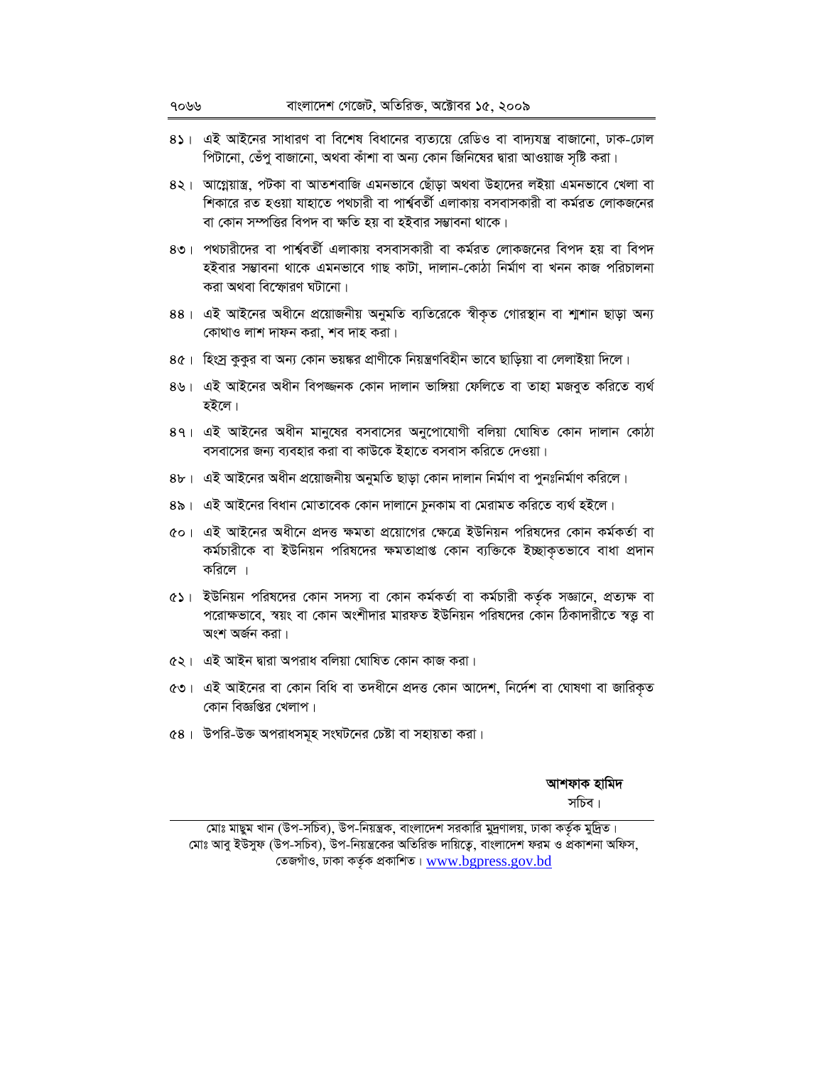৪১। এই আইনের সাধারণ বা বিশেষ বিধানের ব্যত্যয়ে রেডিও বা বাদ্যযন্ত্র বাজানো, ঢাক-ঢোল পিটানো, ভেঁপু বাজানো, অথবা কাঁশা বা অন্য কোন জিনিষের দ্বারা আওয়াজ সৃষ্টি করা।

৪২। আগ্নেয়াস্ত্র, পটকা বা আতশবাজি এমনভাবে ছোঁড়া অথবা উহাদের লইয়া এমনভাবে খেলা বা শিকারে রত হওয়া যাহাতে পথচারী বা পার্শ্ববর্তী এলাকায় বসবাসকারী বা কর্মরত লোকজনের বা কোন সম্পত্তির বিপদ বা ক্ষতি হয় বা হইবার সম্ভাবনা থাকে।

৪৩। পথচারীদের বা পার্শ্ববর্তী এলাকায় বসবাসকারী বা কর্মরত লোকজনের বিপদ হয় বা বিপদ হইবার সম্ভাবনা থাকে এমনভাবে গাছ কাটা, দালান-কোঠা নির্মাণ বা খনন কাজ পরিচালনা করা অথবা বিস্ফোরণ ঘটানো।

৪৪। এই আইনের অধীনে প্রয়োজনীয় অনুমতি ব্যতিরেকে স্বীকৃত গোরস্থান বা শ্মশান ছাড়া অন্য কোথাও লাশ দাফন করা, শব দাহ করা।

৪৫। হিংস্র কুকুর বা অন্য কোন ভয়ঙ্কর প্রাণীকে নিয়ন্ত্রণবিহীন ভাবে ছাড়িয়া বা লেলাইয়া দিলে।

৪৬। এই আইনের অধীন বিপজ্জনক কোন দালান ভাঙ্গিয়া ফেলিতে বা তাহা মজবুত করিতে ব্যর্থ হইলে।

৪৭। এই আইনের অধীন মানুষের বসবাসের অনুপোযোগী বলিয়া ঘোষিত কোন দালান কোঠা বসবাসের জন্য ব্যবহার করা বা কাউকে ইহাতে বসবাস করিতে দেওয়া।

৪৮। এই আইনের অধীন প্রয়োজনীয় অনুমতি ছাড়া কোন দালান নির্মাণ বা পুনঃনির্মাণ করিলে।

৪৯। এই আইনের বিধান মোতাবেক কোন দালানে চুনকাম বা মেরামত করিতে ব্যর্থ হইলে।

৫০। এই আইনের অধীনে প্রদত্ত ক্ষমতা প্রয়োগের ক্ষেত্রে ইউনিয়ন পরিষদের কোন কর্মকর্তা বা কর্মচারীকে বা ইউনিয়ন পরিষদের ক্ষমতাপ্রাপ্ত কোন ব্যক্তিকে ইচ্ছাকৃতভাবে বাধা প্রদান করিলে ।

৫১। ইউনিয়ন পরিষদের কোন সদস্য বা কোন কর্মকর্তা বা কর্মচারী কর্তৃক সজ্ঞানে, প্রত্যক্ষ বা পরোক্ষভাবে, স্বয়ং বা কোন অংশীদার মারফত ইউনিয়ন পরিষদের কোন ঠিকাদারীতে স্বত্ত্ব বা অংশ অর্জন করা।

৫২। এই আইন দ্বারা অপরাধ বলিয়া ঘোষিত কোন কাজ করা।

৫৩। এই আইনের বা কোন বিধি বা তদধীনে প্রদত্ত কোন আদেশ, নির্দেশ বা ঘোষণা বা জারিকৃত কোন বিজ্ঞপ্তির খেলাপ।

৫৪। উপরি-উক্ত অপরাধসমূহ সংঘটনের চেষ্টা বা সহায়তা করা।

**আশফাক হামিদ**
সচিব।

মোঃ মাছুম খান (উপ-সচিব), উপ-নিয়ন্ত্রক, বাংলাদেশ সরকারি মুদ্রণালয়, ঢাকা কর্তৃক মুদ্রিত।
মোঃ আবু ইউসুফ (উপ-সচিব), উপ-নিয়ন্ত্রকের অতিরিক্ত দায়িত্বে, বাংলাদেশ ফরম ও প্রকাশনা অফিস, তেজগাঁও, ঢাকা কর্তৃক প্রকাশিত। www.bgpress.gov.bd